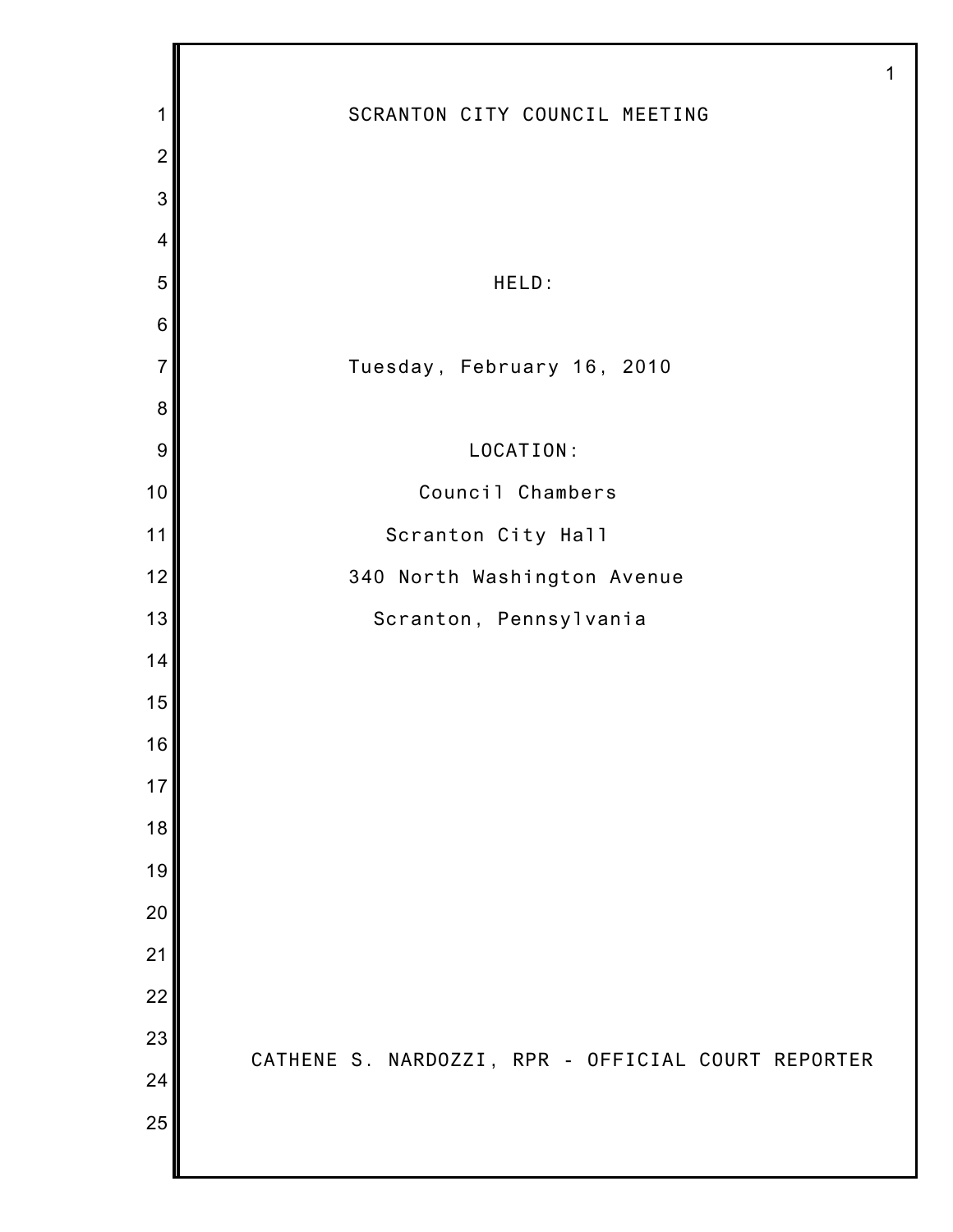# SCRANTON CITY COUNCIL MEETING

HELD:

Tuesday, February 16, 2010

LOCATION:

Council Chambers

Scranton City Hall

340 North Washington Avenue

Scranton, Pennsylvania

CATHENE S. NARDOZZI, RPR - OFFICIAL COURT REPORTER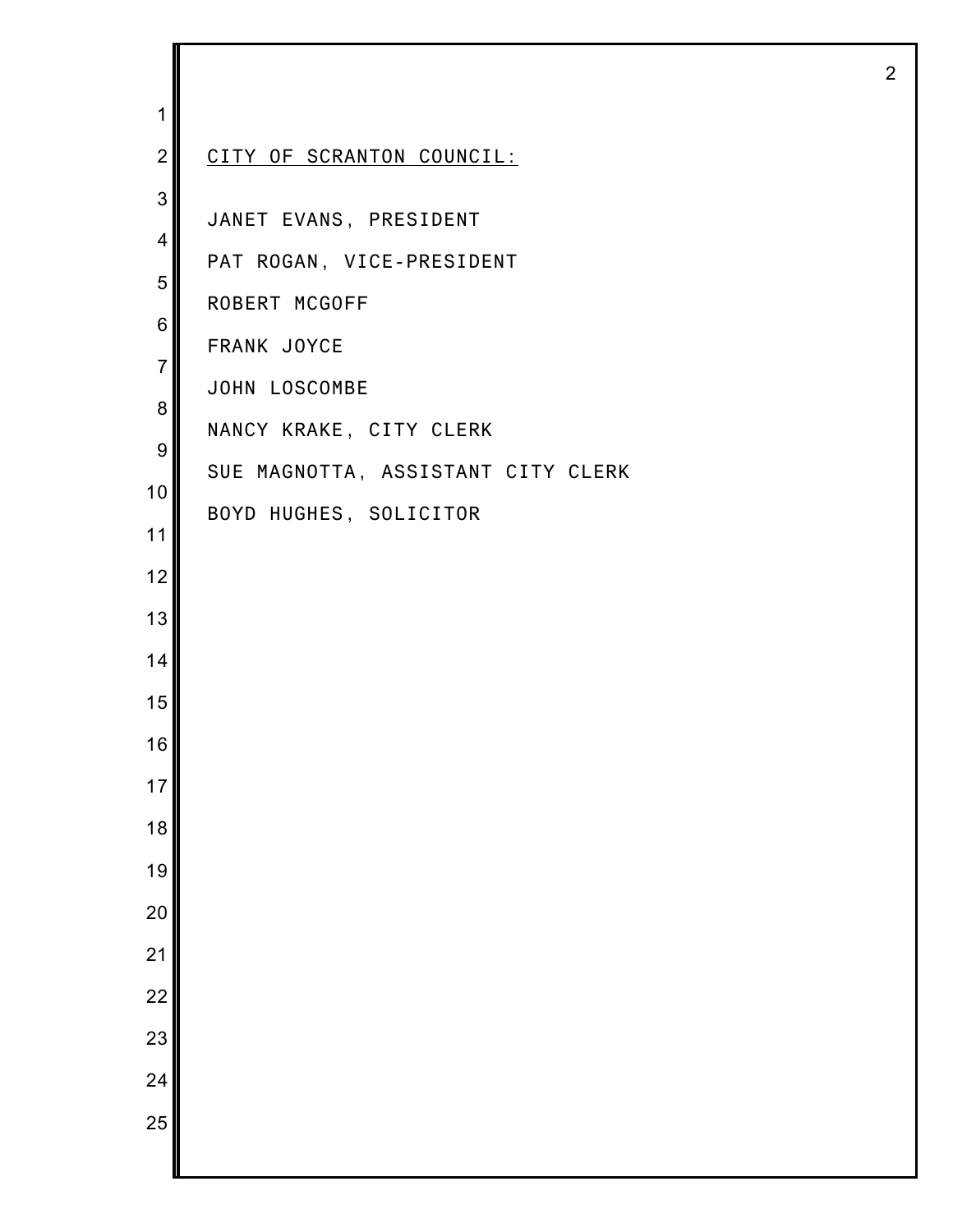<u>CITY OF SCRANTON COUNCIL:</u>

JANET EVANS, PRESIDENT

PAT ROGAN, VICE-PRESIDENT

ROBERT MCGOFF

FRANK JOYCE

JOHN LOSCOMBE

NANCY KRAKE, CITY CLERK

SUE MAGNOTTA, ASSISTANT CITY CLERK

BOYD HUGHES, SOLICITOR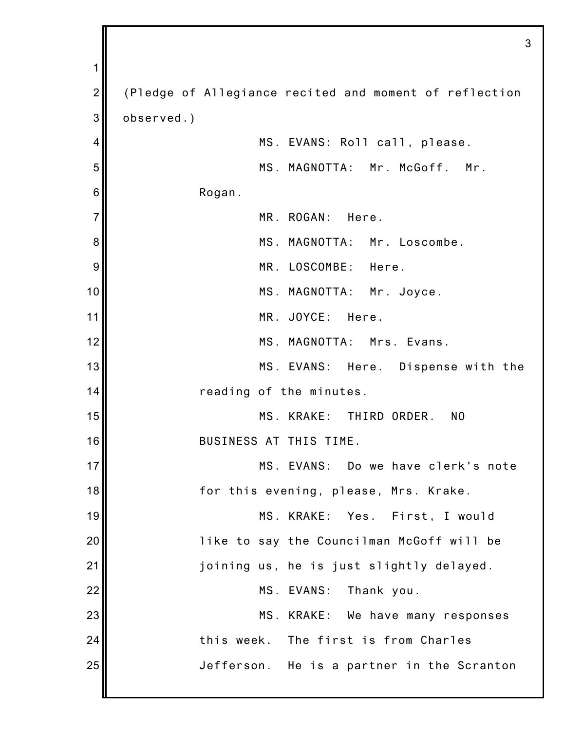(Pledge of Allegiance recited and moment of reflection observed.)

MS. EVANS: Roll call, please.

MS. MAGNOTTA: Mr. McGoff. Mr. Rogan.

MR. ROGAN: Here.

MS. MAGNOTTA: Mr. Loscombe.

MR. LOSCOMBE: Here.

MS. MAGNOTTA: Mr. Joyce.

MR. JOYCE: Here.

MS. MAGNOTTA: Mrs. Evans.

MS. EVANS: Here. Dispense with the reading of the minutes.

MS. KRAKE: THIRD ORDER. NO BUSINESS AT THIS TIME.

MS. EVANS: Do we have clerk's note for this evening, please, Mrs. Krake.

MS. KRAKE: Yes. First, I would like to say the Councilman McGoff will be joining us, he is just slightly delayed.

MS. EVANS: Thank you.

MS. KRAKE: We have many responses this week. The first is from Charles Jefferson. He is a partner in the Scranton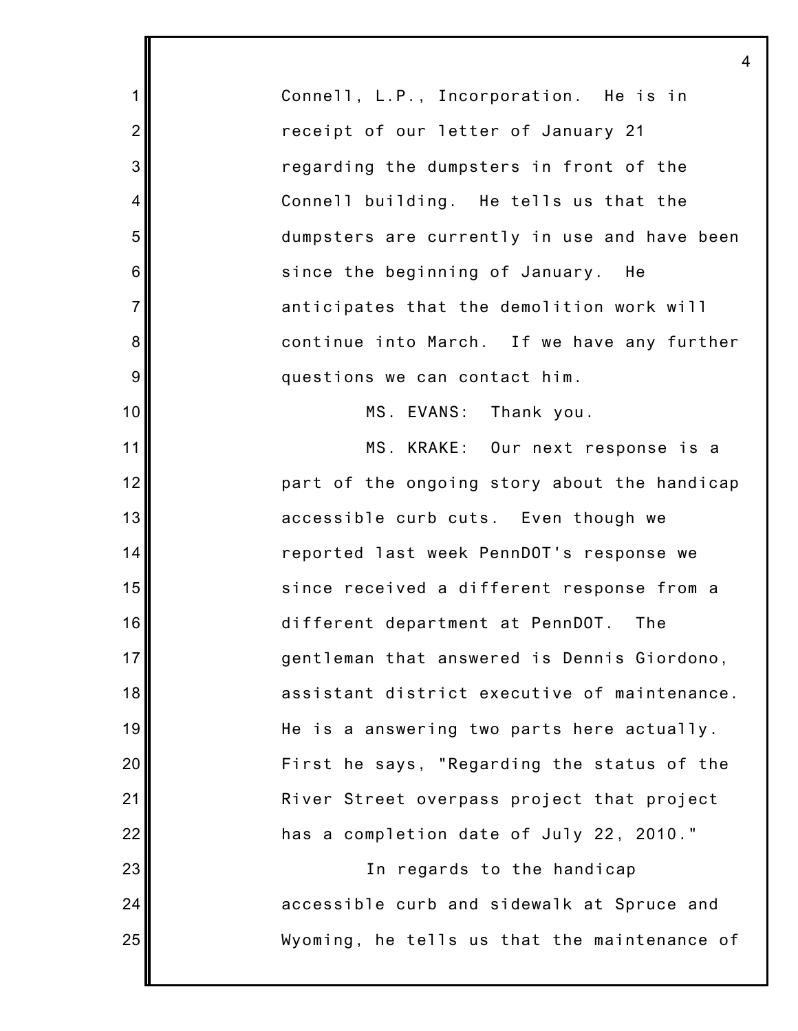Connell, L.P., Incorporation. He is in receipt of our letter of January 21 regarding the dumpsters in front of the Connell building. He tells us that the dumpsters are currently in use and have been since the beginning of January. He anticipates that the demolition work will continue into March. If we have any further questions we can contact him.

MS. EVANS: Thank you.

MS. KRAKE: Our next response is a part of the ongoing story about the handicap accessible curb cuts. Even though we reported last week PennDOT's response we since received a different response from a different department at PennDOT. The gentleman that answered is Dennis Giordono, assistant district executive of maintenance. He is a answering two parts here actually. First he says, "Regarding the status of the River Street overpass project that project has a completion date of July 22, 2010."

In regards to the handicap accessible curb and sidewalk at Spruce and Wyoming, he tells us that the maintenance of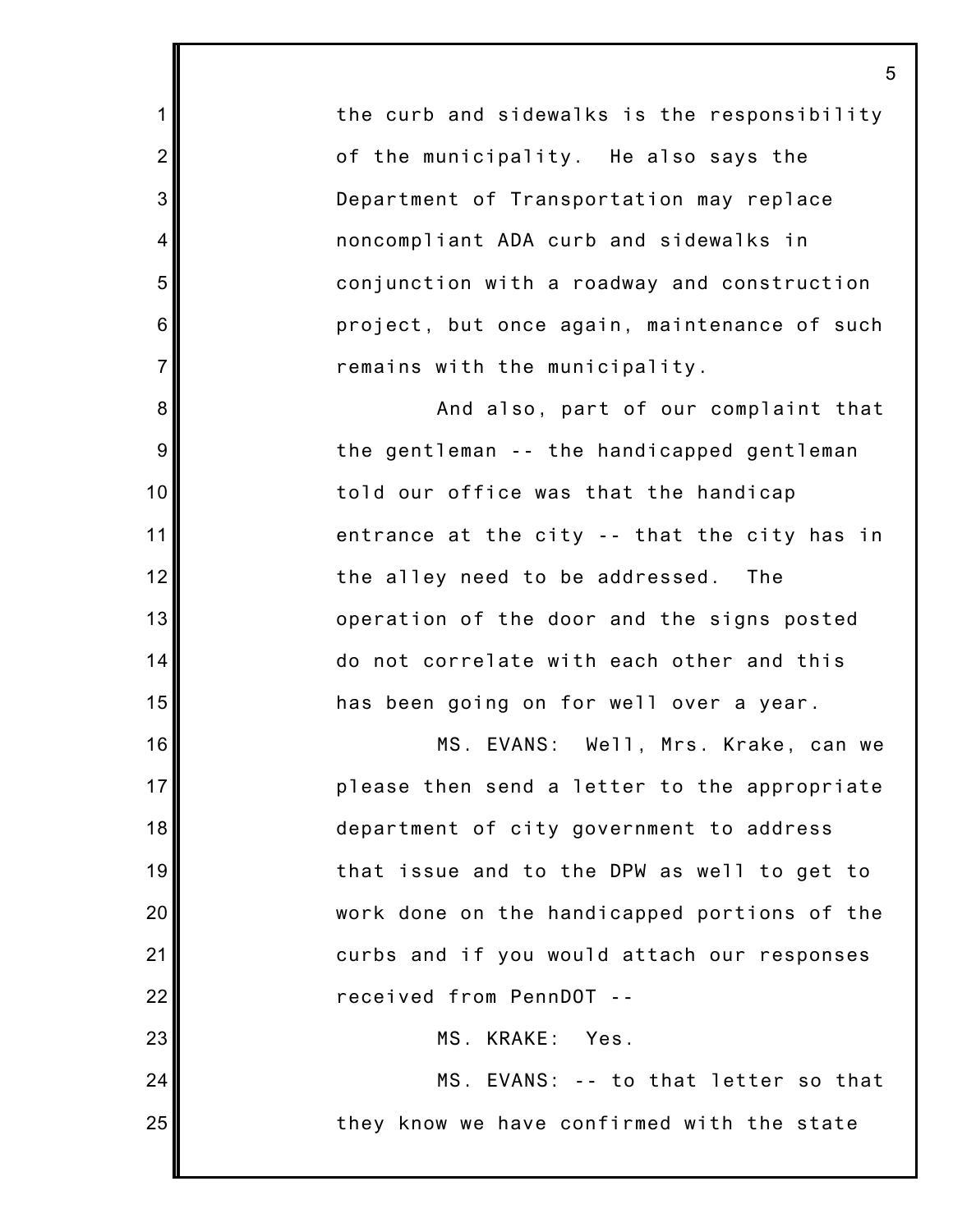the curb and sidewalks is the responsibility of the municipality. He also says the Department of Transportation may replace noncompliant ADA curb and sidewalks in conjunction with a roadway and construction project, but once again, maintenance of such remains with the municipality.

And also, part of our complaint that the gentleman -- the handicapped gentleman told our office was that the handicap entrance at the city -- that the city has in the alley need to be addressed. The operation of the door and the signs posted do not correlate with each other and this has been going on for well over a year.

MS. EVANS: Well, Mrs. Krake, can we please then send a letter to the appropriate department of city government to address that issue and to the DPW as well to get to work done on the handicapped portions of the curbs and if you would attach our responses received from PennDOT --

MS. KRAKE: Yes.

MS. EVANS: -- to that letter so that they know we have confirmed with the state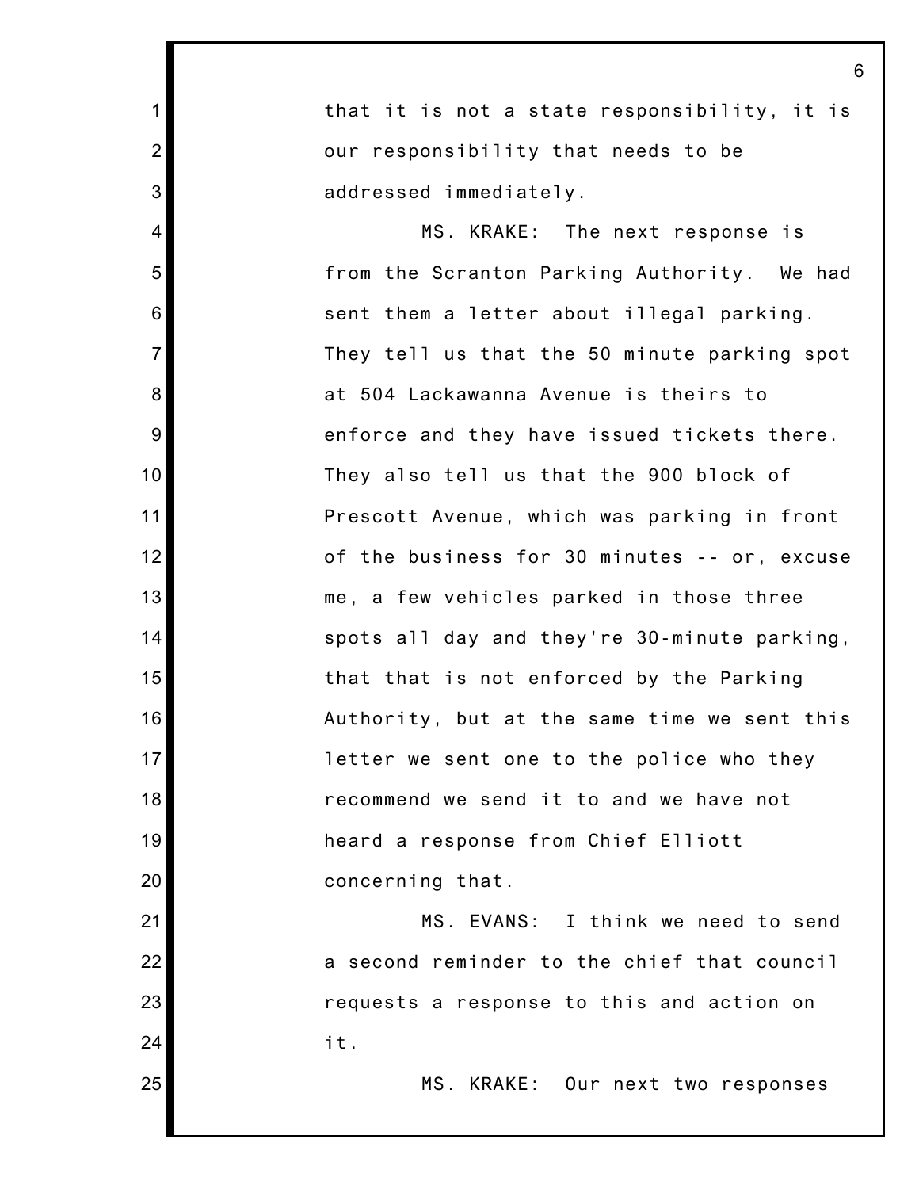that it is not a state responsibility, it is our responsibility that needs to be addressed immediately.

MS. KRAKE: The next response is from the Scranton Parking Authority. We had sent them a letter about illegal parking. They tell us that the 50 minute parking spot at 504 Lackawanna Avenue is theirs to enforce and they have issued tickets there. They also tell us that the 900 block of Prescott Avenue, which was parking in front of the business for 30 minutes -- or, excuse me, a few vehicles parked in those three spots all day and they're 30-minute parking, that that is not enforced by the Parking Authority, but at the same time we sent this letter we sent one to the police who they recommend we send it to and we have not heard a response from Chief Elliott concerning that.

MS. EVANS: I think we need to send a second reminder to the chief that council requests a response to this and action on it.

MS. KRAKE: Our next two responses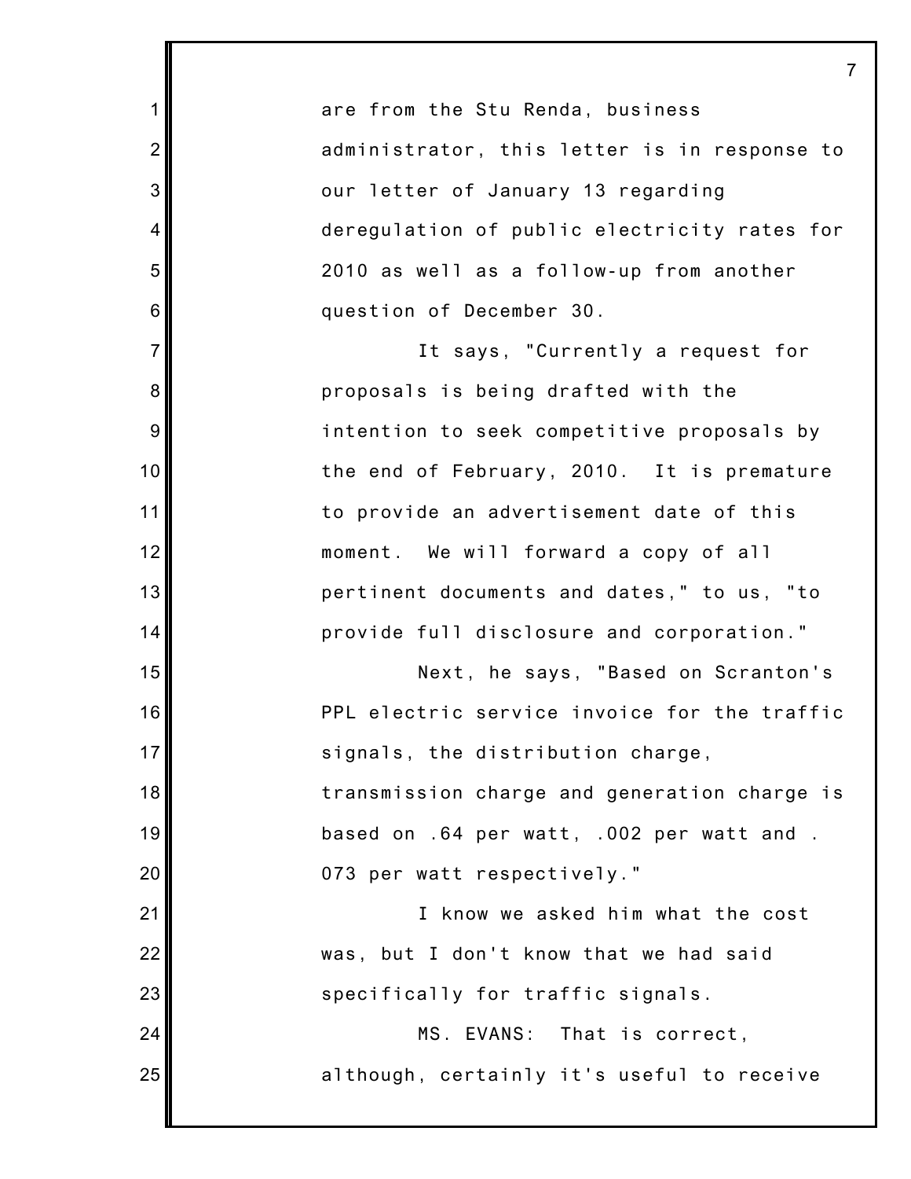are from the Stu Renda, business administrator, this letter is in response to our letter of January 13 regarding deregulation of public electricity rates for 2010 as well as a follow-up from another question of December 30.

It says, "Currently a request for proposals is being drafted with the intention to seek competitive proposals by the end of February, 2010. It is premature to provide an advertisement date of this moment. We will forward a copy of all pertinent documents and dates," to us, "to provide full disclosure and corporation."

Next, he says, "Based on Scranton's PPL electric service invoice for the traffic signals, the distribution charge, transmission charge and generation charge is based on .64 per watt, .002 per watt and . 073 per watt respectively."

I know we asked him what the cost was, but I don't know that we had said specifically for traffic signals.

MS. EVANS: That is correct, although, certainly it's useful to receive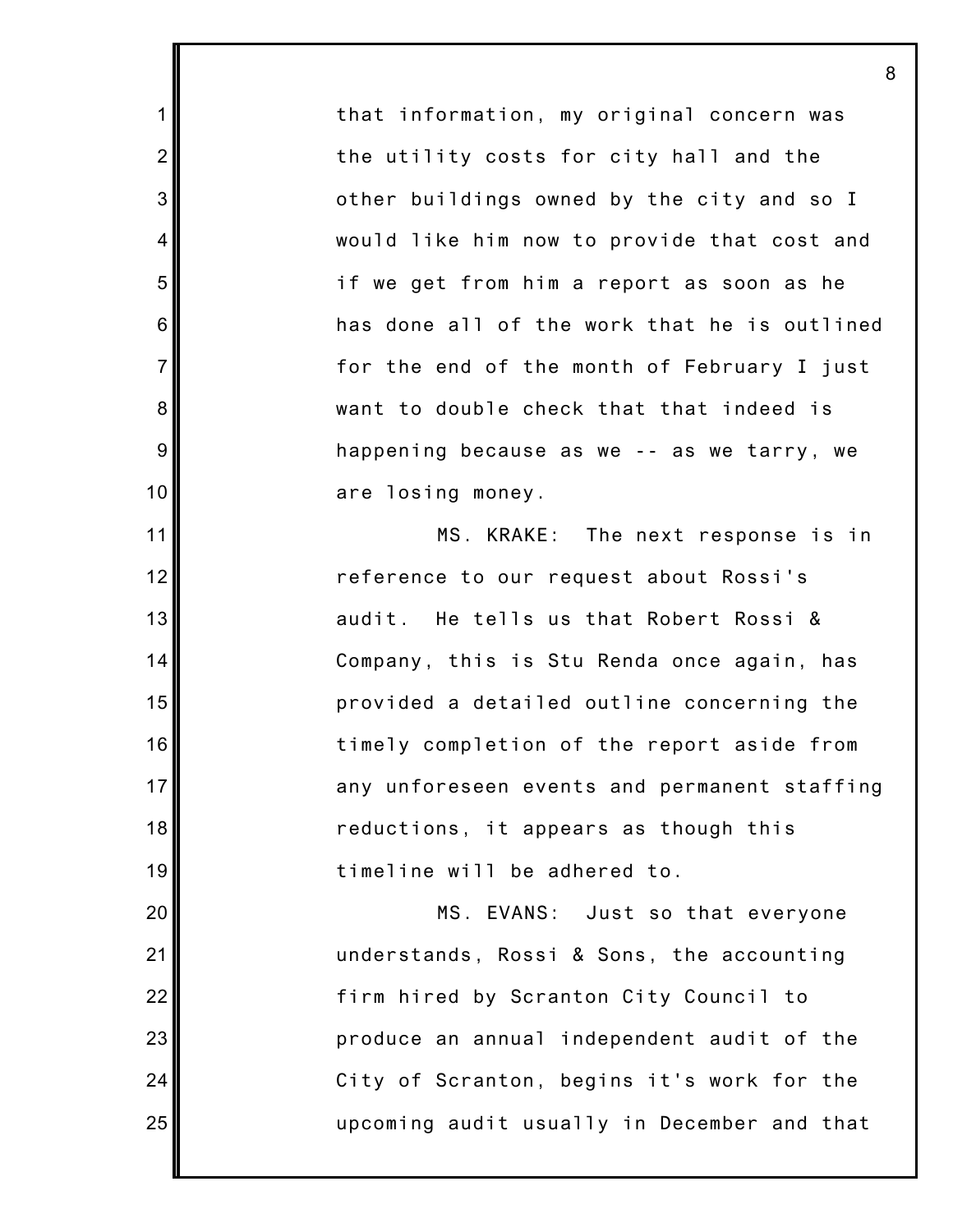that information, my original concern was the utility costs for city hall and the other buildings owned by the city and so I would like him now to provide that cost and if we get from him a report as soon as he has done all of the work that he is outlined for the end of the month of February I just want to double check that that indeed is happening because as we -- as we tarry, we are losing money.

MS. KRAKE: The next response is in reference to our request about Rossi's audit. He tells us that Robert Rossi & Company, this is Stu Renda once again, has provided a detailed outline concerning the timely completion of the report aside from any unforeseen events and permanent staffing reductions, it appears as though this timeline will be adhered to.

MS. EVANS: Just so that everyone understands, Rossi & Sons, the accounting firm hired by Scranton City Council to produce an annual independent audit of the City of Scranton, begins it's work for the upcoming audit usually in December and that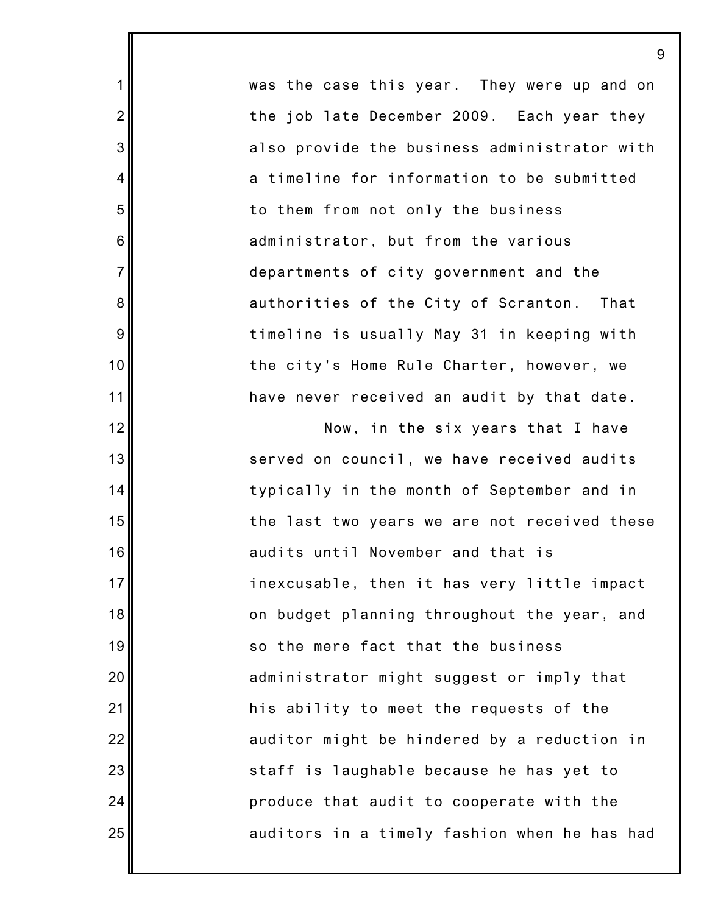was the case this year. They were up and on the job late December 2009. Each year they also provide the business administrator with a timeline for information to be submitted to them from not only the business administrator, but from the various departments of city government and the authorities of the City of Scranton. That timeline is usually May 31 in keeping with the city's Home Rule Charter, however, we have never received an audit by that date.

Now, in the six years that I have served on council, we have received audits typically in the month of September and in the last two years we are not received these audits until November and that is inexcusable, then it has very little impact on budget planning throughout the year, and so the mere fact that the business administrator might suggest or imply that his ability to meet the requests of the auditor might be hindered by a reduction in staff is laughable because he has yet to produce that audit to cooperate with the auditors in a timely fashion when he has had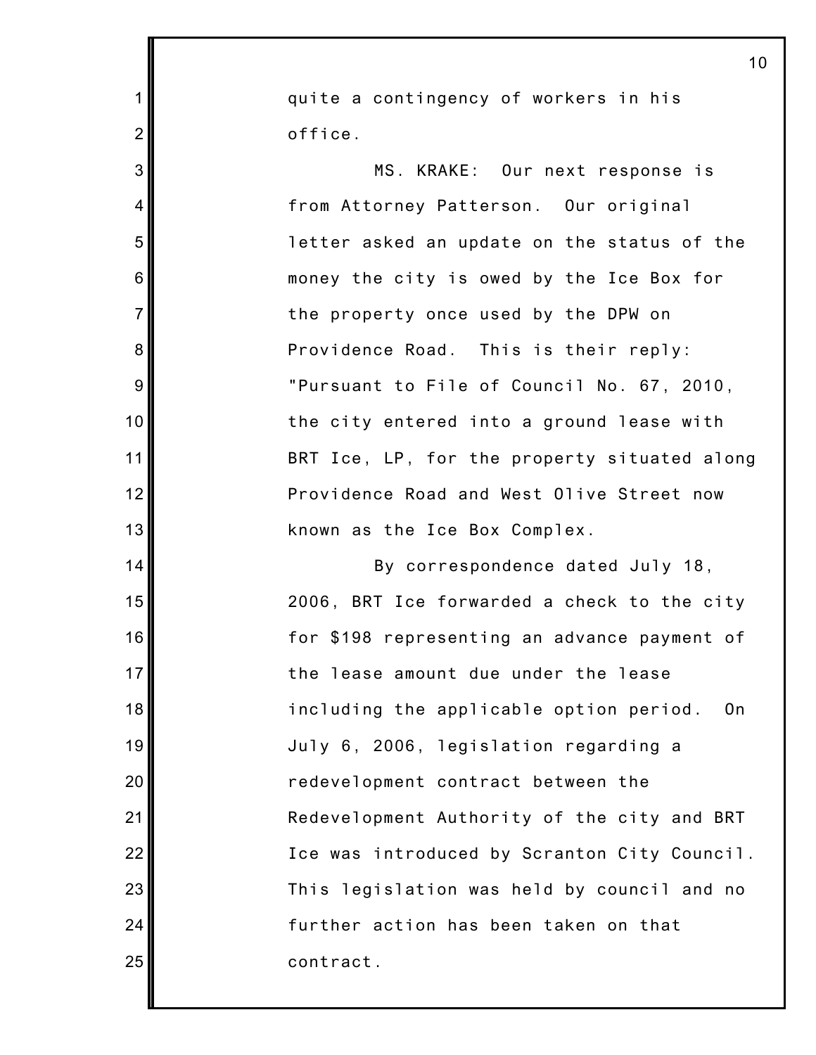quite a contingency of workers in his office.

MS. KRAKE: Our next response is from Attorney Patterson. Our original letter asked an update on the status of the money the city is owed by the Ice Box for the property once used by the DPW on Providence Road. This is their reply: "Pursuant to File of Council No. 67, 2010, the city entered into a ground lease with BRT Ice, LP, for the property situated along Providence Road and West Olive Street now known as the Ice Box Complex.

By correspondence dated July 18, 2006, BRT Ice forwarded a check to the city for $198 representing an advance payment of the lease amount due under the lease including the applicable option period. On July 6, 2006, legislation regarding a redevelopment contract between the Redevelopment Authority of the city and BRT Ice was introduced by Scranton City Council. This legislation was held by council and no further action has been taken on that contract.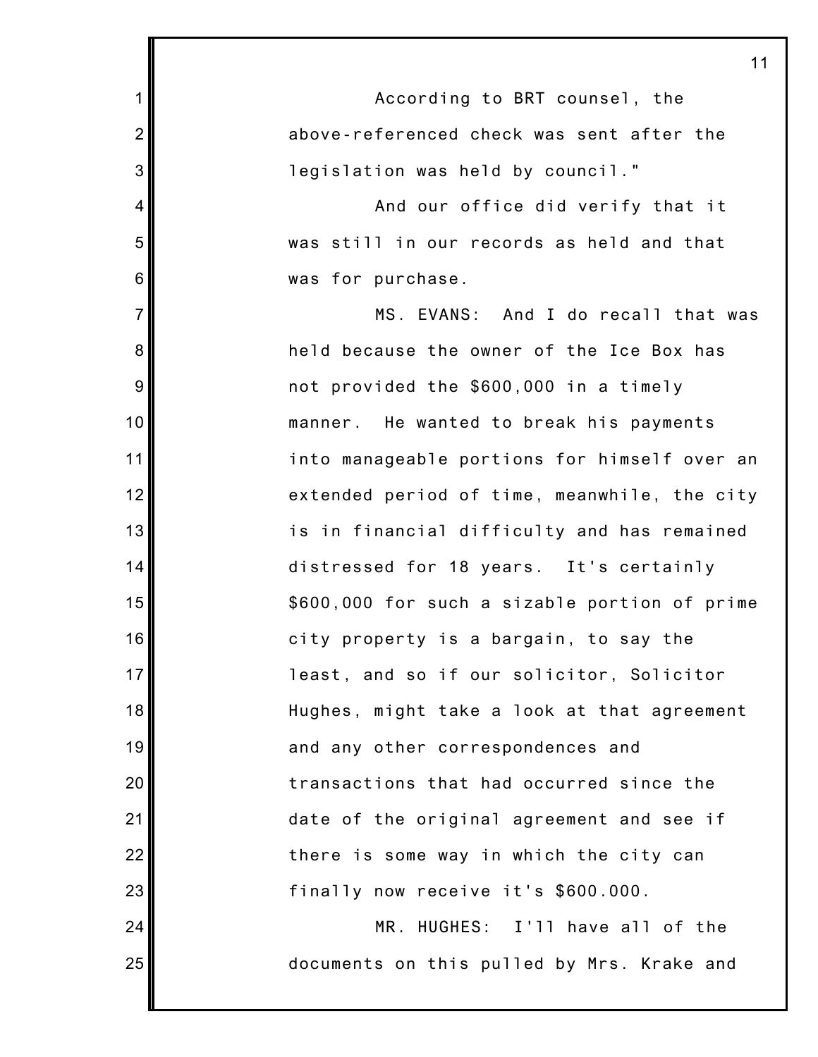According to BRT counsel, the above-referenced check was sent after the legislation was held by council."

And our office did verify that it was still in our records as held and that was for purchase.

MS. EVANS: And I do recall that was held because the owner of the Ice Box has not provided the $600,000 in a timely manner. He wanted to break his payments into manageable portions for himself over an extended period of time, meanwhile, the city is in financial difficulty and has remained distressed for 18 years. It's certainly $600,000 for such a sizable portion of prime city property is a bargain, to say the least, and so if our solicitor, Solicitor Hughes, might take a look at that agreement and any other correspondences and transactions that had occurred since the date of the original agreement and see if there is some way in which the city can finally now receive it's $600.000.

MR. HUGHES: I'll have all of the documents on this pulled by Mrs. Krake and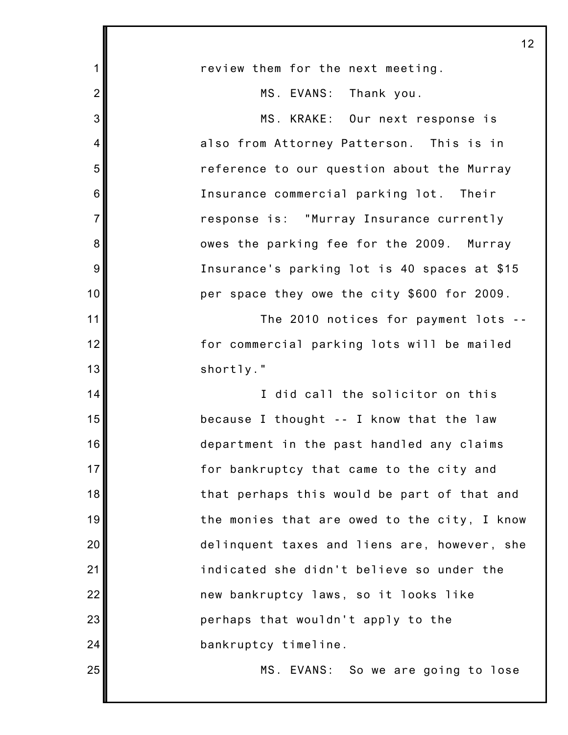review them for the next meeting.

MS. EVANS: Thank you.

MS. KRAKE: Our next response is also from Attorney Patterson. This is in reference to our question about the Murray Insurance commercial parking lot. Their response is: "Murray Insurance currently owes the parking fee for the 2009. Murray Insurance's parking lot is 40 spaces at $15 per space they owe the city $600 for 2009.

The 2010 notices for payment lots -- for commercial parking lots will be mailed shortly."

I did call the solicitor on this because I thought -- I know that the law department in the past handled any claims for bankruptcy that came to the city and that perhaps this would be part of that and the monies that are owed to the city, I know delinquent taxes and liens are, however, she indicated she didn't believe so under the new bankruptcy laws, so it looks like perhaps that wouldn't apply to the bankruptcy timeline.

MS. EVANS: So we are going to lose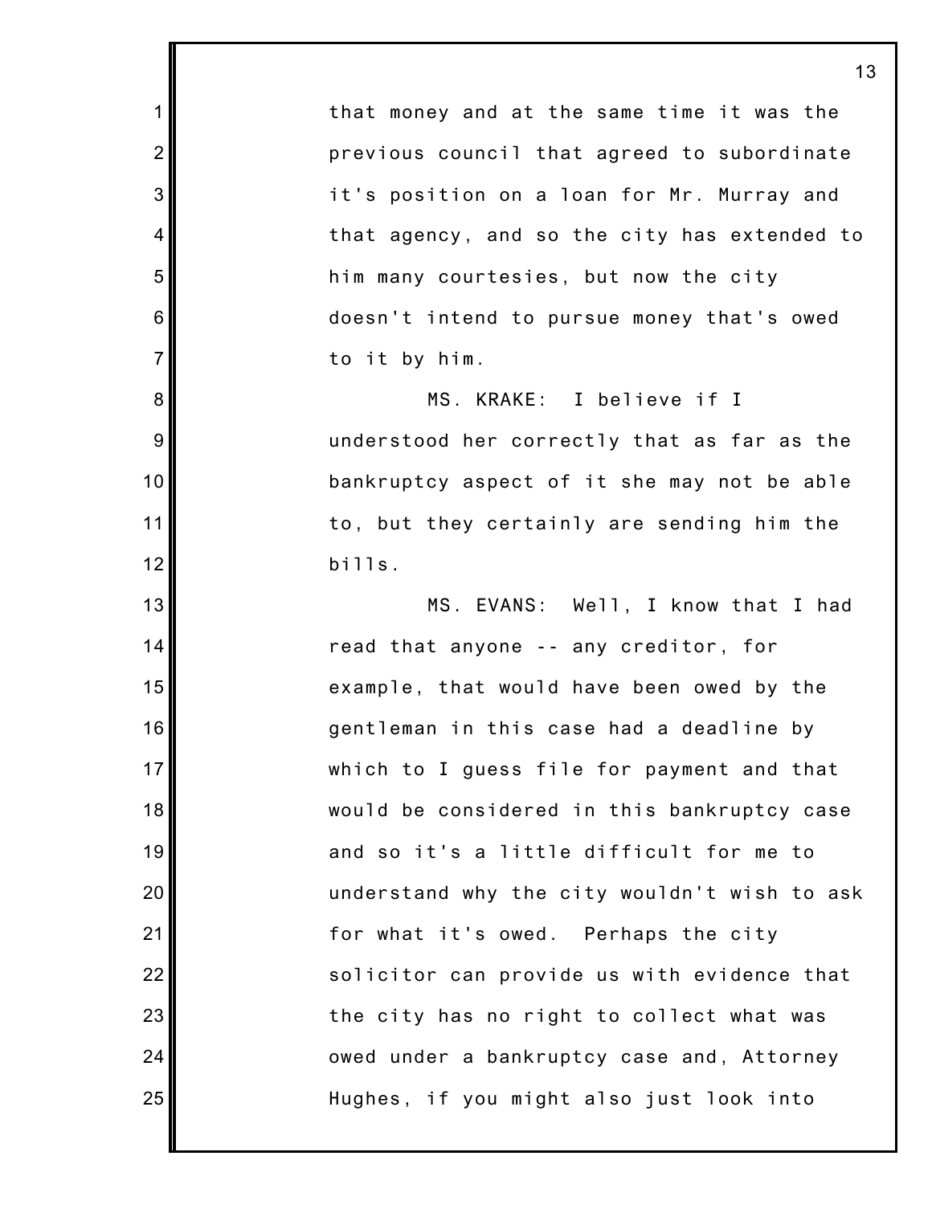that money and at the same time it was the previous council that agreed to subordinate it's position on a loan for Mr. Murray and that agency, and so the city has extended to him many courtesies, but now the city doesn't intend to pursue money that's owed to it by him.

MS. KRAKE: I believe if I understood her correctly that as far as the bankruptcy aspect of it she may not be able to, but they certainly are sending him the bills.

MS. EVANS: Well, I know that I had read that anyone -- any creditor, for example, that would have been owed by the gentleman in this case had a deadline by which to I guess file for payment and that would be considered in this bankruptcy case and so it's a little difficult for me to understand why the city wouldn't wish to ask for what it's owed. Perhaps the city solicitor can provide us with evidence that the city has no right to collect what was owed under a bankruptcy case and, Attorney Hughes, if you might also just look into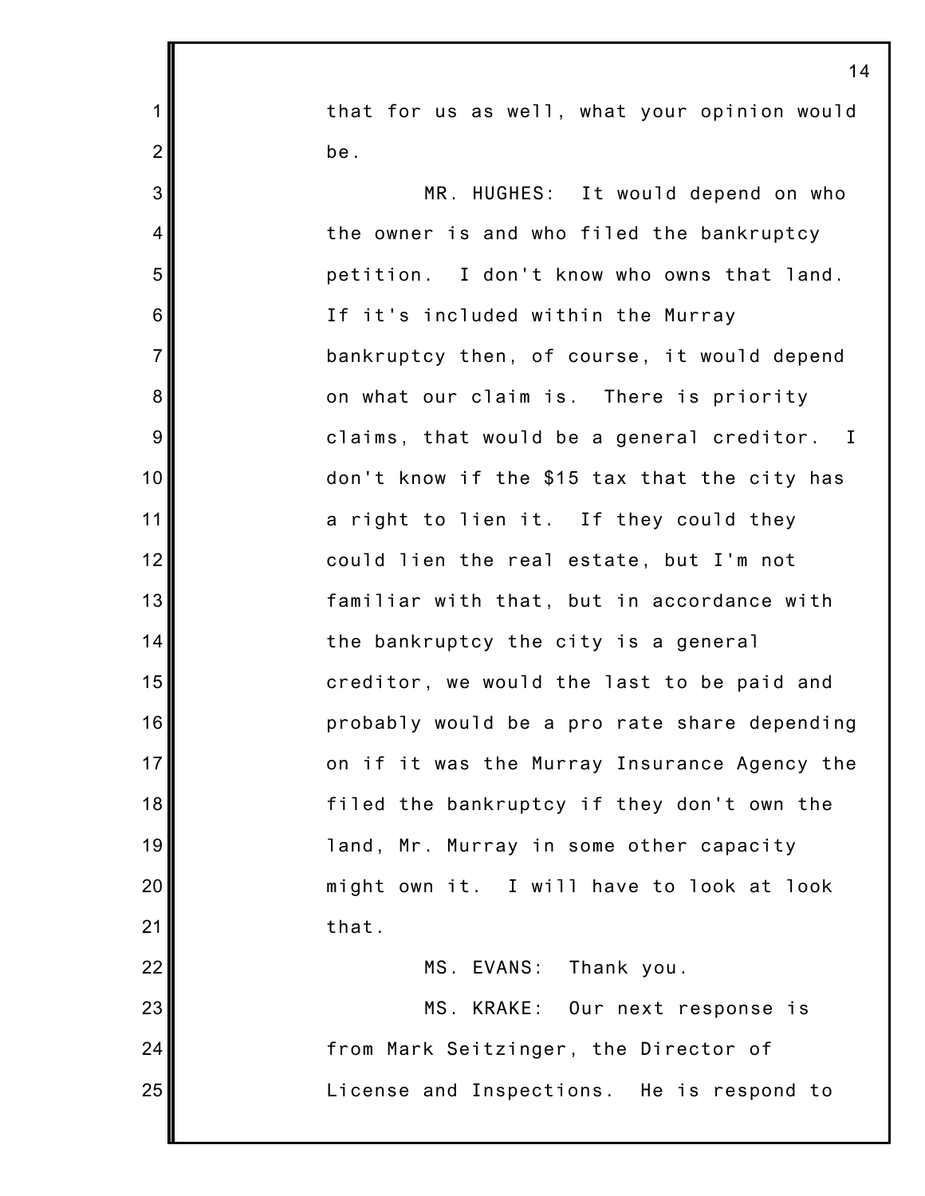that for us as well, what your opinion would be.

MR. HUGHES: It would depend on who the owner is and who filed the bankruptcy petition. I don't know who owns that land. If it's included within the Murray bankruptcy then, of course, it would depend on what our claim is. There is priority claims, that would be a general creditor. I don't know if the $15 tax that the city has a right to lien it. If they could they could lien the real estate, but I'm not familiar with that, but in accordance with the bankruptcy the city is a general creditor, we would the last to be paid and probably would be a pro rate share depending on if it was the Murray Insurance Agency the filed the bankruptcy if they don't own the land, Mr. Murray in some other capacity might own it. I will have to look at look that.

MS. EVANS: Thank you.

MS. KRAKE: Our next response is from Mark Seitzinger, the Director of License and Inspections. He is respond to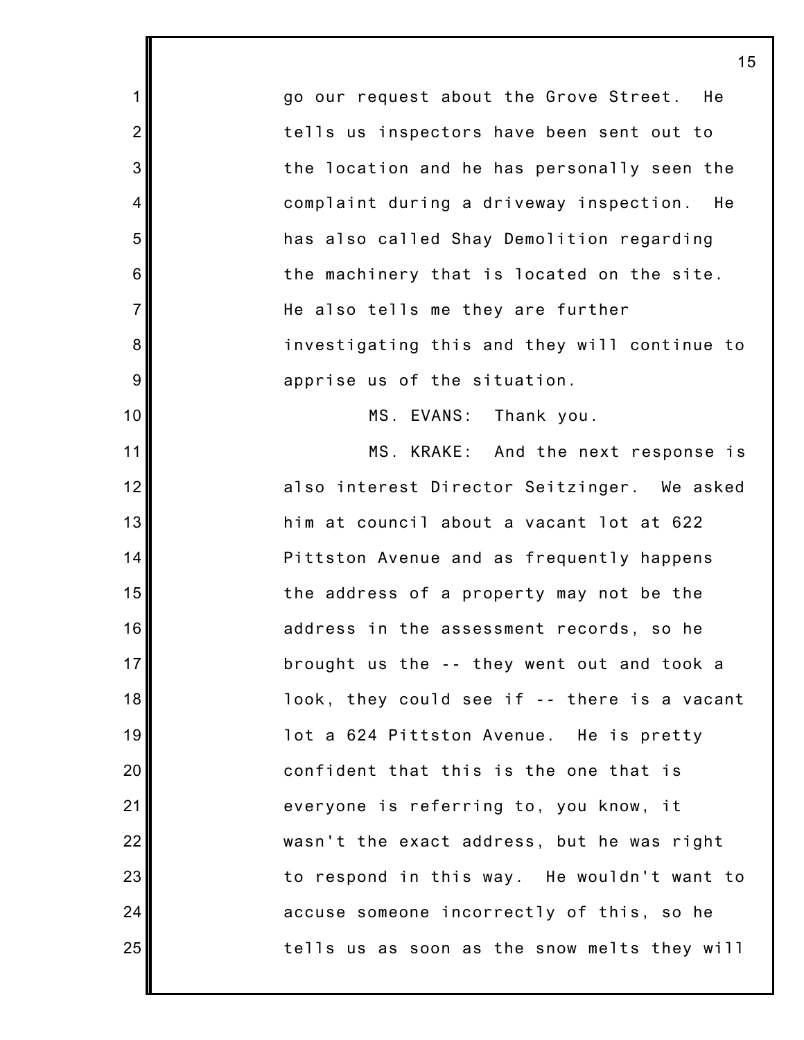go our request about the Grove Street. He tells us inspectors have been sent out to the location and he has personally seen the complaint during a driveway inspection. He has also called Shay Demolition regarding the machinery that is located on the site. He also tells me they are further investigating this and they will continue to apprise us of the situation.

MS. EVANS: Thank you.

MS. KRAKE: And the next response is also interest Director Seitzinger. We asked him at council about a vacant lot at 622 Pittston Avenue and as frequently happens the address of a property may not be the address in the assessment records, so he brought us the -- they went out and took a look, they could see if -- there is a vacant lot a 624 Pittston Avenue. He is pretty confident that this is the one that is everyone is referring to, you know, it wasn't the exact address, but he was right to respond in this way. He wouldn't want to accuse someone incorrectly of this, so he tells us as soon as the snow melts they will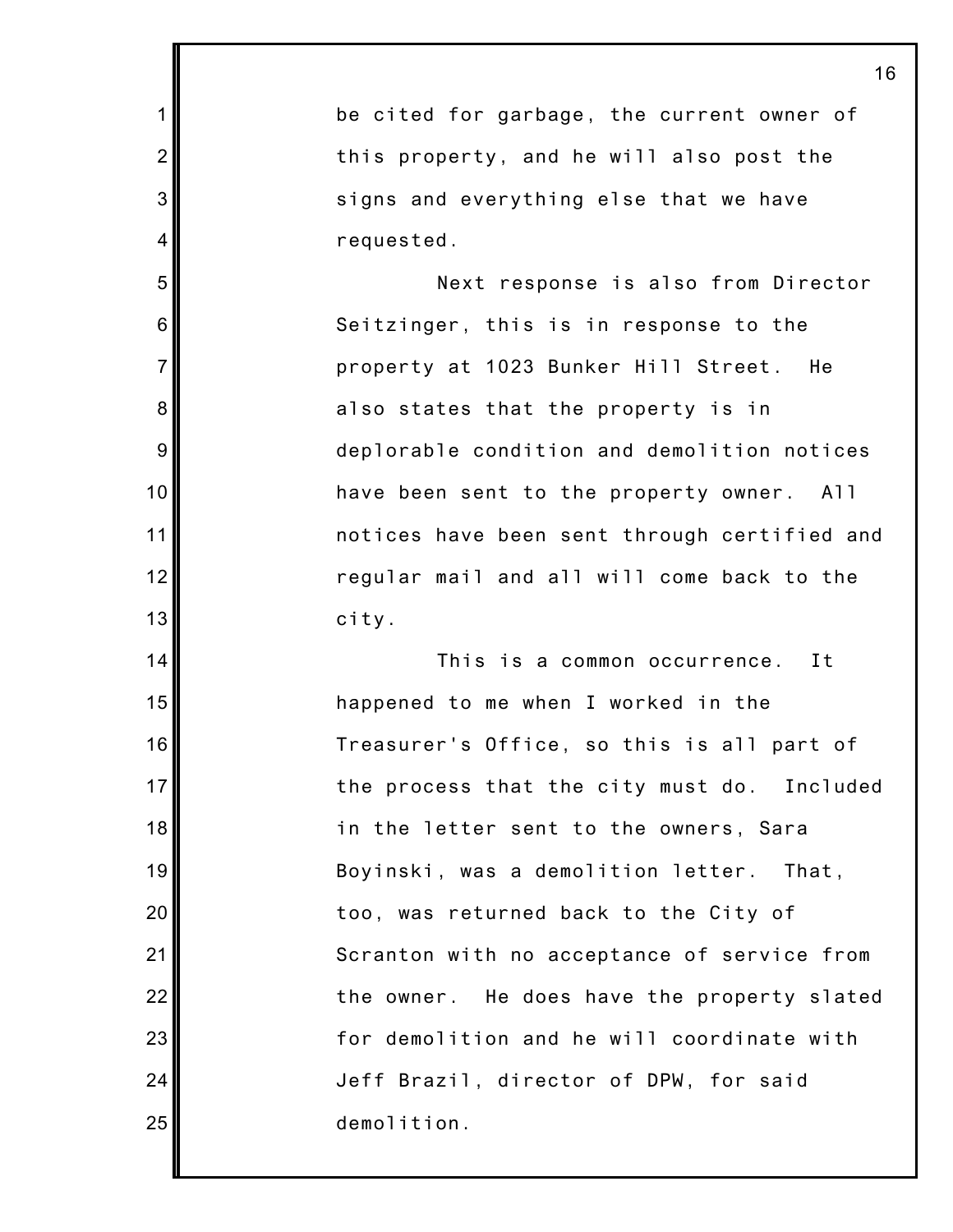be cited for garbage, the current owner of this property, and he will also post the signs and everything else that we have requested.

Next response is also from Director Seitzinger, this is in response to the property at 1023 Bunker Hill Street. He also states that the property is in deplorable condition and demolition notices have been sent to the property owner. All notices have been sent through certified and regular mail and all will come back to the city.

This is a common occurrence. It happened to me when I worked in the Treasurer's Office, so this is all part of the process that the city must do. Included in the letter sent to the owners, Sara Boyinski, was a demolition letter. That, too, was returned back to the City of Scranton with no acceptance of service from the owner. He does have the property slated for demolition and he will coordinate with Jeff Brazil, director of DPW, for said demolition.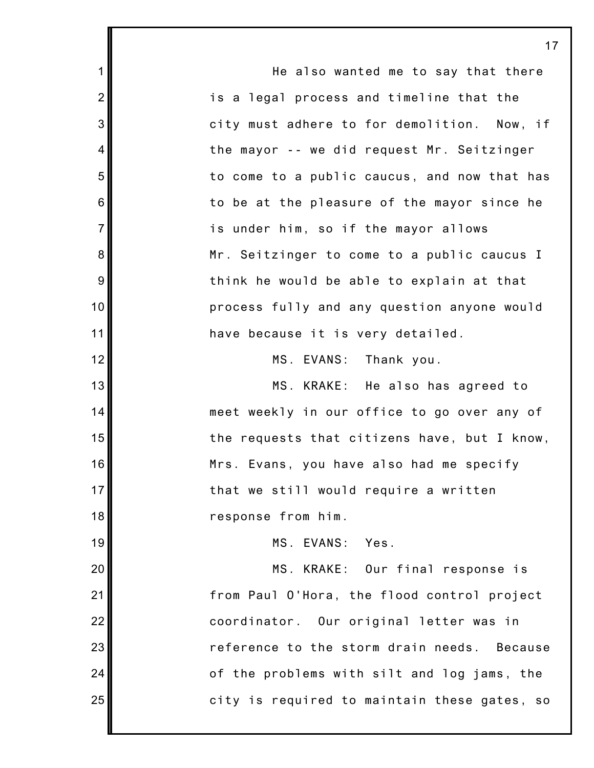He also wanted me to say that there is a legal process and timeline that the city must adhere to for demolition. Now, if the mayor -- we did request Mr. Seitzinger to come to a public caucus, and now that has to be at the pleasure of the mayor since he is under him, so if the mayor allows Mr. Seitzinger to come to a public caucus I think he would be able to explain at that process fully and any question anyone would have because it is very detailed.

MS. EVANS: Thank you.

MS. KRAKE: He also has agreed to meet weekly in our office to go over any of the requests that citizens have, but I know, Mrs. Evans, you have also had me specify that we still would require a written response from him.

MS. EVANS: Yes.

MS. KRAKE: Our final response is from Paul O'Hora, the flood control project coordinator. Our original letter was in reference to the storm drain needs. Because of the problems with silt and log jams, the city is required to maintain these gates, so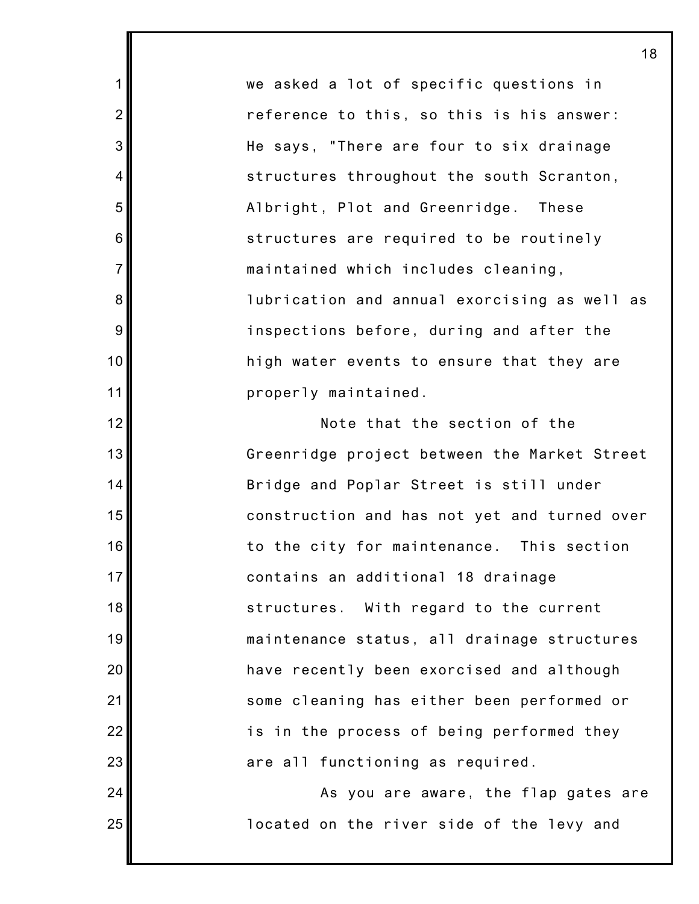we asked a lot of specific questions in reference to this, so this is his answer: He says, "There are four to six drainage structures throughout the south Scranton, Albright, Plot and Greenridge. These structures are required to be routinely maintained which includes cleaning, lubrication and annual exorcising as well as inspections before, during and after the high water events to ensure that they are properly maintained.

Note that the section of the Greenridge project between the Market Street Bridge and Poplar Street is still under construction and has not yet and turned over to the city for maintenance. This section contains an additional 18 drainage structures. With regard to the current maintenance status, all drainage structures have recently been exorcised and although some cleaning has either been performed or is in the process of being performed they are all functioning as required.

As you are aware, the flap gates are located on the river side of the levy and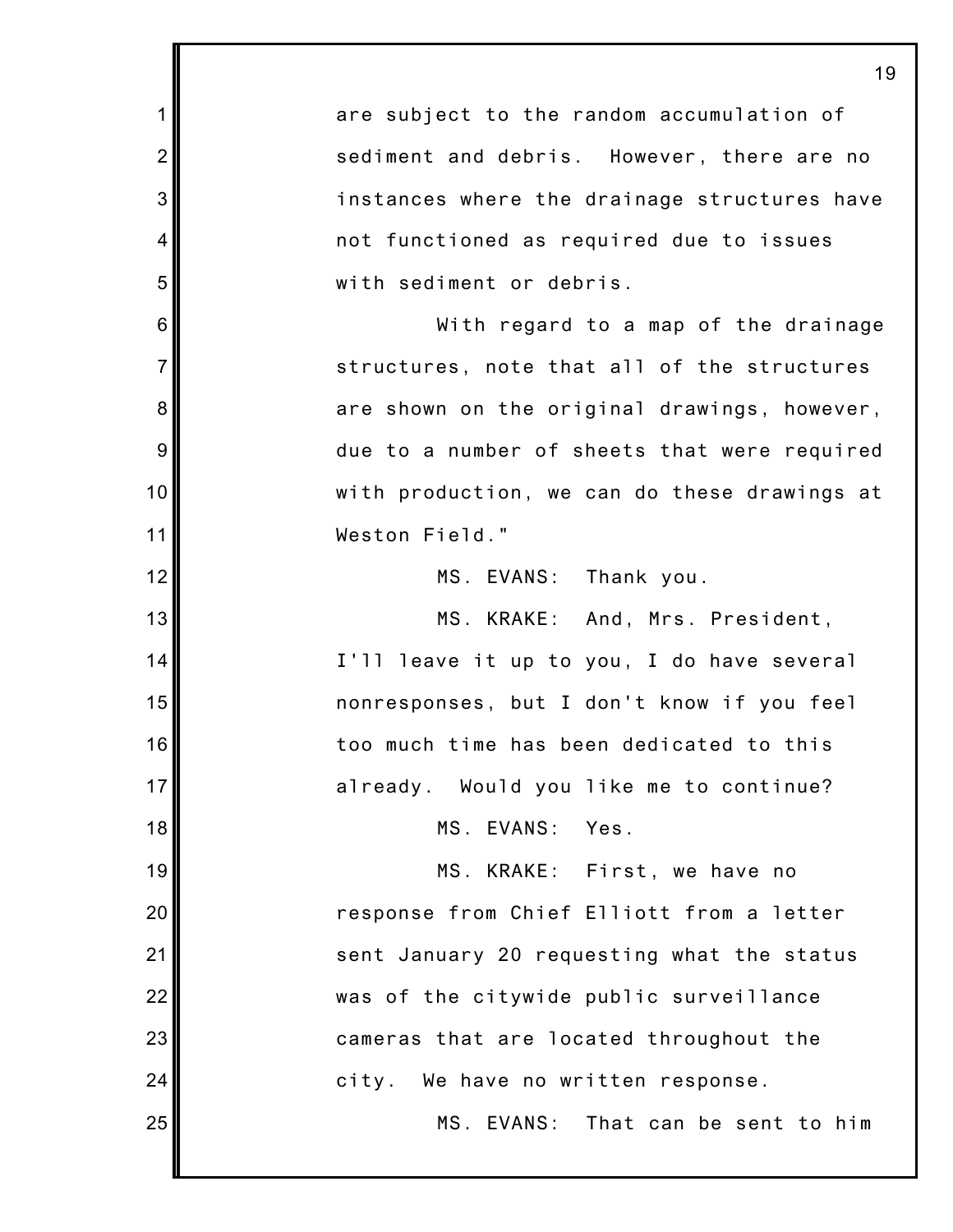are subject to the random accumulation of sediment and debris. However, there are no instances where the drainage structures have not functioned as required due to issues with sediment or debris.

With regard to a map of the drainage structures, note that all of the structures are shown on the original drawings, however, due to a number of sheets that were required with production, we can do these drawings at Weston Field."

MS. EVANS: Thank you.

MS. KRAKE: And, Mrs. President, I'll leave it up to you, I do have several nonresponses, but I don't know if you feel too much time has been dedicated to this already. Would you like me to continue?

MS. EVANS: Yes.

MS. KRAKE: First, we have no response from Chief Elliott from a letter sent January 20 requesting what the status was of the citywide public surveillance cameras that are located throughout the city. We have no written response.

MS. EVANS: That can be sent to him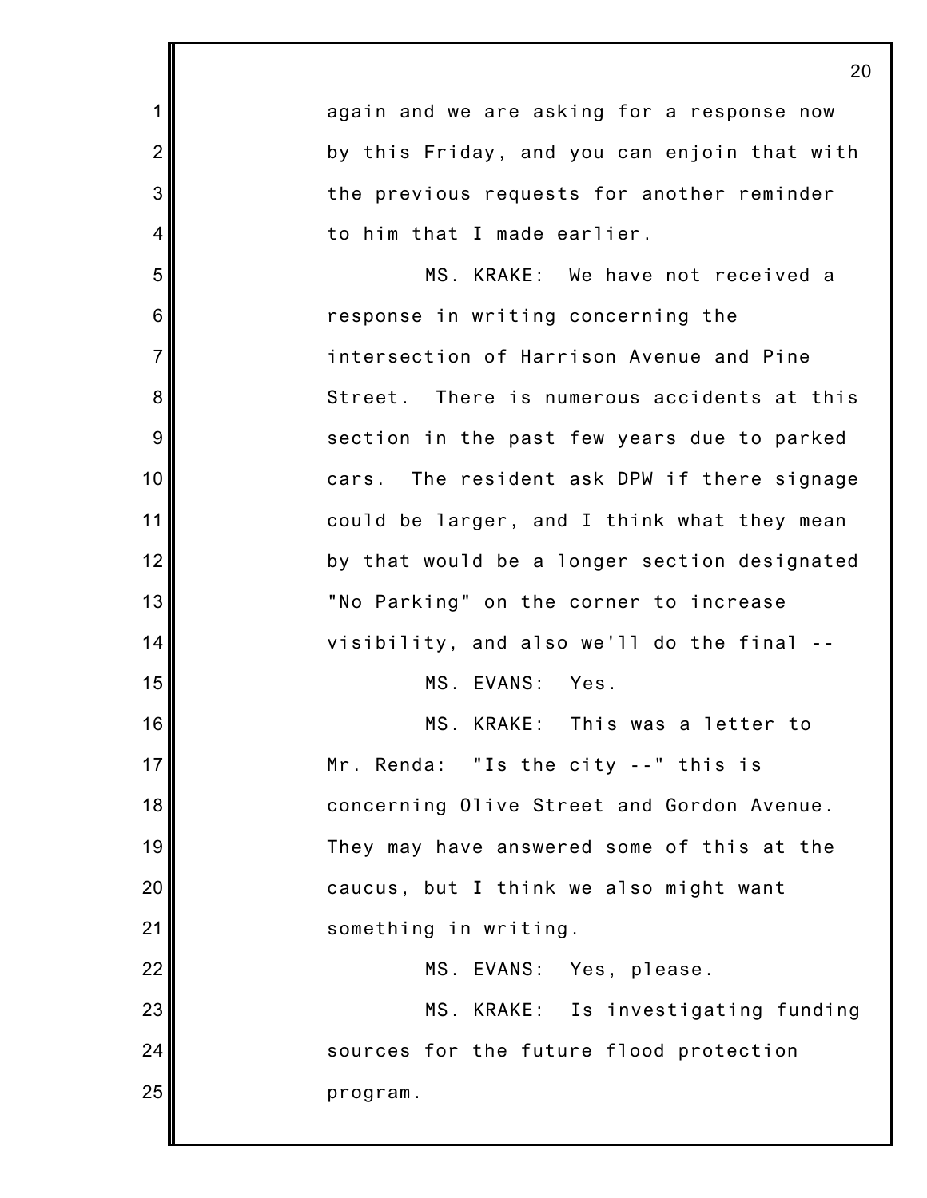again and we are asking for a response now by this Friday, and you can enjoin that with the previous requests for another reminder to him that I made earlier.

MS. KRAKE: We have not received a response in writing concerning the intersection of Harrison Avenue and Pine Street. There is numerous accidents at this section in the past few years due to parked cars. The resident ask DPW if there signage could be larger, and I think what they mean by that would be a longer section designated "No Parking" on the corner to increase visibility, and also we'll do the final --

MS. EVANS: Yes.

MS. KRAKE: This was a letter to Mr. Renda: "Is the city --" this is concerning Olive Street and Gordon Avenue. They may have answered some of this at the caucus, but I think we also might want something in writing.

MS. EVANS: Yes, please.

MS. KRAKE: Is investigating funding sources for the future flood protection program.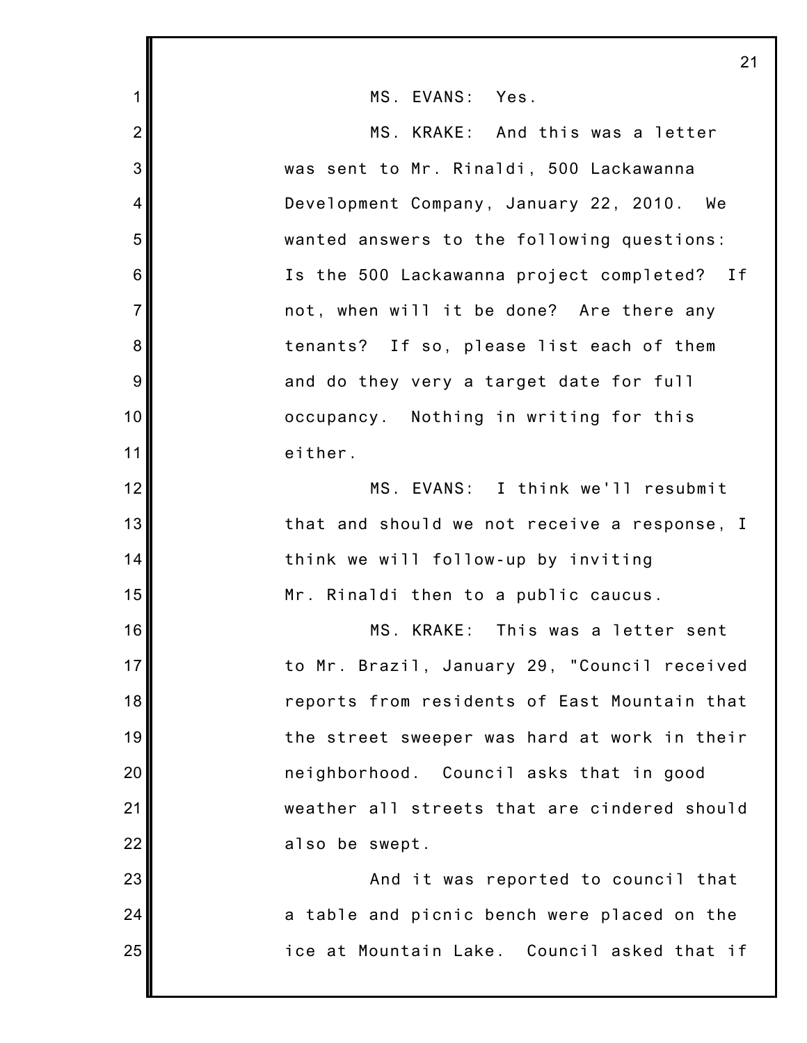MS. EVANS: Yes.

MS. KRAKE: And this was a letter was sent to Mr. Rinaldi, 500 Lackawanna Development Company, January 22, 2010. We wanted answers to the following questions: Is the 500 Lackawanna project completed? If not, when will it be done? Are there any tenants? If so, please list each of them and do they very a target date for full occupancy. Nothing in writing for this either.

MS. EVANS: I think we'll resubmit that and should we not receive a response, I think we will follow-up by inviting Mr. Rinaldi then to a public caucus.

MS. KRAKE: This was a letter sent to Mr. Brazil, January 29, "Council received reports from residents of East Mountain that the street sweeper was hard at work in their neighborhood. Council asks that in good weather all streets that are cindered should also be swept.

And it was reported to council that a table and picnic bench were placed on the ice at Mountain Lake. Council asked that if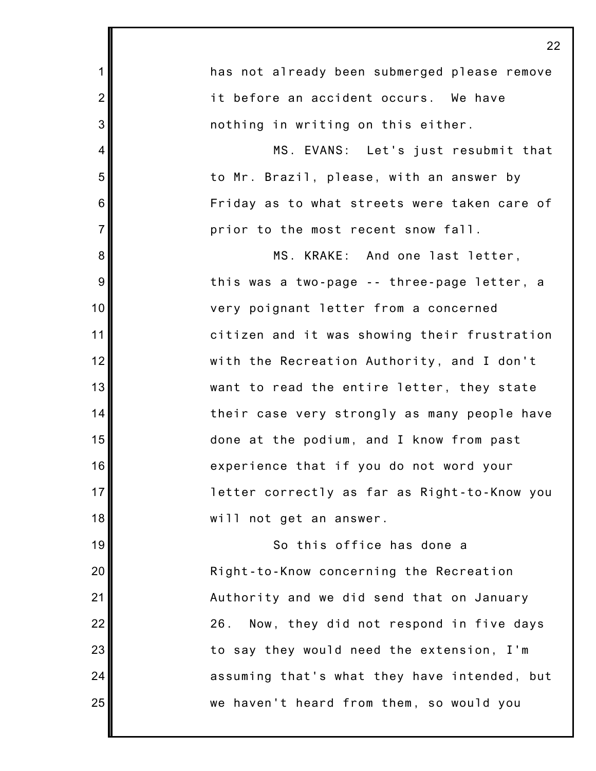has not already been submerged please remove it before an accident occurs. We have nothing in writing on this either.

MS. EVANS: Let's just resubmit that to Mr. Brazil, please, with an answer by Friday as to what streets were taken care of prior to the most recent snow fall.

MS. KRAKE: And one last letter, this was a two-page -- three-page letter, a very poignant letter from a concerned citizen and it was showing their frustration with the Recreation Authority, and I don't want to read the entire letter, they state their case very strongly as many people have done at the podium, and I know from past experience that if you do not word your letter correctly as far as Right-to-Know you will not get an answer.

So this office has done a Right-to-Know concerning the Recreation Authority and we did send that on January 26. Now, they did not respond in five days to say they would need the extension, I'm assuming that's what they have intended, but we haven't heard from them, so would you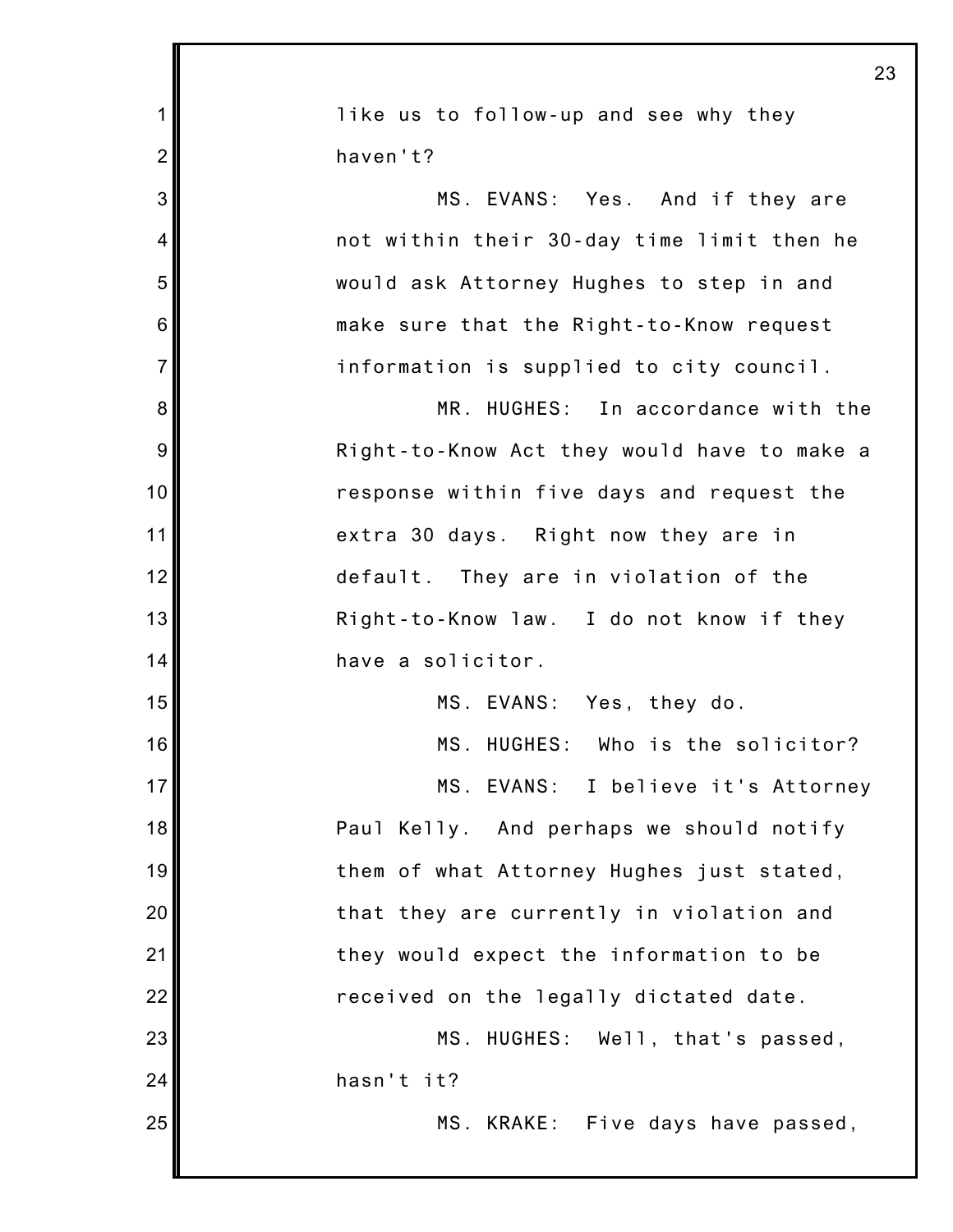like us to follow-up and see why they haven't?

MS. EVANS: Yes. And if they are not within their 30-day time limit then he would ask Attorney Hughes to step in and make sure that the Right-to-Know request information is supplied to city council.

MR. HUGHES: In accordance with the Right-to-Know Act they would have to make a response within five days and request the extra 30 days. Right now they are in default. They are in violation of the Right-to-Know law. I do not know if they have a solicitor.

MS. EVANS: Yes, they do.

MS. HUGHES: Who is the solicitor?

MS. EVANS: I believe it's Attorney Paul Kelly. And perhaps we should notify them of what Attorney Hughes just stated, that they are currently in violation and they would expect the information to be received on the legally dictated date.

MS. HUGHES: Well, that's passed, hasn't it?

MS. KRAKE: Five days have passed,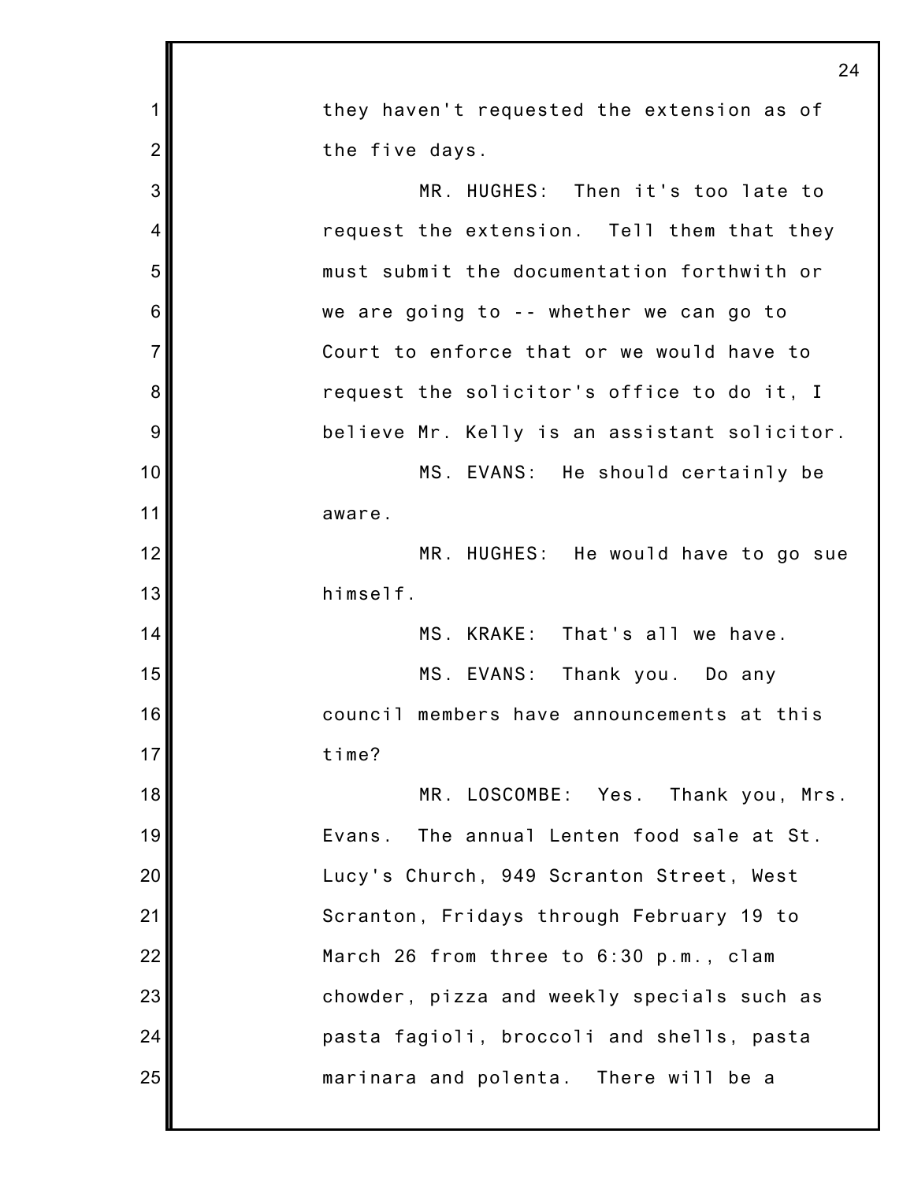they haven't requested the extension as of the five days.

MR. HUGHES: Then it's too late to request the extension. Tell them that they must submit the documentation forthwith or we are going to -- whether we can go to Court to enforce that or we would have to request the solicitor's office to do it, I believe Mr. Kelly is an assistant solicitor.

MS. EVANS: He should certainly be aware.

MR. HUGHES: He would have to go sue himself.

MS. KRAKE: That's all we have.

MS. EVANS: Thank you. Do any council members have announcements at this time?

MR. LOSCOMBE: Yes. Thank you, Mrs. Evans. The annual Lenten food sale at St. Lucy's Church, 949 Scranton Street, West Scranton, Fridays through February 19 to March 26 from three to 6:30 p.m., clam chowder, pizza and weekly specials such as pasta fagioli, broccoli and shells, pasta marinara and polenta. There will be a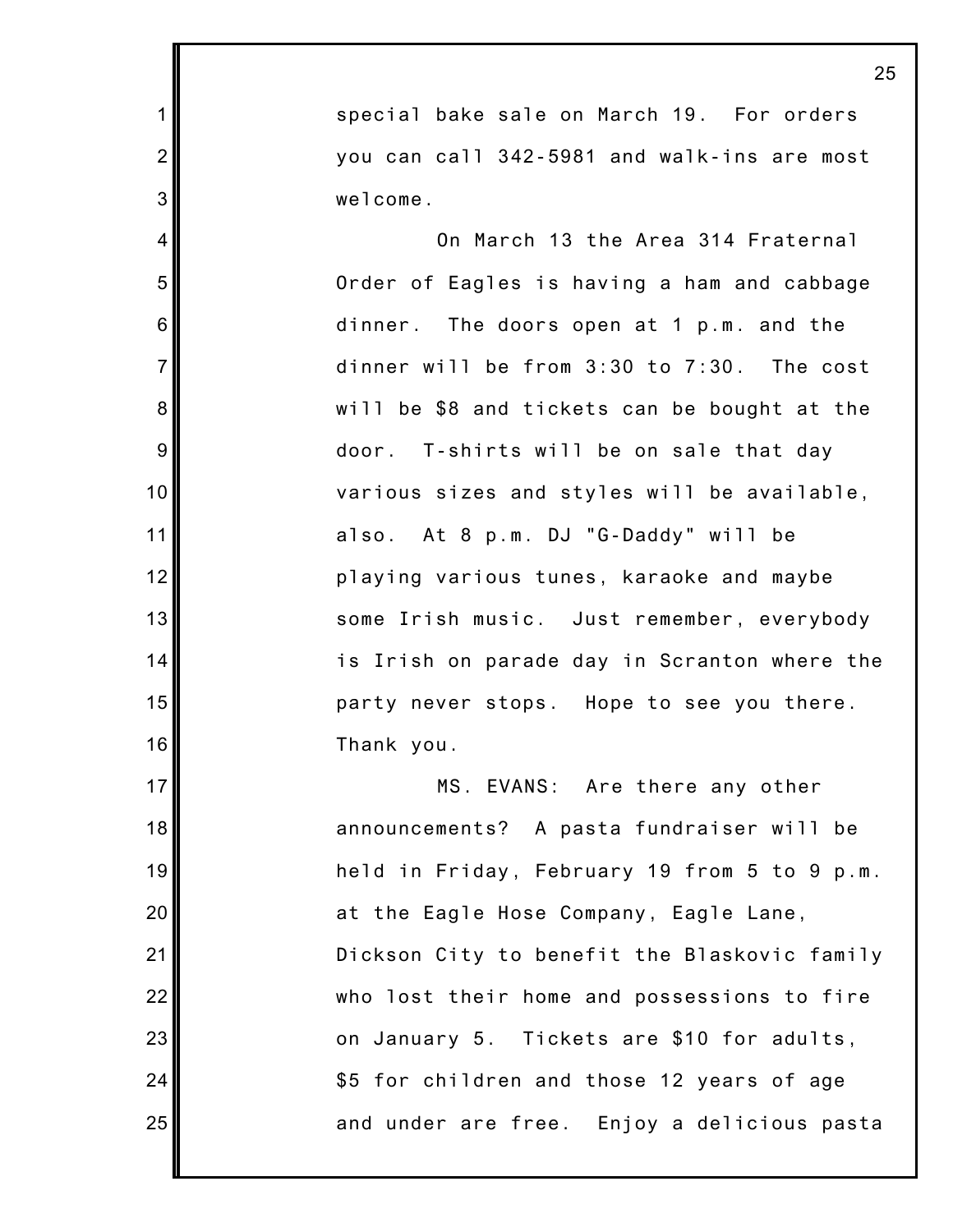special bake sale on March 19. For orders you can call 342-5981 and walk-ins are most welcome.

On March 13 the Area 314 Fraternal Order of Eagles is having a ham and cabbage dinner. The doors open at 1 p.m. and the dinner will be from 3:30 to 7:30. The cost will be $8 and tickets can be bought at the door. T-shirts will be on sale that day various sizes and styles will be available, also. At 8 p.m. DJ "G-Daddy" will be playing various tunes, karaoke and maybe some Irish music. Just remember, everybody is Irish on parade day in Scranton where the party never stops. Hope to see you there. Thank you.

MS. EVANS: Are there any other announcements? A pasta fundraiser will be held in Friday, February 19 from 5 to 9 p.m. at the Eagle Hose Company, Eagle Lane, Dickson City to benefit the Blaskovic family who lost their home and possessions to fire on January 5. Tickets are $10 for adults, $5 for children and those 12 years of age and under are free. Enjoy a delicious pasta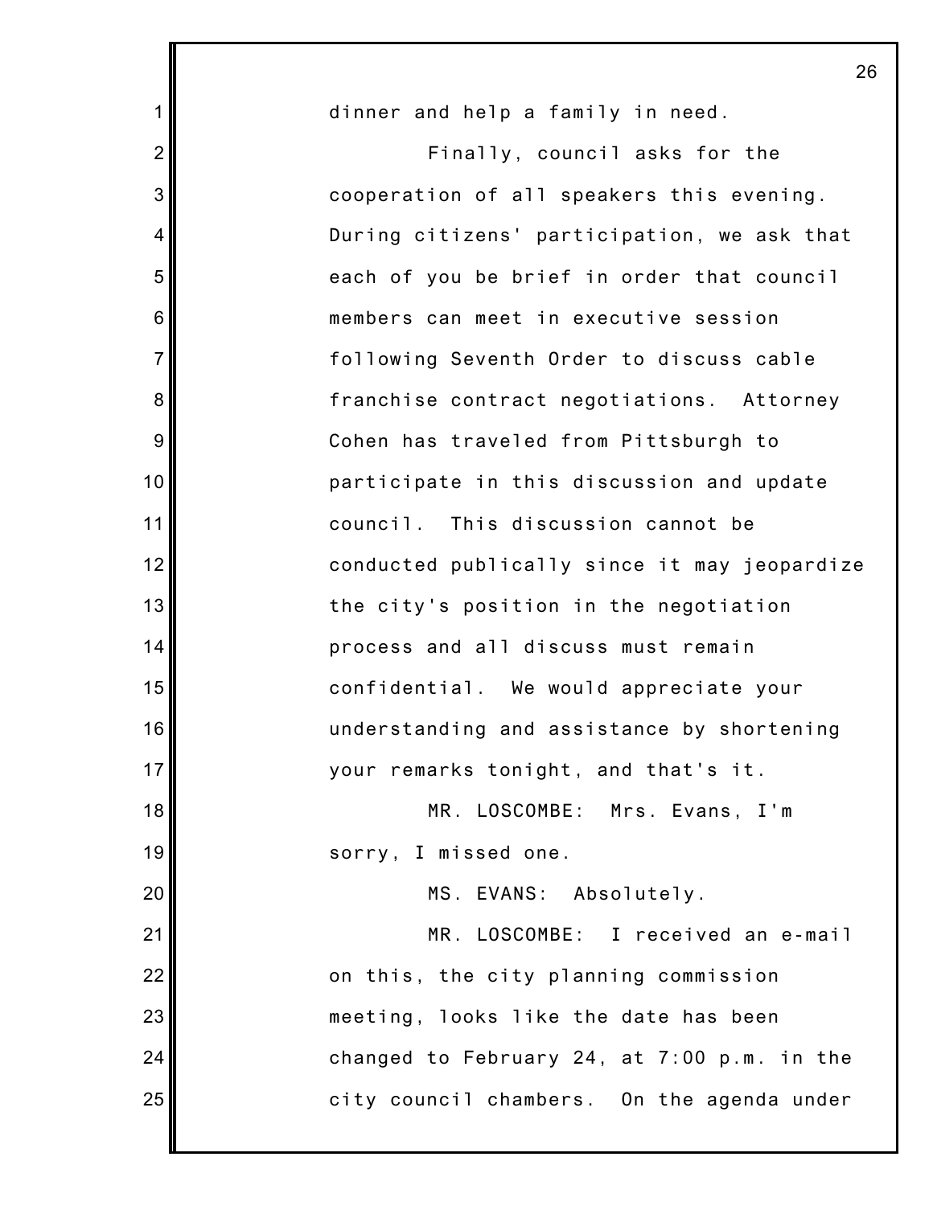dinner and help a family in need.

Finally, council asks for the cooperation of all speakers this evening. During citizens' participation, we ask that each of you be brief in order that council members can meet in executive session following Seventh Order to discuss cable franchise contract negotiations. Attorney Cohen has traveled from Pittsburgh to participate in this discussion and update council. This discussion cannot be conducted publically since it may jeopardize the city's position in the negotiation process and all discuss must remain confidential. We would appreciate your understanding and assistance by shortening your remarks tonight, and that's it.

MR. LOSCOMBE: Mrs. Evans, I'm sorry, I missed one.

MS. EVANS: Absolutely.

MR. LOSCOMBE: I received an e-mail on this, the city planning commission meeting, looks like the date has been changed to February 24, at 7:00 p.m. in the city council chambers. On the agenda under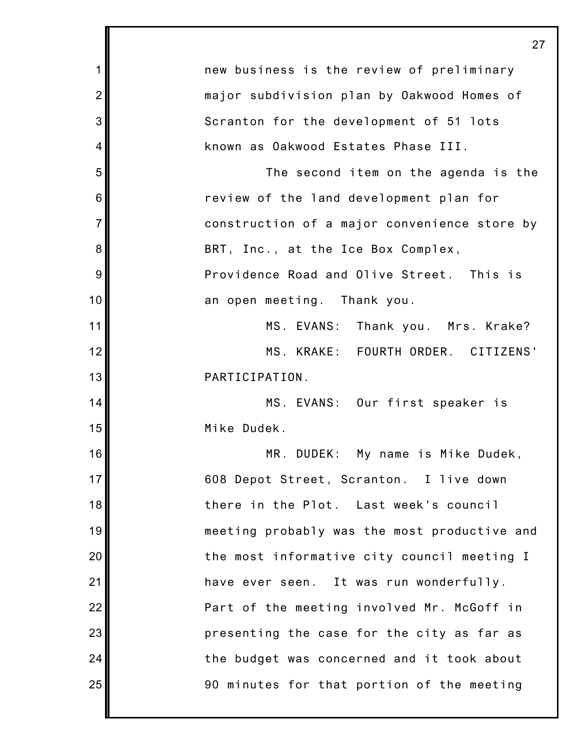new business is the review of preliminary major subdivision plan by Oakwood Homes of Scranton for the development of 51 lots known as Oakwood Estates Phase III.

The second item on the agenda is the review of the land development plan for construction of a major convenience store by BRT, Inc., at the Ice Box Complex, Providence Road and Olive Street. This is an open meeting. Thank you.

MS. EVANS: Thank you. Mrs. Krake?

MS. KRAKE: FOURTH ORDER. CITIZENS' PARTICIPATION.

MS. EVANS: Our first speaker is Mike Dudek.

MR. DUDEK: My name is Mike Dudek, 608 Depot Street, Scranton. I live down there in the Plot. Last week's council meeting probably was the most productive and the most informative city council meeting I have ever seen. It was run wonderfully. Part of the meeting involved Mr. McGoff in presenting the case for the city as far as the budget was concerned and it took about 90 minutes for that portion of the meeting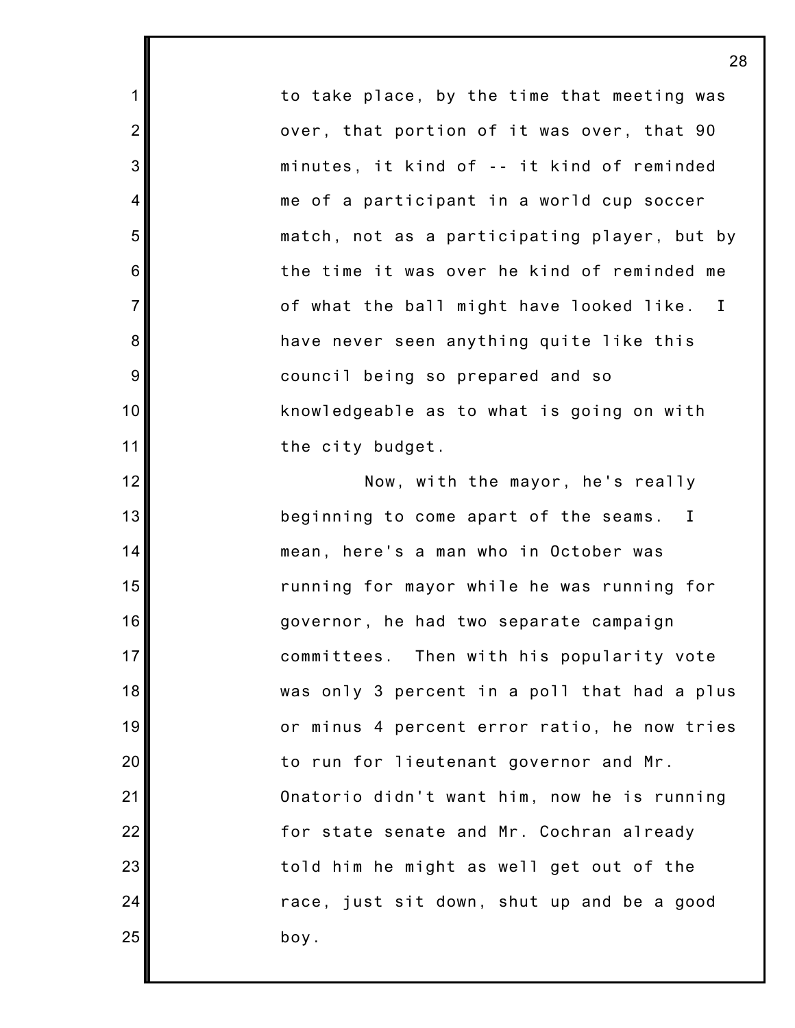to take place, by the time that meeting was over, that portion of it was over, that 90 minutes, it kind of -- it kind of reminded me of a participant in a world cup soccer match, not as a participating player, but by the time it was over he kind of reminded me of what the ball might have looked like. I have never seen anything quite like this council being so prepared and so knowledgeable as to what is going on with the city budget.

Now, with the mayor, he's really beginning to come apart of the seams. I mean, here's a man who in October was running for mayor while he was running for governor, he had two separate campaign committees. Then with his popularity vote was only 3 percent in a poll that had a plus or minus 4 percent error ratio, he now tries to run for lieutenant governor and Mr. Onatorio didn't want him, now he is running for state senate and Mr. Cochran already told him he might as well get out of the race, just sit down, shut up and be a good boy.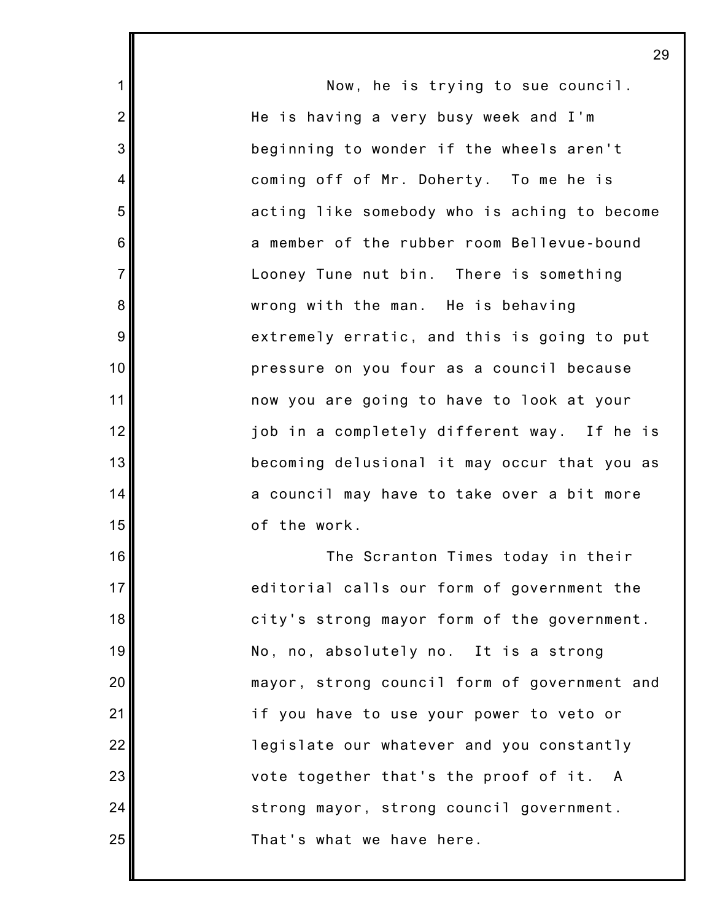Now, he is trying to sue council. He is having a very busy week and I'm beginning to wonder if the wheels aren't coming off of Mr. Doherty. To me he is acting like somebody who is aching to become a member of the rubber room Bellevue-bound Looney Tune nut bin. There is something wrong with the man. He is behaving extremely erratic, and this is going to put pressure on you four as a council because now you are going to have to look at your job in a completely different way. If he is becoming delusional it may occur that you as a council may have to take over a bit more of the work.

The Scranton Times today in their editorial calls our form of government the city's strong mayor form of the government. No, no, absolutely no. It is a strong mayor, strong council form of government and if you have to use your power to veto or legislate our whatever and you constantly vote together that's the proof of it. A strong mayor, strong council government. That's what we have here.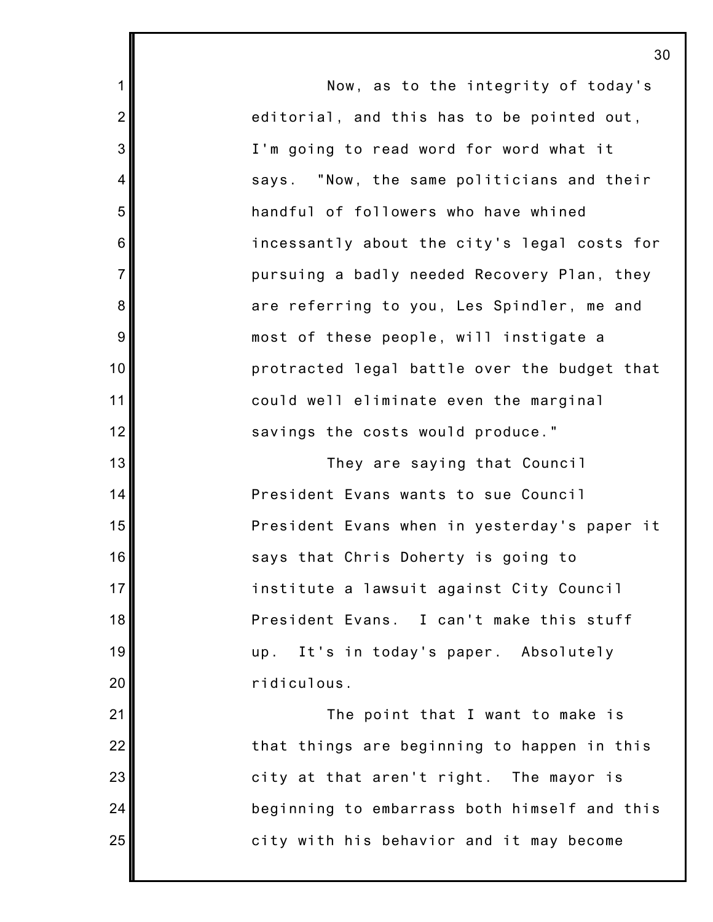Now, as to the integrity of today's editorial, and this has to be pointed out, I'm going to read word for word what it says. "Now, the same politicians and their handful of followers who have whined incessantly about the city's legal costs for pursuing a badly needed Recovery Plan, they are referring to you, Les Spindler, me and most of these people, will instigate a protracted legal battle over the budget that could well eliminate even the marginal savings the costs would produce."

They are saying that Council President Evans wants to sue Council President Evans when in yesterday's paper it says that Chris Doherty is going to institute a lawsuit against City Council President Evans. I can't make this stuff up. It's in today's paper. Absolutely ridiculous.

The point that I want to make is that things are beginning to happen in this city at that aren't right. The mayor is beginning to embarrass both himself and this city with his behavior and it may become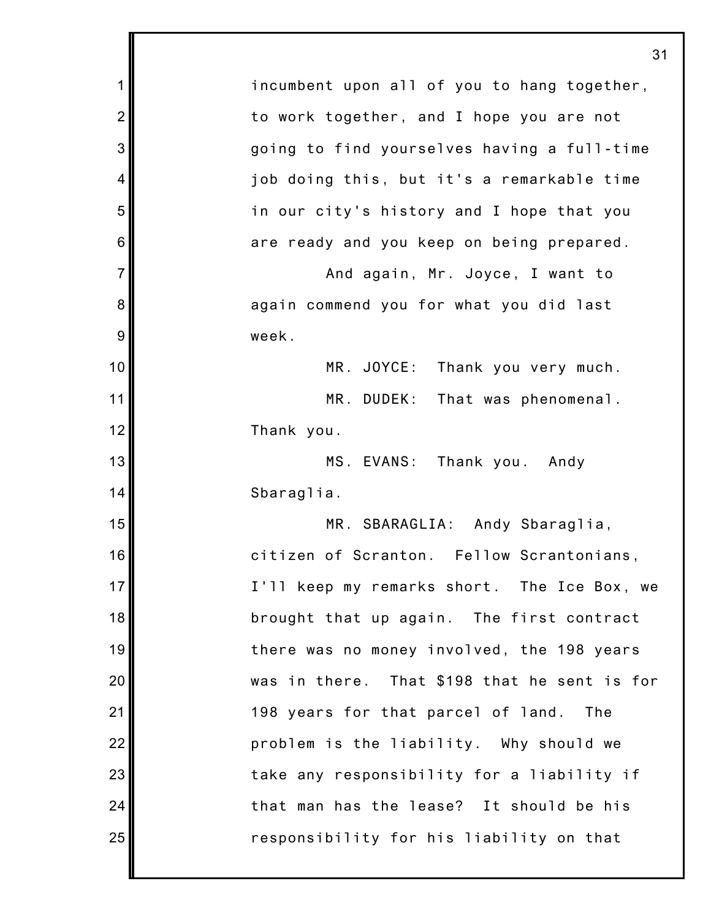incumbent upon all of you to hang together, to work together, and I hope you are not going to find yourselves having a full-time job doing this, but it's a remarkable time in our city's history and I hope that you are ready and you keep on being prepared.

And again, Mr. Joyce, I want to again commend you for what you did last week.

MR. JOYCE: Thank you very much.

MR. DUDEK: That was phenomenal. Thank you.

MS. EVANS: Thank you. Andy Sbaraglia.

MR. SBARAGLIA: Andy Sbaraglia, citizen of Scranton. Fellow Scrantonians, I'll keep my remarks short. The Ice Box, we brought that up again. The first contract there was no money involved, the 198 years was in there. That $198 that he sent is for 198 years for that parcel of land. The problem is the liability. Why should we take any responsibility for a liability if that man has the lease? It should be his responsibility for his liability on that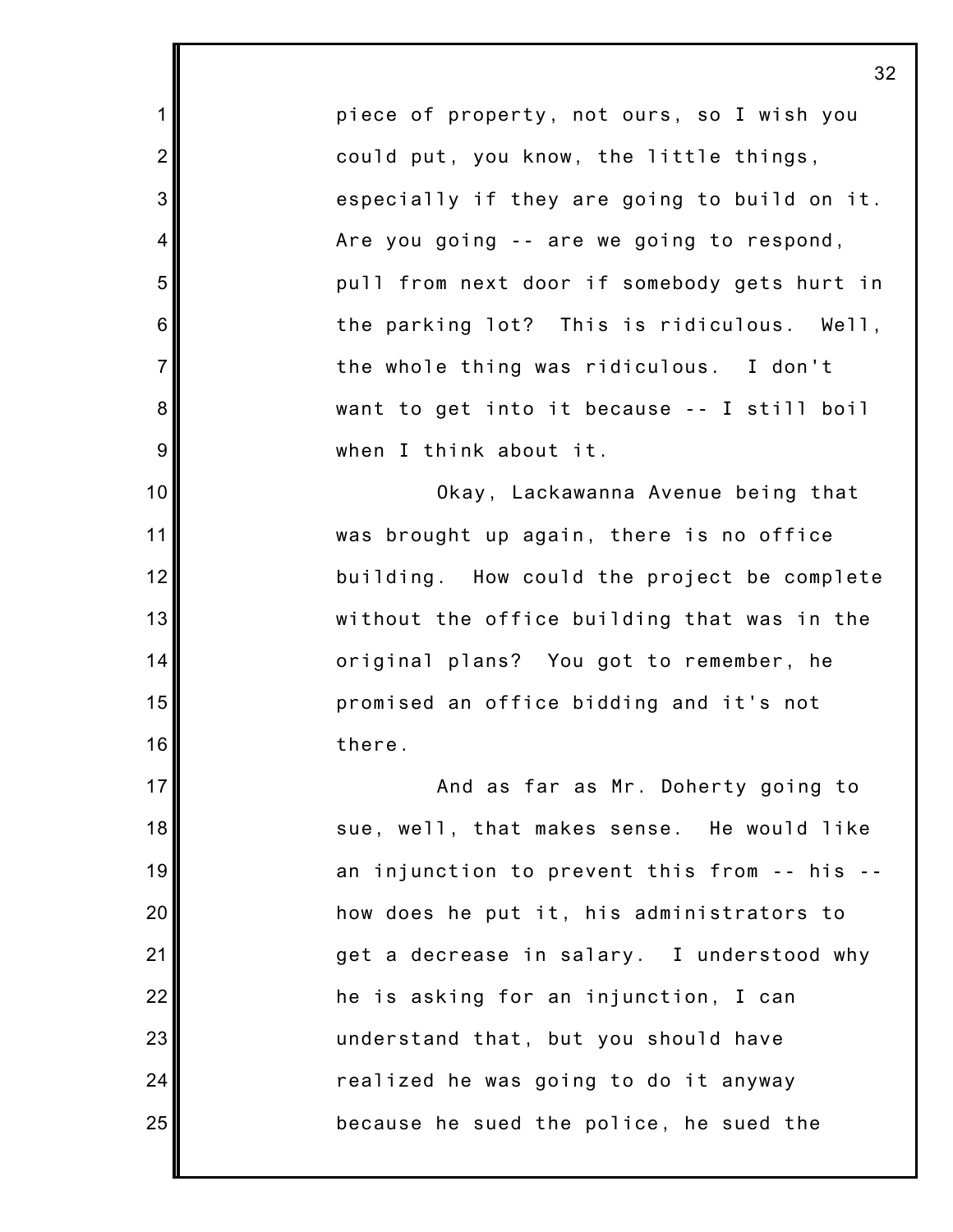piece of property, not ours, so I wish you could put, you know, the little things, especially if they are going to build on it. Are you going -- are we going to respond, pull from next door if somebody gets hurt in the parking lot? This is ridiculous. Well, the whole thing was ridiculous. I don't want to get into it because -- I still boil when I think about it.

Okay, Lackawanna Avenue being that was brought up again, there is no office building. How could the project be complete without the office building that was in the original plans? You got to remember, he promised an office bidding and it's not there.

And as far as Mr. Doherty going to sue, well, that makes sense. He would like an injunction to prevent this from -- his -- how does he put it, his administrators to get a decrease in salary. I understood why he is asking for an injunction, I can understand that, but you should have realized he was going to do it anyway because he sued the police, he sued the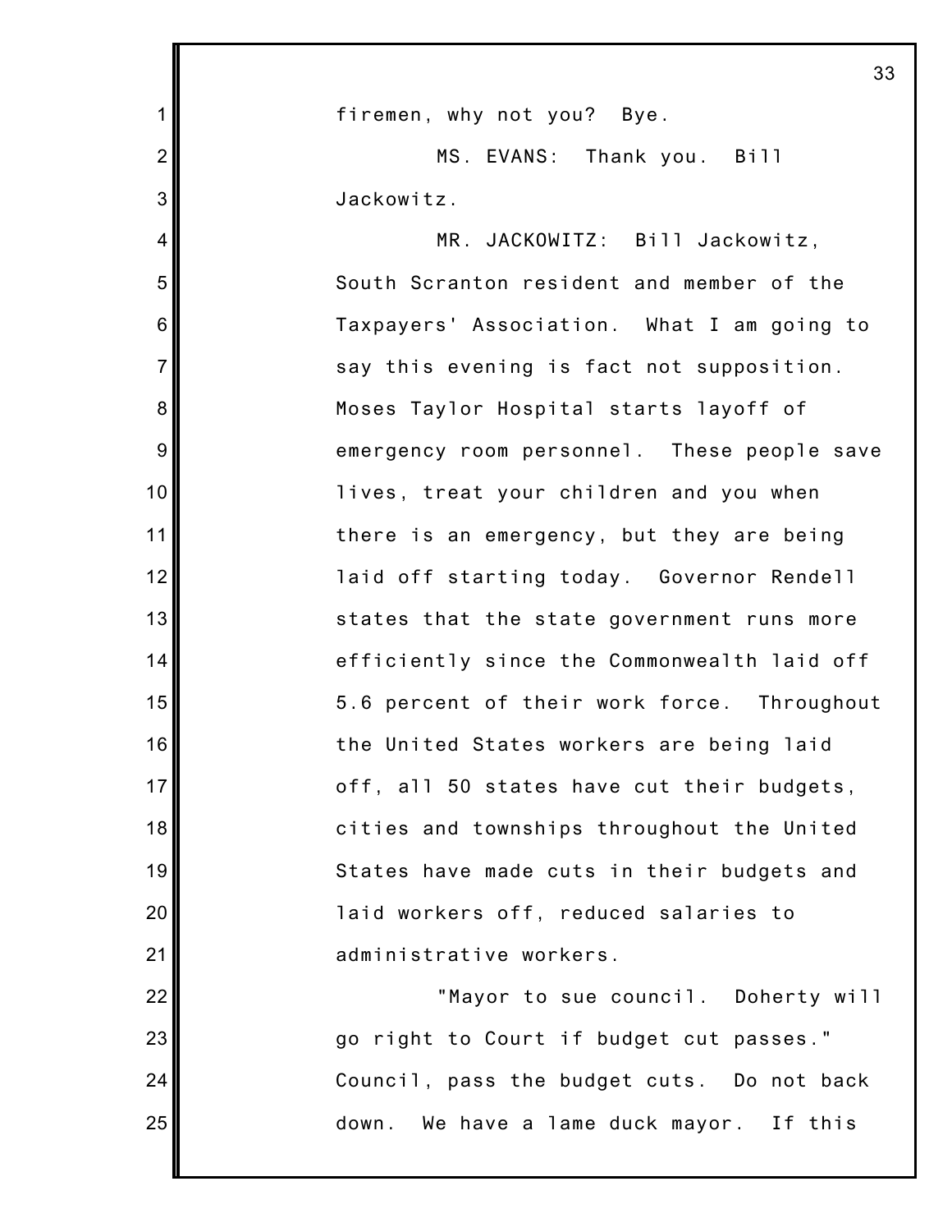firemen, why not you? Bye.

MS. EVANS: Thank you. Bill Jackowitz.

MR. JACKOWITZ: Bill Jackowitz, South Scranton resident and member of the Taxpayers' Association. What I am going to say this evening is fact not supposition. Moses Taylor Hospital starts layoff of emergency room personnel. These people save lives, treat your children and you when there is an emergency, but they are being laid off starting today. Governor Rendell states that the state government runs more efficiently since the Commonwealth laid off 5.6 percent of their work force. Throughout the United States workers are being laid off, all 50 states have cut their budgets, cities and townships throughout the United States have made cuts in their budgets and laid workers off, reduced salaries to administrative workers.

"Mayor to sue council. Doherty will go right to Court if budget cut passes." Council, pass the budget cuts. Do not back down. We have a lame duck mayor. If this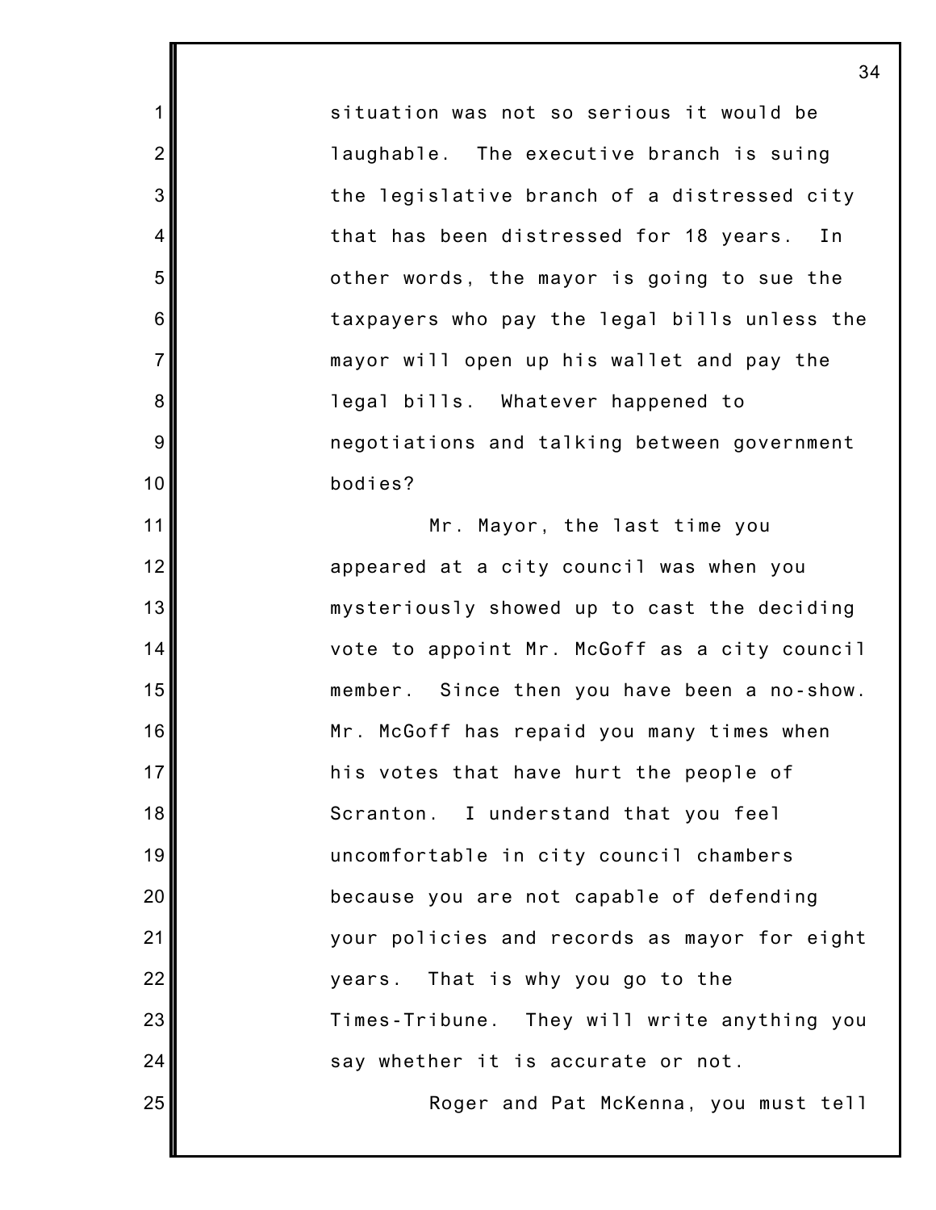situation was not so serious it would be laughable. The executive branch is suing the legislative branch of a distressed city that has been distressed for 18 years. In other words, the mayor is going to sue the taxpayers who pay the legal bills unless the mayor will open up his wallet and pay the legal bills. Whatever happened to negotiations and talking between government bodies?

Mr. Mayor, the last time you appeared at a city council was when you mysteriously showed up to cast the deciding vote to appoint Mr. McGoff as a city council member. Since then you have been a no-show. Mr. McGoff has repaid you many times when his votes that have hurt the people of Scranton. I understand that you feel uncomfortable in city council chambers because you are not capable of defending your policies and records as mayor for eight years. That is why you go to the Times-Tribune. They will write anything you say whether it is accurate or not.

Roger and Pat McKenna, you must tell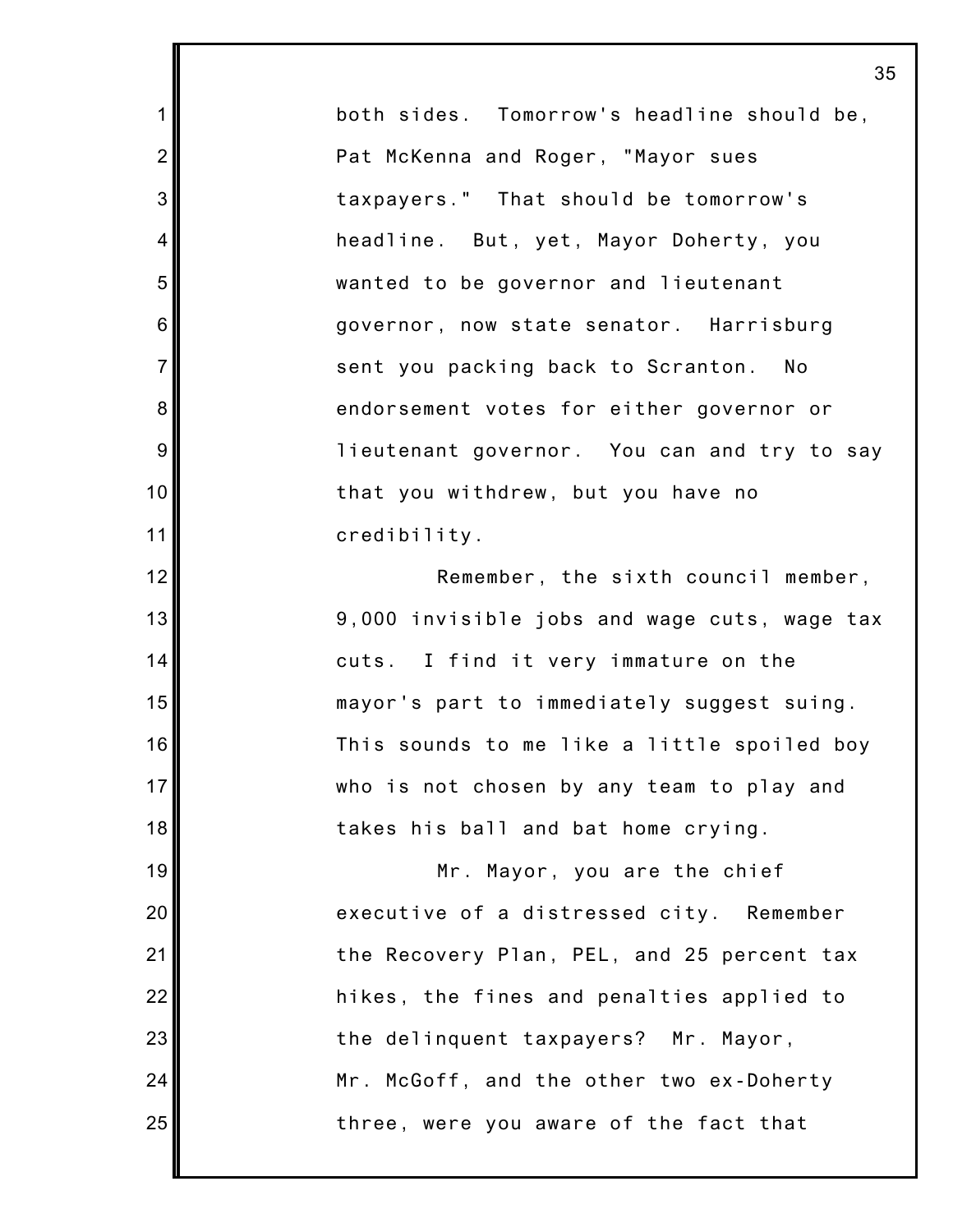both sides. Tomorrow's headline should be, Pat McKenna and Roger, "Mayor sues taxpayers." That should be tomorrow's headline. But, yet, Mayor Doherty, you wanted to be governor and lieutenant governor, now state senator. Harrisburg sent you packing back to Scranton. No endorsement votes for either governor or lieutenant governor. You can and try to say that you withdrew, but you have no credibility.

Remember, the sixth council member, 9,000 invisible jobs and wage cuts, wage tax cuts. I find it very immature on the mayor's part to immediately suggest suing. This sounds to me like a little spoiled boy who is not chosen by any team to play and takes his ball and bat home crying.

Mr. Mayor, you are the chief executive of a distressed city. Remember the Recovery Plan, PEL, and 25 percent tax hikes, the fines and penalties applied to the delinquent taxpayers? Mr. Mayor, Mr. McGoff, and the other two ex-Doherty three, were you aware of the fact that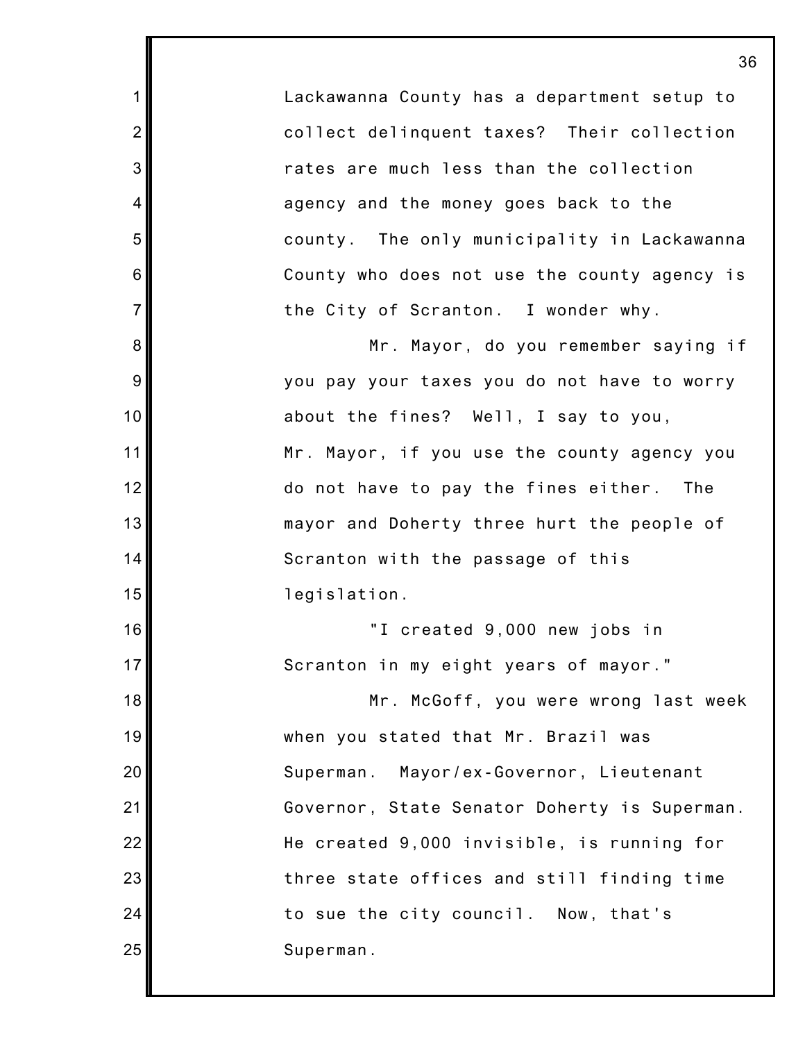Lackawanna County has a department setup to collect delinquent taxes? Their collection rates are much less than the collection agency and the money goes back to the county. The only municipality in Lackawanna County who does not use the county agency is the City of Scranton. I wonder why.

Mr. Mayor, do you remember saying if you pay your taxes you do not have to worry about the fines? Well, I say to you, Mr. Mayor, if you use the county agency you do not have to pay the fines either. The mayor and Doherty three hurt the people of Scranton with the passage of this legislation.

"I created 9,000 new jobs in Scranton in my eight years of mayor."

Mr. McGoff, you were wrong last week when you stated that Mr. Brazil was Superman. Mayor/ex-Governor, Lieutenant Governor, State Senator Doherty is Superman. He created 9,000 invisible, is running for three state offices and still finding time to sue the city council. Now, that's Superman.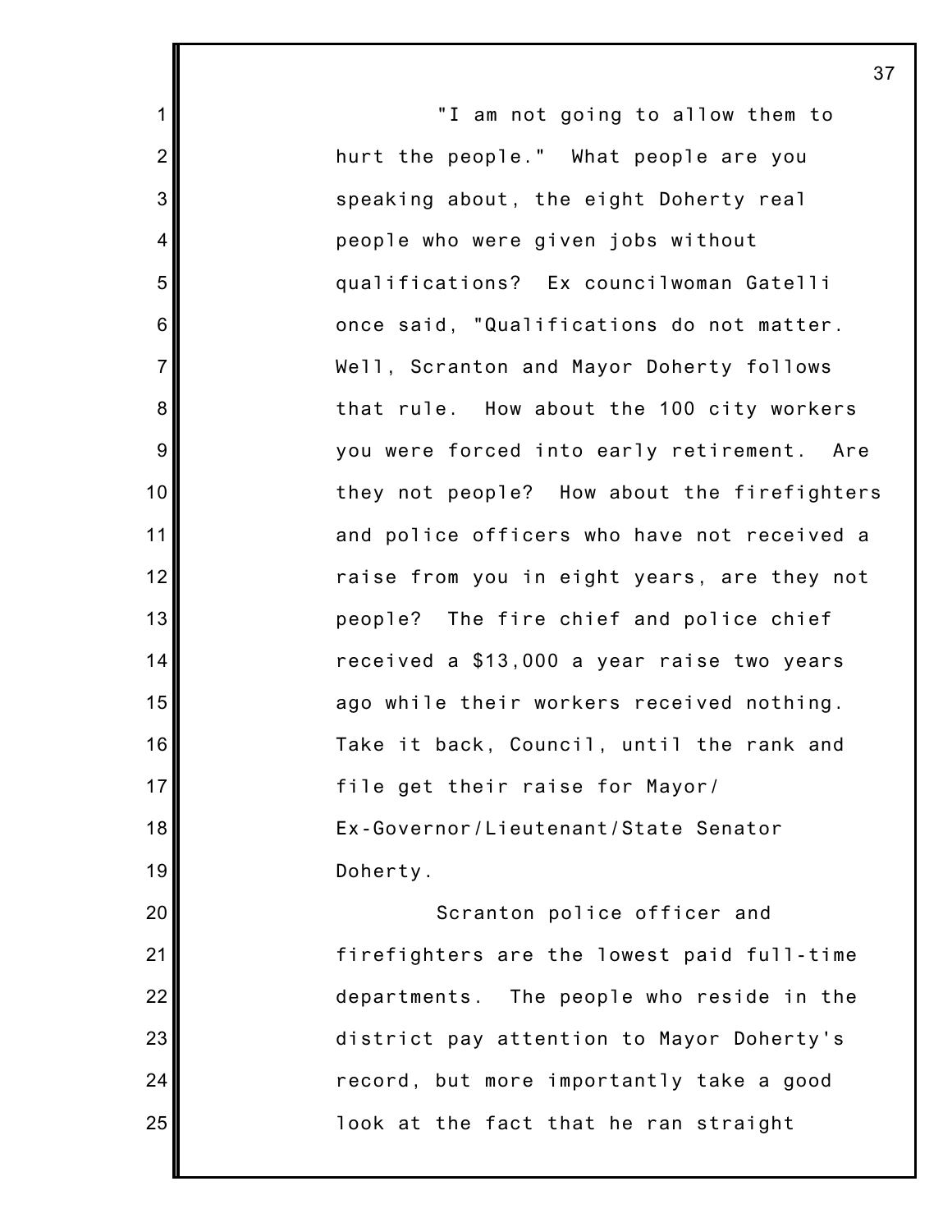"I am not going to allow them to hurt the people." What people are you speaking about, the eight Doherty real people who were given jobs without qualifications? Ex councilwoman Gatelli once said, "Qualifications do not matter. Well, Scranton and Mayor Doherty follows that rule. How about the 100 city workers you were forced into early retirement. Are they not people? How about the firefighters and police officers who have not received a raise from you in eight years, are they not people? The fire chief and police chief received a $13,000 a year raise two years ago while their workers received nothing. Take it back, Council, until the rank and file get their raise for Mayor/ Ex-Governor/Lieutenant/State Senator Doherty.

Scranton police officer and firefighters are the lowest paid full-time departments. The people who reside in the district pay attention to Mayor Doherty's record, but more importantly take a good look at the fact that he ran straight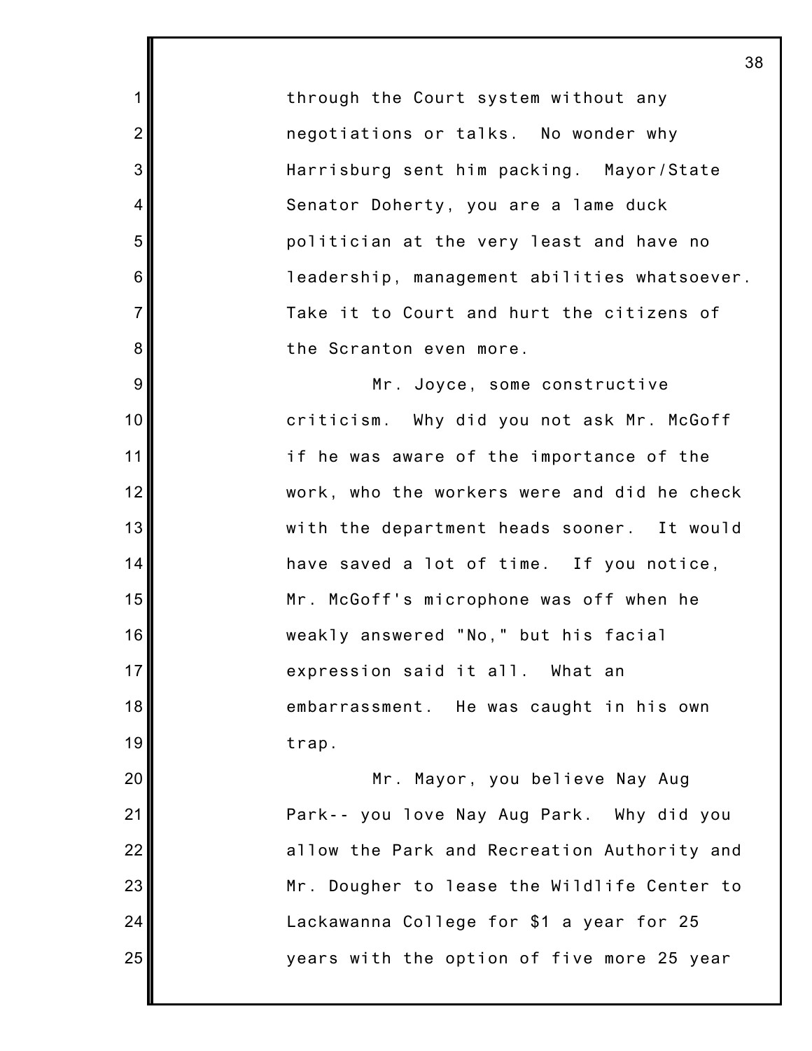through the Court system without any negotiations or talks. No wonder why Harrisburg sent him packing. Mayor/State Senator Doherty, you are a lame duck politician at the very least and have no leadership, management abilities whatsoever. Take it to Court and hurt the citizens of the Scranton even more.

Mr. Joyce, some constructive criticism. Why did you not ask Mr. McGoff if he was aware of the importance of the work, who the workers were and did he check with the department heads sooner. It would have saved a lot of time. If you notice, Mr. McGoff's microphone was off when he weakly answered "No," but his facial expression said it all. What an embarrassment. He was caught in his own trap.

Mr. Mayor, you believe Nay Aug Park-- you love Nay Aug Park. Why did you allow the Park and Recreation Authority and Mr. Dougher to lease the Wildlife Center to Lackawanna College for $1 a year for 25 years with the option of five more 25 year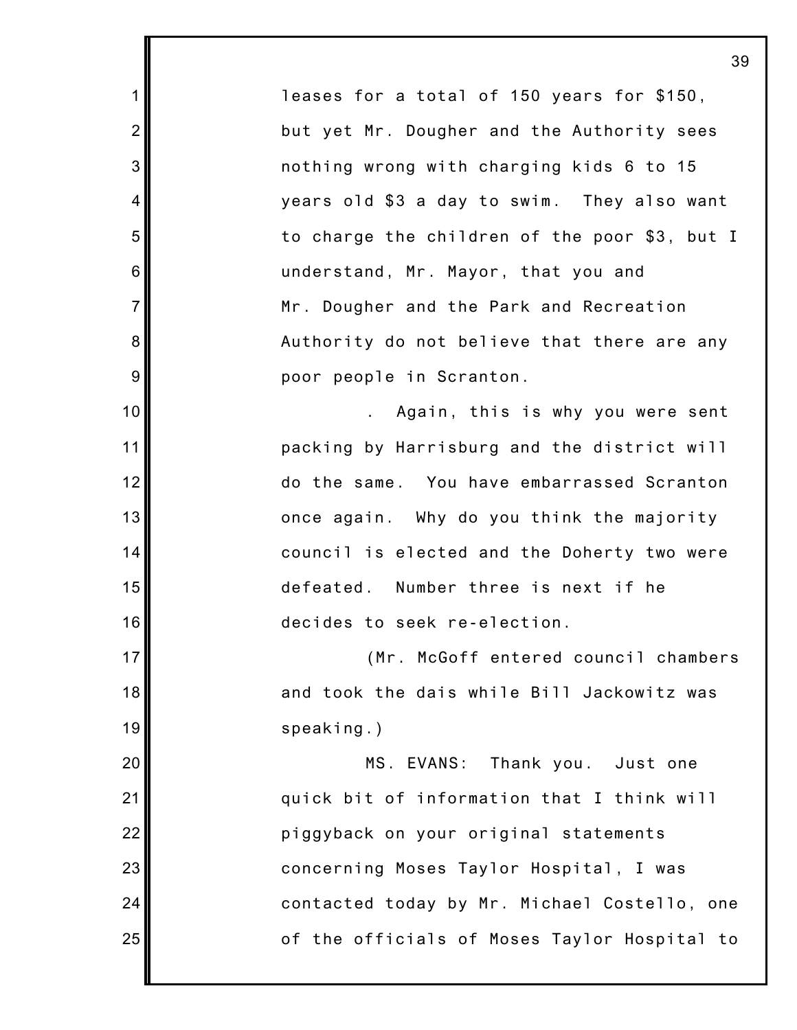leases for a total of 150 years for $150, but yet Mr. Dougher and the Authority sees nothing wrong with charging kids 6 to 15 years old $3 a day to swim. They also want to charge the children of the poor $3, but I understand, Mr. Mayor, that you and Mr. Dougher and the Park and Recreation Authority do not believe that there are any poor people in Scranton.

. Again, this is why you were sent packing by Harrisburg and the district will do the same. You have embarrassed Scranton once again. Why do you think the majority council is elected and the Doherty two were defeated. Number three is next if he decides to seek re-election.

(Mr. McGoff entered council chambers and took the dais while Bill Jackowitz was speaking.)

MS. EVANS: Thank you. Just one quick bit of information that I think will piggyback on your original statements concerning Moses Taylor Hospital, I was contacted today by Mr. Michael Costello, one of the officials of Moses Taylor Hospital to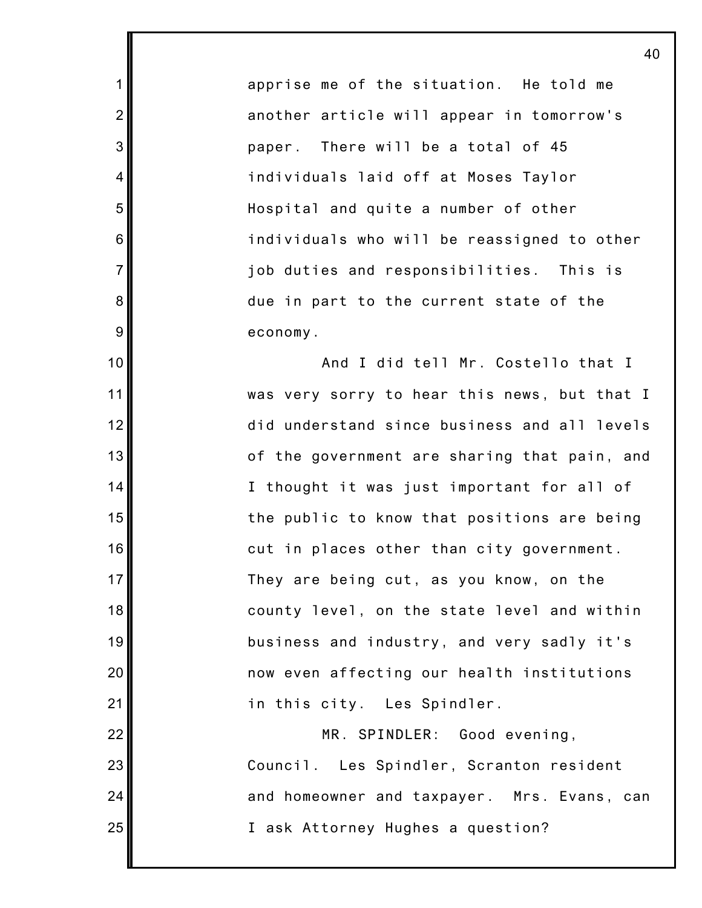apprise me of the situation. He told me another article will appear in tomorrow's paper. There will be a total of 45 individuals laid off at Moses Taylor Hospital and quite a number of other individuals who will be reassigned to other job duties and responsibilities. This is due in part to the current state of the economy.

And I did tell Mr. Costello that I was very sorry to hear this news, but that I did understand since business and all levels of the government are sharing that pain, and I thought it was just important for all of the public to know that positions are being cut in places other than city government. They are being cut, as you know, on the county level, on the state level and within business and industry, and very sadly it's now even affecting our health institutions in this city. Les Spindler.

MR. SPINDLER: Good evening, Council. Les Spindler, Scranton resident and homeowner and taxpayer. Mrs. Evans, can I ask Attorney Hughes a question?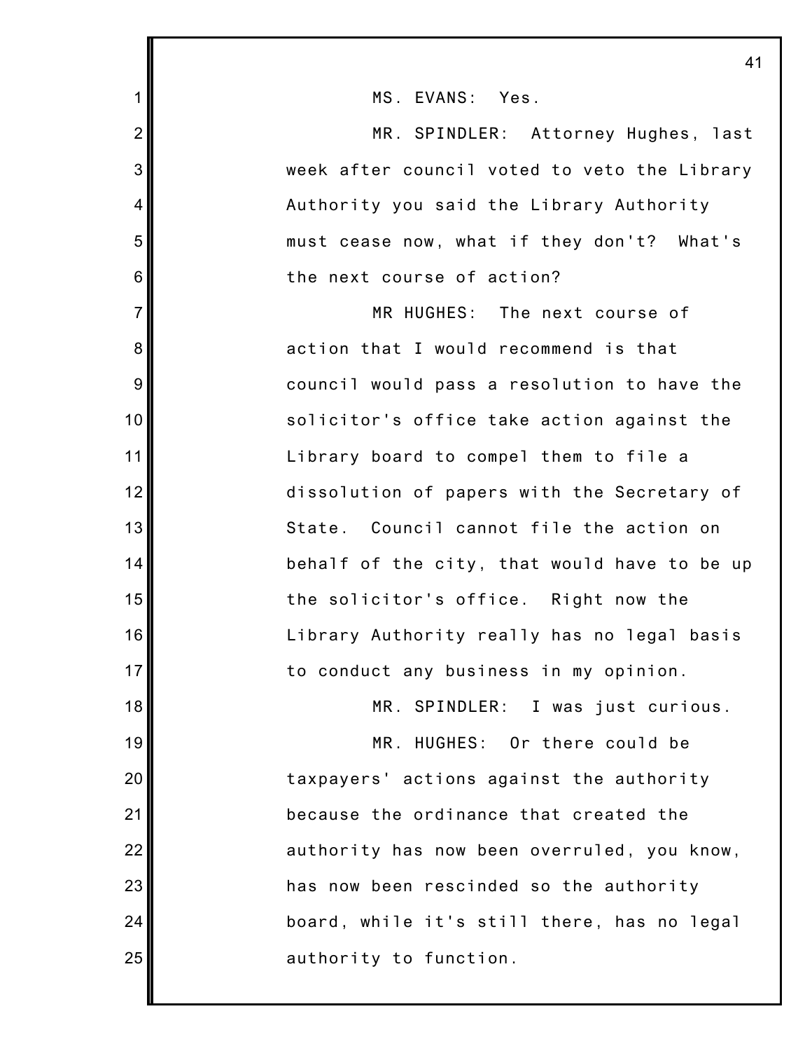MS. EVANS: Yes.

MR. SPINDLER: Attorney Hughes, last week after council voted to veto the Library Authority you said the Library Authority must cease now, what if they don't? What's the next course of action?

MR HUGHES: The next course of action that I would recommend is that council would pass a resolution to have the solicitor's office take action against the Library board to compel them to file a dissolution of papers with the Secretary of State. Council cannot file the action on behalf of the city, that would have to be up the solicitor's office. Right now the Library Authority really has no legal basis to conduct any business in my opinion.

MR. SPINDLER: I was just curious.

MR. HUGHES: Or there could be taxpayers' actions against the authority because the ordinance that created the authority has now been overruled, you know, has now been rescinded so the authority board, while it's still there, has no legal authority to function.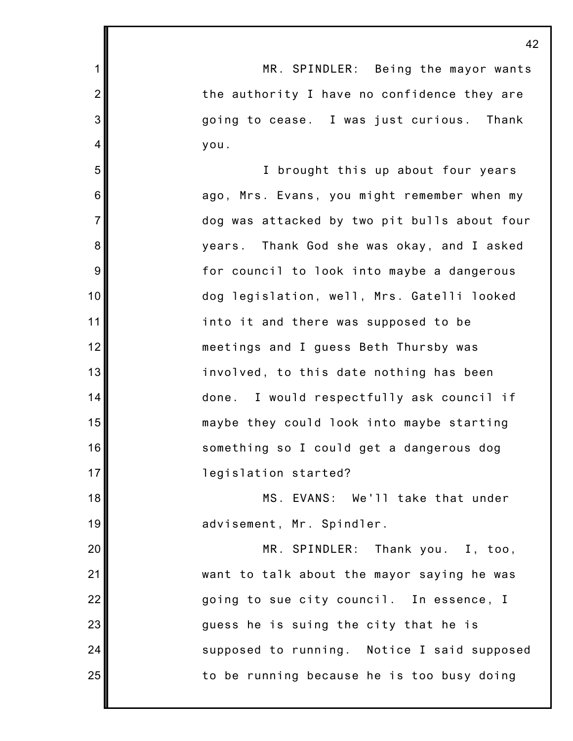MR. SPINDLER: Being the mayor wants the authority I have no confidence they are going to cease. I was just curious. Thank you.

I brought this up about four years ago, Mrs. Evans, you might remember when my dog was attacked by two pit bulls about four years. Thank God she was okay, and I asked for council to look into maybe a dangerous dog legislation, well, Mrs. Gatelli looked into it and there was supposed to be meetings and I guess Beth Thursby was involved, to this date nothing has been done. I would respectfully ask council if maybe they could look into maybe starting something so I could get a dangerous dog legislation started?

MS. EVANS: We'll take that under advisement, Mr. Spindler.

MR. SPINDLER: Thank you. I, too, want to talk about the mayor saying he was going to sue city council. In essence, I guess he is suing the city that he is supposed to running. Notice I said supposed to be running because he is too busy doing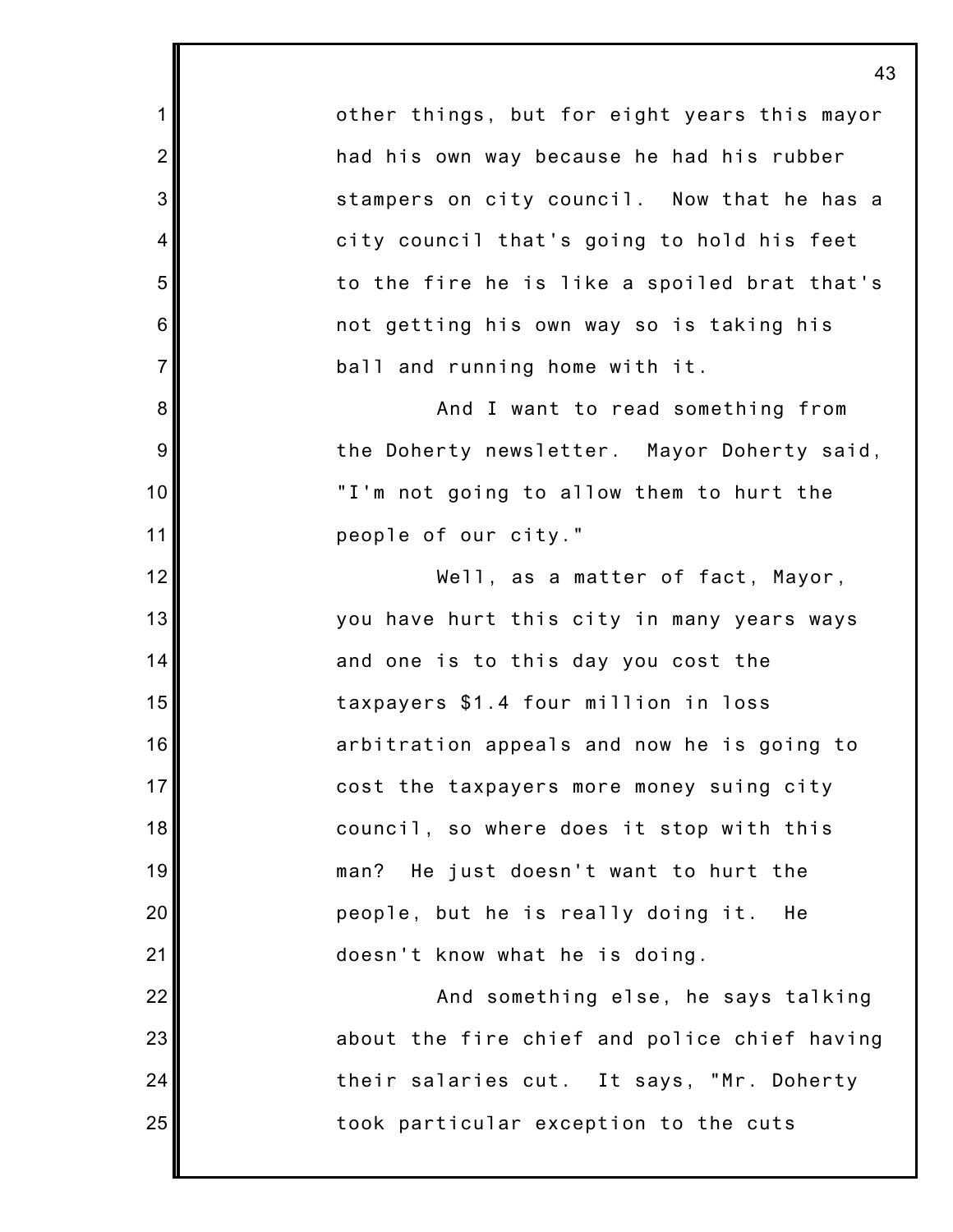other things, but for eight years this mayor had his own way because he had his rubber stampers on city council. Now that he has a city council that's going to hold his feet to the fire he is like a spoiled brat that's not getting his own way so is taking his ball and running home with it.

And I want to read something from the Doherty newsletter. Mayor Doherty said, "I'm not going to allow them to hurt the people of our city."

Well, as a matter of fact, Mayor, you have hurt this city in many years ways and one is to this day you cost the taxpayers $1.4 four million in loss arbitration appeals and now he is going to cost the taxpayers more money suing city council, so where does it stop with this man? He just doesn't want to hurt the people, but he is really doing it. He doesn't know what he is doing.

And something else, he says talking about the fire chief and police chief having their salaries cut. It says, "Mr. Doherty took particular exception to the cuts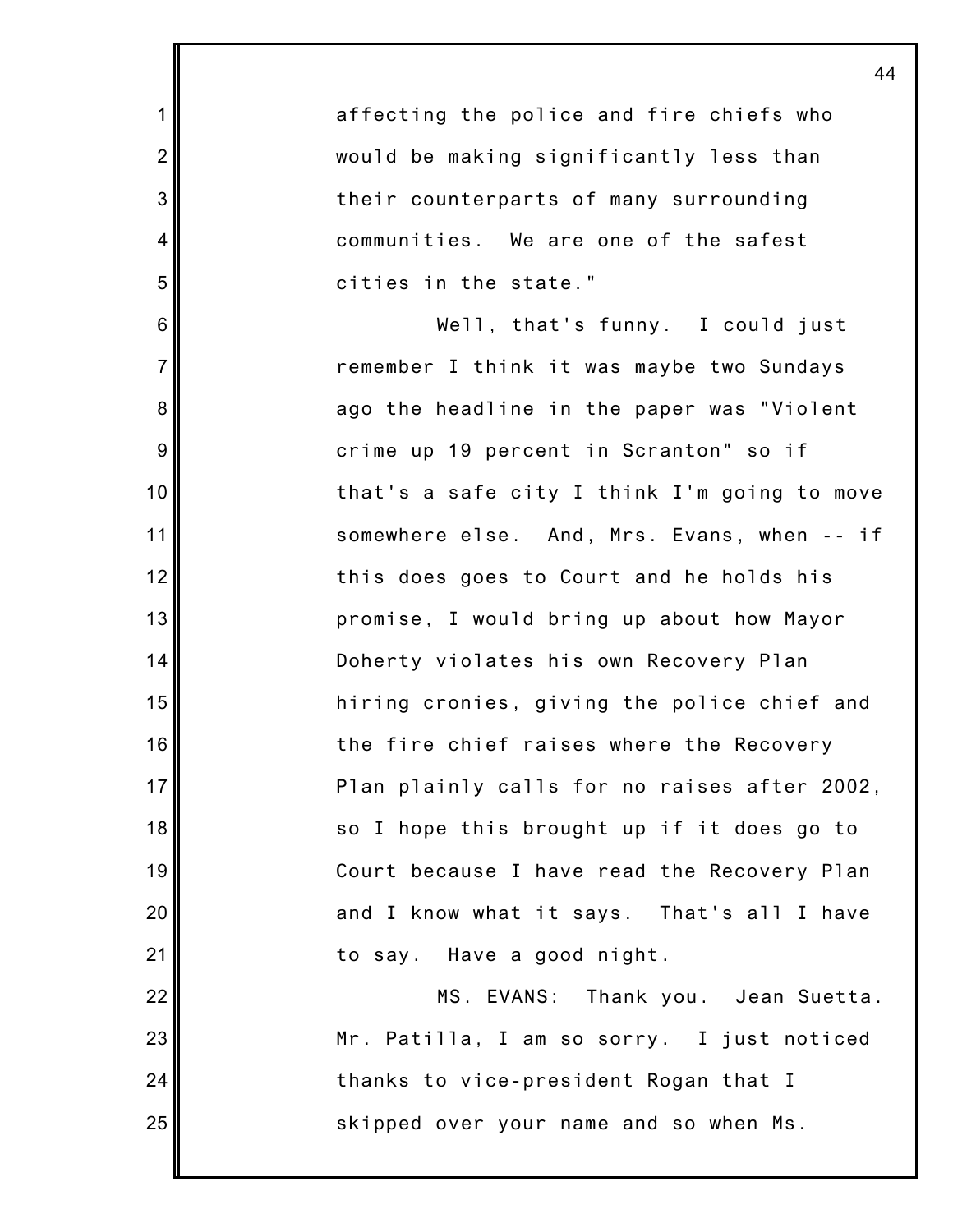affecting the police and fire chiefs who would be making significantly less than their counterparts of many surrounding communities. We are one of the safest cities in the state."

Well, that's funny. I could just remember I think it was maybe two Sundays ago the headline in the paper was "Violent crime up 19 percent in Scranton" so if that's a safe city I think I'm going to move somewhere else. And, Mrs. Evans, when -- if this does goes to Court and he holds his promise, I would bring up about how Mayor Doherty violates his own Recovery Plan hiring cronies, giving the police chief and the fire chief raises where the Recovery Plan plainly calls for no raises after 2002, so I hope this brought up if it does go to Court because I have read the Recovery Plan and I know what it says. That's all I have to say. Have a good night.

MS. EVANS: Thank you. Jean Suetta. Mr. Patilla, I am so sorry. I just noticed thanks to vice-president Rogan that I skipped over your name and so when Ms.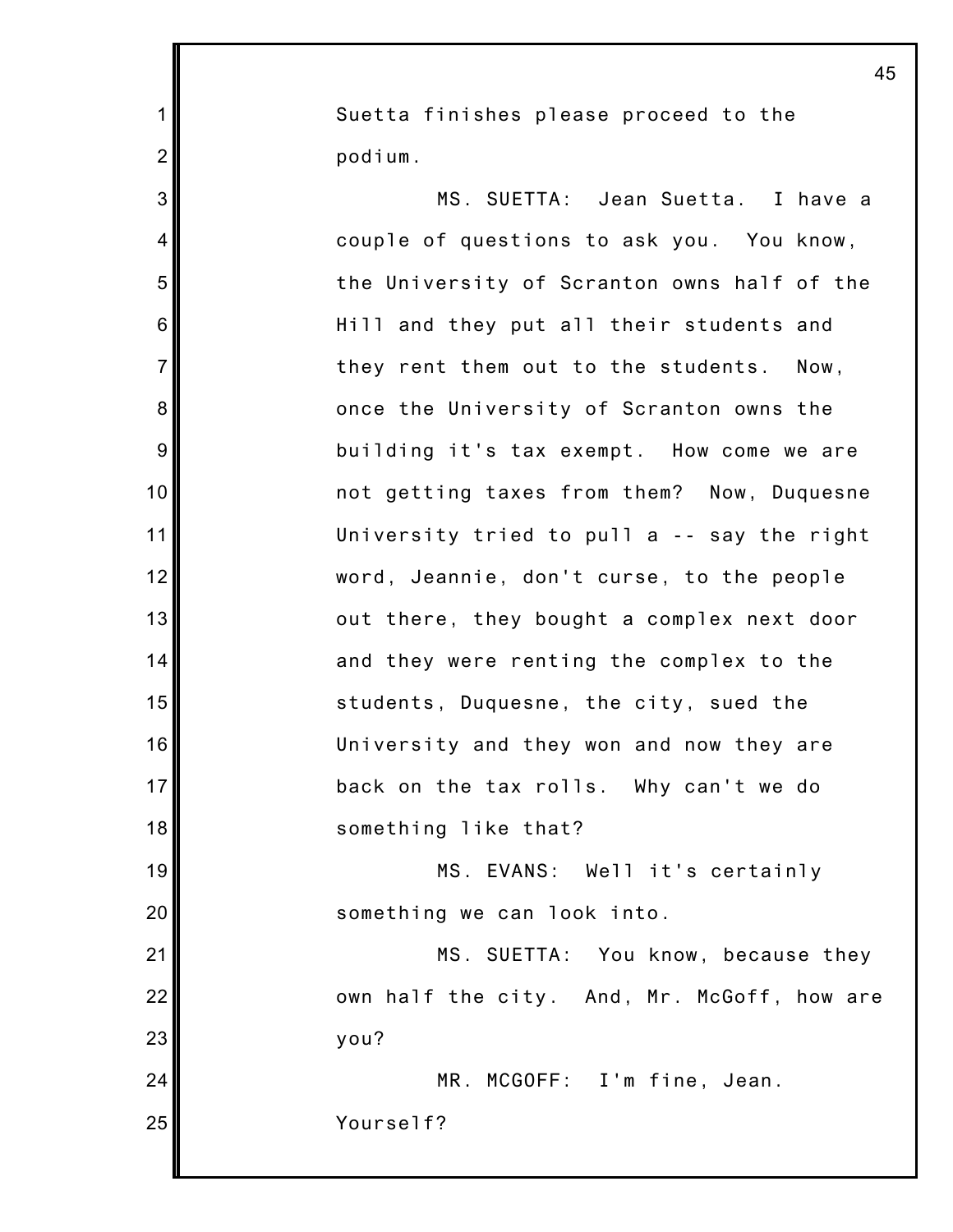Suetta finishes please proceed to the podium.

MS. SUETTA: Jean Suetta. I have a couple of questions to ask you. You know, the University of Scranton owns half of the Hill and they put all their students and they rent them out to the students. Now, once the University of Scranton owns the building it's tax exempt. How come we are not getting taxes from them? Now, Duquesne University tried to pull a -- say the right word, Jeannie, don't curse, to the people out there, they bought a complex next door and they were renting the complex to the students, Duquesne, the city, sued the University and they won and now they are back on the tax rolls. Why can't we do something like that?

MS. EVANS: Well it's certainly something we can look into.

MS. SUETTA: You know, because they own half the city. And, Mr. McGoff, how are you?

MR. MCGOFF: I'm fine, Jean. Yourself?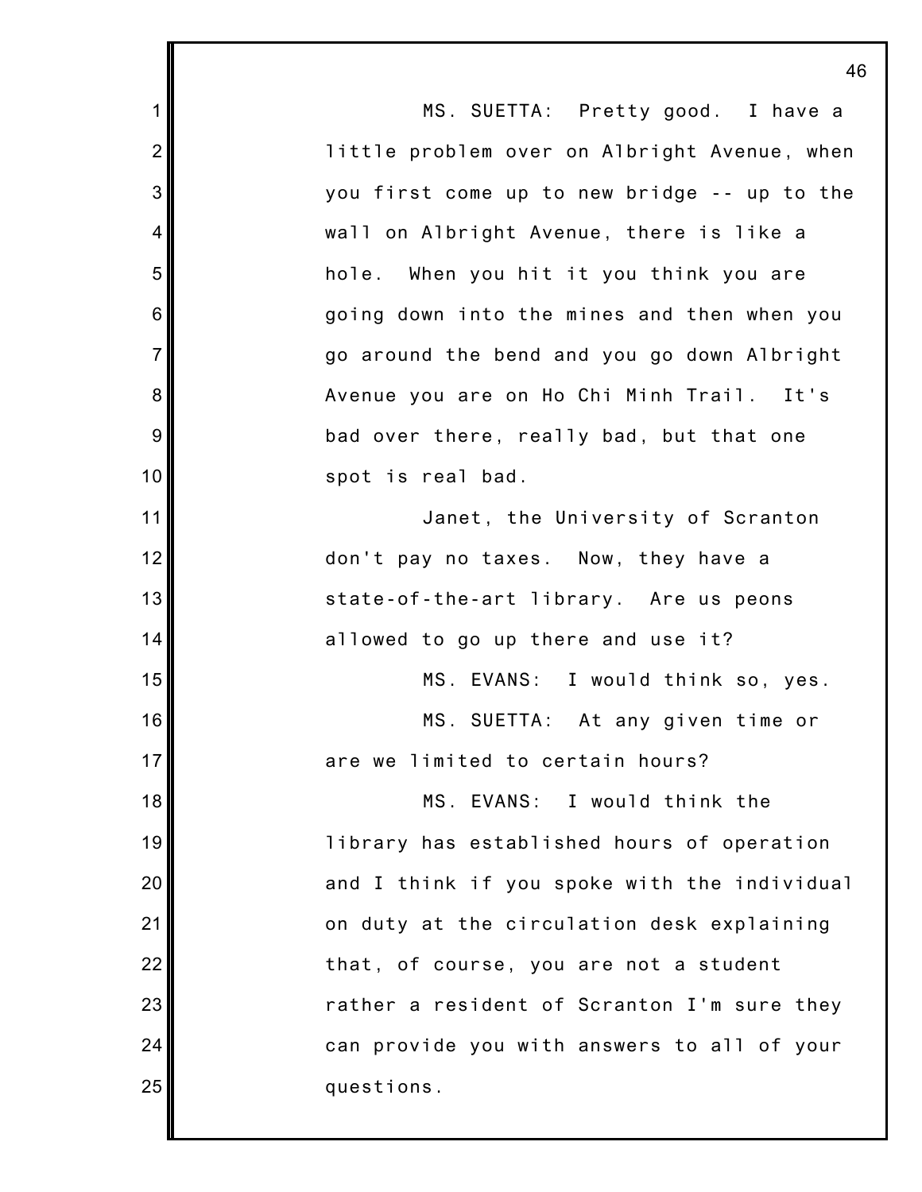MS. SUETTA: Pretty good. I have a little problem over on Albright Avenue, when you first come up to new bridge -- up to the wall on Albright Avenue, there is like a hole. When you hit it you think you are going down into the mines and then when you go around the bend and you go down Albright Avenue you are on Ho Chi Minh Trail. It's bad over there, really bad, but that one spot is real bad.

Janet, the University of Scranton don't pay no taxes. Now, they have a state-of-the-art library. Are us peons allowed to go up there and use it?

MS. EVANS: I would think so, yes.

MS. SUETTA: At any given time or are we limited to certain hours?

MS. EVANS: I would think the library has established hours of operation and I think if you spoke with the individual on duty at the circulation desk explaining that, of course, you are not a student rather a resident of Scranton I'm sure they can provide you with answers to all of your questions.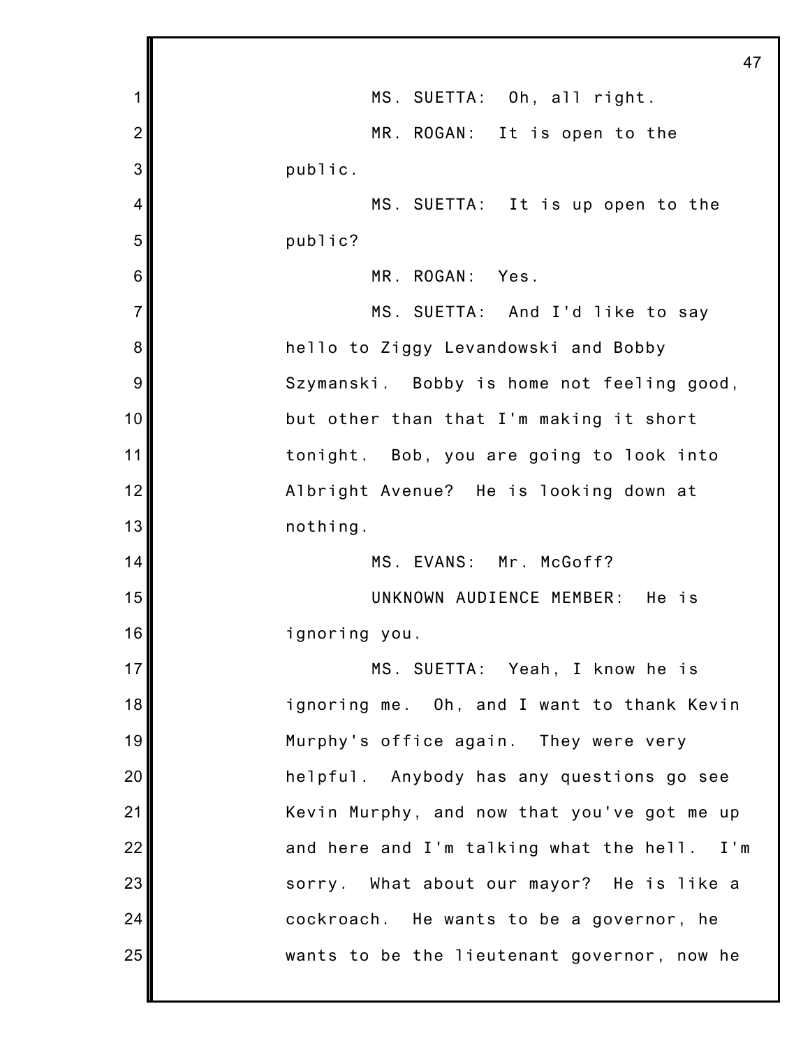MS. SUETTA: Oh, all right.

MR. ROGAN: It is open to the public.

MS. SUETTA: It is up open to the public?

MR. ROGAN: Yes.

MS. SUETTA: And I'd like to say hello to Ziggy Levandowski and Bobby Szymanski. Bobby is home not feeling good, but other than that I'm making it short tonight. Bob, you are going to look into Albright Avenue? He is looking down at nothing.

MS. EVANS: Mr. McGoff?

UNKNOWN AUDIENCE MEMBER: He is ignoring you.

MS. SUETTA: Yeah, I know he is ignoring me. Oh, and I want to thank Kevin Murphy's office again. They were very helpful. Anybody has any questions go see Kevin Murphy, and now that you've got me up and here and I'm talking what the hell. I'm sorry. What about our mayor? He is like a cockroach. He wants to be a governor, he wants to be the lieutenant governor, now he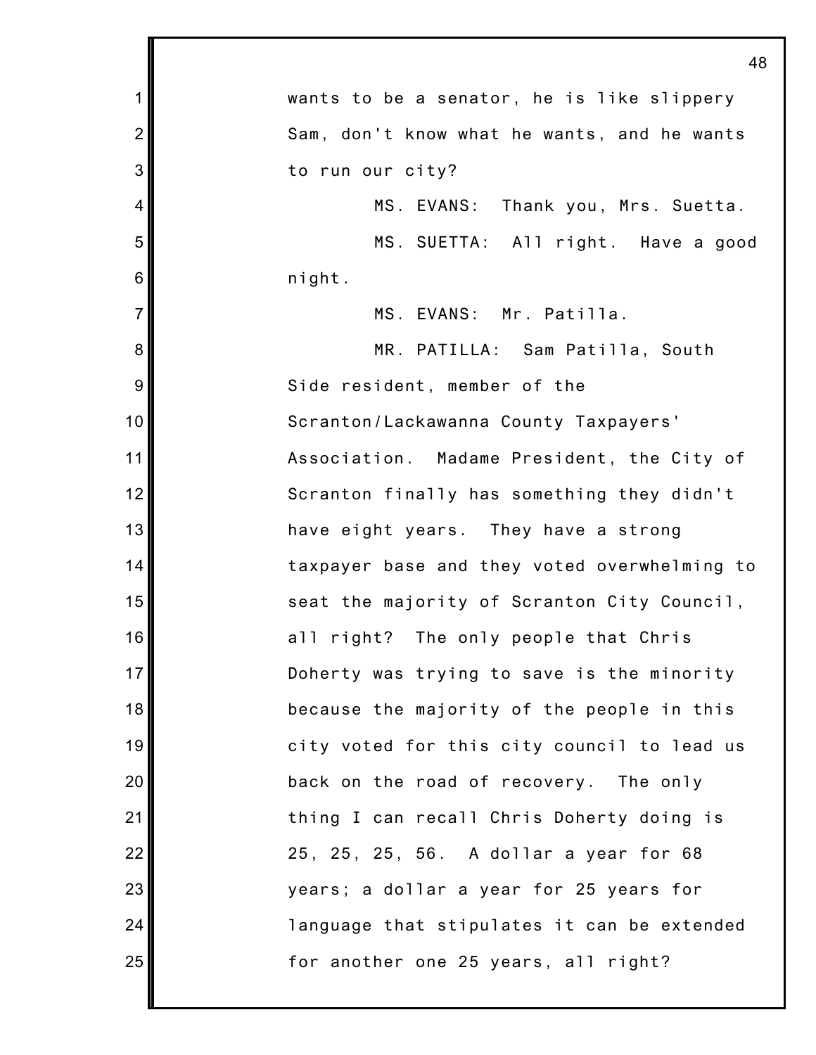wants to be a senator, he is like slippery Sam, don't know what he wants, and he wants to run our city?

MS. EVANS: Thank you, Mrs. Suetta.

MS. SUETTA: All right. Have a good night.

MS. EVANS: Mr. Patilla.

MR. PATILLA: Sam Patilla, South Side resident, member of the Scranton/Lackawanna County Taxpayers' Association. Madame President, the City of Scranton finally has something they didn't have eight years. They have a strong taxpayer base and they voted overwhelming to seat the majority of Scranton City Council, all right? The only people that Chris Doherty was trying to save is the minority because the majority of the people in this city voted for this city council to lead us back on the road of recovery. The only thing I can recall Chris Doherty doing is 25, 25, 25, 56. A dollar a year for 68 years; a dollar a year for 25 years for language that stipulates it can be extended for another one 25 years, all right?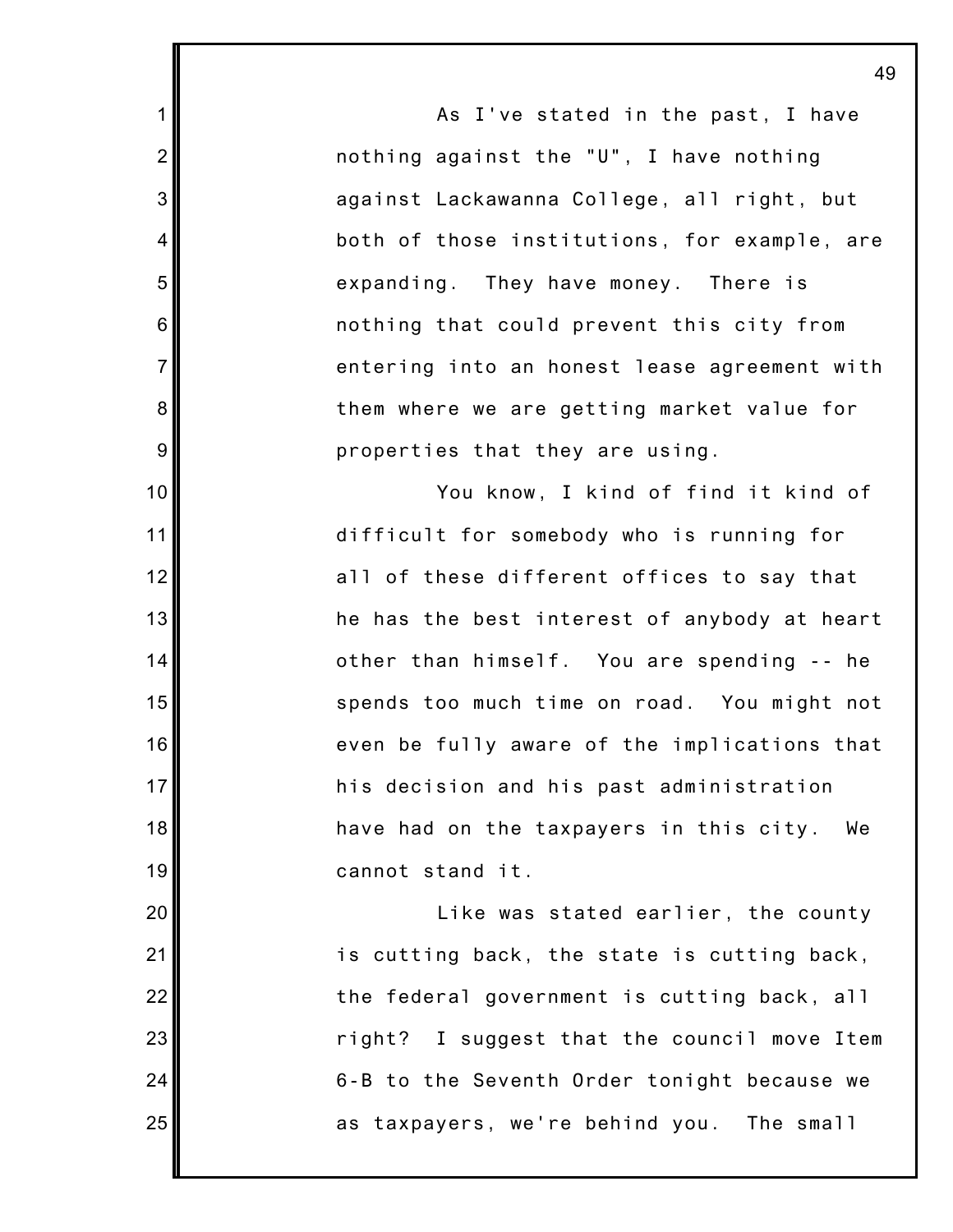As I've stated in the past, I have nothing against the "U", I have nothing against Lackawanna College, all right, but both of those institutions, for example, are expanding. They have money. There is nothing that could prevent this city from entering into an honest lease agreement with them where we are getting market value for properties that they are using.

You know, I kind of find it kind of difficult for somebody who is running for all of these different offices to say that he has the best interest of anybody at heart other than himself. You are spending -- he spends too much time on road. You might not even be fully aware of the implications that his decision and his past administration have had on the taxpayers in this city. We cannot stand it.

Like was stated earlier, the county is cutting back, the state is cutting back, the federal government is cutting back, all right? I suggest that the council move Item 6-B to the Seventh Order tonight because we as taxpayers, we're behind you. The small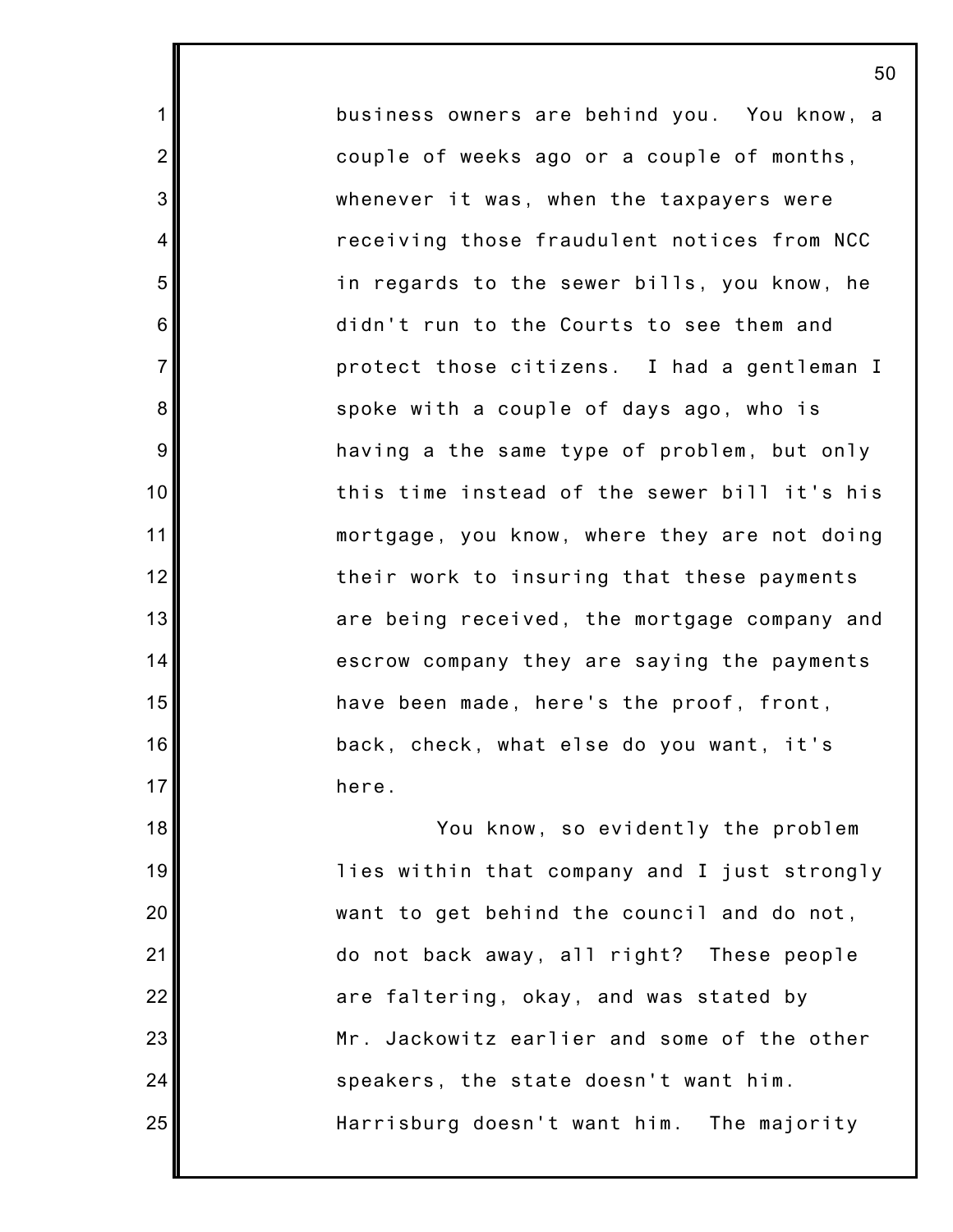business owners are behind you. You know, a couple of weeks ago or a couple of months, whenever it was, when the taxpayers were receiving those fraudulent notices from NCC in regards to the sewer bills, you know, he didn't run to the Courts to see them and protect those citizens. I had a gentleman I spoke with a couple of days ago, who is having a the same type of problem, but only this time instead of the sewer bill it's his mortgage, you know, where they are not doing their work to insuring that these payments are being received, the mortgage company and escrow company they are saying the payments have been made, here's the proof, front, back, check, what else do you want, it's here.

You know, so evidently the problem lies within that company and I just strongly want to get behind the council and do not, do not back away, all right? These people are faltering, okay, and was stated by Mr. Jackowitz earlier and some of the other speakers, the state doesn't want him. Harrisburg doesn't want him. The majority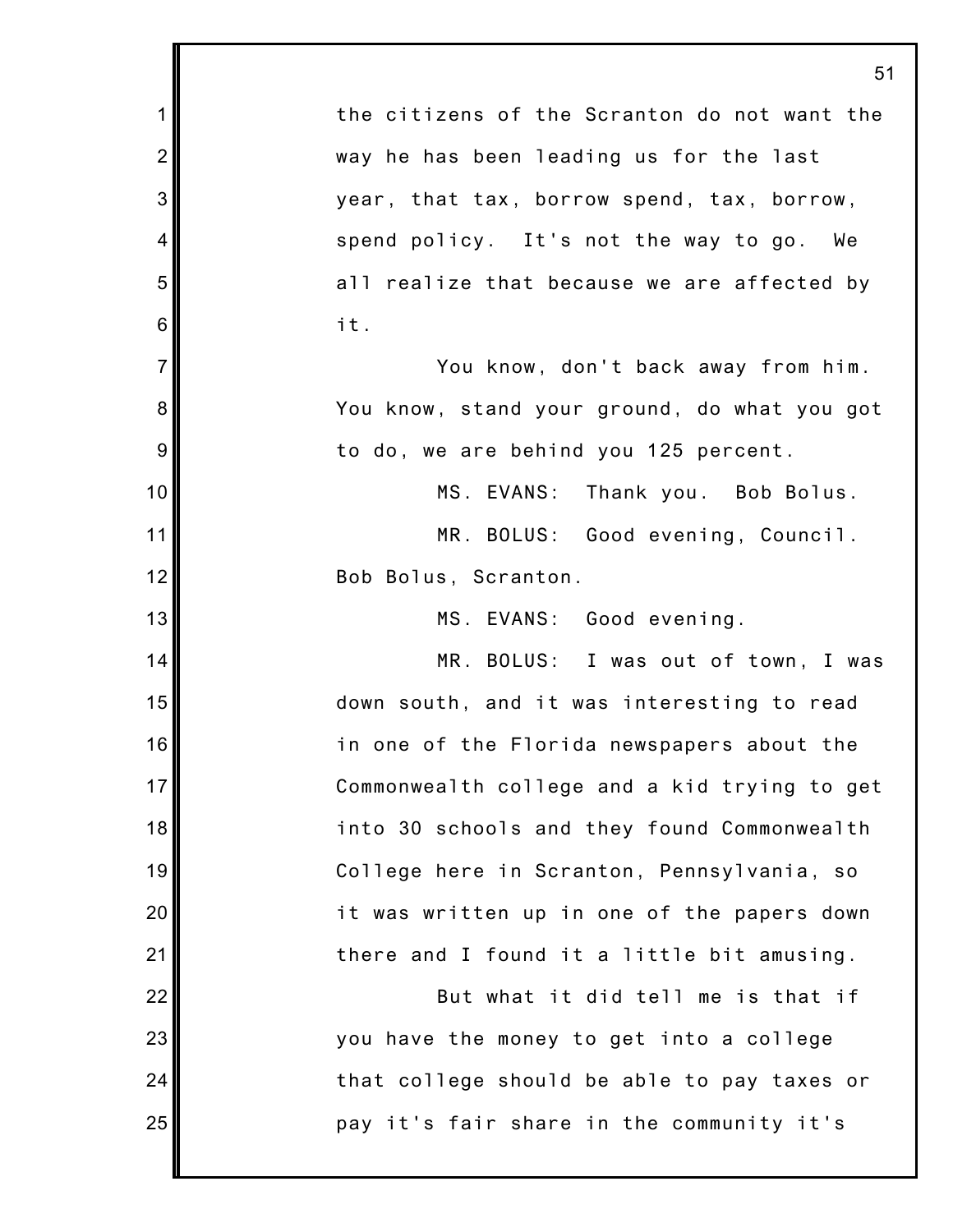the citizens of the Scranton do not want the way he has been leading us for the last year, that tax, borrow spend, tax, borrow, spend policy. It's not the way to go. We all realize that because we are affected by it.

You know, don't back away from him. You know, stand your ground, do what you got to do, we are behind you 125 percent.

MS. EVANS: Thank you. Bob Bolus.

MR. BOLUS: Good evening, Council. Bob Bolus, Scranton.

MS. EVANS: Good evening.

MR. BOLUS: I was out of town, I was down south, and it was interesting to read in one of the Florida newspapers about the Commonwealth college and a kid trying to get into 30 schools and they found Commonwealth College here in Scranton, Pennsylvania, so it was written up in one of the papers down there and I found it a little bit amusing.

But what it did tell me is that if you have the money to get into a college that college should be able to pay taxes or pay it's fair share in the community it's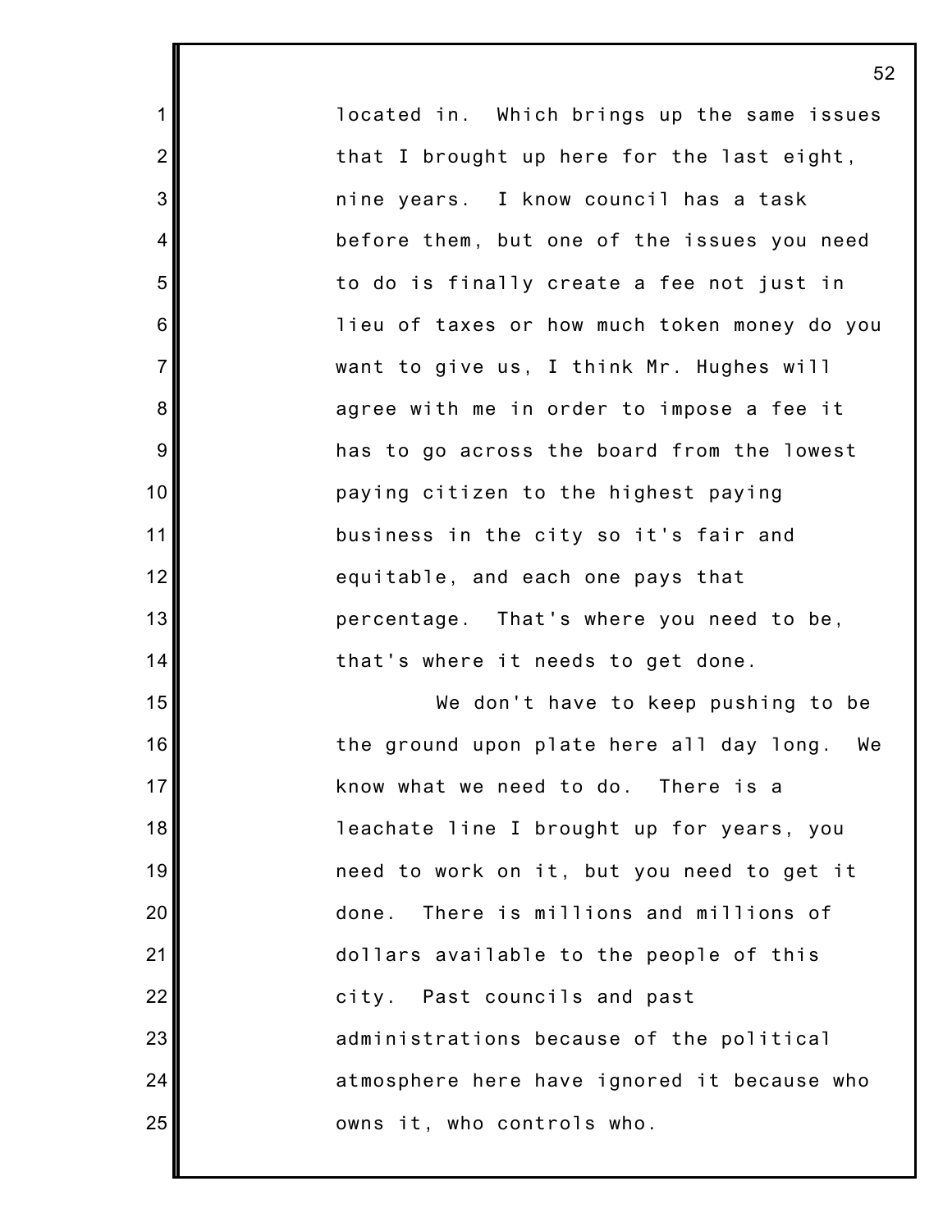located in. Which brings up the same issues that I brought up here for the last eight, nine years. I know council has a task before them, but one of the issues you need to do is finally create a fee not just in lieu of taxes or how much token money do you want to give us, I think Mr. Hughes will agree with me in order to impose a fee it has to go across the board from the lowest paying citizen to the highest paying business in the city so it's fair and equitable, and each one pays that percentage. That's where you need to be, that's where it needs to get done.

We don't have to keep pushing to be the ground upon plate here all day long. We know what we need to do. There is a leachate line I brought up for years, you need to work on it, but you need to get it done. There is millions and millions of dollars available to the people of this city. Past councils and past administrations because of the political atmosphere here have ignored it because who owns it, who controls who.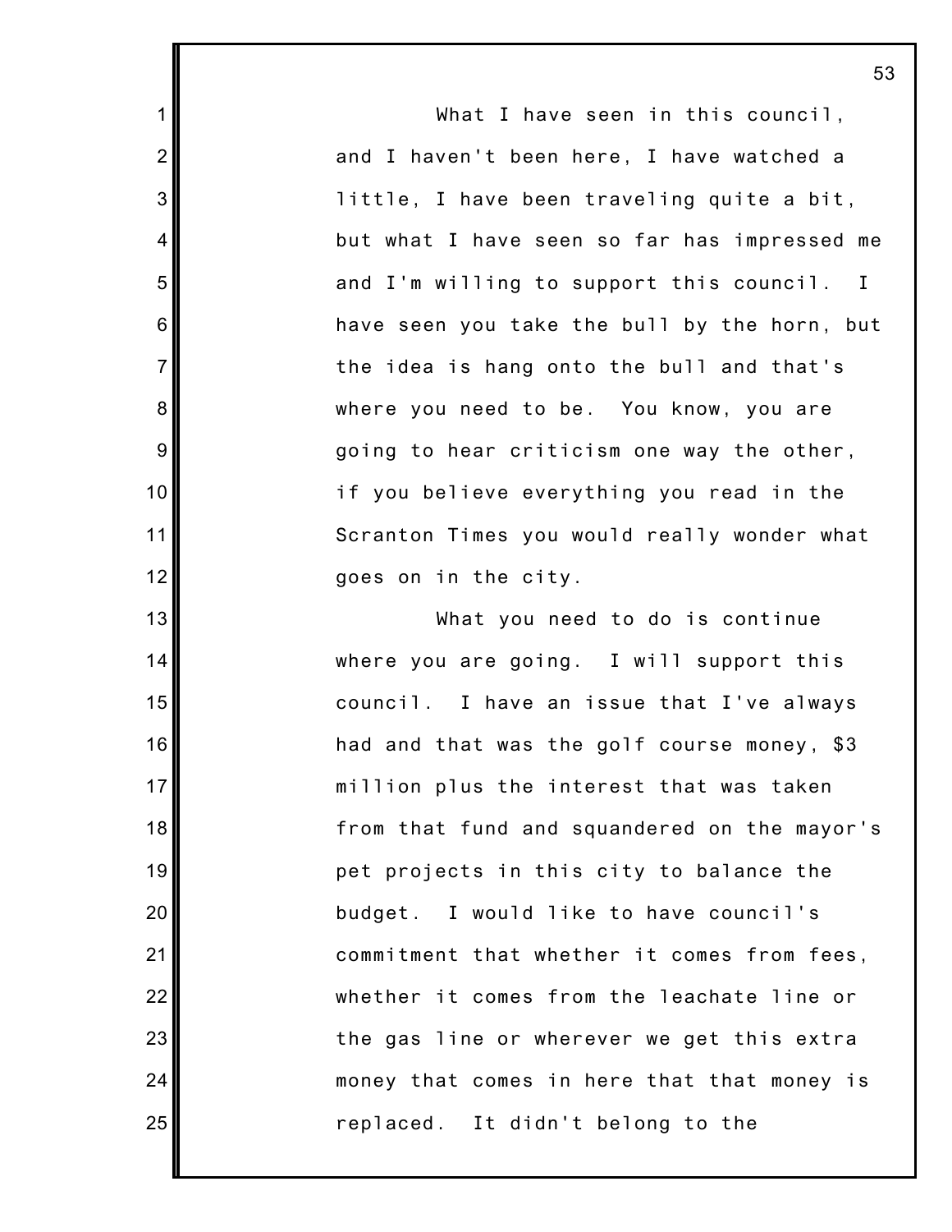What I have seen in this council, and I haven't been here, I have watched a little, I have been traveling quite a bit, but what I have seen so far has impressed me and I'm willing to support this council. I have seen you take the bull by the horn, but the idea is hang onto the bull and that's where you need to be. You know, you are going to hear criticism one way the other, if you believe everything you read in the Scranton Times you would really wonder what goes on in the city.

What you need to do is continue where you are going. I will support this council. I have an issue that I've always had and that was the golf course money, $3 million plus the interest that was taken from that fund and squandered on the mayor's pet projects in this city to balance the budget. I would like to have council's commitment that whether it comes from fees, whether it comes from the leachate line or the gas line or wherever we get this extra money that comes in here that that money is replaced. It didn't belong to the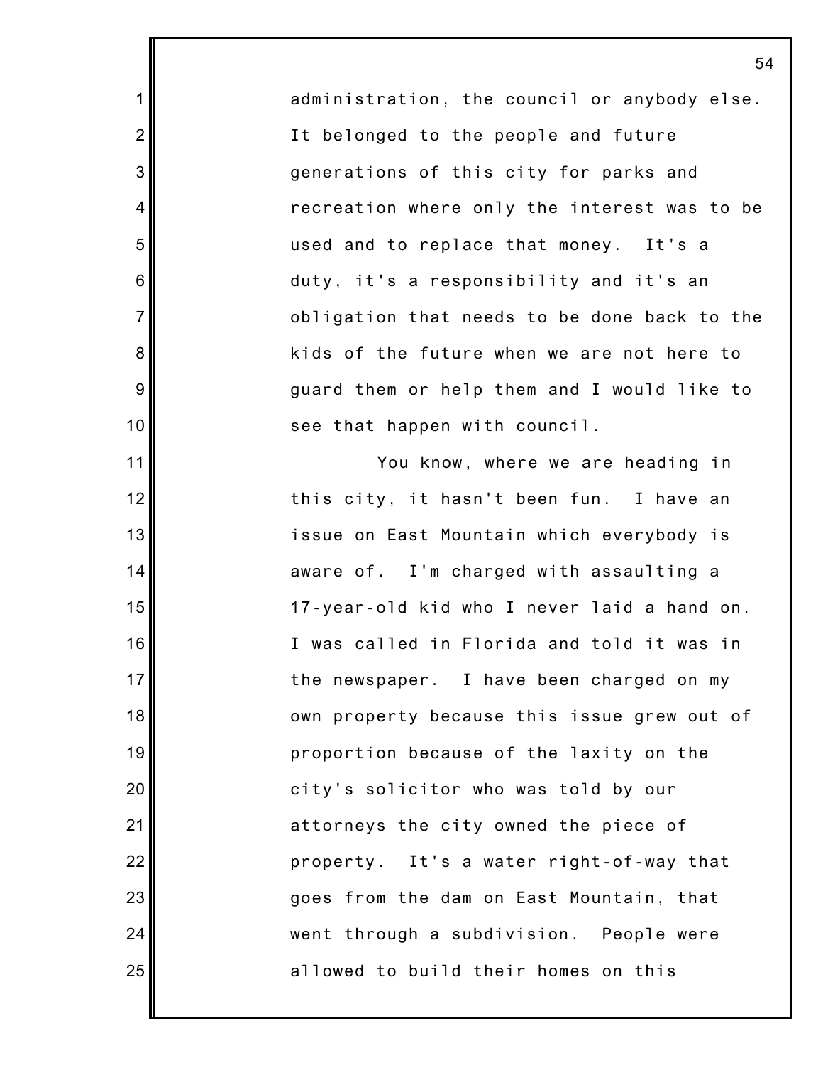administration, the council or anybody else. It belonged to the people and future generations of this city for parks and recreation where only the interest was to be used and to replace that money. It's a duty, it's a responsibility and it's an obligation that needs to be done back to the kids of the future when we are not here to guard them or help them and I would like to see that happen with council.

You know, where we are heading in this city, it hasn't been fun. I have an issue on East Mountain which everybody is aware of. I'm charged with assaulting a 17-year-old kid who I never laid a hand on. I was called in Florida and told it was in the newspaper. I have been charged on my own property because this issue grew out of proportion because of the laxity on the city's solicitor who was told by our attorneys the city owned the piece of property. It's a water right-of-way that goes from the dam on East Mountain, that went through a subdivision. People were allowed to build their homes on this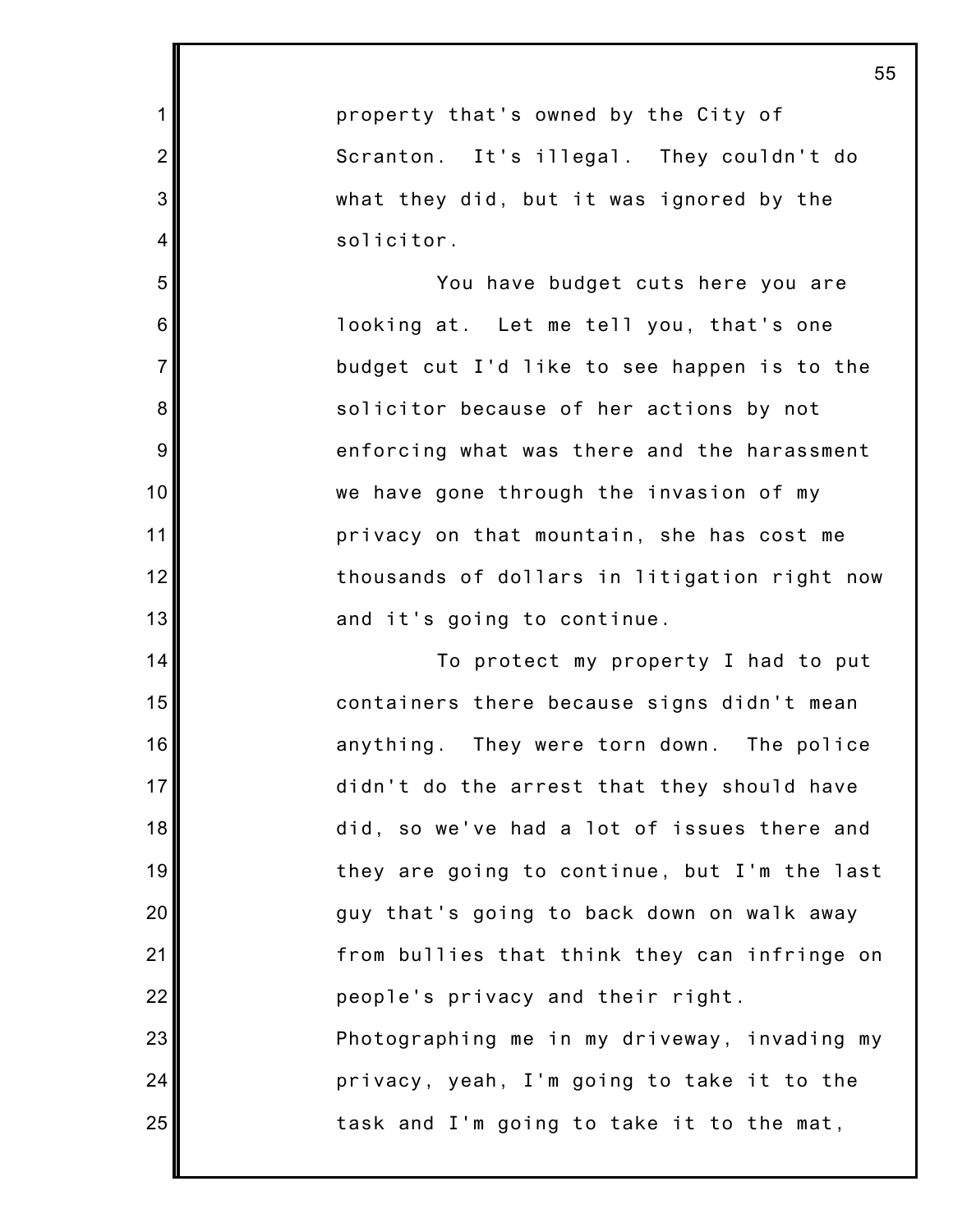property that's owned by the City of Scranton. It's illegal. They couldn't do what they did, but it was ignored by the solicitor.

You have budget cuts here you are looking at. Let me tell you, that's one budget cut I'd like to see happen is to the solicitor because of her actions by not enforcing what was there and the harassment we have gone through the invasion of my privacy on that mountain, she has cost me thousands of dollars in litigation right now and it's going to continue.

To protect my property I had to put containers there because signs didn't mean anything. They were torn down. The police didn't do the arrest that they should have did, so we've had a lot of issues there and they are going to continue, but I'm the last guy that's going to back down on walk away from bullies that think they can infringe on people's privacy and their right. Photographing me in my driveway, invading my privacy, yeah, I'm going to take it to the task and I'm going to take it to the mat,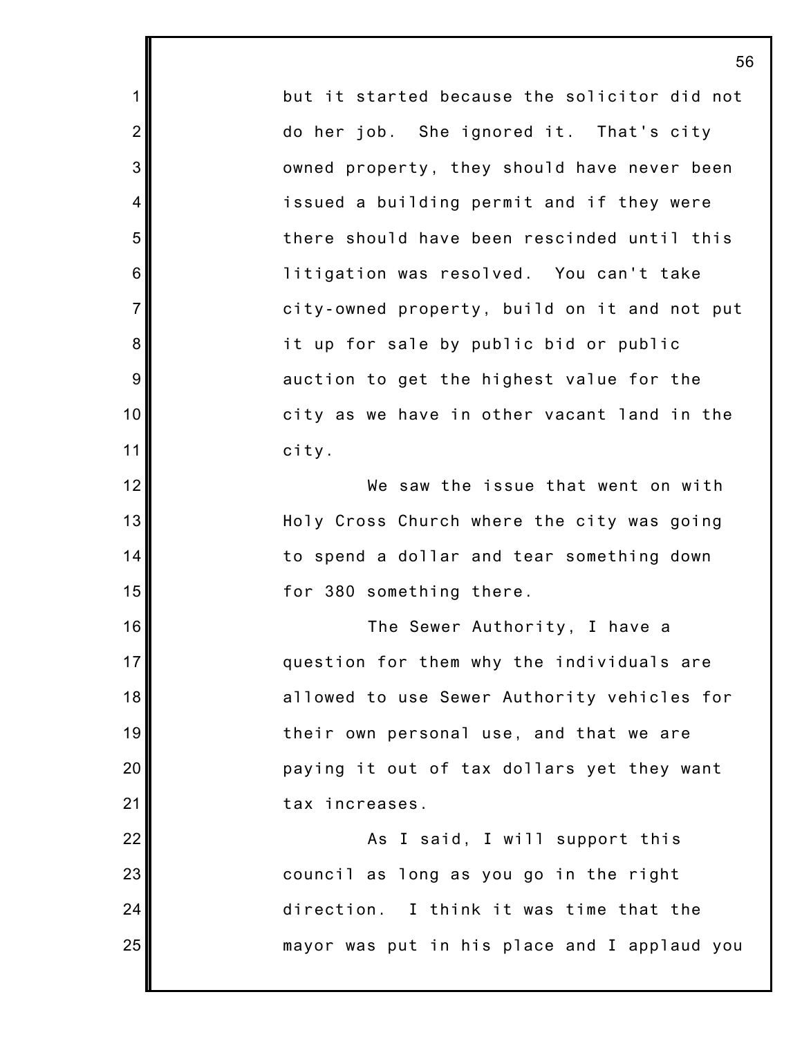but it started because the solicitor did not do her job. She ignored it. That's city owned property, they should have never been issued a building permit and if they were there should have been rescinded until this litigation was resolved. You can't take city-owned property, build on it and not put it up for sale by public bid or public auction to get the highest value for the city as we have in other vacant land in the city.

We saw the issue that went on with Holy Cross Church where the city was going to spend a dollar and tear something down for 380 something there.

The Sewer Authority, I have a question for them why the individuals are allowed to use Sewer Authority vehicles for their own personal use, and that we are paying it out of tax dollars yet they want tax increases.

As I said, I will support this council as long as you go in the right direction. I think it was time that the mayor was put in his place and I applaud you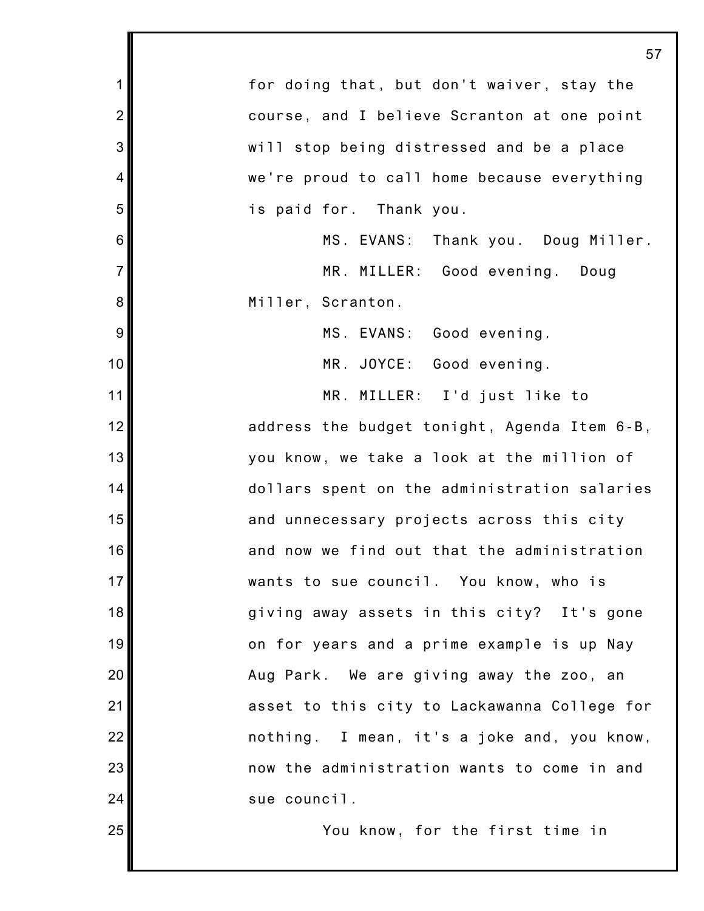for doing that, but don't waiver, stay the course, and I believe Scranton at one point will stop being distressed and be a place we're proud to call home because everything is paid for. Thank you.

MS. EVANS: Thank you. Doug Miller.

MR. MILLER: Good evening. Doug Miller, Scranton.

MS. EVANS: Good evening.

MR. JOYCE: Good evening.

MR. MILLER: I'd just like to address the budget tonight, Agenda Item 6-B, you know, we take a look at the million of dollars spent on the administration salaries and unnecessary projects across this city and now we find out that the administration wants to sue council. You know, who is giving away assets in this city? It's gone on for years and a prime example is up Nay Aug Park. We are giving away the zoo, an asset to this city to Lackawanna College for nothing. I mean, it's a joke and, you know, now the administration wants to come in and sue council.

You know, for the first time in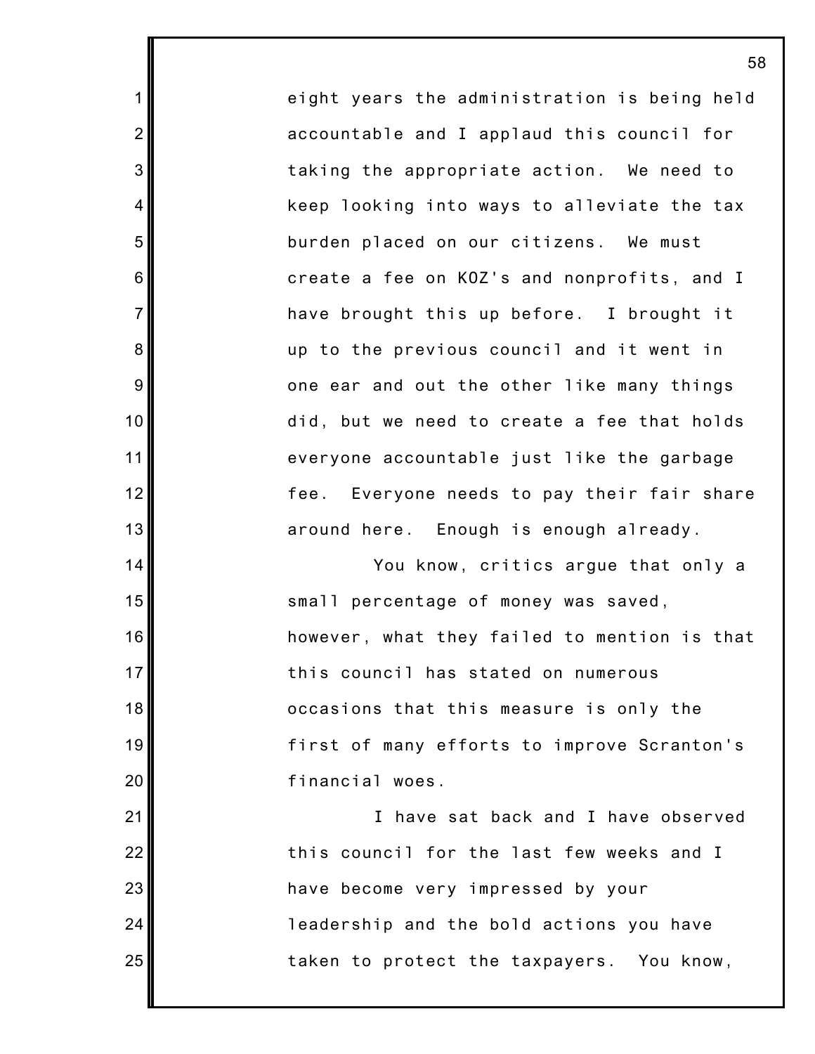eight years the administration is being held accountable and I applaud this council for taking the appropriate action. We need to keep looking into ways to alleviate the tax burden placed on our citizens. We must create a fee on KOZ's and nonprofits, and I have brought this up before. I brought it up to the previous council and it went in one ear and out the other like many things did, but we need to create a fee that holds everyone accountable just like the garbage fee. Everyone needs to pay their fair share around here. Enough is enough already.

You know, critics argue that only a small percentage of money was saved, however, what they failed to mention is that this council has stated on numerous occasions that this measure is only the first of many efforts to improve Scranton's financial woes.

I have sat back and I have observed this council for the last few weeks and I have become very impressed by your leadership and the bold actions you have taken to protect the taxpayers. You know,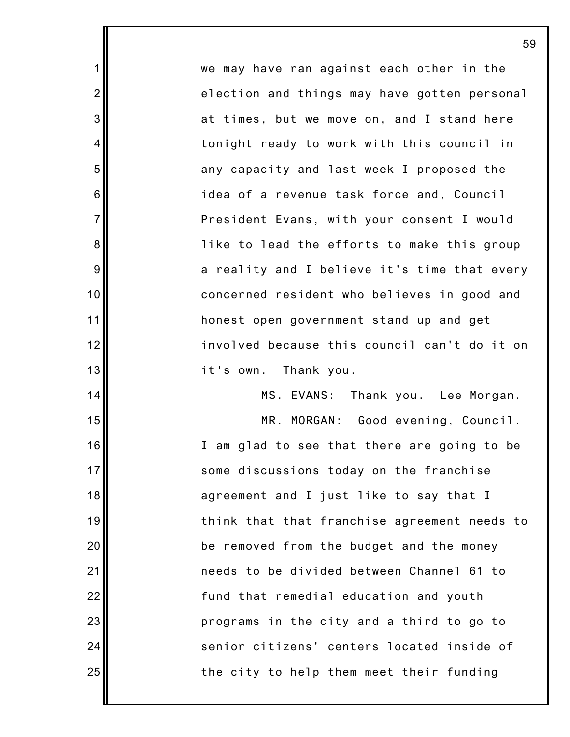we may have ran against each other in the election and things may have gotten personal at times, but we move on, and I stand here tonight ready to work with this council in any capacity and last week I proposed the idea of a revenue task force and, Council President Evans, with your consent I would like to lead the efforts to make this group a reality and I believe it's time that every concerned resident who believes in good and honest open government stand up and get involved because this council can't do it on it's own. Thank you.

MS. EVANS: Thank you. Lee Morgan.

MR. MORGAN: Good evening, Council. I am glad to see that there are going to be some discussions today on the franchise agreement and I just like to say that I think that that franchise agreement needs to be removed from the budget and the money needs to be divided between Channel 61 to fund that remedial education and youth programs in the city and a third to go to senior citizens' centers located inside of the city to help them meet their funding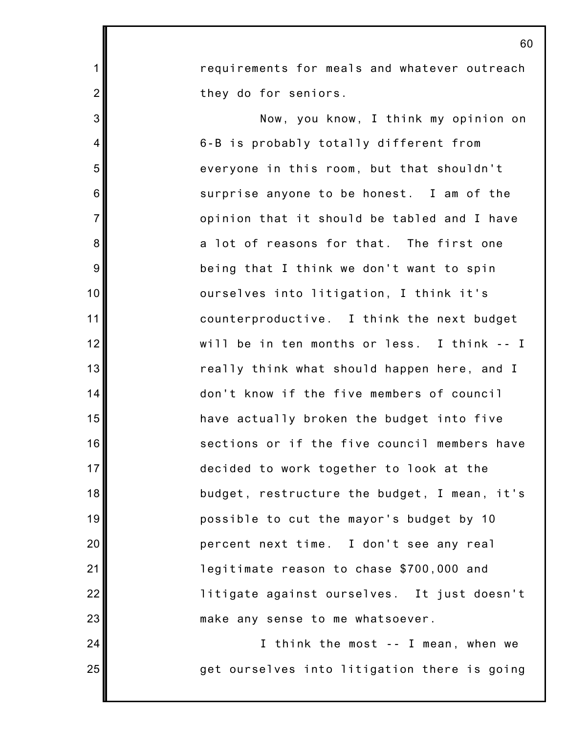requirements for meals and whatever outreach they do for seniors.

Now, you know, I think my opinion on 6-B is probably totally different from everyone in this room, but that shouldn't surprise anyone to be honest. I am of the opinion that it should be tabled and I have a lot of reasons for that. The first one being that I think we don't want to spin ourselves into litigation, I think it's counterproductive. I think the next budget will be in ten months or less. I think -- I really think what should happen here, and I don't know if the five members of council have actually broken the budget into five sections or if the five council members have decided to work together to look at the budget, restructure the budget, I mean, it's possible to cut the mayor's budget by 10 percent next time. I don't see any real legitimate reason to chase $700,000 and litigate against ourselves. It just doesn't make any sense to me whatsoever.

I think the most -- I mean, when we get ourselves into litigation there is going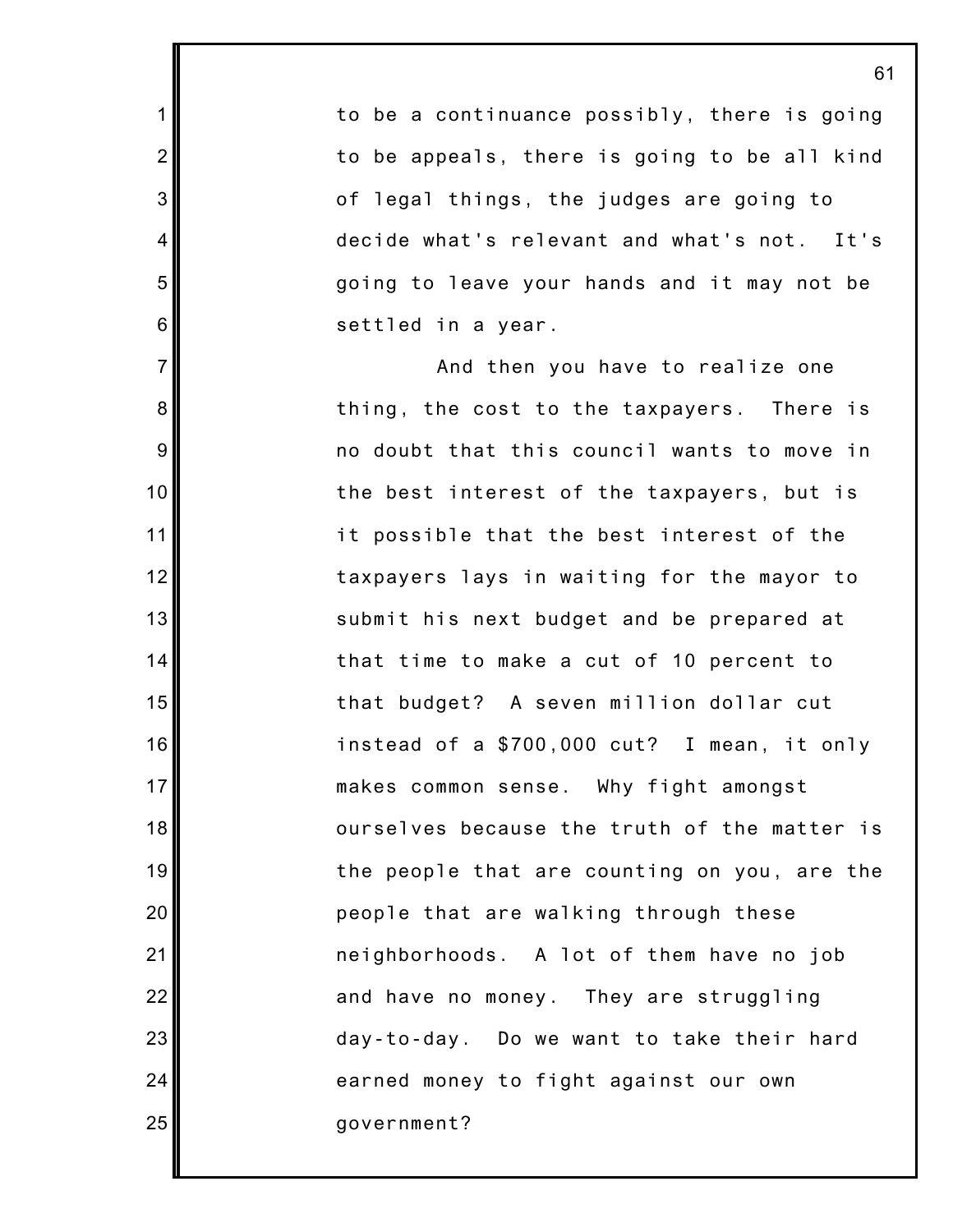to be a continuance possibly, there is going to be appeals, there is going to be all kind of legal things, the judges are going to decide what's relevant and what's not. It's going to leave your hands and it may not be settled in a year.

And then you have to realize one thing, the cost to the taxpayers. There is no doubt that this council wants to move in the best interest of the taxpayers, but is it possible that the best interest of the taxpayers lays in waiting for the mayor to submit his next budget and be prepared at that time to make a cut of 10 percent to that budget? A seven million dollar cut instead of a $700,000 cut? I mean, it only makes common sense. Why fight amongst ourselves because the truth of the matter is the people that are counting on you, are the people that are walking through these neighborhoods. A lot of them have no job and have no money. They are struggling day-to-day. Do we want to take their hard earned money to fight against our own government?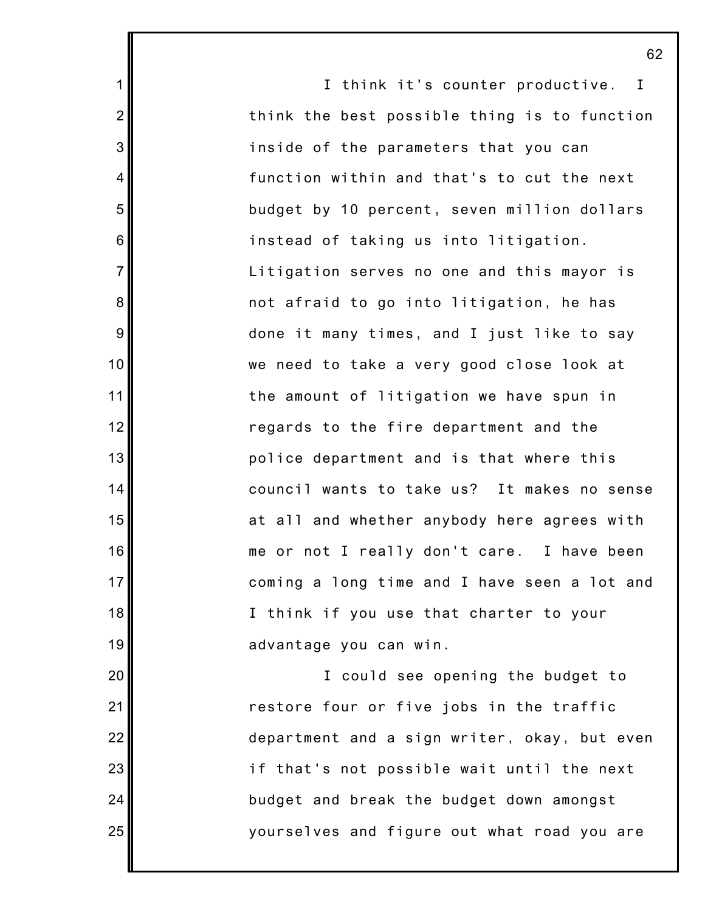I think it's counter productive. I think the best possible thing is to function inside of the parameters that you can function within and that's to cut the next budget by 10 percent, seven million dollars instead of taking us into litigation. Litigation serves no one and this mayor is not afraid to go into litigation, he has done it many times, and I just like to say we need to take a very good close look at the amount of litigation we have spun in regards to the fire department and the police department and is that where this council wants to take us? It makes no sense at all and whether anybody here agrees with me or not I really don't care. I have been coming a long time and I have seen a lot and I think if you use that charter to your advantage you can win.

I could see opening the budget to restore four or five jobs in the traffic department and a sign writer, okay, but even if that's not possible wait until the next budget and break the budget down amongst yourselves and figure out what road you are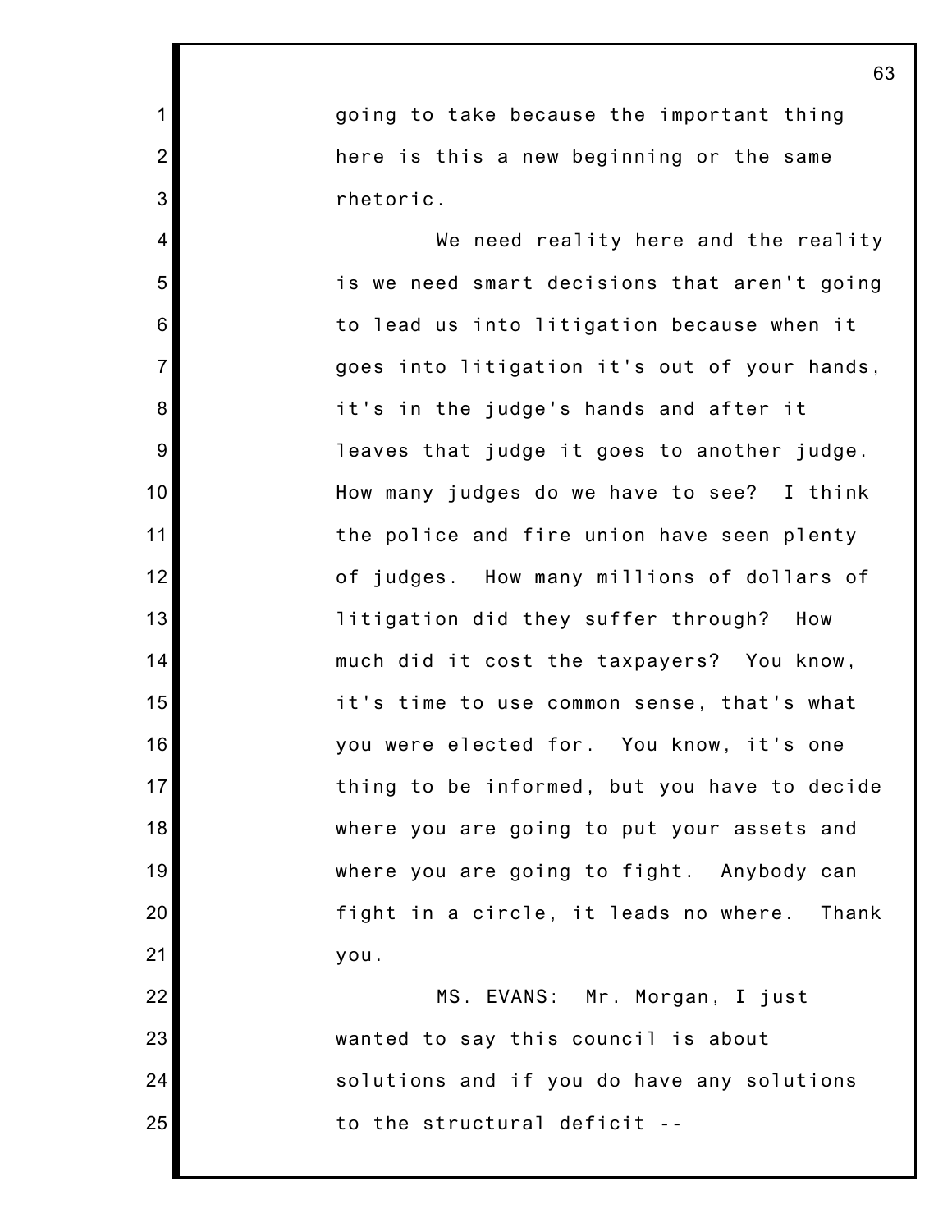going to take because the important thing here is this a new beginning or the same rhetoric.

We need reality here and the reality is we need smart decisions that aren't going to lead us into litigation because when it goes into litigation it's out of your hands, it's in the judge's hands and after it leaves that judge it goes to another judge. How many judges do we have to see? I think the police and fire union have seen plenty of judges. How many millions of dollars of litigation did they suffer through? How much did it cost the taxpayers? You know, it's time to use common sense, that's what you were elected for. You know, it's one thing to be informed, but you have to decide where you are going to put your assets and where you are going to fight. Anybody can fight in a circle, it leads no where. Thank you.

MS. EVANS: Mr. Morgan, I just wanted to say this council is about solutions and if you do have any solutions to the structural deficit --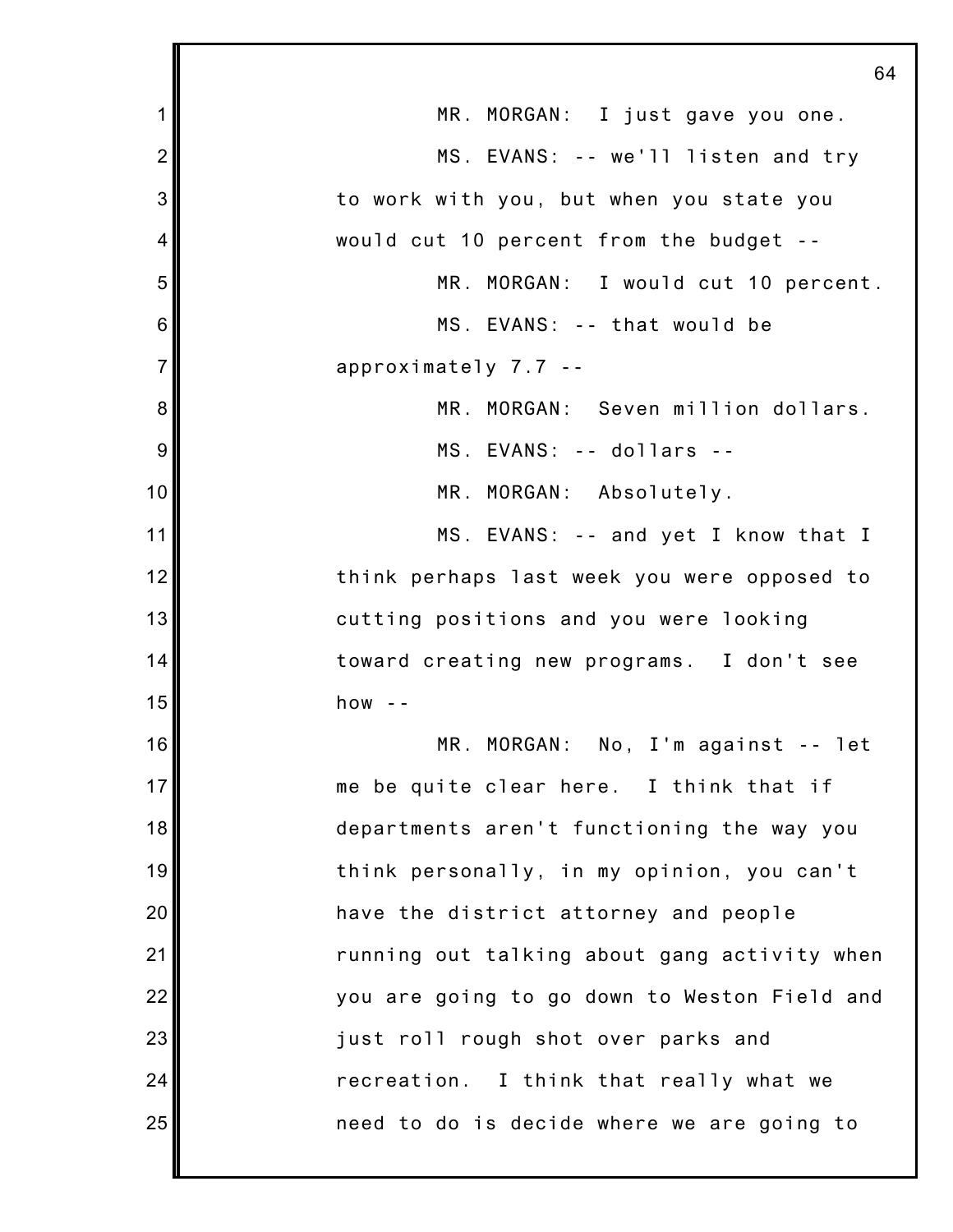MR. MORGAN: I just gave you one.

MS. EVANS: -- we'll listen and try to work with you, but when you state you would cut 10 percent from the budget --

MR. MORGAN: I would cut 10 percent.

MS. EVANS: -- that would be approximately 7.7 --

MR. MORGAN: Seven million dollars.

MS. EVANS: -- dollars --

MR. MORGAN: Absolutely.

MS. EVANS: -- and yet I know that I think perhaps last week you were opposed to cutting positions and you were looking toward creating new programs. I don't see how --

MR. MORGAN: No, I'm against -- let me be quite clear here. I think that if departments aren't functioning the way you think personally, in my opinion, you can't have the district attorney and people running out talking about gang activity when you are going to go down to Weston Field and just roll rough shot over parks and recreation. I think that really what we need to do is decide where we are going to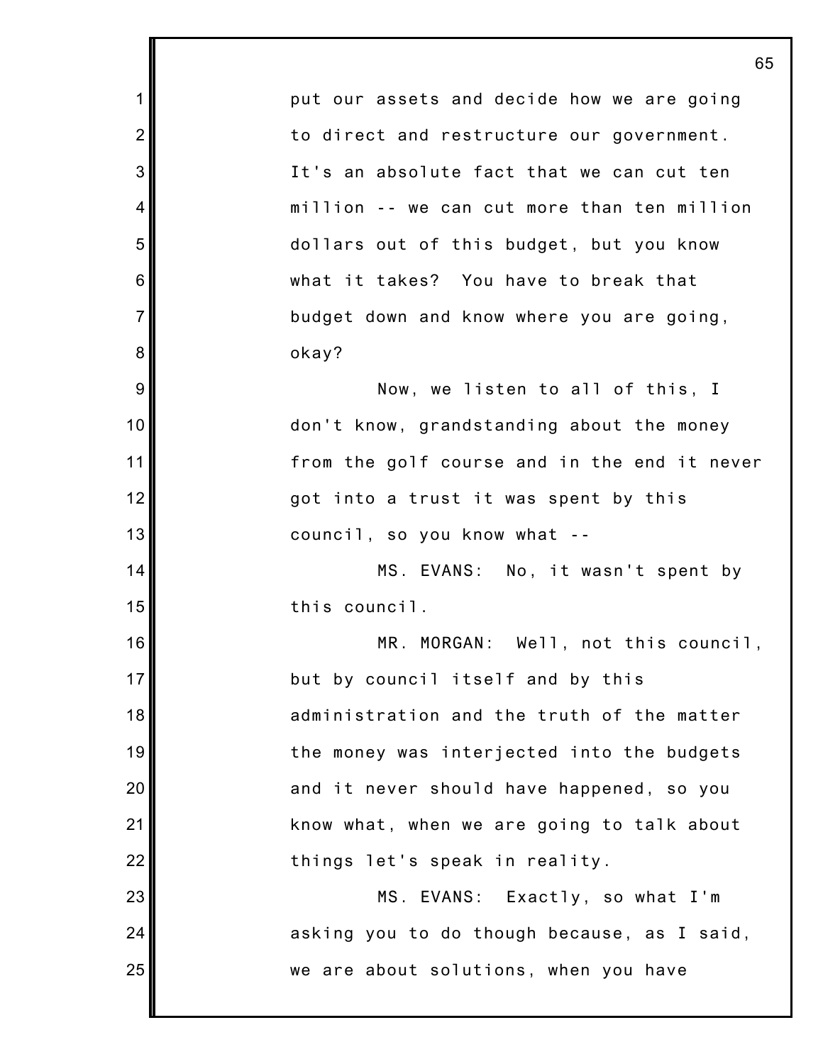put our assets and decide how we are going to direct and restructure our government. It's an absolute fact that we can cut ten million -- we can cut more than ten million dollars out of this budget, but you know what it takes? You have to break that budget down and know where you are going, okay?

Now, we listen to all of this, I don't know, grandstanding about the money from the golf course and in the end it never got into a trust it was spent by this council, so you know what --

MS. EVANS: No, it wasn't spent by this council.

MR. MORGAN: Well, not this council, but by council itself and by this administration and the truth of the matter the money was interjected into the budgets and it never should have happened, so you know what, when we are going to talk about things let's speak in reality.

MS. EVANS: Exactly, so what I'm asking you to do though because, as I said, we are about solutions, when you have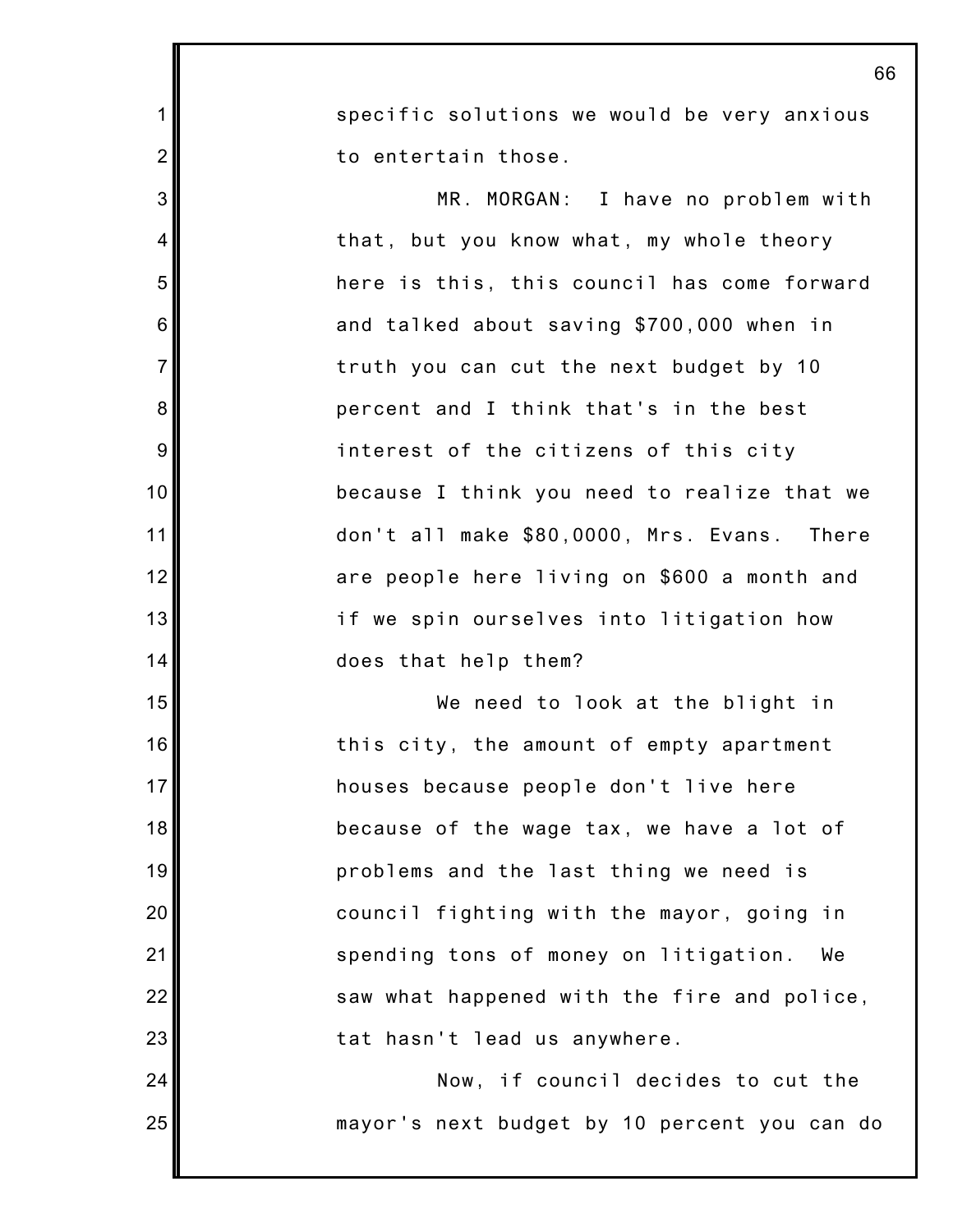specific solutions we would be very anxious to entertain those.

MR. MORGAN: I have no problem with that, but you know what, my whole theory here is this, this council has come forward and talked about saving $700,000 when in truth you can cut the next budget by 10 percent and I think that's in the best interest of the citizens of this city because I think you need to realize that we don't all make $80,0000, Mrs. Evans. There are people here living on $600 a month and if we spin ourselves into litigation how does that help them?

We need to look at the blight in this city, the amount of empty apartment houses because people don't live here because of the wage tax, we have a lot of problems and the last thing we need is council fighting with the mayor, going in spending tons of money on litigation. We saw what happened with the fire and police, tat hasn't lead us anywhere.

Now, if council decides to cut the mayor's next budget by 10 percent you can do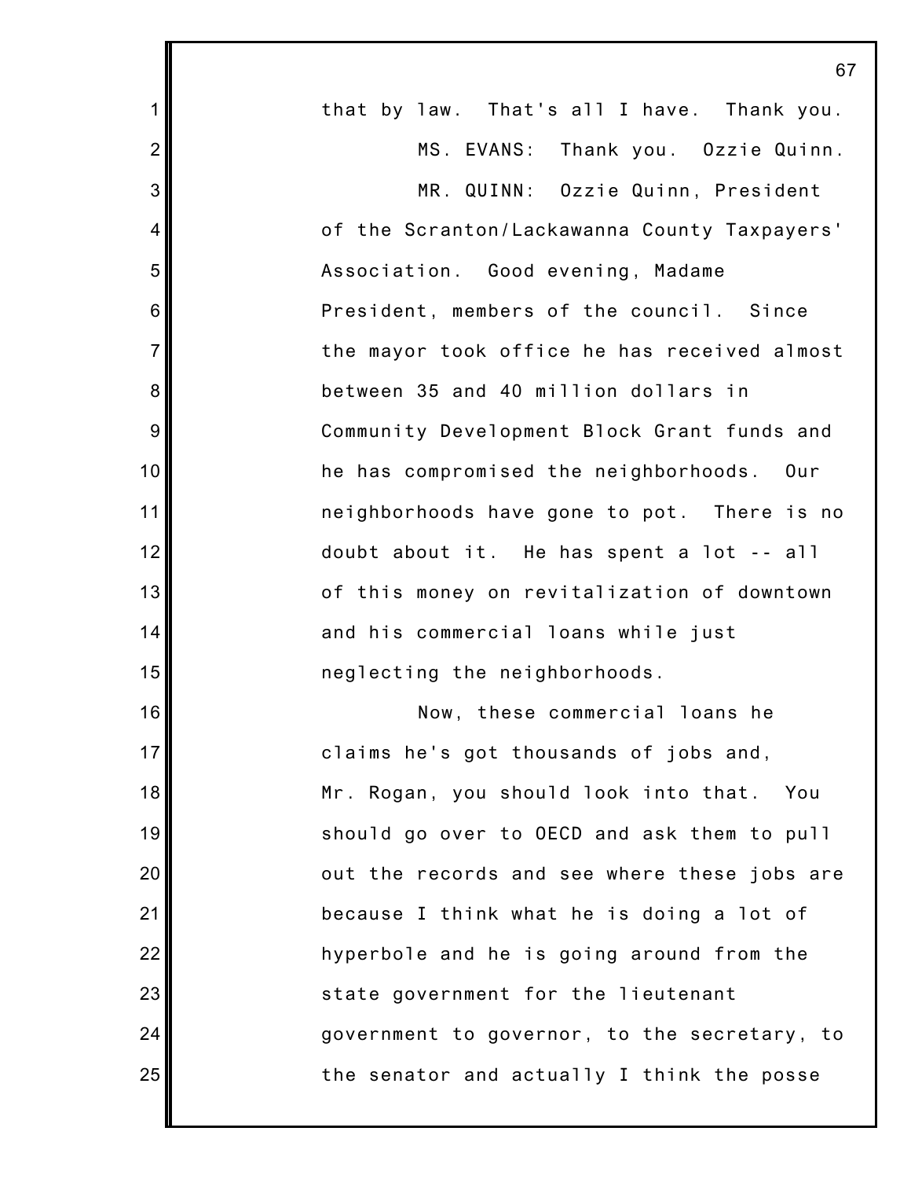that by law. That's all I have. Thank you.

MS. EVANS: Thank you. Ozzie Quinn.

MR. QUINN: Ozzie Quinn, President of the Scranton/Lackawanna County Taxpayers' Association. Good evening, Madame President, members of the council. Since the mayor took office he has received almost between 35 and 40 million dollars in Community Development Block Grant funds and he has compromised the neighborhoods. Our neighborhoods have gone to pot. There is no doubt about it. He has spent a lot -- all of this money on revitalization of downtown and his commercial loans while just neglecting the neighborhoods.

Now, these commercial loans he claims he's got thousands of jobs and, Mr. Rogan, you should look into that. You should go over to OECD and ask them to pull out the records and see where these jobs are because I think what he is doing a lot of hyperbole and he is going around from the state government for the lieutenant government to governor, to the secretary, to the senator and actually I think the posse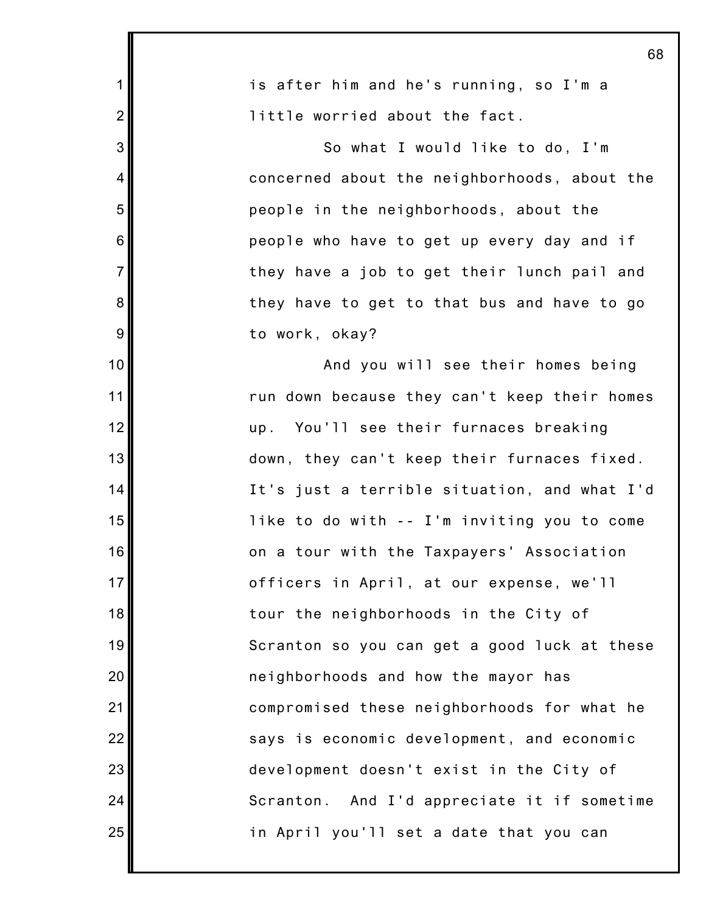is after him and he's running, so I'm a little worried about the fact.

So what I would like to do, I'm concerned about the neighborhoods, about the people in the neighborhoods, about the people who have to get up every day and if they have a job to get their lunch pail and they have to get to that bus and have to go to work, okay?

And you will see their homes being run down because they can't keep their homes up. You'll see their furnaces breaking down, they can't keep their furnaces fixed. It's just a terrible situation, and what I'd like to do with -- I'm inviting you to come on a tour with the Taxpayers' Association officers in April, at our expense, we'll tour the neighborhoods in the City of Scranton so you can get a good luck at these neighborhoods and how the mayor has compromised these neighborhoods for what he says is economic development, and economic development doesn't exist in the City of Scranton. And I'd appreciate it if sometime in April you'll set a date that you can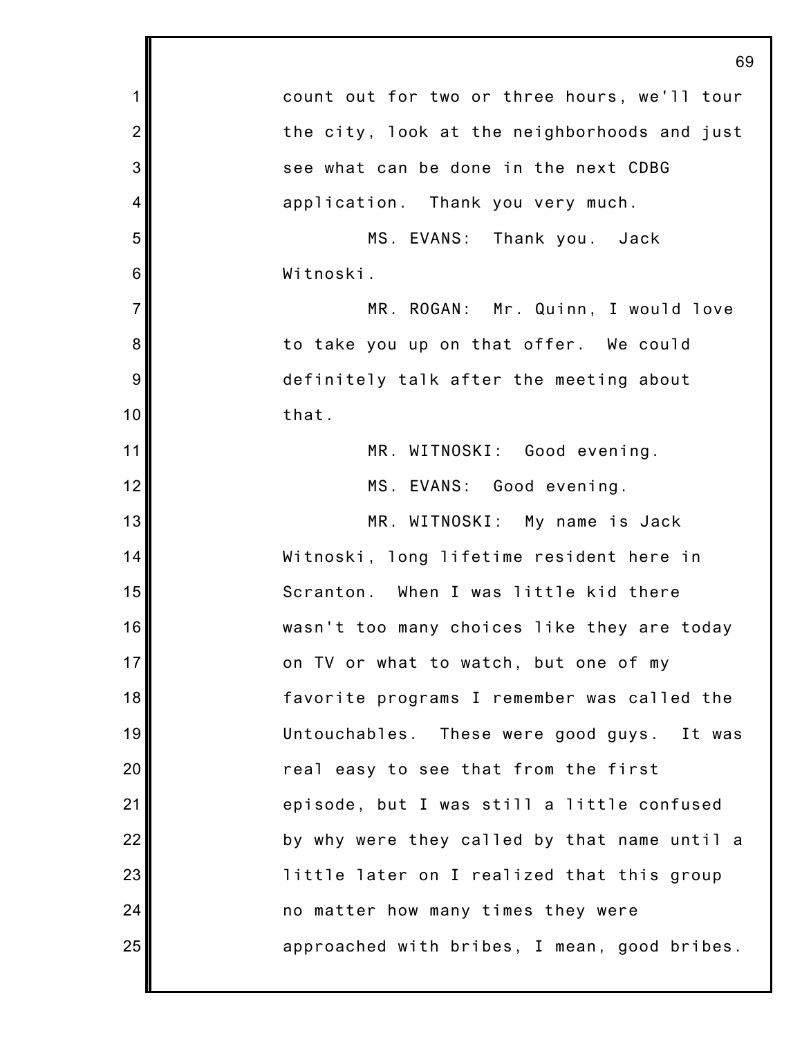count out for two or three hours, we'll tour the city, look at the neighborhoods and just see what can be done in the next CDBG application. Thank you very much.

MS. EVANS: Thank you. Jack Witnoski.

MR. ROGAN: Mr. Quinn, I would love to take you up on that offer. We could definitely talk after the meeting about that.

MR. WITNOSKI: Good evening.

MS. EVANS: Good evening.

MR. WITNOSKI: My name is Jack Witnoski, long lifetime resident here in Scranton. When I was little kid there wasn't too many choices like they are today on TV or what to watch, but one of my favorite programs I remember was called the Untouchables. These were good guys. It was real easy to see that from the first episode, but I was still a little confused by why were they called by that name until a little later on I realized that this group no matter how many times they were approached with bribes, I mean, good bribes.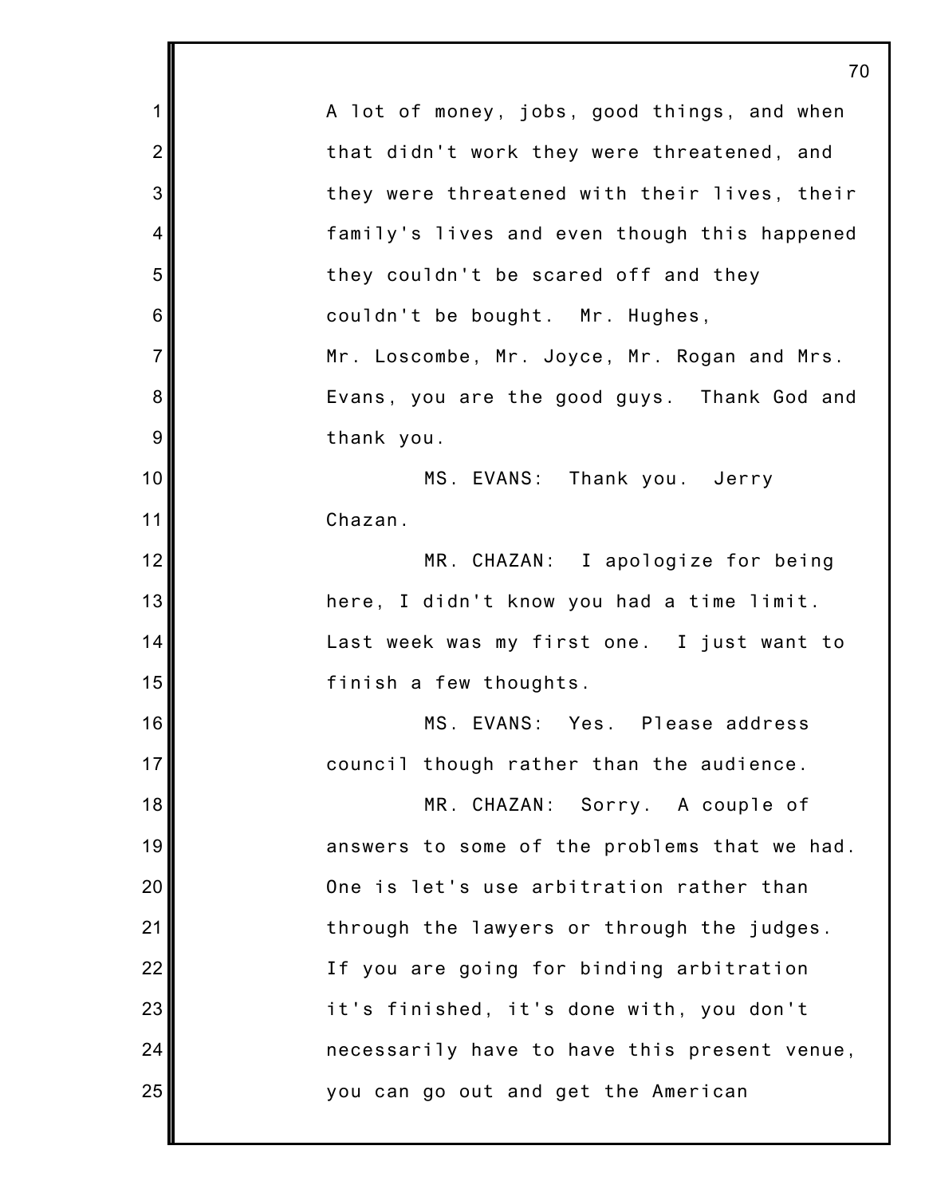A lot of money, jobs, good things, and when that didn't work they were threatened, and they were threatened with their lives, their family's lives and even though this happened they couldn't be scared off and they couldn't be bought. Mr. Hughes, Mr. Loscombe, Mr. Joyce, Mr. Rogan and Mrs. Evans, you are the good guys. Thank God and thank you.

MS. EVANS: Thank you. Jerry Chazan.

MR. CHAZAN: I apologize for being here, I didn't know you had a time limit. Last week was my first one. I just want to finish a few thoughts.

MS. EVANS: Yes. Please address council though rather than the audience.

MR. CHAZAN: Sorry. A couple of answers to some of the problems that we had. One is let's use arbitration rather than through the lawyers or through the judges. If you are going for binding arbitration it's finished, it's done with, you don't necessarily have to have this present venue, you can go out and get the American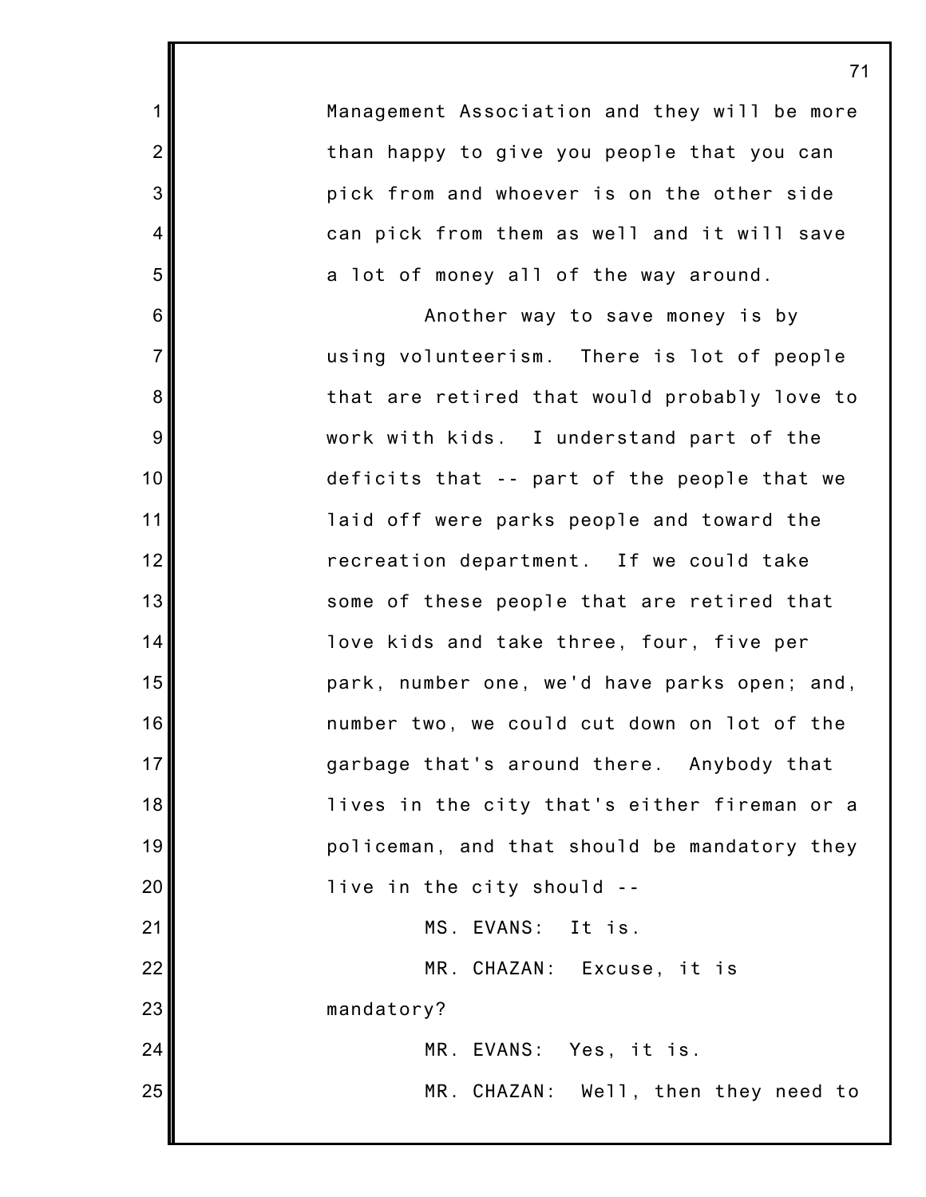Management Association and they will be more than happy to give you people that you can pick from and whoever is on the other side can pick from them as well and it will save a lot of money all of the way around.

Another way to save money is by using volunteerism. There is lot of people that are retired that would probably love to work with kids. I understand part of the deficits that -- part of the people that we laid off were parks people and toward the recreation department. If we could take some of these people that are retired that love kids and take three, four, five per park, number one, we'd have parks open; and, number two, we could cut down on lot of the garbage that's around there. Anybody that lives in the city that's either fireman or a policeman, and that should be mandatory they live in the city should --

MS. EVANS: It is.

MR. CHAZAN: Excuse, it is mandatory?

MR. EVANS: Yes, it is.

MR. CHAZAN: Well, then they need to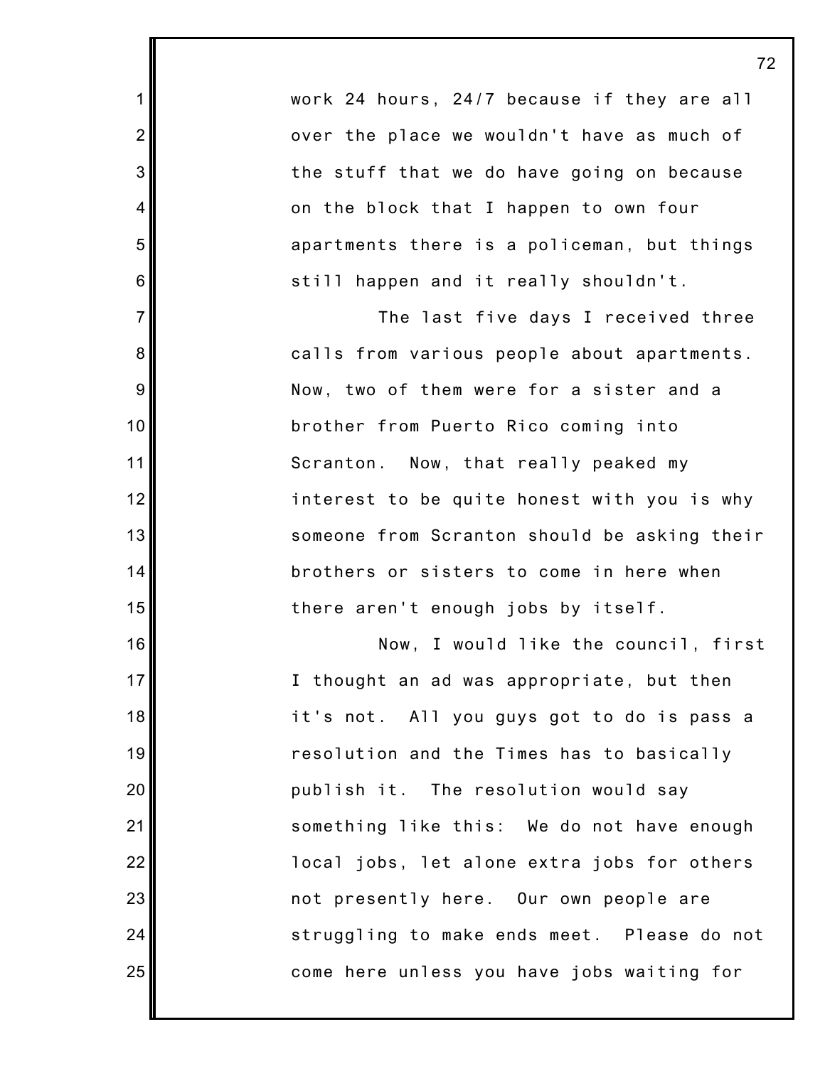work 24 hours, 24/7 because if they are all over the place we wouldn't have as much of the stuff that we do have going on because on the block that I happen to own four apartments there is a policeman, but things still happen and it really shouldn't.

The last five days I received three calls from various people about apartments. Now, two of them were for a sister and a brother from Puerto Rico coming into Scranton. Now, that really peaked my interest to be quite honest with you is why someone from Scranton should be asking their brothers or sisters to come in here when there aren't enough jobs by itself.

Now, I would like the council, first I thought an ad was appropriate, but then it's not. All you guys got to do is pass a resolution and the Times has to basically publish it. The resolution would say something like this: We do not have enough local jobs, let alone extra jobs for others not presently here. Our own people are struggling to make ends meet. Please do not come here unless you have jobs waiting for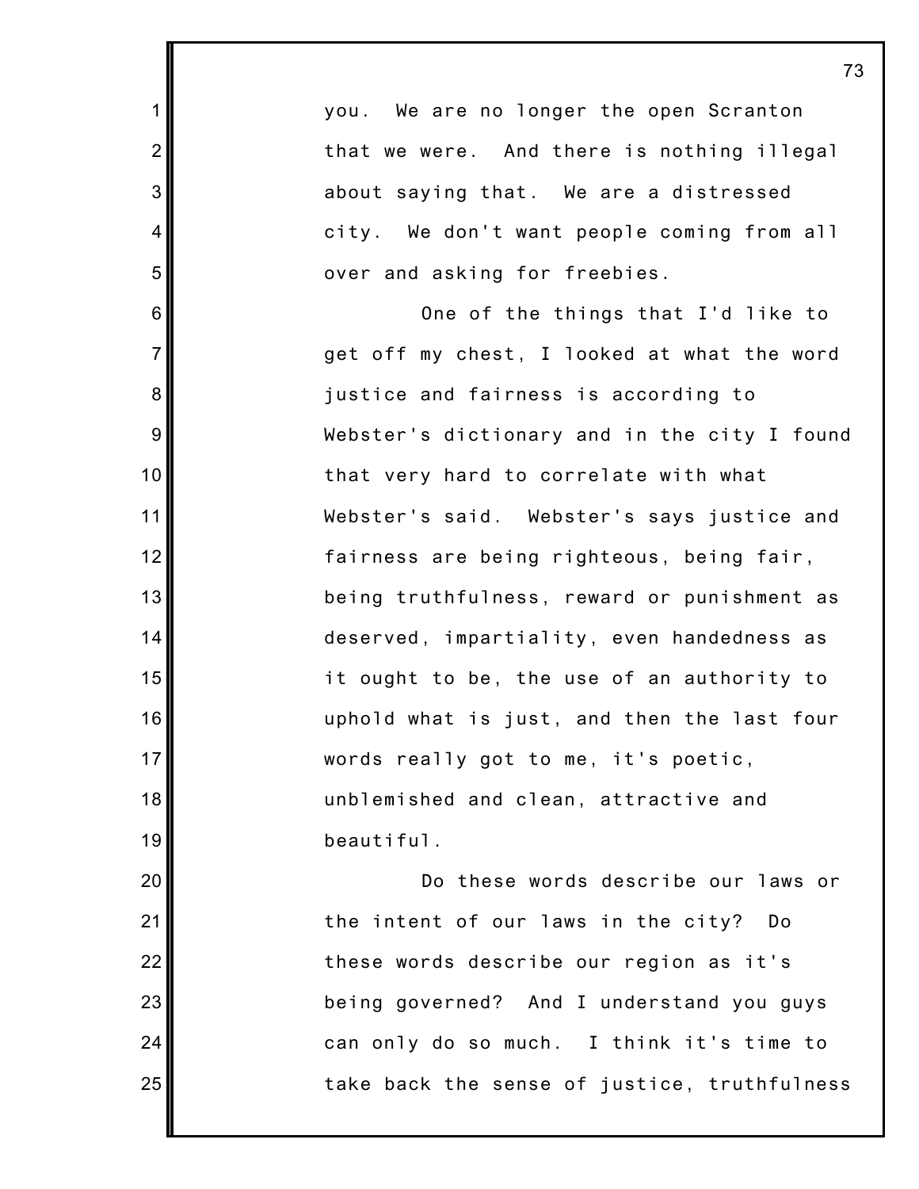you. We are no longer the open Scranton that we were. And there is nothing illegal about saying that. We are a distressed city. We don't want people coming from all over and asking for freebies.

One of the things that I'd like to get off my chest, I looked at what the word justice and fairness is according to Webster's dictionary and in the city I found that very hard to correlate with what Webster's said. Webster's says justice and fairness are being righteous, being fair, being truthfulness, reward or punishment as deserved, impartiality, even handedness as it ought to be, the use of an authority to uphold what is just, and then the last four words really got to me, it's poetic, unblemished and clean, attractive and beautiful.

Do these words describe our laws or the intent of our laws in the city? Do these words describe our region as it's being governed? And I understand you guys can only do so much. I think it's time to take back the sense of justice, truthfulness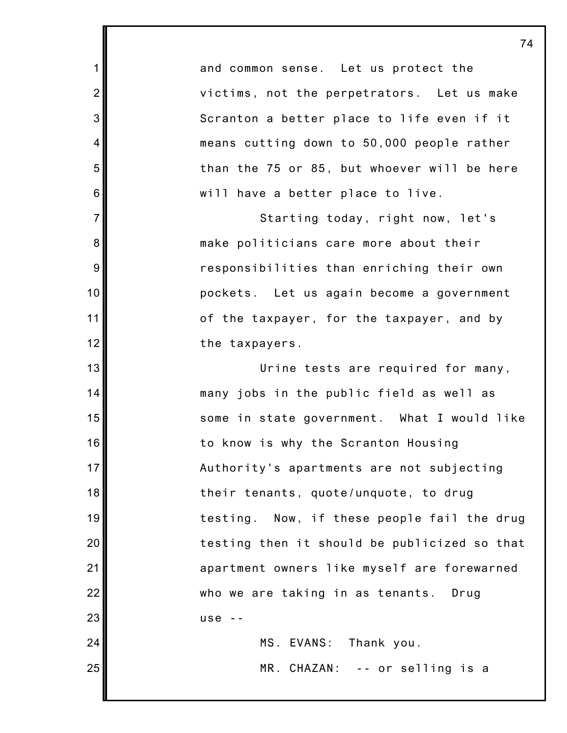and common sense. Let us protect the victims, not the perpetrators. Let us make Scranton a better place to life even if it means cutting down to 50,000 people rather than the 75 or 85, but whoever will be here will have a better place to live.

Starting today, right now, let's make politicians care more about their responsibilities than enriching their own pockets. Let us again become a government of the taxpayer, for the taxpayer, and by the taxpayers.

Urine tests are required for many, many jobs in the public field as well as some in state government. What I would like to know is why the Scranton Housing Authority's apartments are not subjecting their tenants, quote/unquote, to drug testing. Now, if these people fail the drug testing then it should be publicized so that apartment owners like myself are forewarned who we are taking in as tenants. Drug use --

MS. EVANS: Thank you.

MR. CHAZAN: -- or selling is a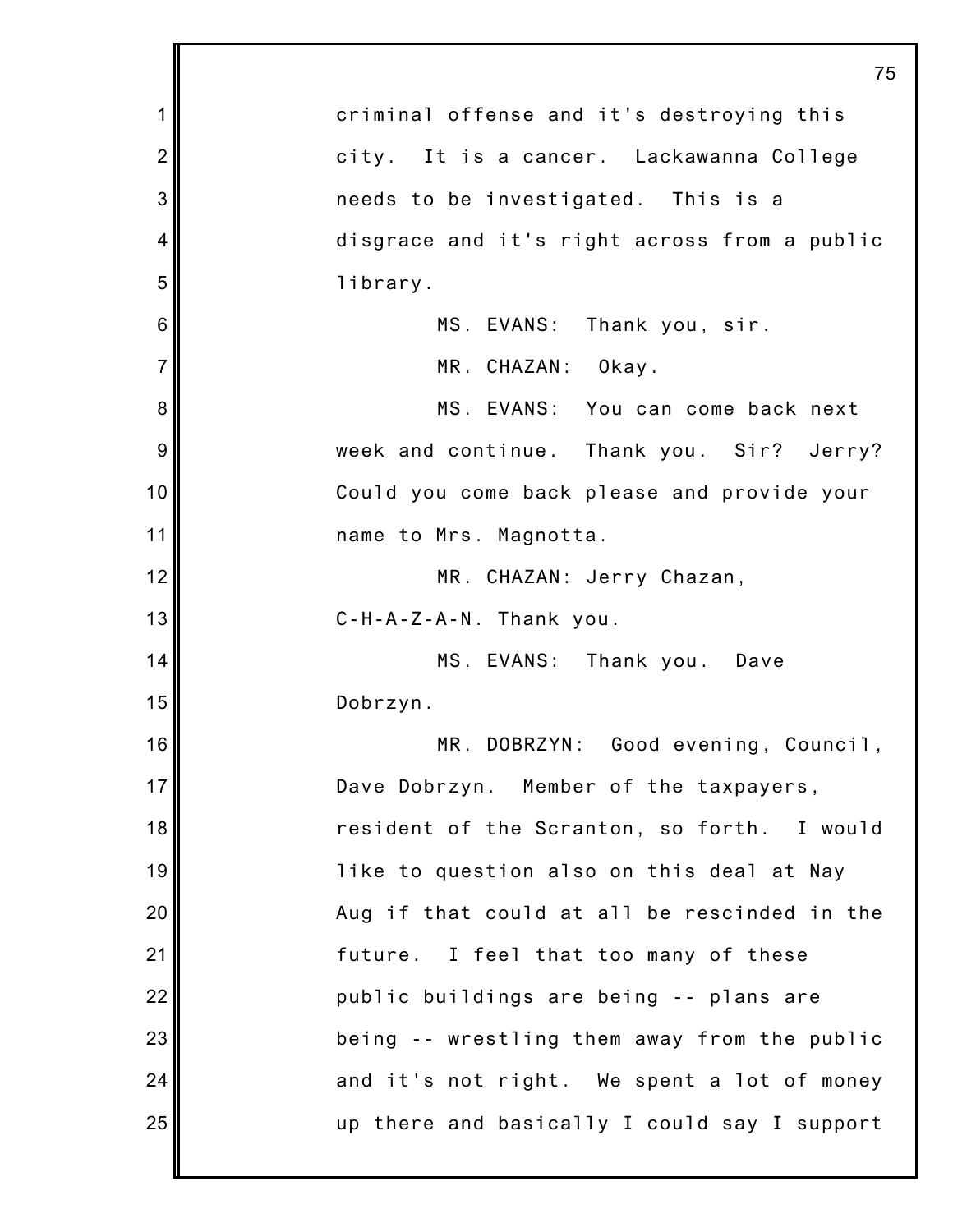criminal offense and it's destroying this city. It is a cancer. Lackawanna College needs to be investigated. This is a disgrace and it's right across from a public library.

MS. EVANS: Thank you, sir.

MR. CHAZAN: Okay.

MS. EVANS: You can come back next week and continue. Thank you. Sir? Jerry? Could you come back please and provide your name to Mrs. Magnotta.

MR. CHAZAN: Jerry Chazan, C-H-A-Z-A-N. Thank you.

MS. EVANS: Thank you. Dave Dobrzyn.

MR. DOBRZYN: Good evening, Council, Dave Dobrzyn. Member of the taxpayers, resident of the Scranton, so forth. I would like to question also on this deal at Nay Aug if that could at all be rescinded in the future. I feel that too many of these public buildings are being -- plans are being -- wrestling them away from the public and it's not right. We spent a lot of money up there and basically I could say I support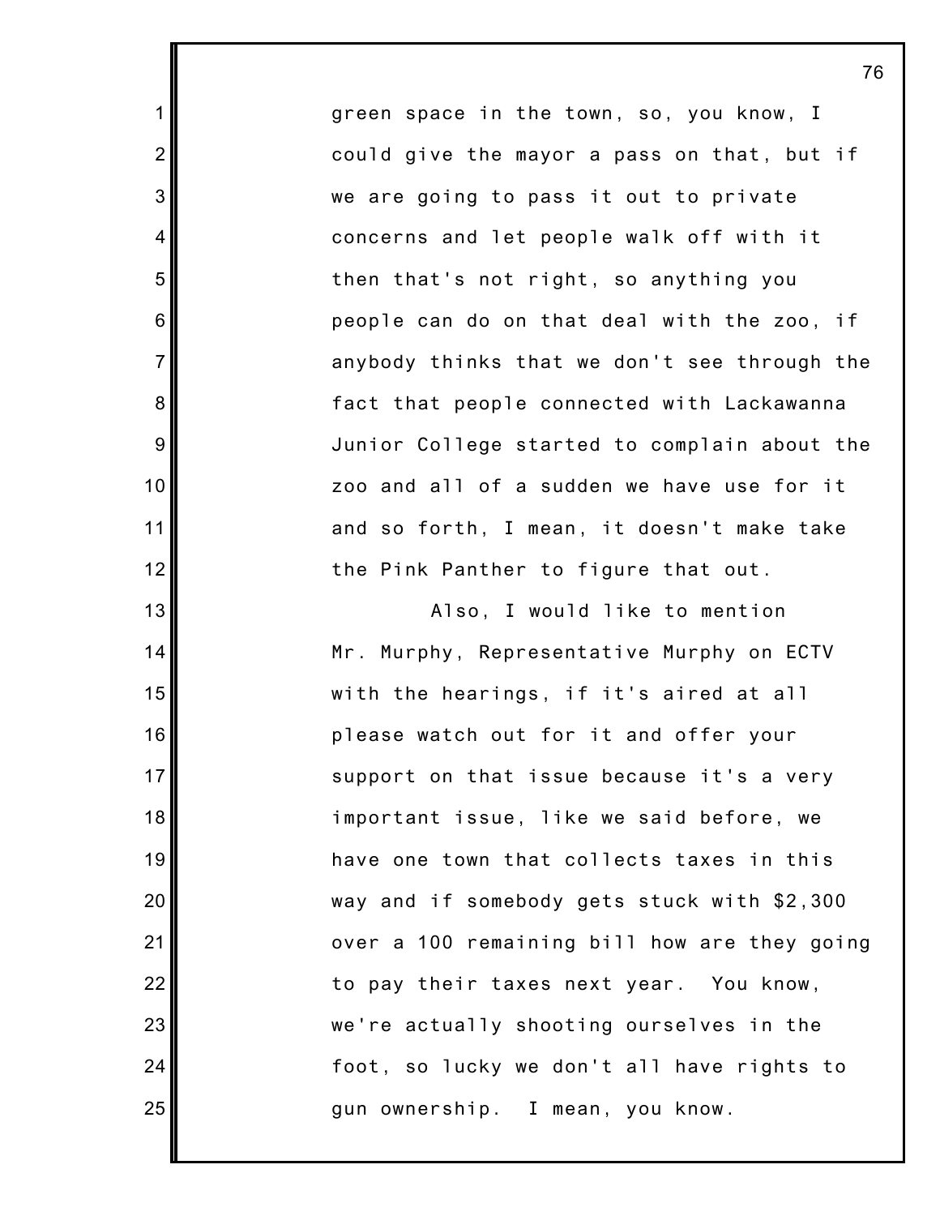green space in the town, so, you know, I could give the mayor a pass on that, but if we are going to pass it out to private concerns and let people walk off with it then that's not right, so anything you people can do on that deal with the zoo, if anybody thinks that we don't see through the fact that people connected with Lackawanna Junior College started to complain about the zoo and all of a sudden we have use for it and so forth, I mean, it doesn't make take the Pink Panther to figure that out.

Also, I would like to mention Mr. Murphy, Representative Murphy on ECTV with the hearings, if it's aired at all please watch out for it and offer your support on that issue because it's a very important issue, like we said before, we have one town that collects taxes in this way and if somebody gets stuck with $2,300 over a 100 remaining bill how are they going to pay their taxes next year. You know, we're actually shooting ourselves in the foot, so lucky we don't all have rights to gun ownership. I mean, you know.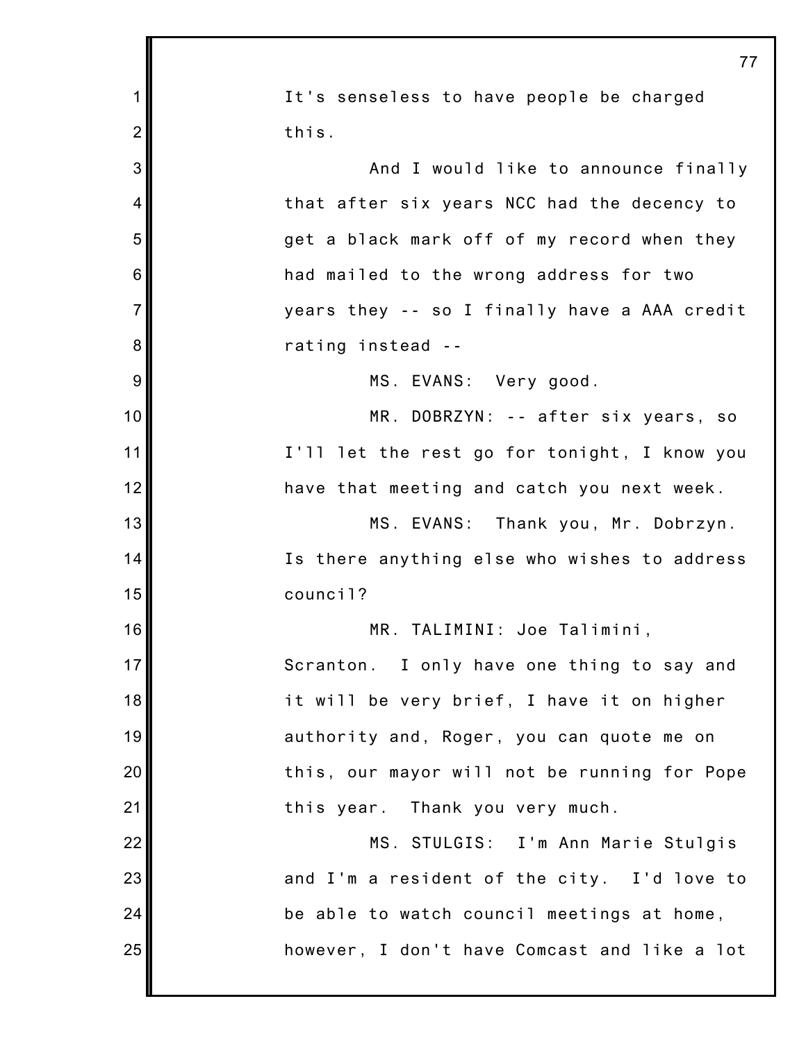It's senseless to have people be charged this.

And I would like to announce finally that after six years NCC had the decency to get a black mark off of my record when they had mailed to the wrong address for two years they -- so I finally have a AAA credit rating instead --

MS. EVANS: Very good.

MR. DOBRZYN: -- after six years, so I'll let the rest go for tonight, I know you have that meeting and catch you next week.

MS. EVANS: Thank you, Mr. Dobrzyn. Is there anything else who wishes to address council?

MR. TALIMINI: Joe Talimini, Scranton. I only have one thing to say and it will be very brief, I have it on higher authority and, Roger, you can quote me on this, our mayor will not be running for Pope this year. Thank you very much.

MS. STULGIS: I'm Ann Marie Stulgis and I'm a resident of the city. I'd love to be able to watch council meetings at home, however, I don't have Comcast and like a lot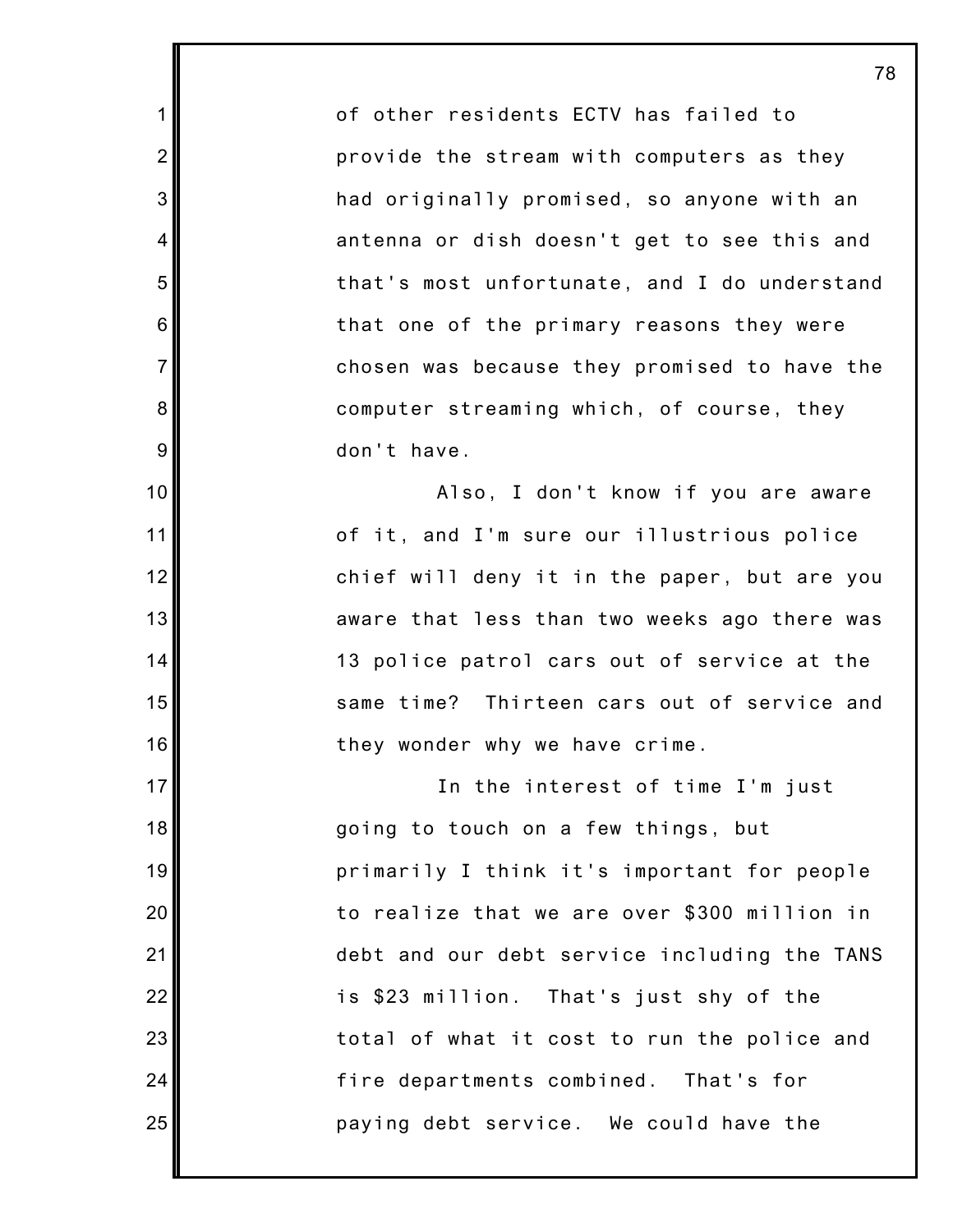of other residents ECTV has failed to provide the stream with computers as they had originally promised, so anyone with an antenna or dish doesn't get to see this and that's most unfortunate, and I do understand that one of the primary reasons they were chosen was because they promised to have the computer streaming which, of course, they don't have.

Also, I don't know if you are aware of it, and I'm sure our illustrious police chief will deny it in the paper, but are you aware that less than two weeks ago there was 13 police patrol cars out of service at the same time? Thirteen cars out of service and they wonder why we have crime.

In the interest of time I'm just going to touch on a few things, but primarily I think it's important for people to realize that we are over $300 million in debt and our debt service including the TANS is $23 million. That's just shy of the total of what it cost to run the police and fire departments combined. That's for paying debt service. We could have the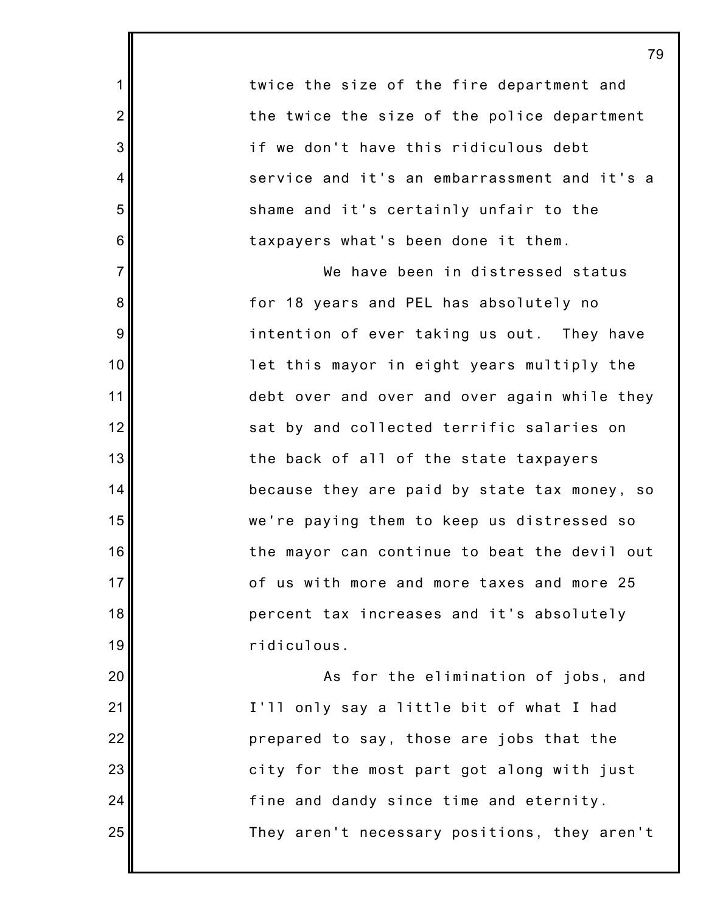twice the size of the fire department and the twice the size of the police department if we don't have this ridiculous debt service and it's an embarrassment and it's a shame and it's certainly unfair to the taxpayers what's been done it them.

We have been in distressed status for 18 years and PEL has absolutely no intention of ever taking us out. They have let this mayor in eight years multiply the debt over and over and over again while they sat by and collected terrific salaries on the back of all of the state taxpayers because they are paid by state tax money, so we're paying them to keep us distressed so the mayor can continue to beat the devil out of us with more and more taxes and more 25 percent tax increases and it's absolutely ridiculous.

As for the elimination of jobs, and I'll only say a little bit of what I had prepared to say, those are jobs that the city for the most part got along with just fine and dandy since time and eternity. They aren't necessary positions, they aren't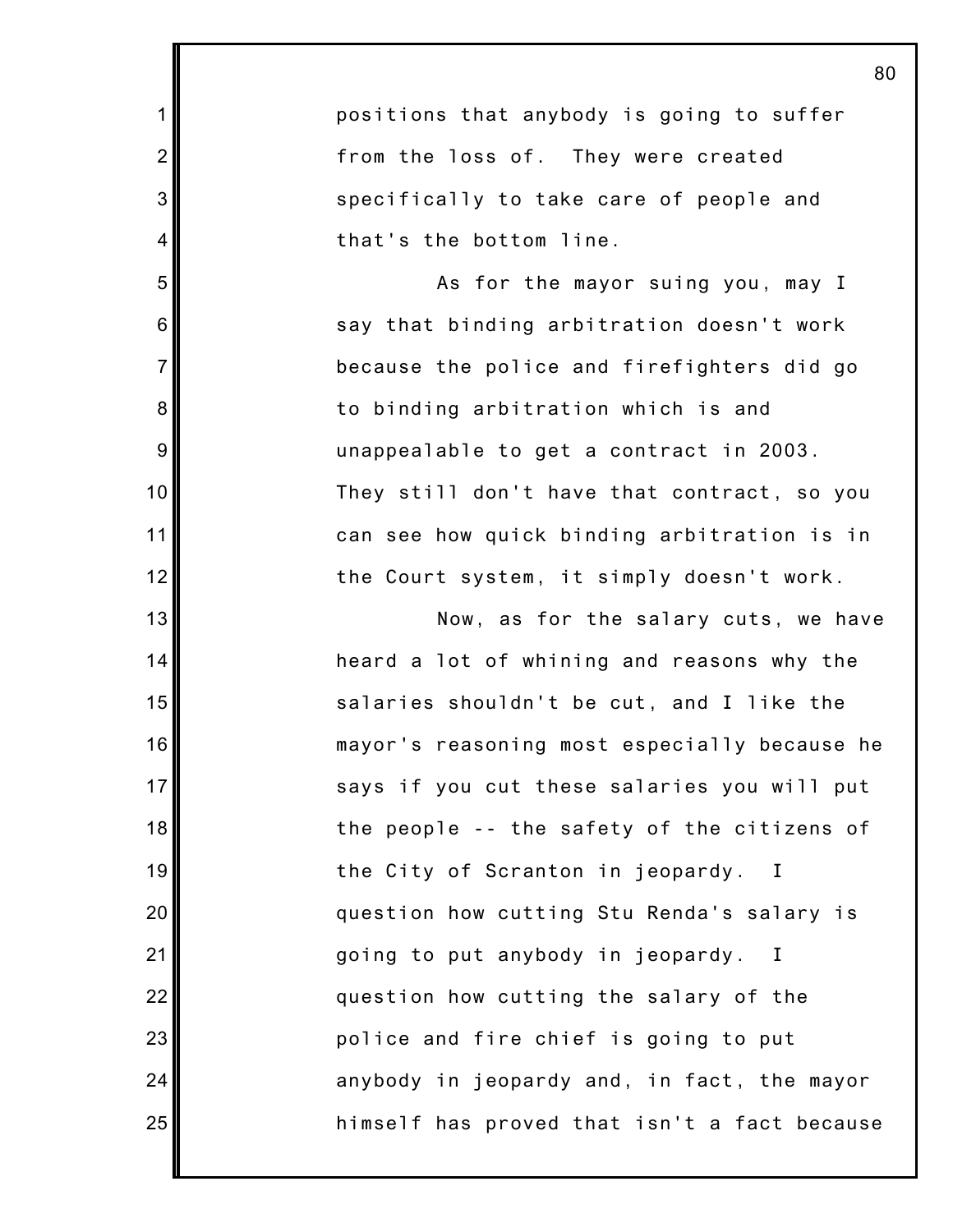positions that anybody is going to suffer from the loss of. They were created specifically to take care of people and that's the bottom line.

As for the mayor suing you, may I say that binding arbitration doesn't work because the police and firefighters did go to binding arbitration which is and unappealable to get a contract in 2003. They still don't have that contract, so you can see how quick binding arbitration is in the Court system, it simply doesn't work.

Now, as for the salary cuts, we have heard a lot of whining and reasons why the salaries shouldn't be cut, and I like the mayor's reasoning most especially because he says if you cut these salaries you will put the people -- the safety of the citizens of the City of Scranton in jeopardy. I question how cutting Stu Renda's salary is going to put anybody in jeopardy. I question how cutting the salary of the police and fire chief is going to put anybody in jeopardy and, in fact, the mayor himself has proved that isn't a fact because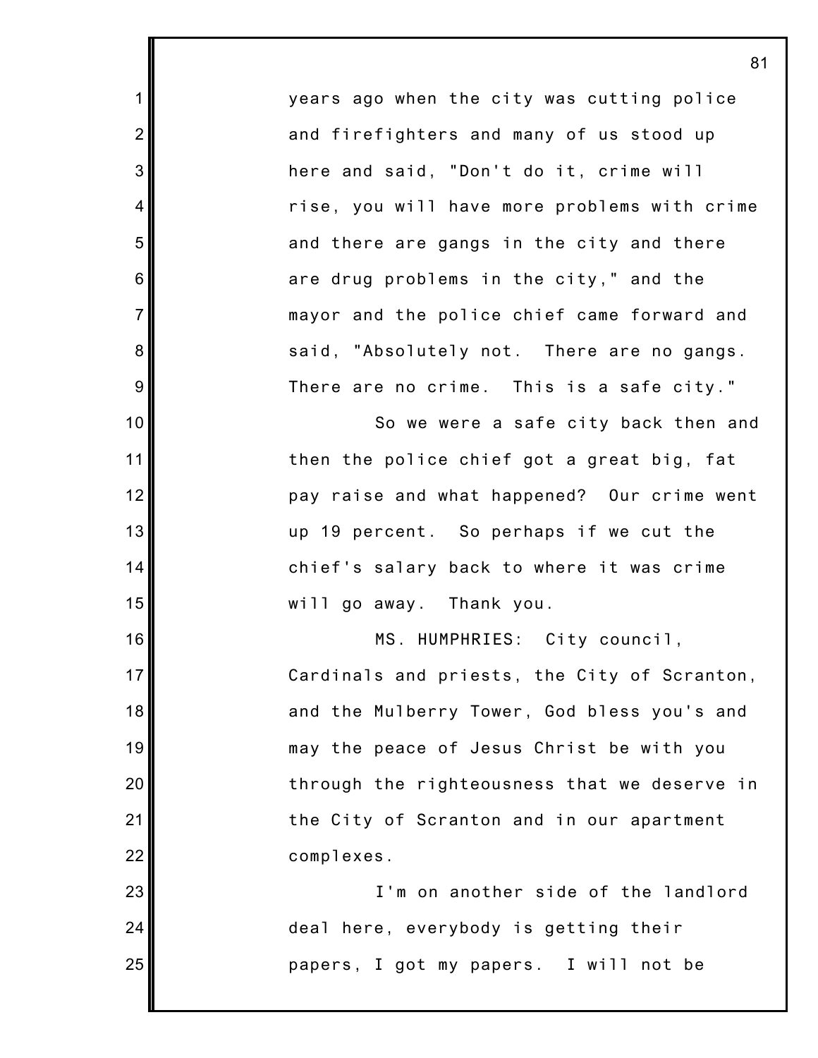years ago when the city was cutting police and firefighters and many of us stood up here and said, "Don't do it, crime will rise, you will have more problems with crime and there are gangs in the city and there are drug problems in the city," and the mayor and the police chief came forward and said, "Absolutely not. There are no gangs. There are no crime. This is a safe city."

So we were a safe city back then and then the police chief got a great big, fat pay raise and what happened? Our crime went up 19 percent. So perhaps if we cut the chief's salary back to where it was crime will go away. Thank you.

MS. HUMPHRIES: City council, Cardinals and priests, the City of Scranton, and the Mulberry Tower, God bless you's and may the peace of Jesus Christ be with you through the righteousness that we deserve in the City of Scranton and in our apartment complexes.

I'm on another side of the landlord deal here, everybody is getting their papers, I got my papers. I will not be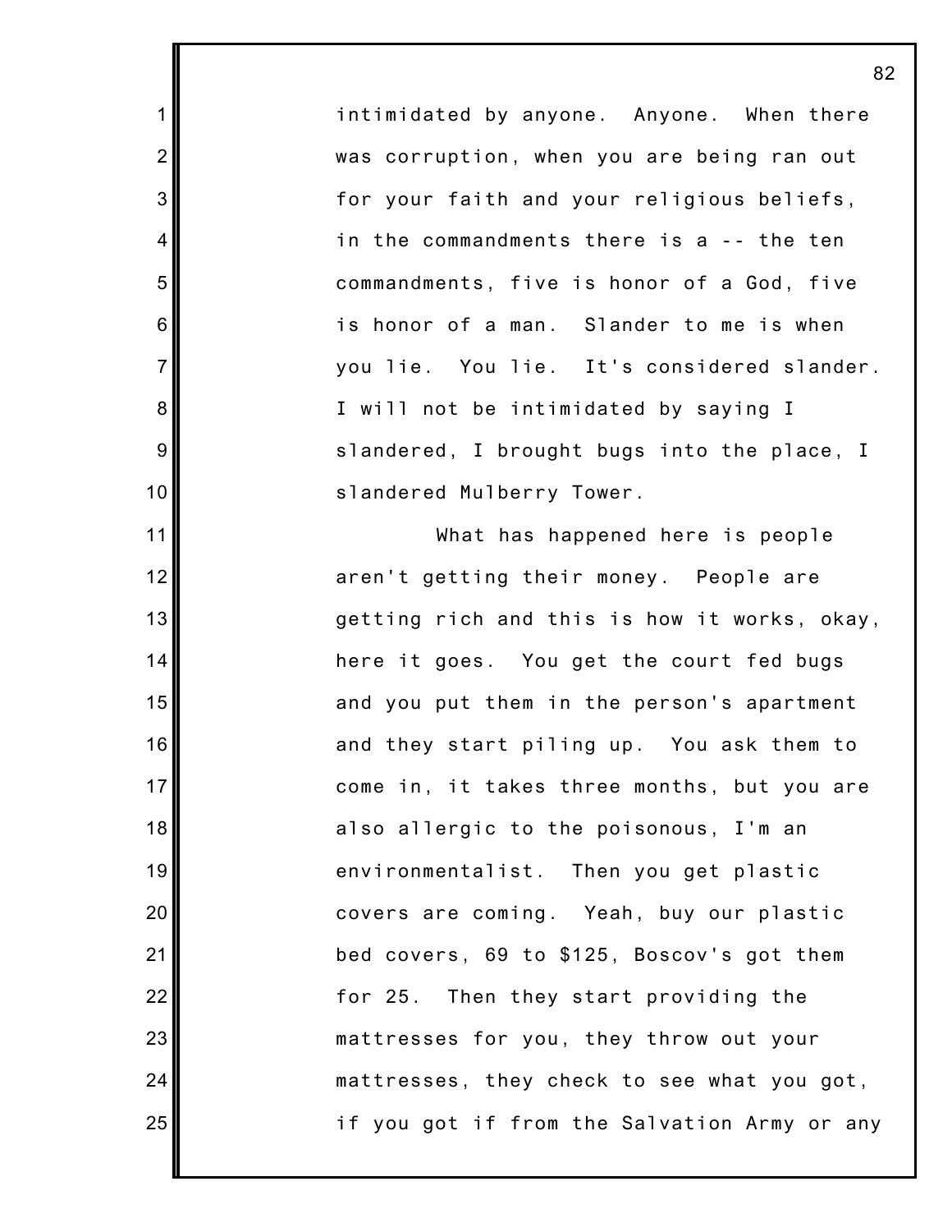intimidated by anyone. Anyone. When there was corruption, when you are being ran out for your faith and your religious beliefs, in the commandments there is a -- the ten commandments, five is honor of a God, five is honor of a man. Slander to me is when you lie. You lie. It's considered slander. I will not be intimidated by saying I slandered, I brought bugs into the place, I slandered Mulberry Tower.

What has happened here is people aren't getting their money. People are getting rich and this is how it works, okay, here it goes. You get the court fed bugs and you put them in the person's apartment and they start piling up. You ask them to come in, it takes three months, but you are also allergic to the poisonous, I'm an environmentalist. Then you get plastic covers are coming. Yeah, buy our plastic bed covers, 69 to $125, Boscov's got them for 25. Then they start providing the mattresses for you, they throw out your mattresses, they check to see what you got, if you got if from the Salvation Army or any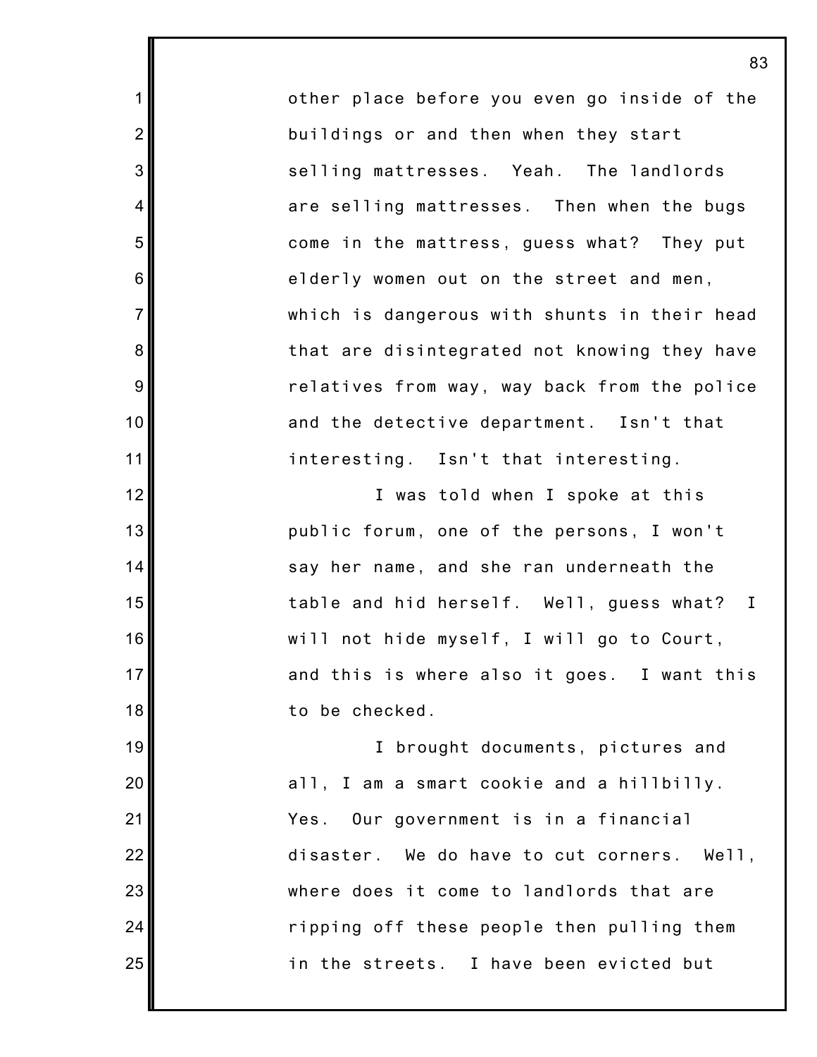other place before you even go inside of the buildings or and then when they start selling mattresses. Yeah. The landlords are selling mattresses. Then when the bugs come in the mattress, guess what? They put elderly women out on the street and men, which is dangerous with shunts in their head that are disintegrated not knowing they have relatives from way, way back from the police and the detective department. Isn't that interesting. Isn't that interesting.

I was told when I spoke at this public forum, one of the persons, I won't say her name, and she ran underneath the table and hid herself. Well, guess what? I will not hide myself, I will go to Court, and this is where also it goes. I want this to be checked.

I brought documents, pictures and all, I am a smart cookie and a hillbilly. Yes. Our government is in a financial disaster. We do have to cut corners. Well, where does it come to landlords that are ripping off these people then pulling them in the streets. I have been evicted but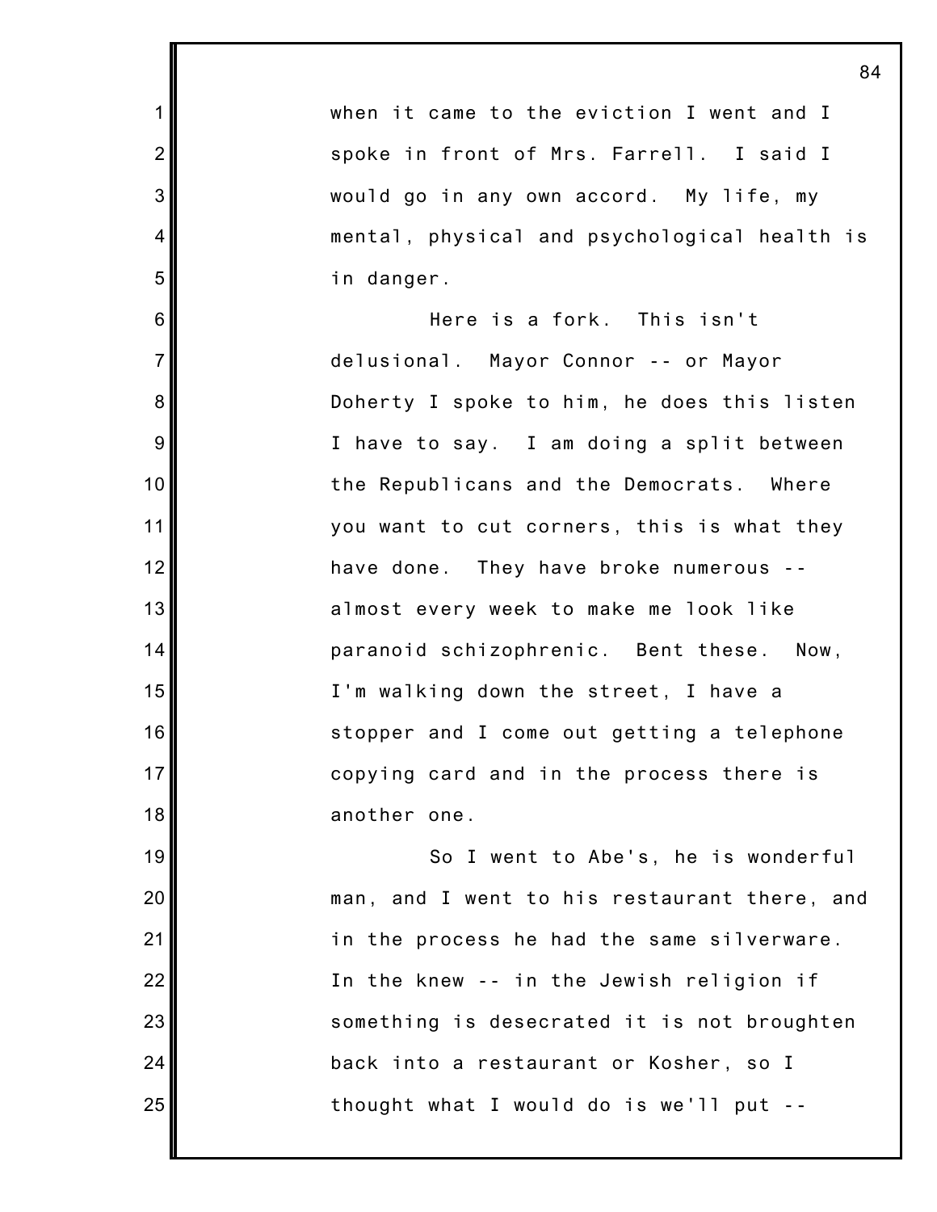when it came to the eviction I went and I spoke in front of Mrs. Farrell. I said I would go in any own accord. My life, my mental, physical and psychological health is in danger.

Here is a fork. This isn't delusional. Mayor Connor -- or Mayor Doherty I spoke to him, he does this listen I have to say. I am doing a split between the Republicans and the Democrats. Where you want to cut corners, this is what they have done. They have broke numerous -- almost every week to make me look like paranoid schizophrenic. Bent these. Now, I'm walking down the street, I have a stopper and I come out getting a telephone copying card and in the process there is another one.

So I went to Abe's, he is wonderful man, and I went to his restaurant there, and in the process he had the same silverware. In the knew -- in the Jewish religion if something is desecrated it is not broughten back into a restaurant or Kosher, so I thought what I would do is we'll put --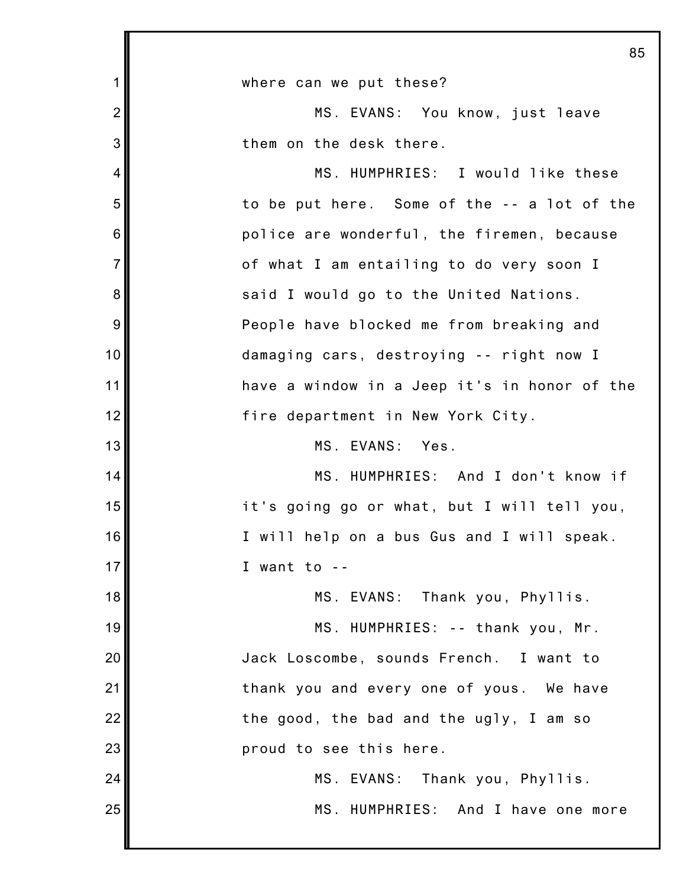where can we put these?

MS. EVANS: You know, just leave them on the desk there.

MS. HUMPHRIES: I would like these to be put here. Some of the -- a lot of the police are wonderful, the firemen, because of what I am entailing to do very soon I said I would go to the United Nations. People have blocked me from breaking and damaging cars, destroying -- right now I have a window in a Jeep it's in honor of the fire department in New York City.

MS. EVANS: Yes.

MS. HUMPHRIES: And I don't know if it's going go or what, but I will tell you, I will help on a bus Gus and I will speak. I want to --

MS. EVANS: Thank you, Phyllis.

MS. HUMPHRIES: -- thank you, Mr. Jack Loscombe, sounds French. I want to thank you and every one of yous. We have the good, the bad and the ugly, I am so proud to see this here.

MS. EVANS: Thank you, Phyllis.

MS. HUMPHRIES: And I have one more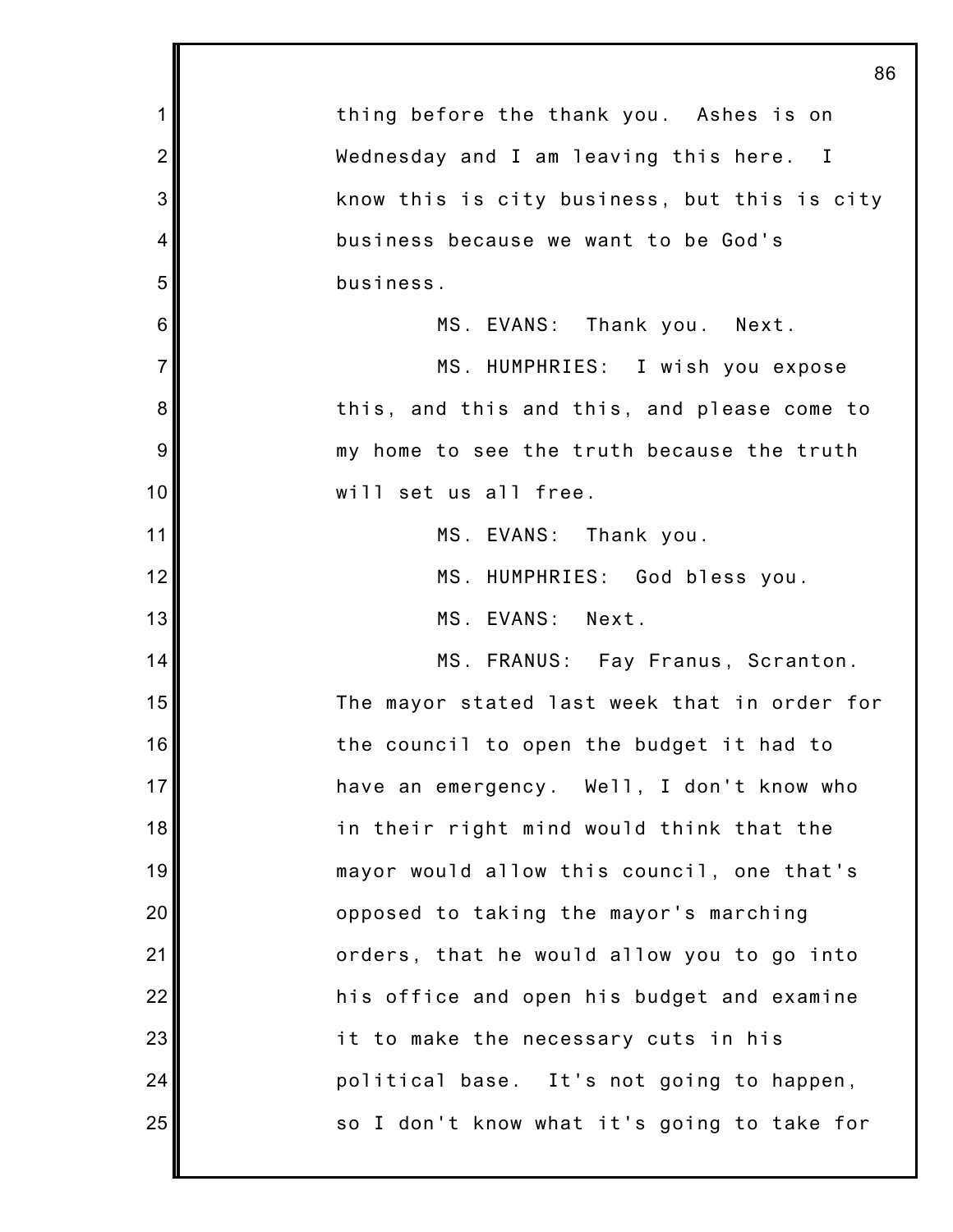thing before the thank you. Ashes is on Wednesday and I am leaving this here. I know this is city business, but this is city business because we want to be God's business.

MS. EVANS: Thank you. Next.

MS. HUMPHRIES: I wish you expose this, and this and this, and please come to my home to see the truth because the truth will set us all free.

MS. EVANS: Thank you.

MS. HUMPHRIES: God bless you.

MS. EVANS: Next.

MS. FRANUS: Fay Franus, Scranton. The mayor stated last week that in order for the council to open the budget it had to have an emergency. Well, I don't know who in their right mind would think that the mayor would allow this council, one that's opposed to taking the mayor's marching orders, that he would allow you to go into his office and open his budget and examine it to make the necessary cuts in his political base. It's not going to happen, so I don't know what it's going to take for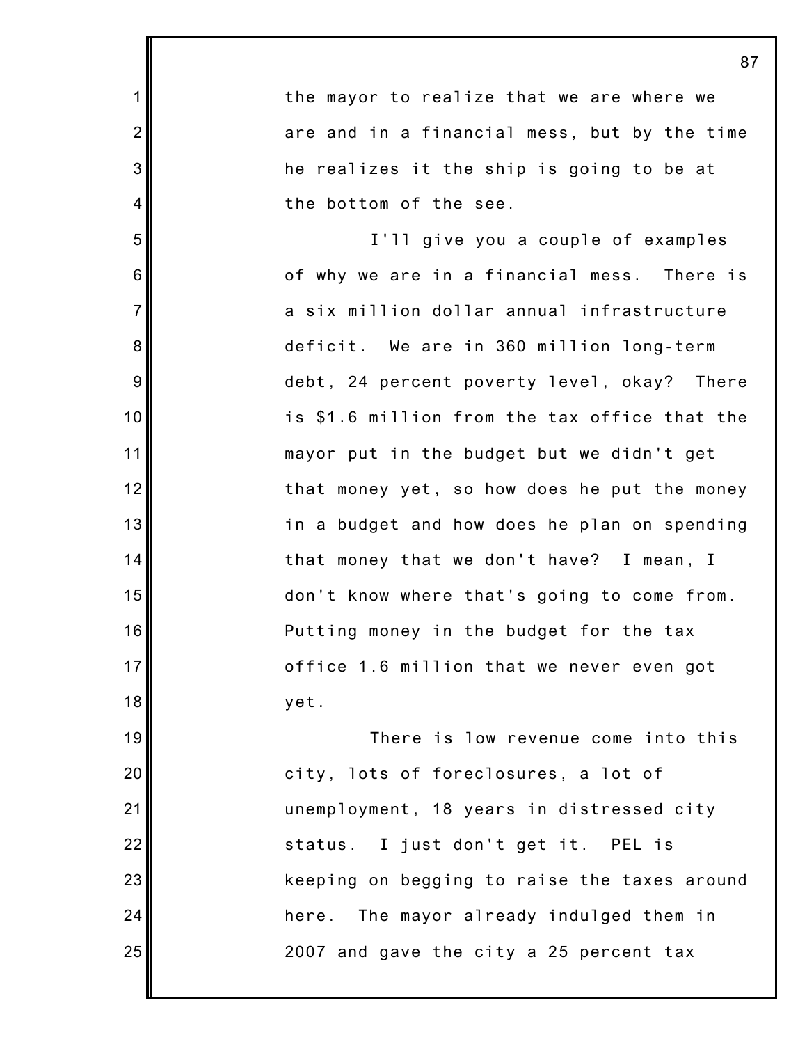the mayor to realize that we are where we are and in a financial mess, but by the time he realizes it the ship is going to be at the bottom of the see.

I'll give you a couple of examples of why we are in a financial mess. There is a six million dollar annual infrastructure deficit. We are in 360 million long-term debt, 24 percent poverty level, okay? There is $1.6 million from the tax office that the mayor put in the budget but we didn't get that money yet, so how does he put the money in a budget and how does he plan on spending that money that we don't have? I mean, I don't know where that's going to come from. Putting money in the budget for the tax office 1.6 million that we never even got yet.

There is low revenue come into this city, lots of foreclosures, a lot of unemployment, 18 years in distressed city status. I just don't get it. PEL is keeping on begging to raise the taxes around here. The mayor already indulged them in 2007 and gave the city a 25 percent tax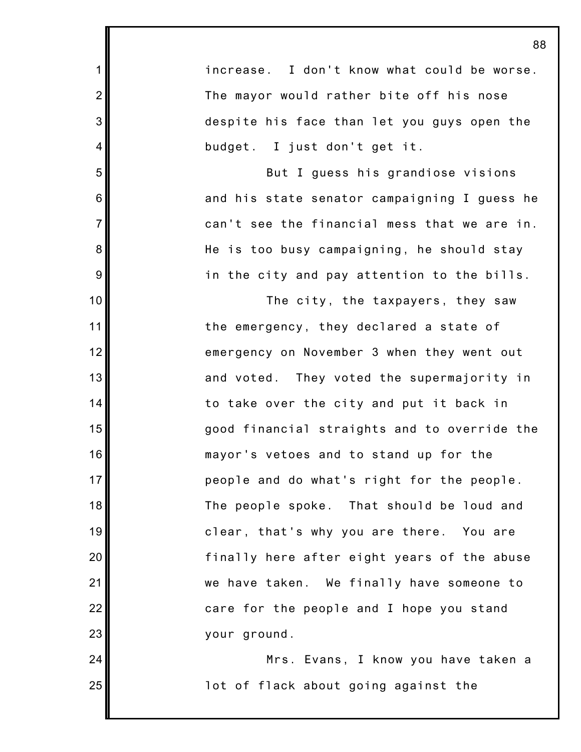increase. I don't know what could be worse. The mayor would rather bite off his nose despite his face than let you guys open the budget. I just don't get it.

But I guess his grandiose visions and his state senator campaigning I guess he can't see the financial mess that we are in. He is too busy campaigning, he should stay in the city and pay attention to the bills.

The city, the taxpayers, they saw the emergency, they declared a state of emergency on November 3 when they went out and voted. They voted the supermajority in to take over the city and put it back in good financial straights and to override the mayor's vetoes and to stand up for the people and do what's right for the people. The people spoke. That should be loud and clear, that's why you are there. You are finally here after eight years of the abuse we have taken. We finally have someone to care for the people and I hope you stand your ground.

Mrs. Evans, I know you have taken a lot of flack about going against the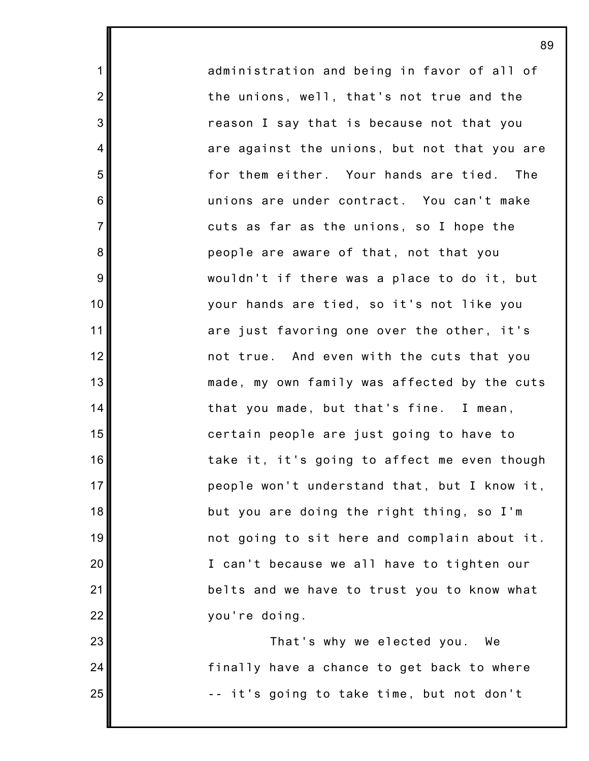administration and being in favor of all of the unions, well, that's not true and the reason I say that is because not that you are against the unions, but not that you are for them either. Your hands are tied. The unions are under contract. You can't make cuts as far as the unions, so I hope the people are aware of that, not that you wouldn't if there was a place to do it, but your hands are tied, so it's not like you are just favoring one over the other, it's not true. And even with the cuts that you made, my own family was affected by the cuts that you made, but that's fine. I mean, certain people are just going to have to take it, it's going to affect me even though people won't understand that, but I know it, but you are doing the right thing, so I'm not going to sit here and complain about it. I can't because we all have to tighten our belts and we have to trust you to know what you're doing.

That's why we elected you. We finally have a chance to get back to where -- it's going to take time, but not don't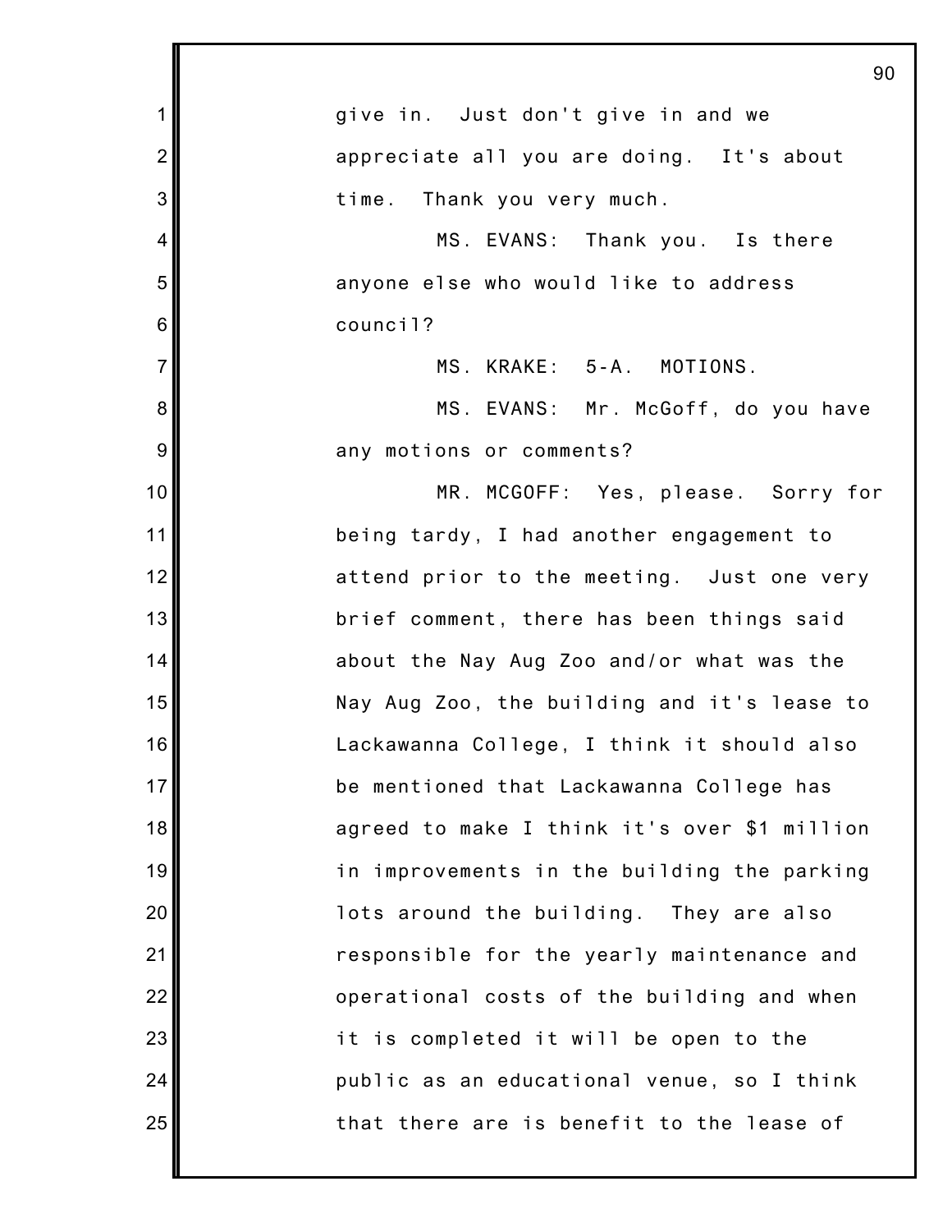give in. Just don't give in and we appreciate all you are doing. It's about time. Thank you very much.

MS. EVANS: Thank you. Is there anyone else who would like to address council?

MS. KRAKE: 5-A. MOTIONS.

MS. EVANS: Mr. McGoff, do you have any motions or comments?

MR. MCGOFF: Yes, please. Sorry for being tardy, I had another engagement to attend prior to the meeting. Just one very brief comment, there has been things said about the Nay Aug Zoo and/or what was the Nay Aug Zoo, the building and it's lease to Lackawanna College, I think it should also be mentioned that Lackawanna College has agreed to make I think it's over $1 million in improvements in the building the parking lots around the building. They are also responsible for the yearly maintenance and operational costs of the building and when it is completed it will be open to the public as an educational venue, so I think that there are is benefit to the lease of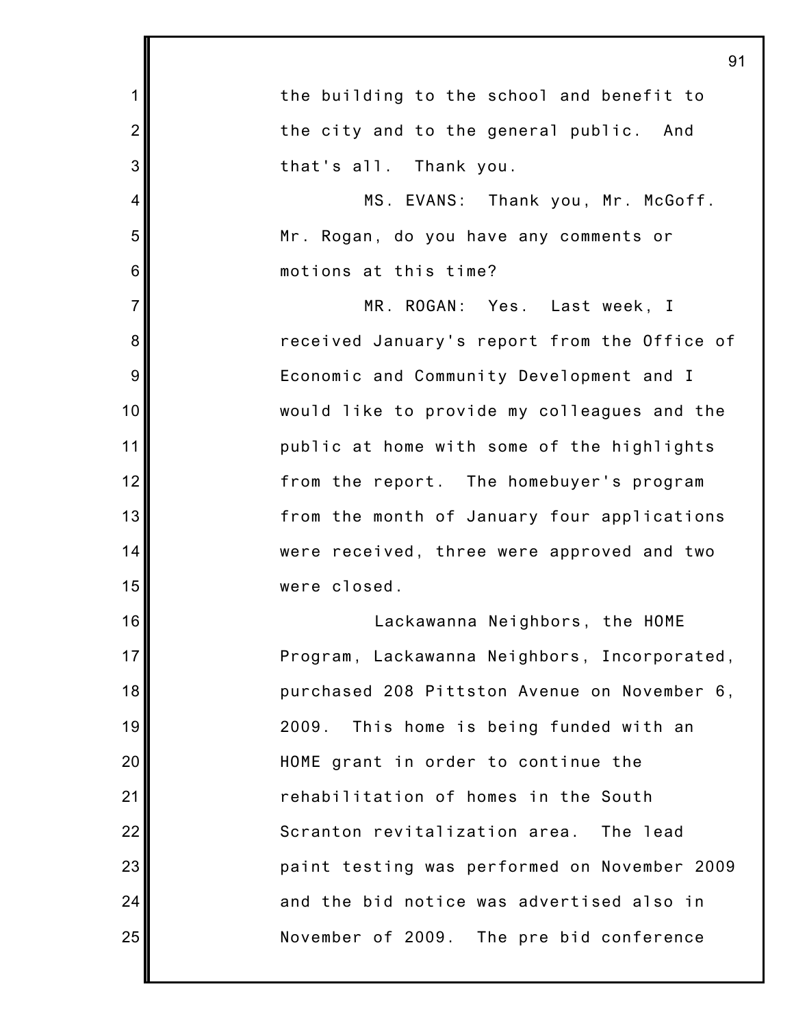the building to the school and benefit to the city and to the general public. And that's all. Thank you.

MS. EVANS: Thank you, Mr. McGoff. Mr. Rogan, do you have any comments or motions at this time?

MR. ROGAN: Yes. Last week, I received January's report from the Office of Economic and Community Development and I would like to provide my colleagues and the public at home with some of the highlights from the report. The homebuyer's program from the month of January four applications were received, three were approved and two were closed.

Lackawanna Neighbors, the HOME Program, Lackawanna Neighbors, Incorporated, purchased 208 Pittston Avenue on November 6, 2009. This home is being funded with an HOME grant in order to continue the rehabilitation of homes in the South Scranton revitalization area. The lead paint testing was performed on November 2009 and the bid notice was advertised also in November of 2009. The pre bid conference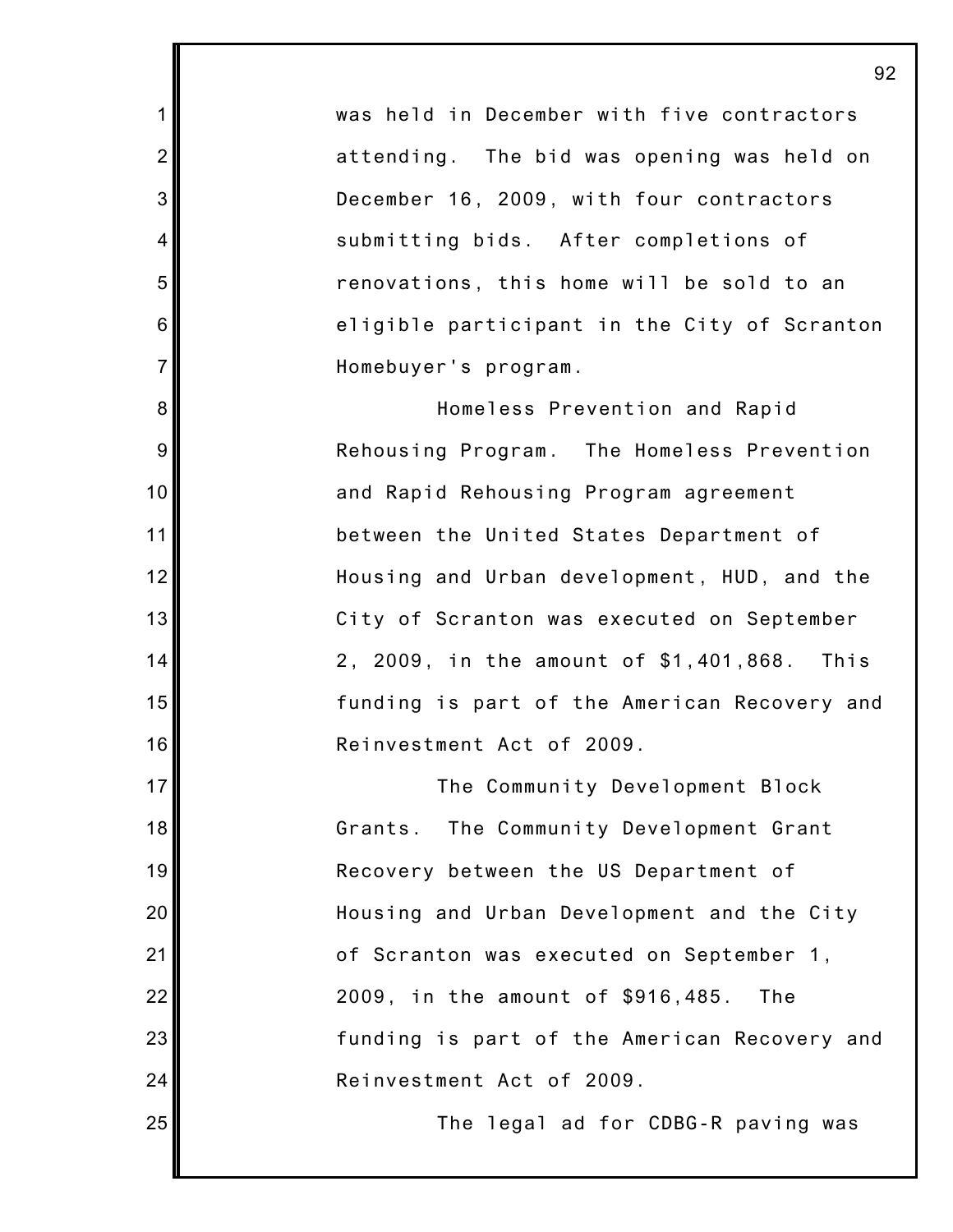was held in December with five contractors attending. The bid was opening was held on December 16, 2009, with four contractors submitting bids. After completions of renovations, this home will be sold to an eligible participant in the City of Scranton Homebuyer's program.

Homeless Prevention and Rapid Rehousing Program. The Homeless Prevention and Rapid Rehousing Program agreement between the United States Department of Housing and Urban development, HUD, and the City of Scranton was executed on September 2, 2009, in the amount of $1,401,868. This funding is part of the American Recovery and Reinvestment Act of 2009.

The Community Development Block Grants. The Community Development Grant Recovery between the US Department of Housing and Urban Development and the City of Scranton was executed on September 1, 2009, in the amount of $916,485. The funding is part of the American Recovery and Reinvestment Act of 2009.

The legal ad for CDBG-R paving was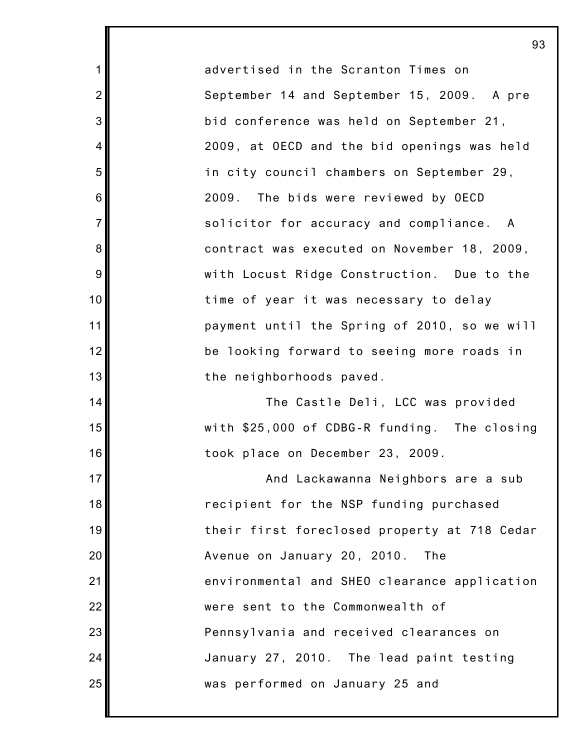advertised in the Scranton Times on September 14 and September 15, 2009. A pre bid conference was held on September 21, 2009, at OECD and the bid openings was held in city council chambers on September 29, 2009. The bids were reviewed by OECD solicitor for accuracy and compliance. A contract was executed on November 18, 2009, with Locust Ridge Construction. Due to the time of year it was necessary to delay payment until the Spring of 2010, so we will be looking forward to seeing more roads in the neighborhoods paved.

The Castle Deli, LCC was provided with $25,000 of CDBG-R funding. The closing took place on December 23, 2009.

And Lackawanna Neighbors are a sub recipient for the NSP funding purchased their first foreclosed property at 718 Cedar Avenue on January 20, 2010. The environmental and SHEO clearance application were sent to the Commonwealth of Pennsylvania and received clearances on January 27, 2010. The lead paint testing was performed on January 25 and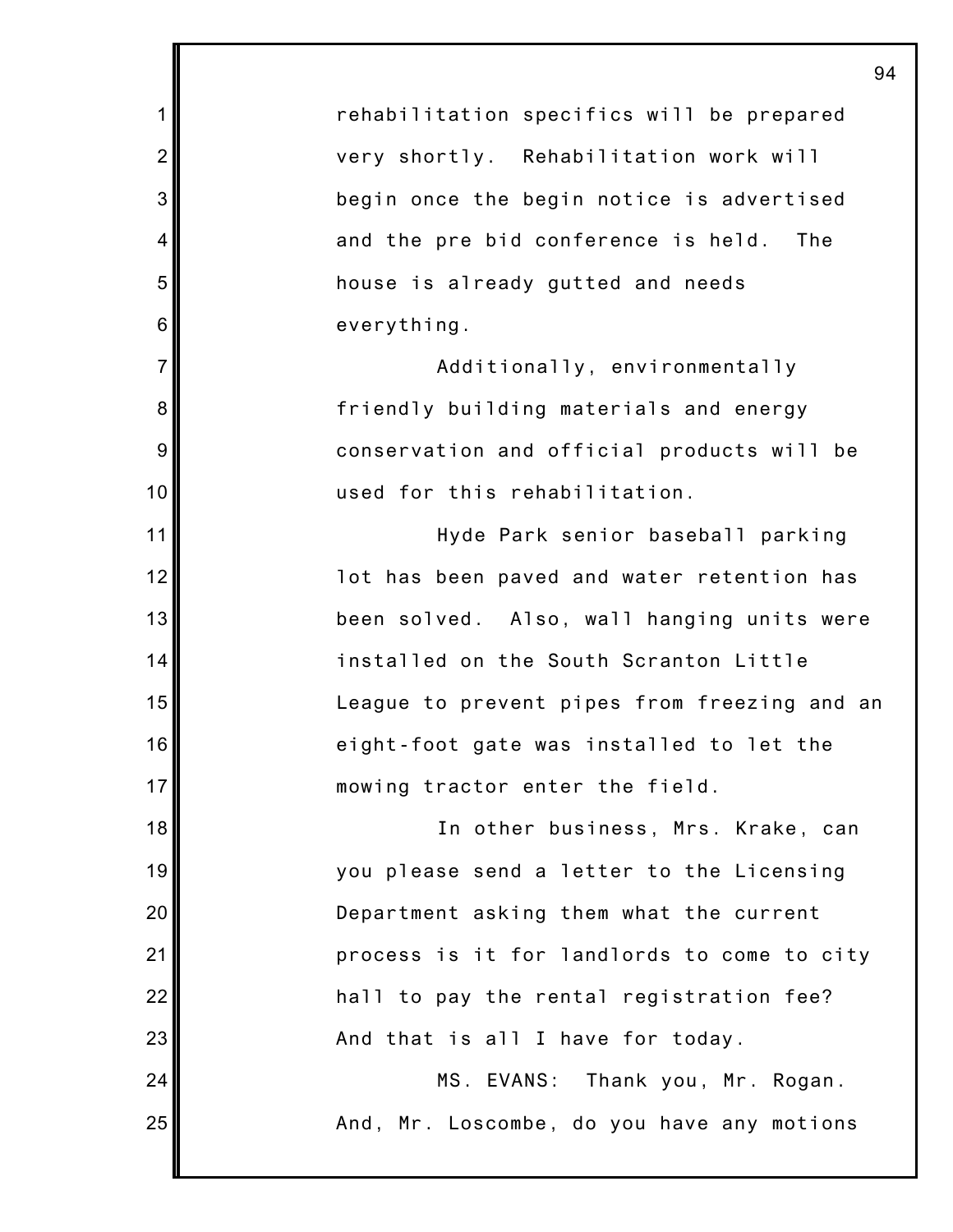rehabilitation specifics will be prepared very shortly. Rehabilitation work will begin once the begin notice is advertised and the pre bid conference is held. The house is already gutted and needs everything.

Additionally, environmentally friendly building materials and energy conservation and official products will be used for this rehabilitation.

Hyde Park senior baseball parking lot has been paved and water retention has been solved. Also, wall hanging units were installed on the South Scranton Little League to prevent pipes from freezing and an eight-foot gate was installed to let the mowing tractor enter the field.

In other business, Mrs. Krake, can you please send a letter to the Licensing Department asking them what the current process is it for landlords to come to city hall to pay the rental registration fee? And that is all I have for today.

MS. EVANS: Thank you, Mr. Rogan. And, Mr. Loscombe, do you have any motions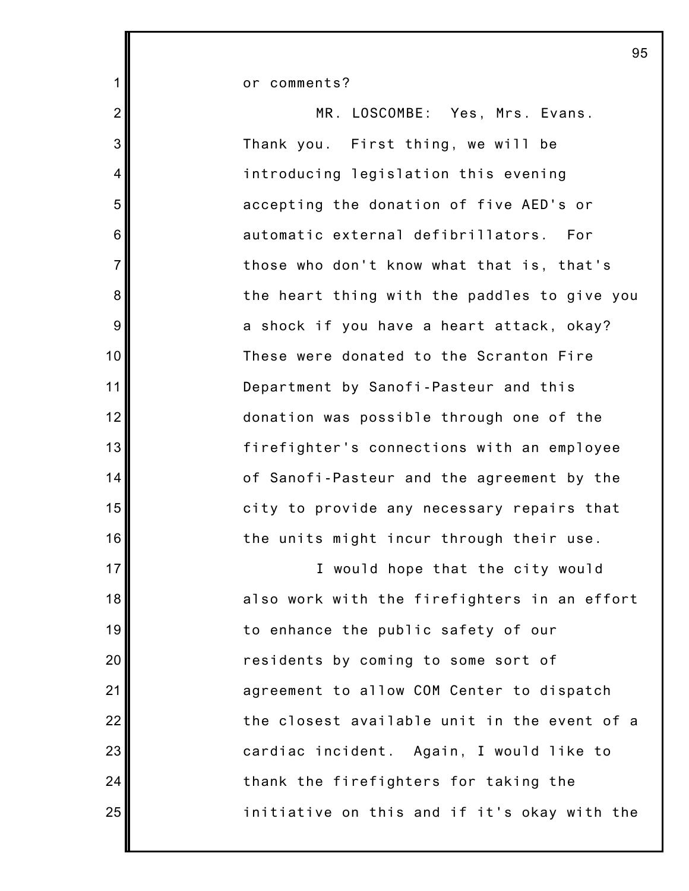or comments?

MR. LOSCOMBE: Yes, Mrs. Evans. Thank you. First thing, we will be introducing legislation this evening accepting the donation of five AED's or automatic external defibrillators. For those who don't know what that is, that's the heart thing with the paddles to give you a shock if you have a heart attack, okay? These were donated to the Scranton Fire Department by Sanofi-Pasteur and this donation was possible through one of the firefighter's connections with an employee of Sanofi-Pasteur and the agreement by the city to provide any necessary repairs that the units might incur through their use.

I would hope that the city would also work with the firefighters in an effort to enhance the public safety of our residents by coming to some sort of agreement to allow COM Center to dispatch the closest available unit in the event of a cardiac incident. Again, I would like to thank the firefighters for taking the initiative on this and if it's okay with the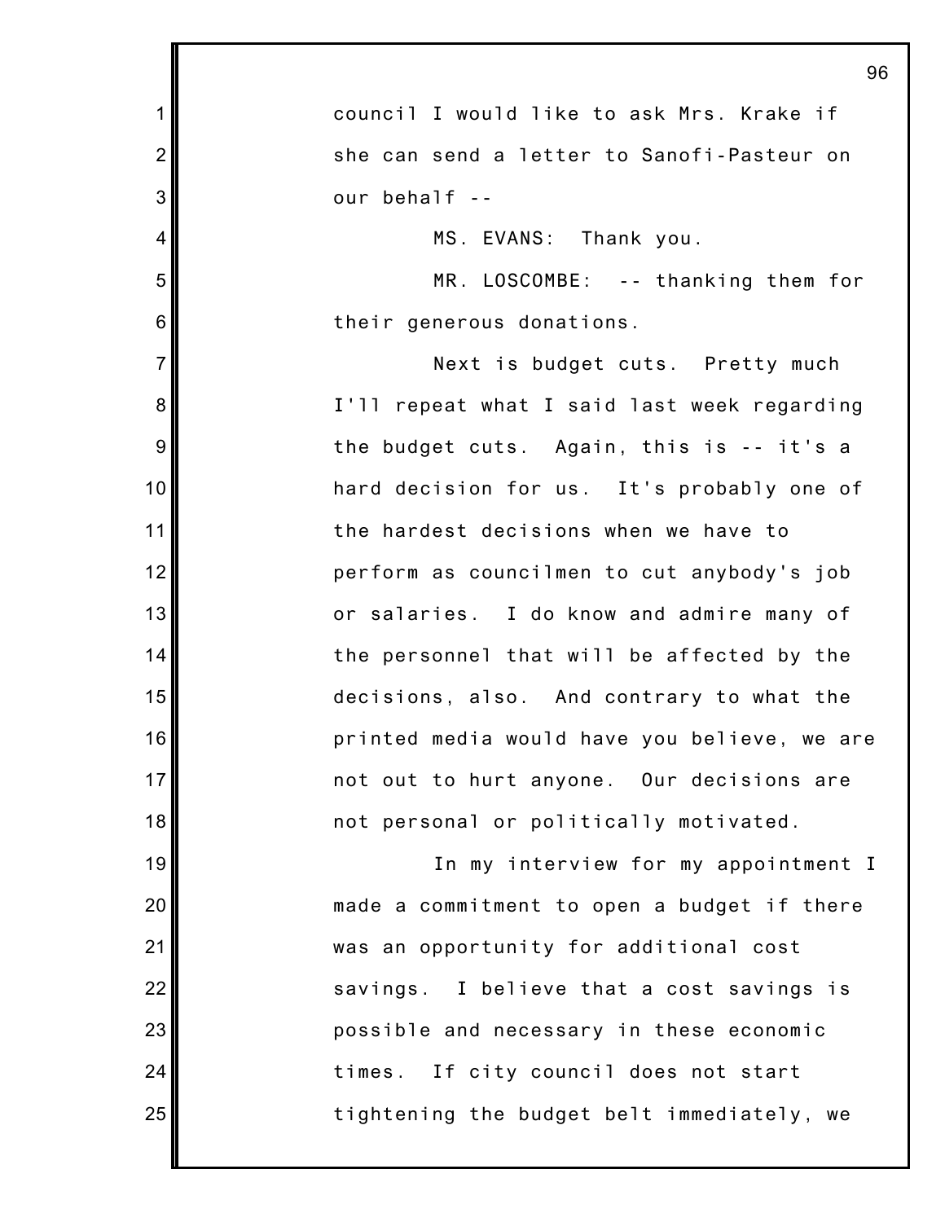council I would like to ask Mrs. Krake if she can send a letter to Sanofi-Pasteur on our behalf --

MS. EVANS: Thank you.

MR. LOSCOMBE: -- thanking them for their generous donations.

Next is budget cuts. Pretty much I'll repeat what I said last week regarding the budget cuts. Again, this is -- it's a hard decision for us. It's probably one of the hardest decisions when we have to perform as councilmen to cut anybody's job or salaries. I do know and admire many of the personnel that will be affected by the decisions, also. And contrary to what the printed media would have you believe, we are not out to hurt anyone. Our decisions are not personal or politically motivated.

In my interview for my appointment I made a commitment to open a budget if there was an opportunity for additional cost savings. I believe that a cost savings is possible and necessary in these economic times. If city council does not start tightening the budget belt immediately, we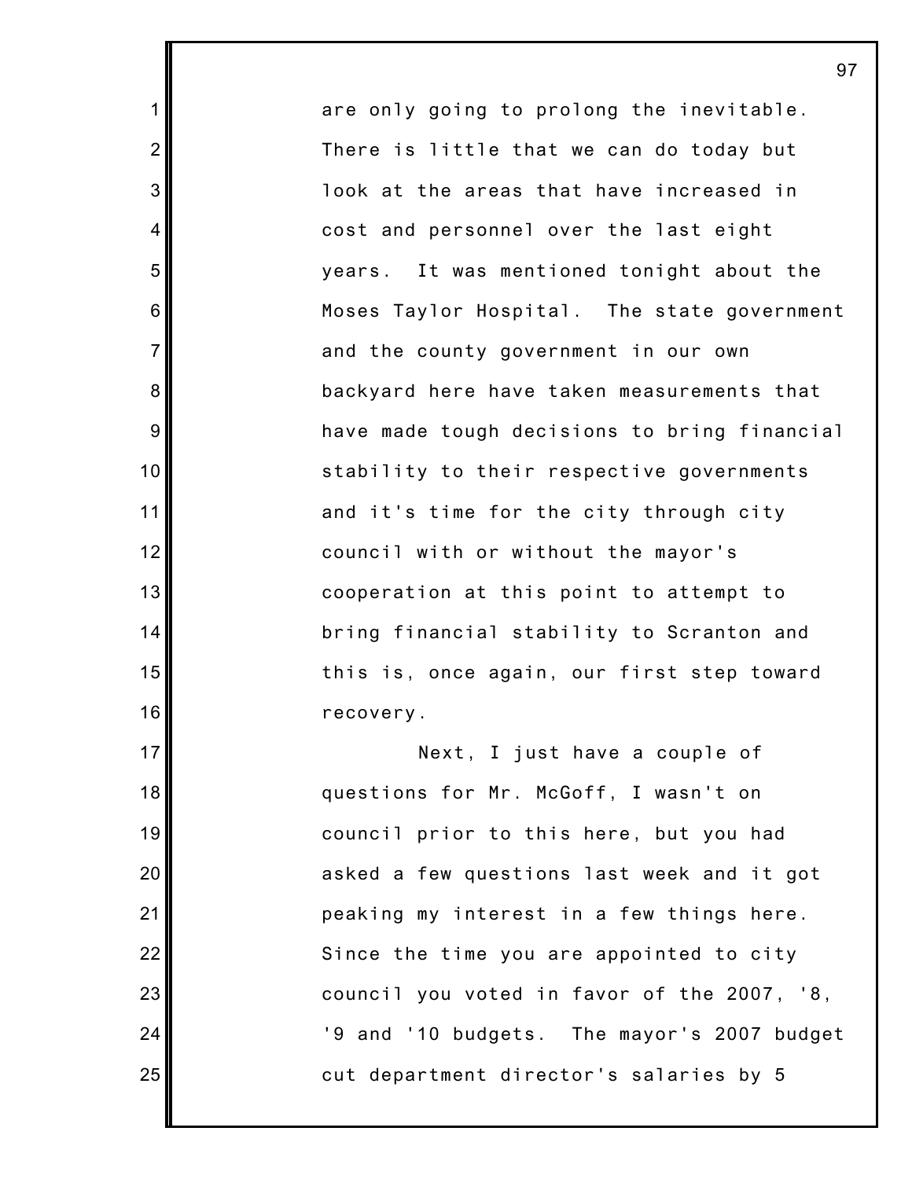are only going to prolong the inevitable. There is little that we can do today but look at the areas that have increased in cost and personnel over the last eight years. It was mentioned tonight about the Moses Taylor Hospital. The state government and the county government in our own backyard here have taken measurements that have made tough decisions to bring financial stability to their respective governments and it's time for the city through city council with or without the mayor's cooperation at this point to attempt to bring financial stability to Scranton and this is, once again, our first step toward recovery.

Next, I just have a couple of questions for Mr. McGoff, I wasn't on council prior to this here, but you had asked a few questions last week and it got peaking my interest in a few things here. Since the time you are appointed to city council you voted in favor of the 2007, '8, '9 and '10 budgets. The mayor's 2007 budget cut department director's salaries by 5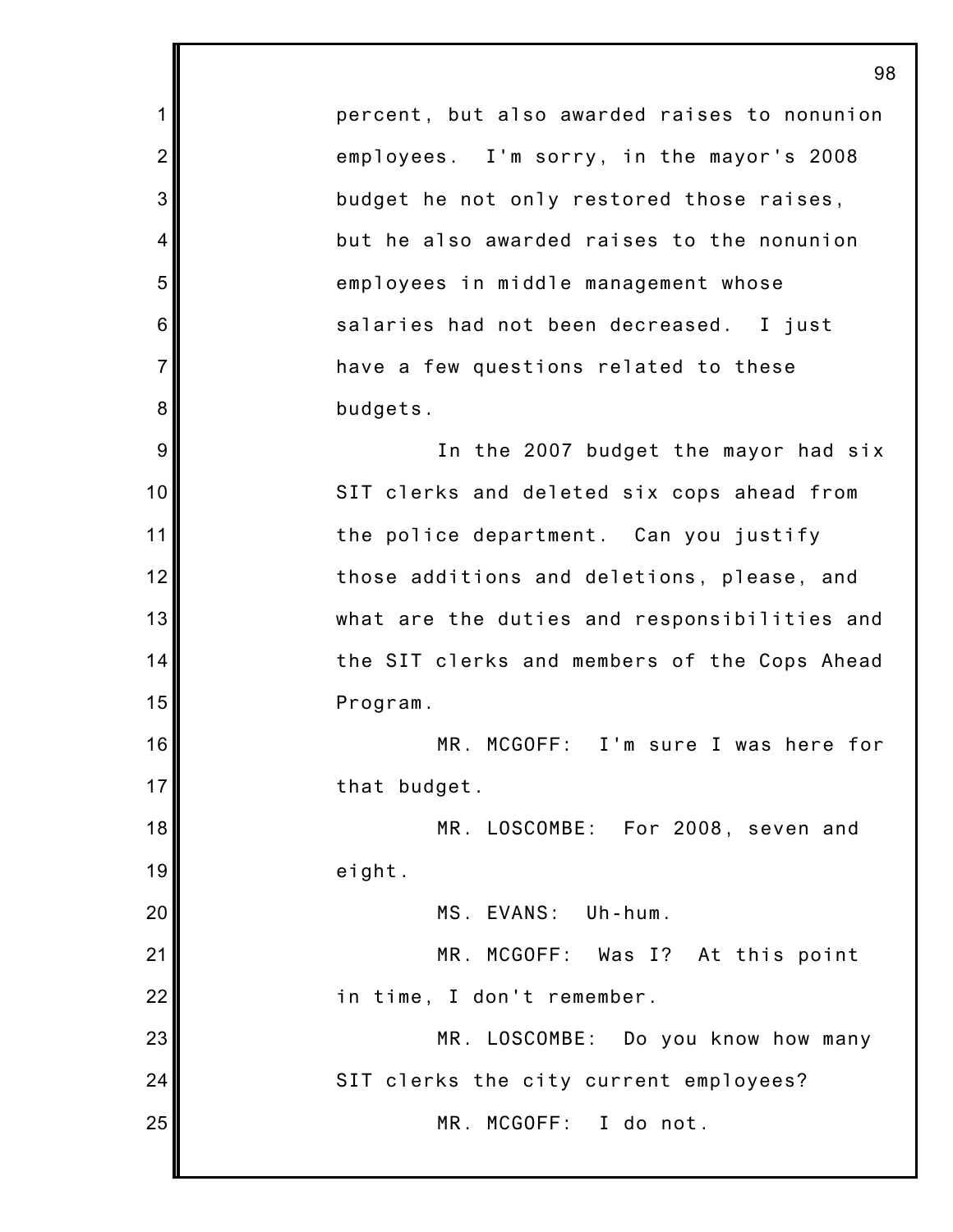percent, but also awarded raises to nonunion employees. I'm sorry, in the mayor's 2008 budget he not only restored those raises, but he also awarded raises to the nonunion employees in middle management whose salaries had not been decreased. I just have a few questions related to these budgets.

In the 2007 budget the mayor had six SIT clerks and deleted six cops ahead from the police department. Can you justify those additions and deletions, please, and what are the duties and responsibilities and the SIT clerks and members of the Cops Ahead Program.

MR. MCGOFF: I'm sure I was here for that budget.

MR. LOSCOMBE: For 2008, seven and eight.

MS. EVANS: Uh-hum.

MR. MCGOFF: Was I? At this point in time, I don't remember.

MR. LOSCOMBE: Do you know how many SIT clerks the city current employees?

MR. MCGOFF: I do not.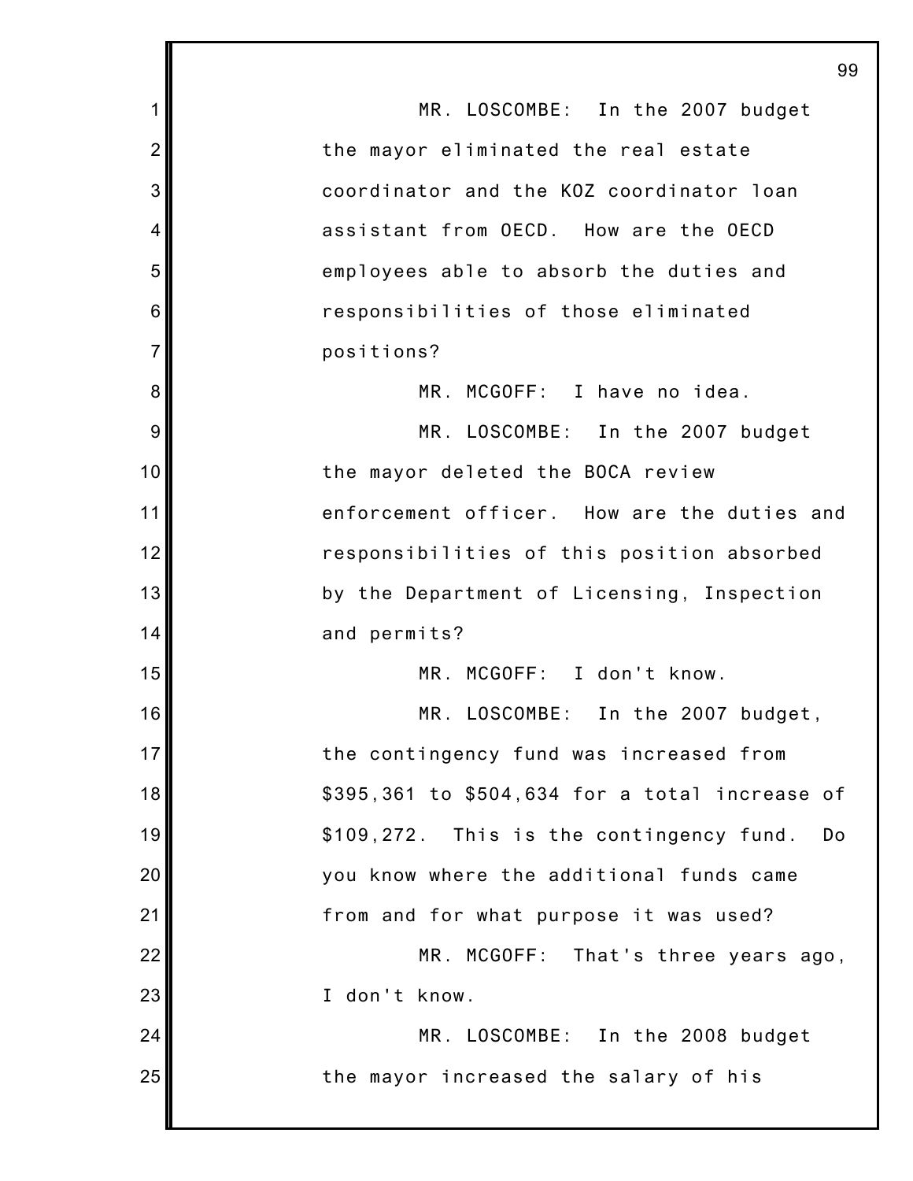MR. LOSCOMBE: In the 2007 budget the mayor eliminated the real estate coordinator and the KOZ coordinator loan assistant from OECD. How are the OECD employees able to absorb the duties and responsibilities of those eliminated positions?

MR. MCGOFF: I have no idea.

MR. LOSCOMBE: In the 2007 budget the mayor deleted the BOCA review enforcement officer. How are the duties and responsibilities of this position absorbed by the Department of Licensing, Inspection and permits?

MR. MCGOFF: I don't know.

MR. LOSCOMBE: In the 2007 budget, the contingency fund was increased from $395,361 to $504,634 for a total increase of $109,272. This is the contingency fund. Do you know where the additional funds came from and for what purpose it was used?

MR. MCGOFF: That's three years ago, I don't know.

MR. LOSCOMBE: In the 2008 budget the mayor increased the salary of his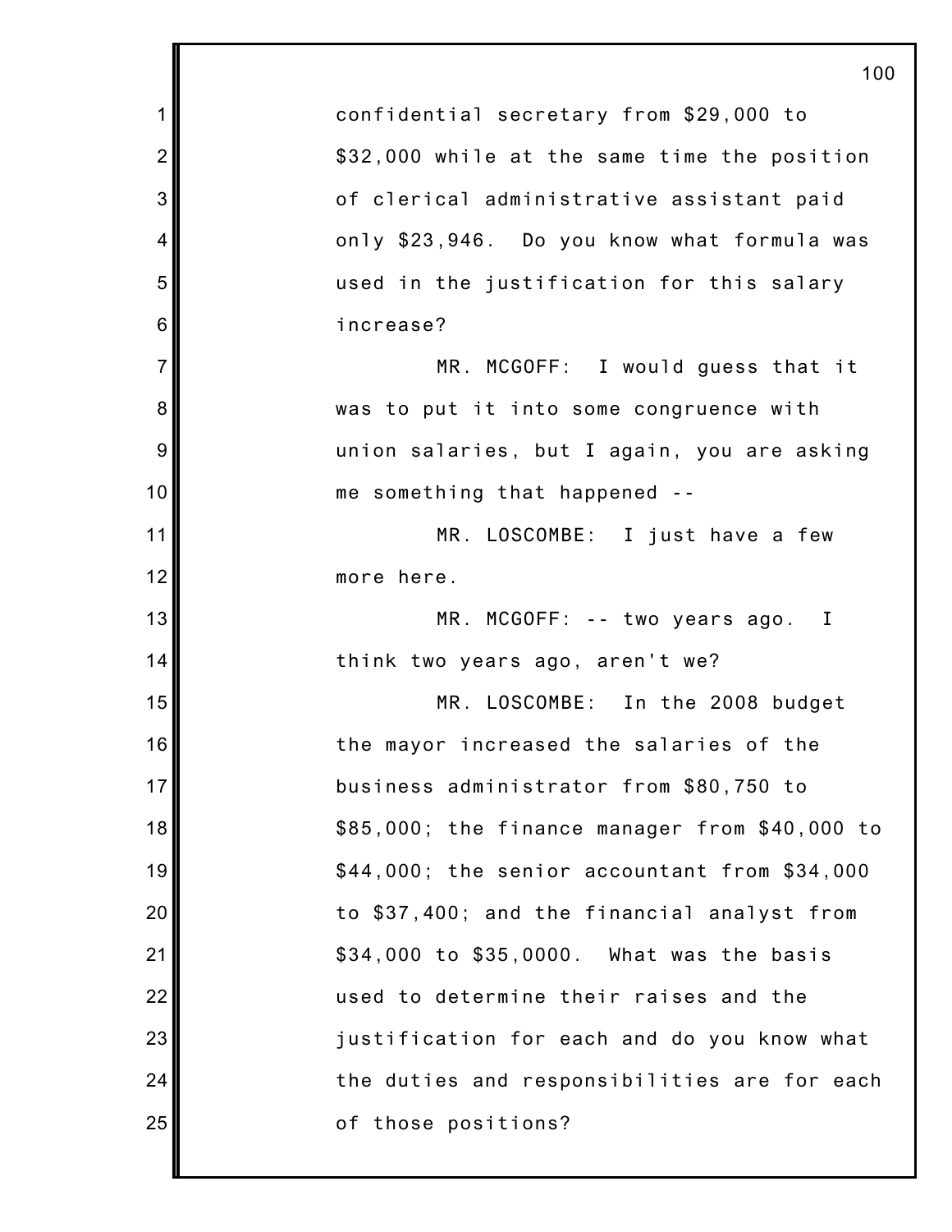confidential secretary from $29,000 to $32,000 while at the same time the position of clerical administrative assistant paid only $23,946. Do you know what formula was used in the justification for this salary increase?

MR. MCGOFF: I would guess that it was to put it into some congruence with union salaries, but I again, you are asking me something that happened --

MR. LOSCOMBE: I just have a few more here.

MR. MCGOFF: -- two years ago. I think two years ago, aren't we?

MR. LOSCOMBE: In the 2008 budget the mayor increased the salaries of the business administrator from $80,750 to $85,000; the finance manager from $40,000 to $44,000; the senior accountant from $34,000 to $37,400; and the financial analyst from $34,000 to $35,0000. What was the basis used to determine their raises and the justification for each and do you know what the duties and responsibilities are for each of those positions?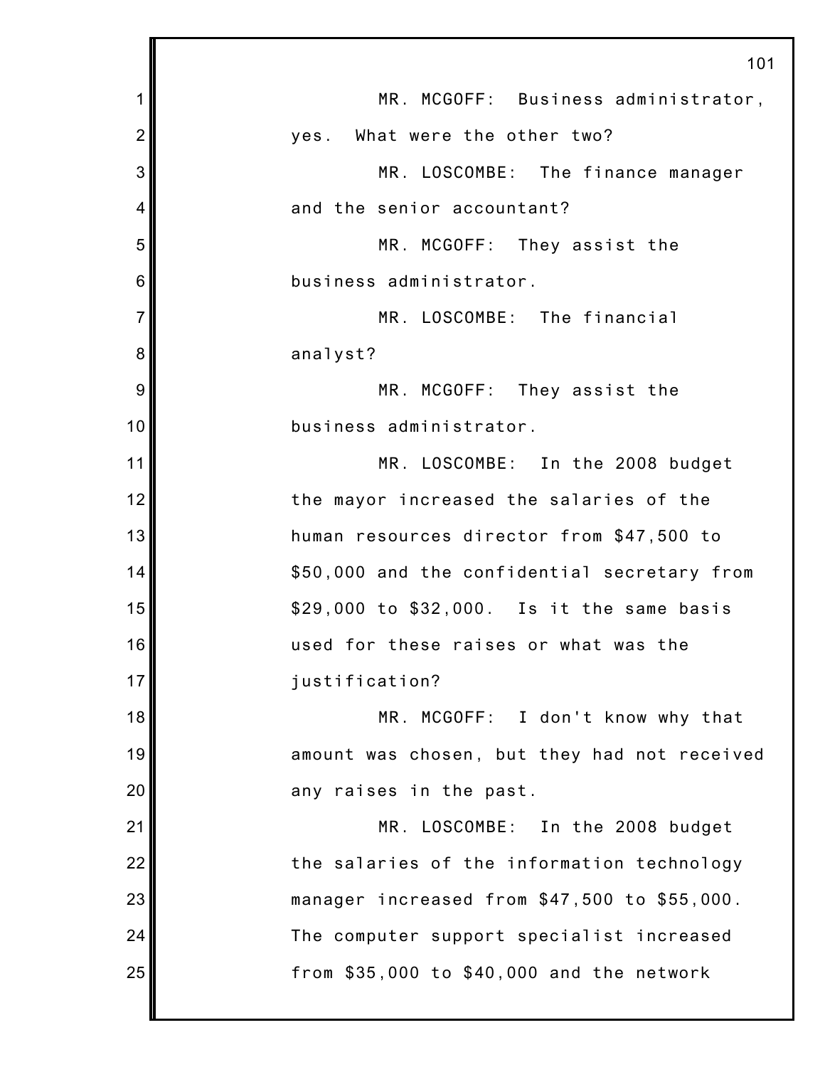MR. MCGOFF: Business administrator, yes. What were the other two?

MR. LOSCOMBE: The finance manager and the senior accountant?

MR. MCGOFF: They assist the business administrator.

MR. LOSCOMBE: The financial analyst?

MR. MCGOFF: They assist the business administrator.

MR. LOSCOMBE: In the 2008 budget the mayor increased the salaries of the human resources director from $47,500 to $50,000 and the confidential secretary from $29,000 to $32,000. Is it the same basis used for these raises or what was the justification?

MR. MCGOFF: I don't know why that amount was chosen, but they had not received any raises in the past.

MR. LOSCOMBE: In the 2008 budget the salaries of the information technology manager increased from $47,500 to $55,000. The computer support specialist increased from $35,000 to $40,000 and the network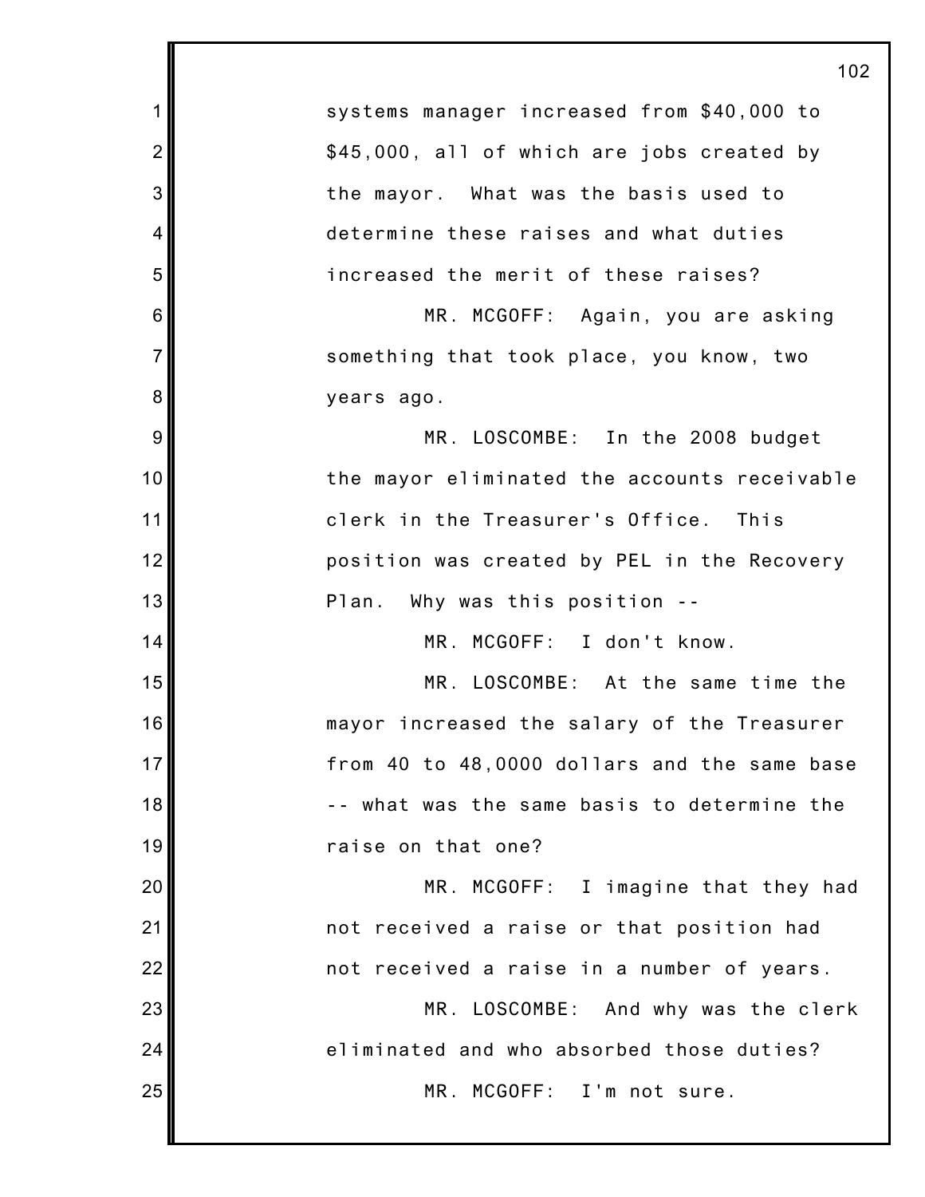systems manager increased from $40,000 to $45,000, all of which are jobs created by the mayor. What was the basis used to determine these raises and what duties increased the merit of these raises?

MR. MCGOFF: Again, you are asking something that took place, you know, two years ago.

MR. LOSCOMBE: In the 2008 budget the mayor eliminated the accounts receivable clerk in the Treasurer's Office. This position was created by PEL in the Recovery Plan. Why was this position --

MR. MCGOFF: I don't know.

MR. LOSCOMBE: At the same time the mayor increased the salary of the Treasurer from 40 to 48,0000 dollars and the same base -- what was the same basis to determine the raise on that one?

MR. MCGOFF: I imagine that they had not received a raise or that position had not received a raise in a number of years.

MR. LOSCOMBE: And why was the clerk eliminated and who absorbed those duties?

MR. MCGOFF: I'm not sure.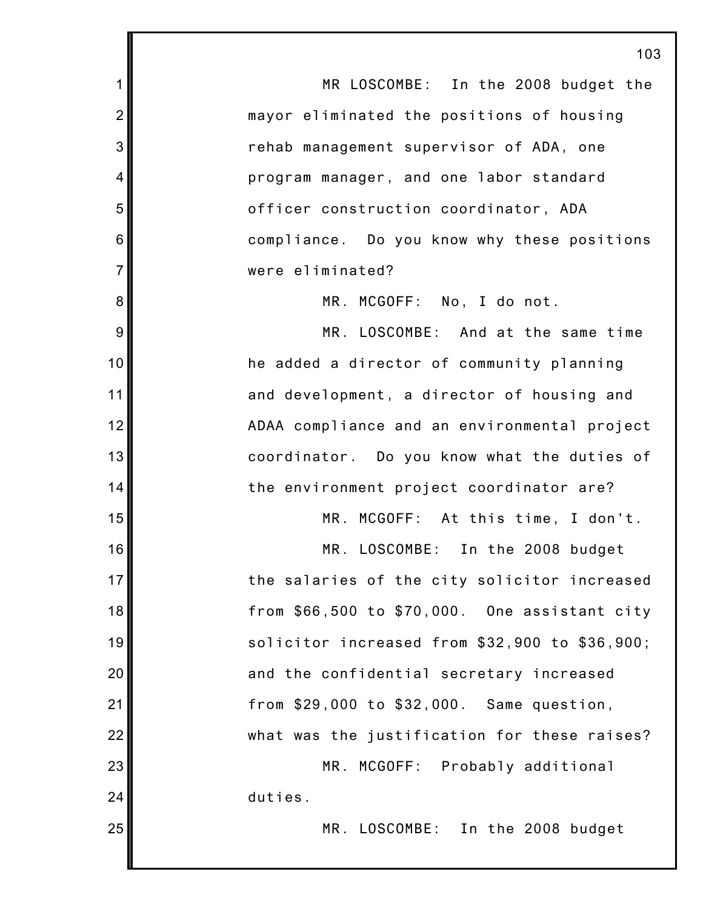MR LOSCOMBE: In the 2008 budget the mayor eliminated the positions of housing rehab management supervisor of ADA, one program manager, and one labor standard officer construction coordinator, ADA compliance. Do you know why these positions were eliminated?

MR. MCGOFF: No, I do not.

MR. LOSCOMBE: And at the same time he added a director of community planning and development, a director of housing and ADAA compliance and an environmental project coordinator. Do you know what the duties of the environment project coordinator are?

MR. MCGOFF: At this time, I don't.

MR. LOSCOMBE: In the 2008 budget the salaries of the city solicitor increased from $66,500 to $70,000. One assistant city solicitor increased from $32,900 to $36,900; and the confidential secretary increased from $29,000 to $32,000. Same question, what was the justification for these raises?

MR. MCGOFF: Probably additional duties.

MR. LOSCOMBE: In the 2008 budget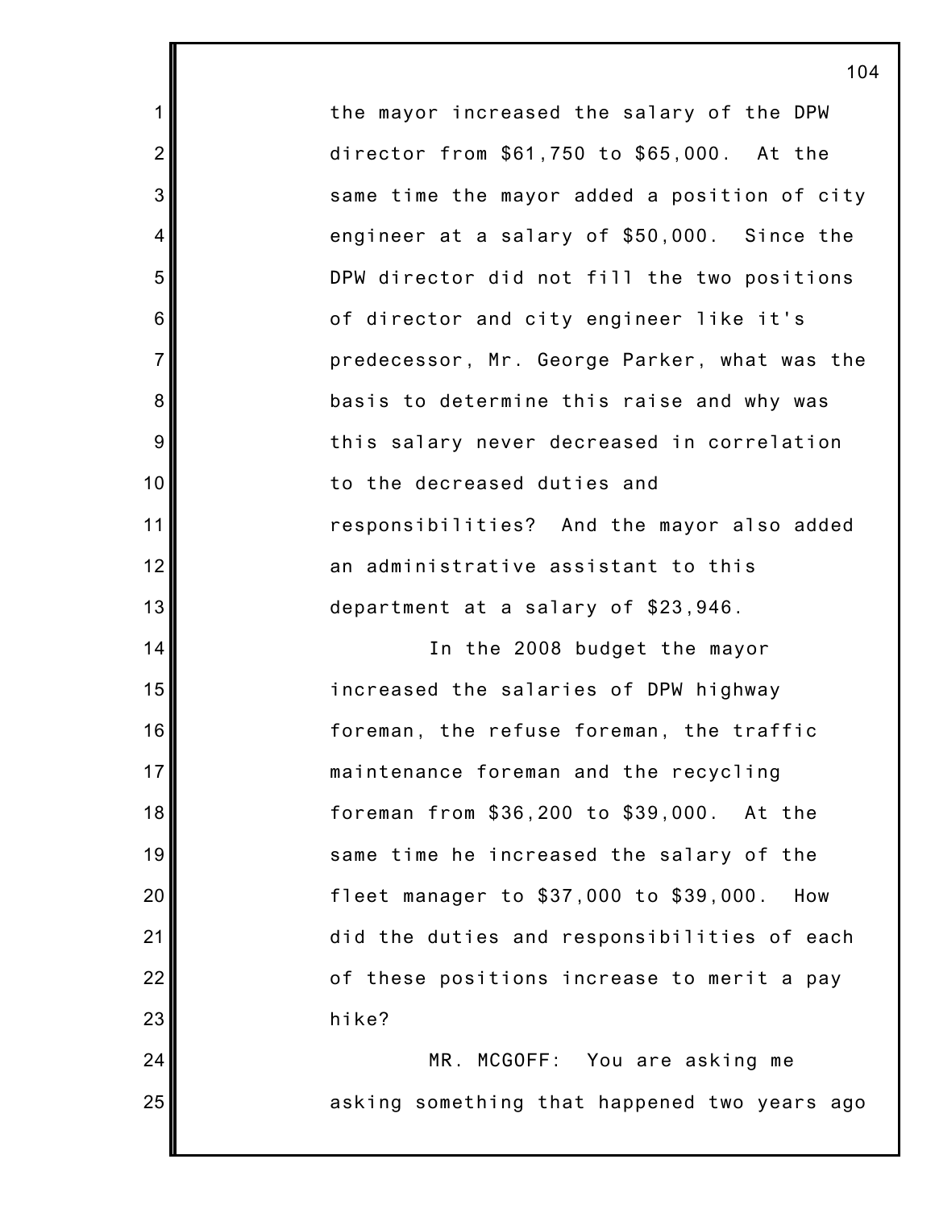the mayor increased the salary of the DPW director from $61,750 to $65,000. At the same time the mayor added a position of city engineer at a salary of $50,000. Since the DPW director did not fill the two positions of director and city engineer like it's predecessor, Mr. George Parker, what was the basis to determine this raise and why was this salary never decreased in correlation to the decreased duties and responsibilities? And the mayor also added an administrative assistant to this department at a salary of $23,946.

In the 2008 budget the mayor increased the salaries of DPW highway foreman, the refuse foreman, the traffic maintenance foreman and the recycling foreman from $36,200 to $39,000. At the same time he increased the salary of the fleet manager to $37,000 to $39,000. How did the duties and responsibilities of each of these positions increase to merit a pay hike?

MR. MCGOFF: You are asking me asking something that happened two years ago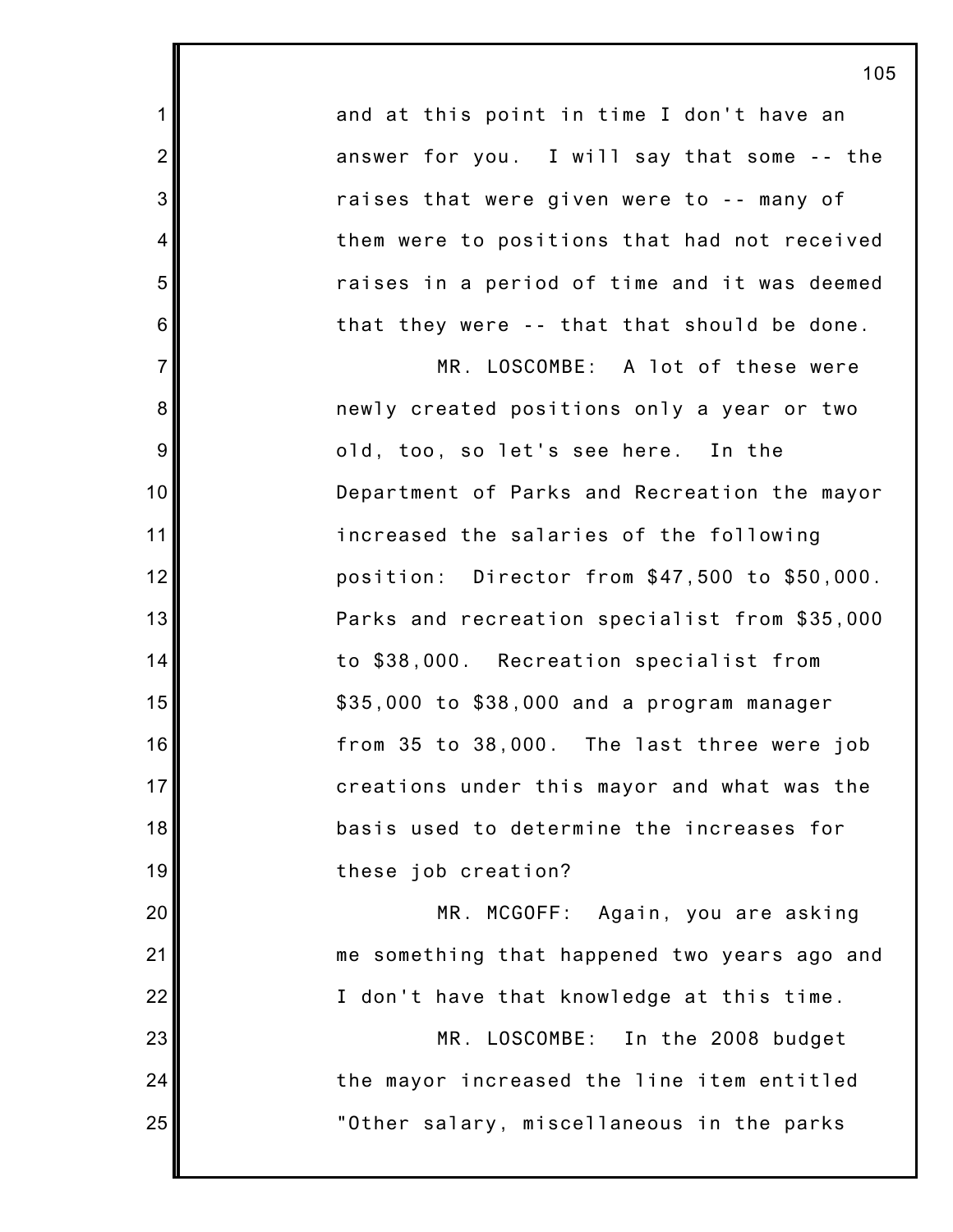and at this point in time I don't have an answer for you. I will say that some -- the raises that were given were to -- many of them were to positions that had not received raises in a period of time and it was deemed that they were -- that that should be done.

MR. LOSCOMBE: A lot of these were newly created positions only a year or two old, too, so let's see here. In the Department of Parks and Recreation the mayor increased the salaries of the following position: Director from $47,500 to $50,000. Parks and recreation specialist from $35,000 to $38,000. Recreation specialist from $35,000 to $38,000 and a program manager from 35 to 38,000. The last three were job creations under this mayor and what was the basis used to determine the increases for these job creation?

MR. MCGOFF: Again, you are asking me something that happened two years ago and I don't have that knowledge at this time.

MR. LOSCOMBE: In the 2008 budget the mayor increased the line item entitled "Other salary, miscellaneous in the parks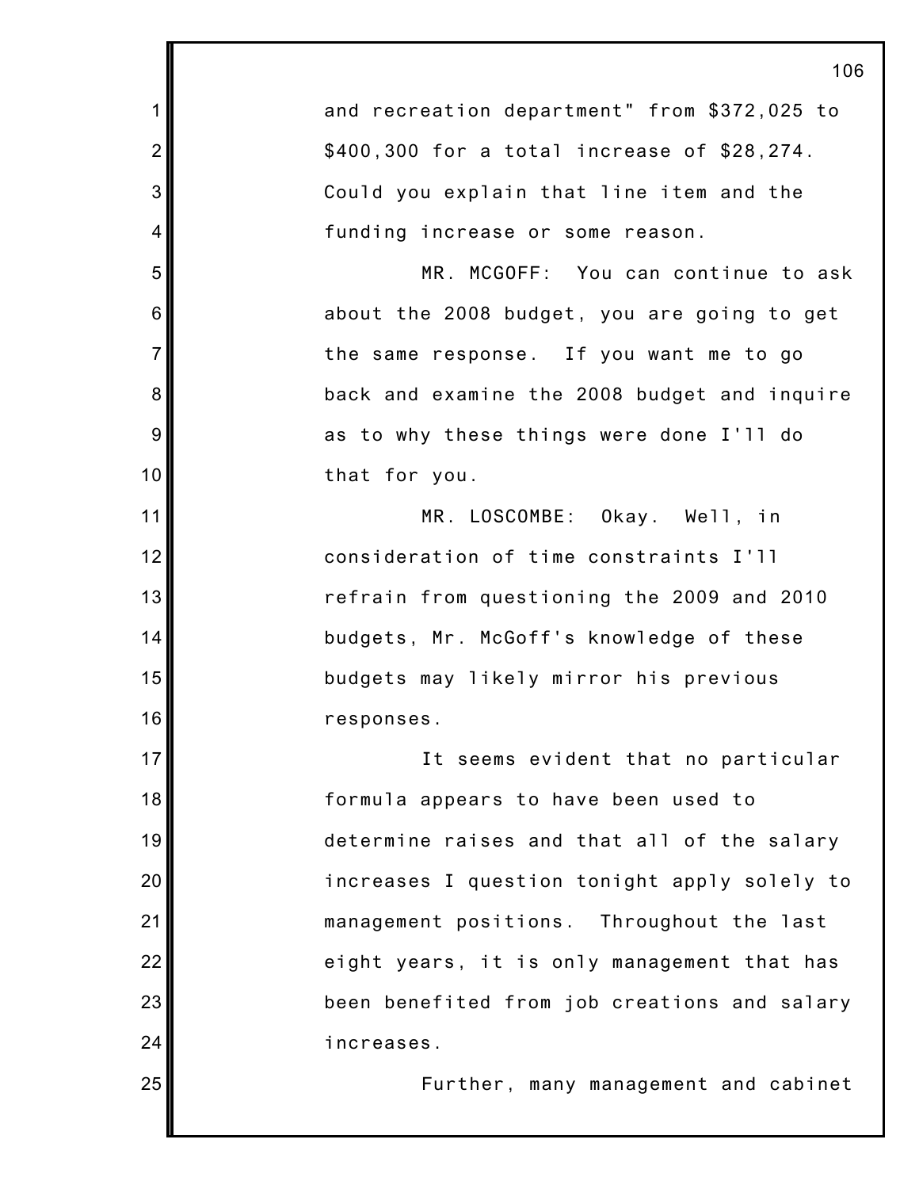and recreation department" from $372,025 to $400,300 for a total increase of $28,274. Could you explain that line item and the funding increase or some reason.

MR. MCGOFF: You can continue to ask about the 2008 budget, you are going to get the same response. If you want me to go back and examine the 2008 budget and inquire as to why these things were done I'll do that for you.

MR. LOSCOMBE: Okay. Well, in consideration of time constraints I'll refrain from questioning the 2009 and 2010 budgets, Mr. McGoff's knowledge of these budgets may likely mirror his previous responses.

It seems evident that no particular formula appears to have been used to determine raises and that all of the salary increases I question tonight apply solely to management positions. Throughout the last eight years, it is only management that has been benefited from job creations and salary increases.

Further, many management and cabinet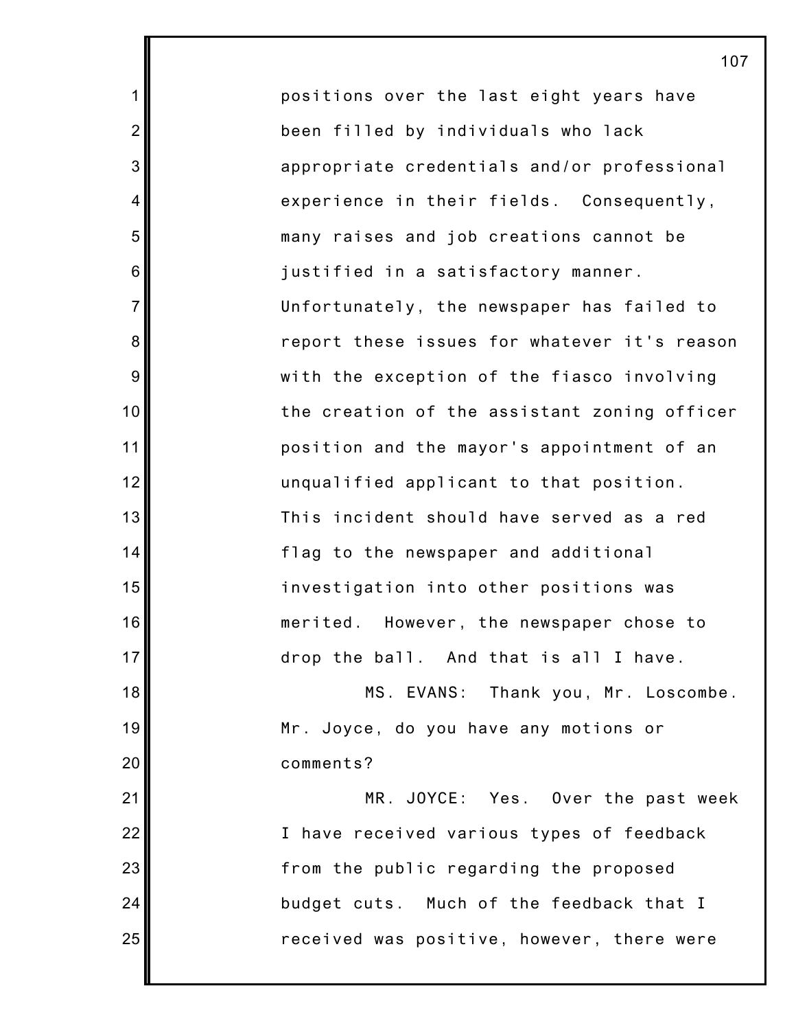positions over the last eight years have been filled by individuals who lack appropriate credentials and/or professional experience in their fields. Consequently, many raises and job creations cannot be justified in a satisfactory manner. Unfortunately, the newspaper has failed to report these issues for whatever it's reason with the exception of the fiasco involving the creation of the assistant zoning officer position and the mayor's appointment of an unqualified applicant to that position. This incident should have served as a red flag to the newspaper and additional investigation into other positions was merited. However, the newspaper chose to drop the ball. And that is all I have.

MS. EVANS: Thank you, Mr. Loscombe. Mr. Joyce, do you have any motions or comments?

MR. JOYCE: Yes. Over the past week I have received various types of feedback from the public regarding the proposed budget cuts. Much of the feedback that I received was positive, however, there were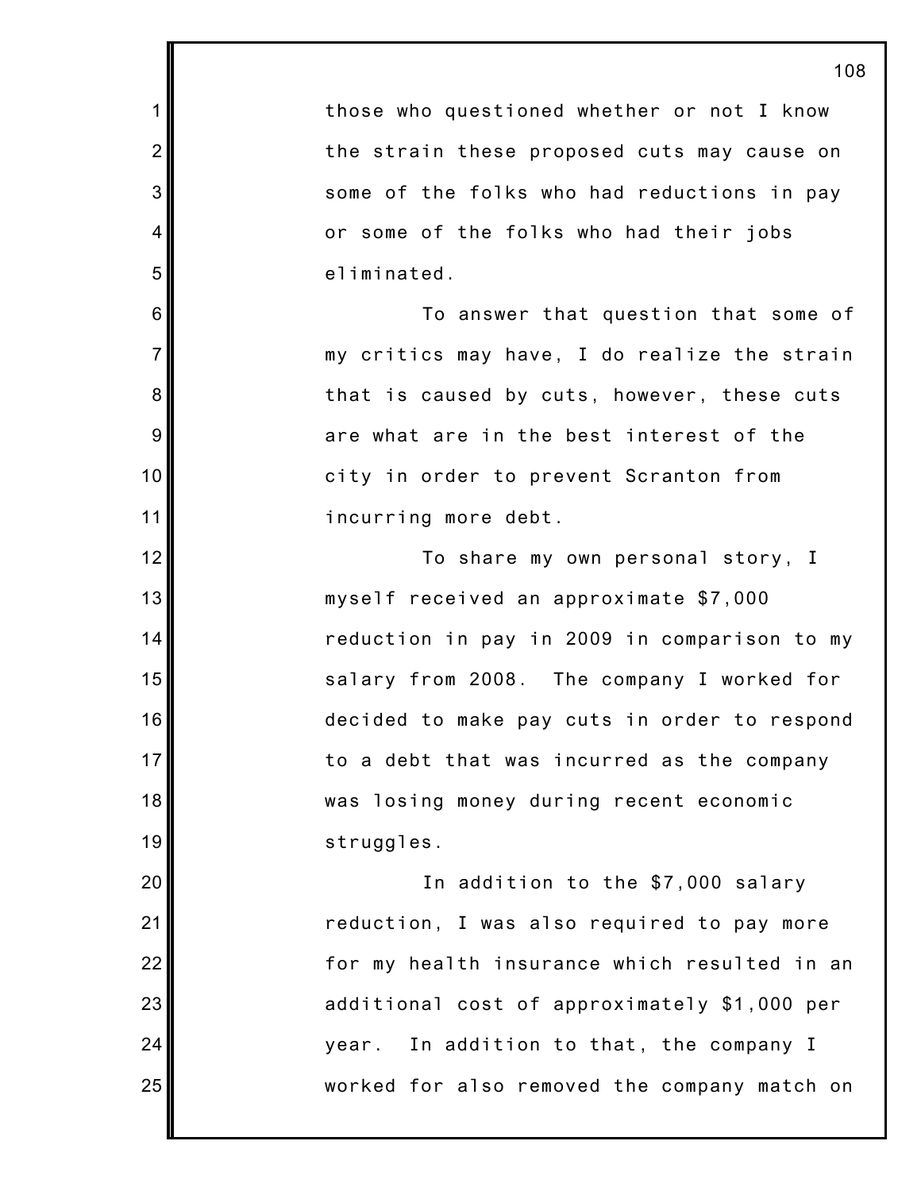those who questioned whether or not I know the strain these proposed cuts may cause on some of the folks who had reductions in pay or some of the folks who had their jobs eliminated.

To answer that question that some of my critics may have, I do realize the strain that is caused by cuts, however, these cuts are what are in the best interest of the city in order to prevent Scranton from incurring more debt.

To share my own personal story, I myself received an approximate $7,000 reduction in pay in 2009 in comparison to my salary from 2008. The company I worked for decided to make pay cuts in order to respond to a debt that was incurred as the company was losing money during recent economic struggles.

In addition to the $7,000 salary reduction, I was also required to pay more for my health insurance which resulted in an additional cost of approximately $1,000 per year. In addition to that, the company I worked for also removed the company match on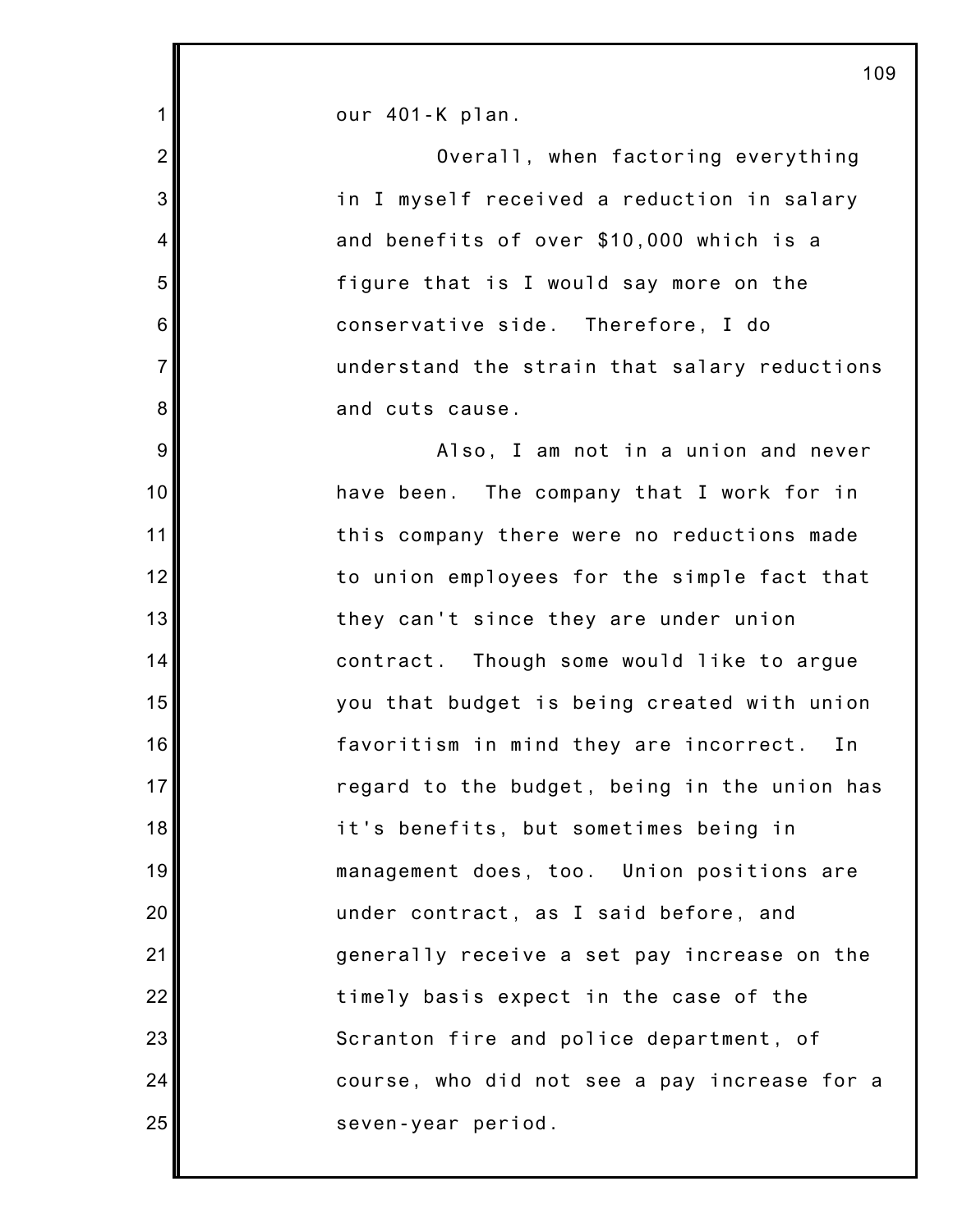our 401-K plan.

Overall, when factoring everything in I myself received a reduction in salary and benefits of over $10,000 which is a figure that is I would say more on the conservative side. Therefore, I do understand the strain that salary reductions and cuts cause.

Also, I am not in a union and never have been. The company that I work for in this company there were no reductions made to union employees for the simple fact that they can't since they are under union contract. Though some would like to argue you that budget is being created with union favoritism in mind they are incorrect. In regard to the budget, being in the union has it's benefits, but sometimes being in management does, too. Union positions are under contract, as I said before, and generally receive a set pay increase on the timely basis expect in the case of the Scranton fire and police department, of course, who did not see a pay increase for a seven-year period.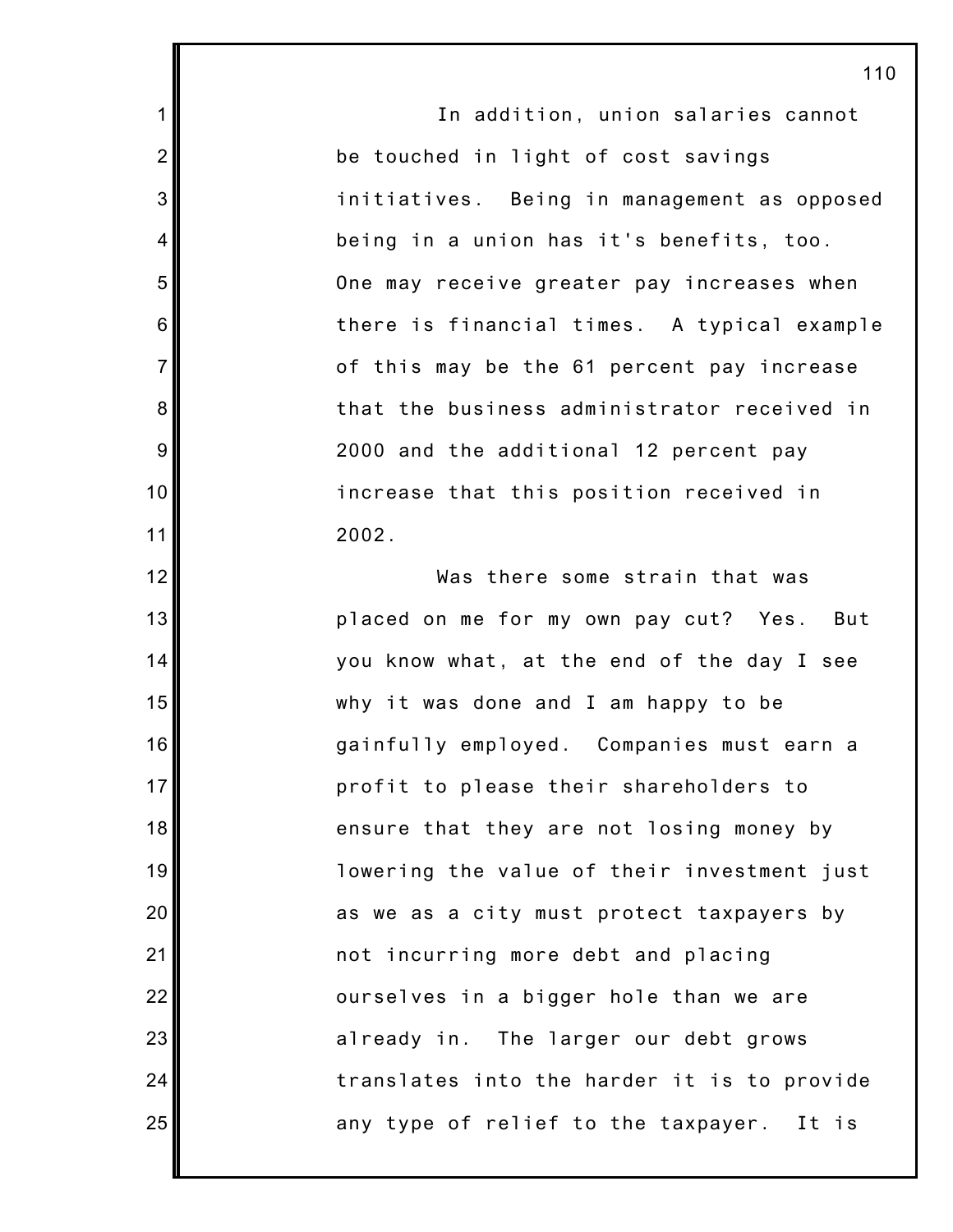In addition, union salaries cannot be touched in light of cost savings initiatives. Being in management as opposed being in a union has it's benefits, too. One may receive greater pay increases when there is financial times. A typical example of this may be the 61 percent pay increase that the business administrator received in 2000 and the additional 12 percent pay increase that this position received in 2002.

Was there some strain that was placed on me for my own pay cut? Yes. But you know what, at the end of the day I see why it was done and I am happy to be gainfully employed. Companies must earn a profit to please their shareholders to ensure that they are not losing money by lowering the value of their investment just as we as a city must protect taxpayers by not incurring more debt and placing ourselves in a bigger hole than we are already in. The larger our debt grows translates into the harder it is to provide any type of relief to the taxpayer. It is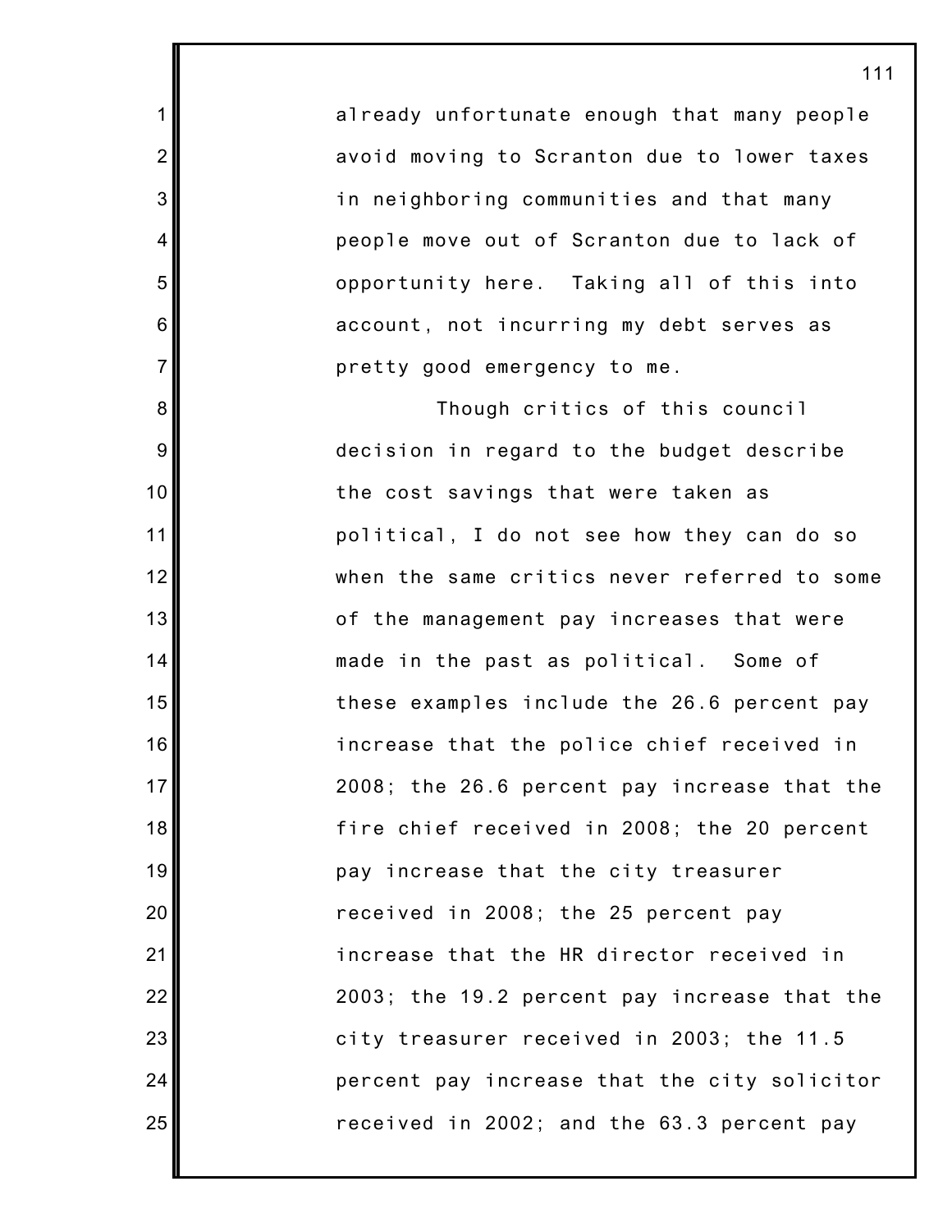already unfortunate enough that many people avoid moving to Scranton due to lower taxes in neighboring communities and that many people move out of Scranton due to lack of opportunity here. Taking all of this into account, not incurring my debt serves as pretty good emergency to me.

Though critics of this council decision in regard to the budget describe the cost savings that were taken as political, I do not see how they can do so when the same critics never referred to some of the management pay increases that were made in the past as political. Some of these examples include the 26.6 percent pay increase that the police chief received in 2008; the 26.6 percent pay increase that the fire chief received in 2008; the 20 percent pay increase that the city treasurer received in 2008; the 25 percent pay increase that the HR director received in 2003; the 19.2 percent pay increase that the city treasurer received in 2003; the 11.5 percent pay increase that the city solicitor received in 2002; and the 63.3 percent pay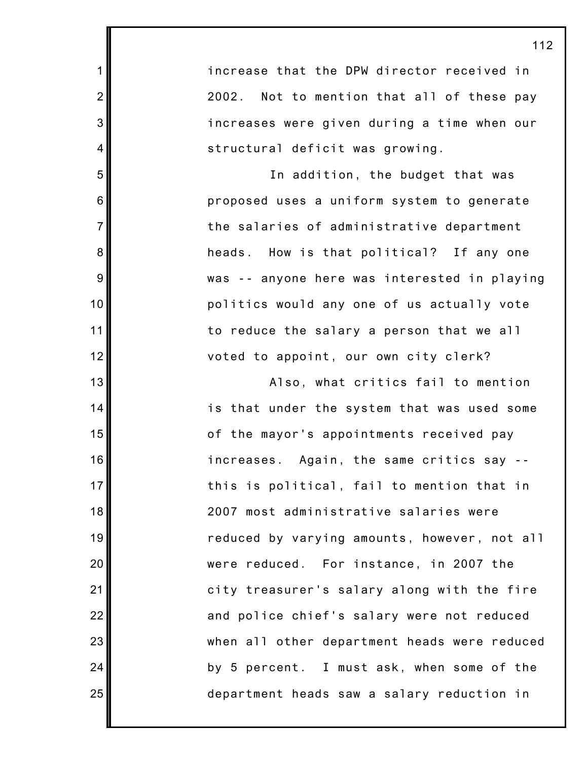increase that the DPW director received in 2002. Not to mention that all of these pay increases were given during a time when our structural deficit was growing.

In addition, the budget that was proposed uses a uniform system to generate the salaries of administrative department heads. How is that political? If any one was -- anyone here was interested in playing politics would any one of us actually vote to reduce the salary a person that we all voted to appoint, our own city clerk?

Also, what critics fail to mention is that under the system that was used some of the mayor's appointments received pay increases. Again, the same critics say -- this is political, fail to mention that in 2007 most administrative salaries were reduced by varying amounts, however, not all were reduced. For instance, in 2007 the city treasurer's salary along with the fire and police chief's salary were not reduced when all other department heads were reduced by 5 percent. I must ask, when some of the department heads saw a salary reduction in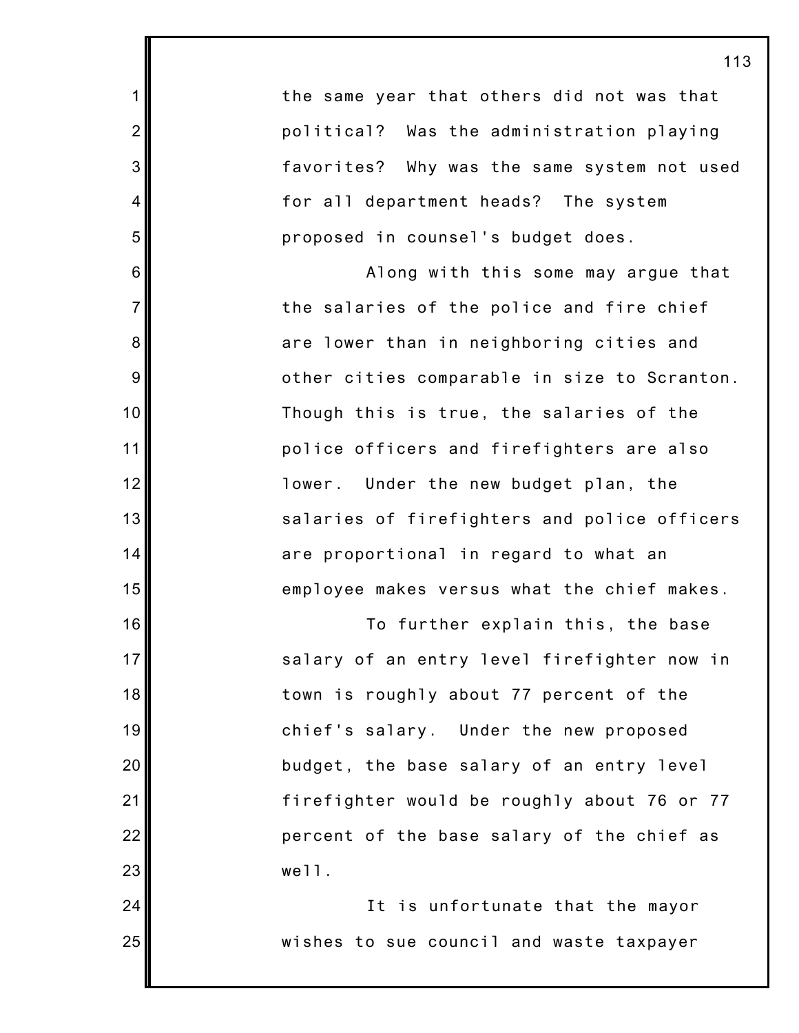the same year that others did not was that political? Was the administration playing favorites? Why was the same system not used for all department heads? The system proposed in counsel's budget does.

Along with this some may argue that the salaries of the police and fire chief are lower than in neighboring cities and other cities comparable in size to Scranton. Though this is true, the salaries of the police officers and firefighters are also lower. Under the new budget plan, the salaries of firefighters and police officers are proportional in regard to what an employee makes versus what the chief makes.

To further explain this, the base salary of an entry level firefighter now in town is roughly about 77 percent of the chief's salary. Under the new proposed budget, the base salary of an entry level firefighter would be roughly about 76 or 77 percent of the base salary of the chief as well.

It is unfortunate that the mayor wishes to sue council and waste taxpayer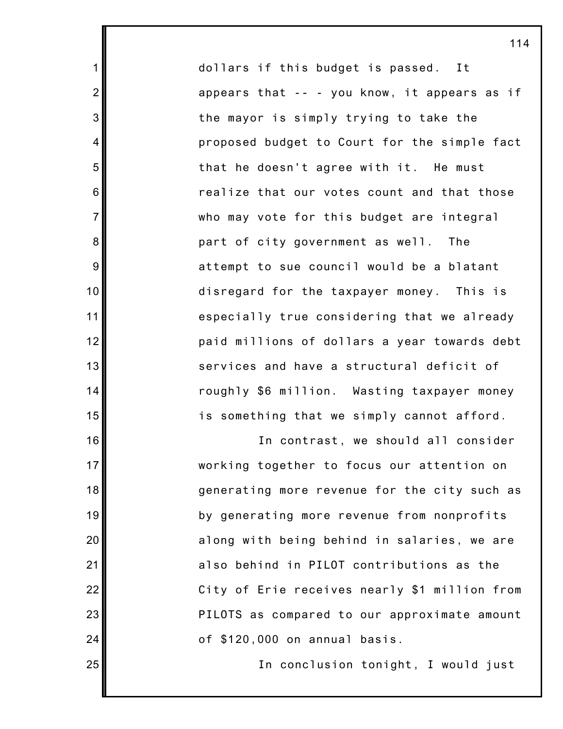dollars if this budget is passed. It appears that -- - you know, it appears as if the mayor is simply trying to take the proposed budget to Court for the simple fact that he doesn't agree with it. He must realize that our votes count and that those who may vote for this budget are integral part of city government as well. The attempt to sue council would be a blatant disregard for the taxpayer money. This is especially true considering that we already paid millions of dollars a year towards debt services and have a structural deficit of roughly $6 million. Wasting taxpayer money is something that we simply cannot afford.

In contrast, we should all consider working together to focus our attention on generating more revenue for the city such as by generating more revenue from nonprofits along with being behind in salaries, we are also behind in PILOT contributions as the City of Erie receives nearly $1 million from PILOTS as compared to our approximate amount of $120,000 on annual basis.

In conclusion tonight, I would just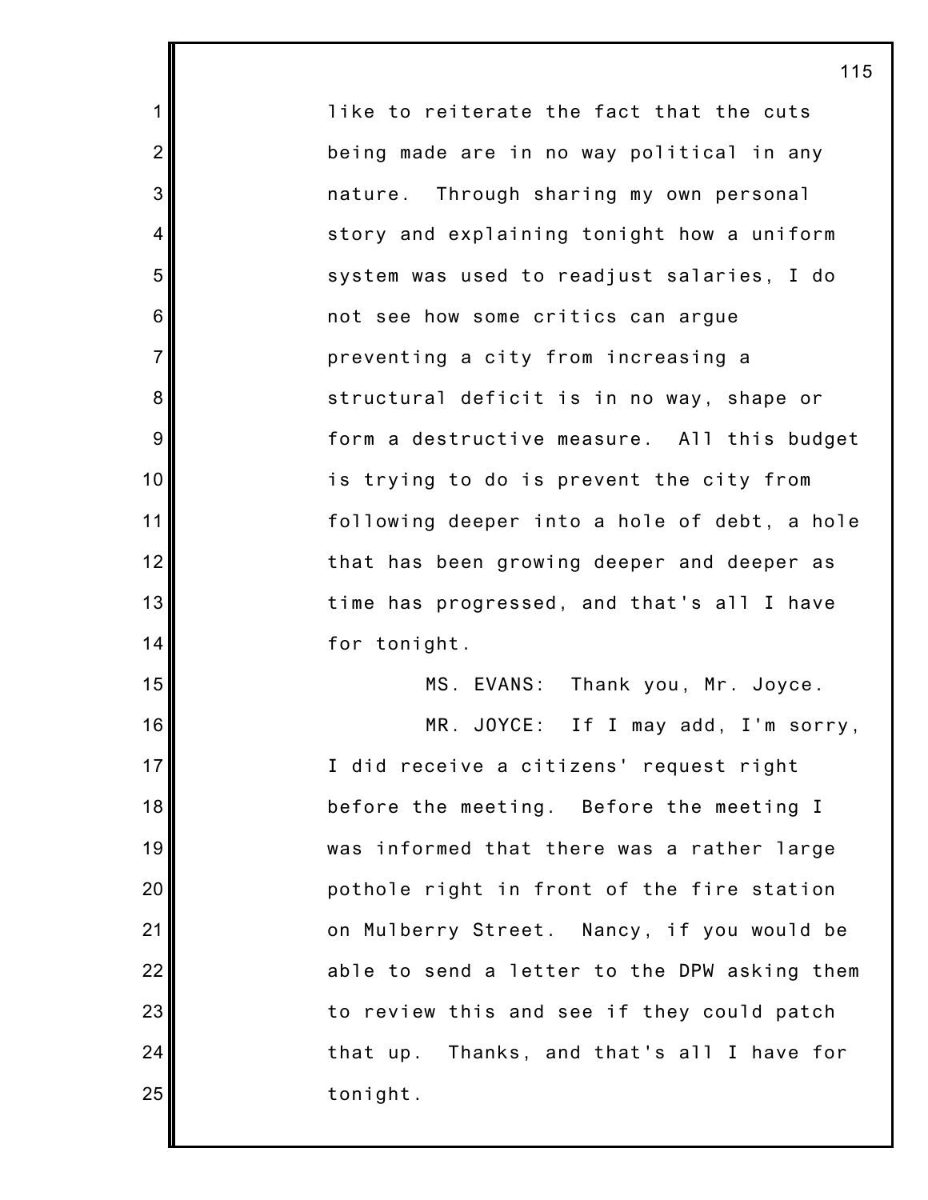like to reiterate the fact that the cuts being made are in no way political in any nature. Through sharing my own personal story and explaining tonight how a uniform system was used to readjust salaries, I do not see how some critics can argue preventing a city from increasing a structural deficit is in no way, shape or form a destructive measure. All this budget is trying to do is prevent the city from following deeper into a hole of debt, a hole that has been growing deeper and deeper as time has progressed, and that's all I have for tonight.

MS. EVANS: Thank you, Mr. Joyce.

MR. JOYCE: If I may add, I'm sorry, I did receive a citizens' request right before the meeting. Before the meeting I was informed that there was a rather large pothole right in front of the fire station on Mulberry Street. Nancy, if you would be able to send a letter to the DPW asking them to review this and see if they could patch that up. Thanks, and that's all I have for tonight.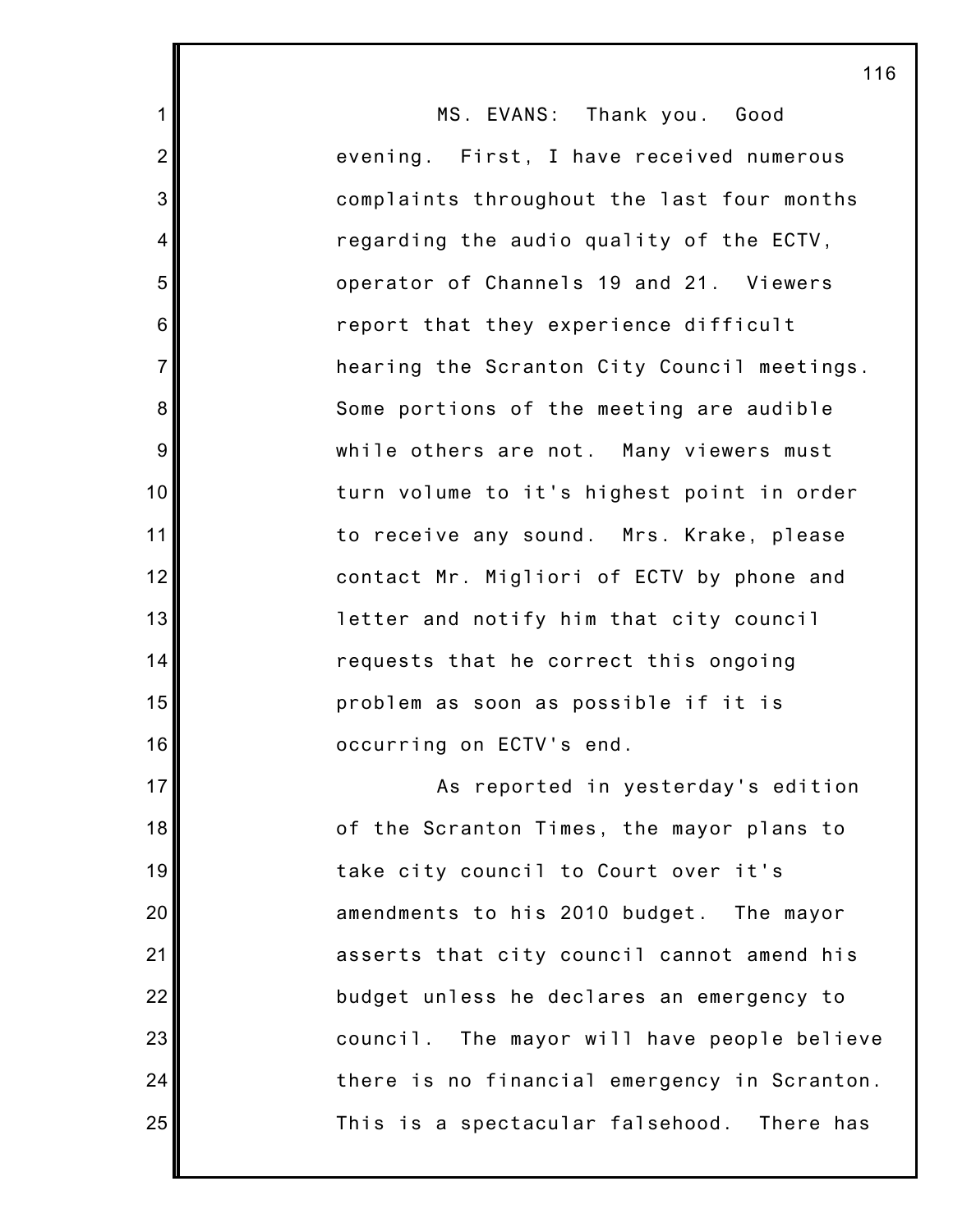MS. EVANS: Thank you. Good evening. First, I have received numerous complaints throughout the last four months regarding the audio quality of the ECTV, operator of Channels 19 and 21. Viewers report that they experience difficult hearing the Scranton City Council meetings. Some portions of the meeting are audible while others are not. Many viewers must turn volume to it's highest point in order to receive any sound. Mrs. Krake, please contact Mr. Migliori of ECTV by phone and letter and notify him that city council requests that he correct this ongoing problem as soon as possible if it is occurring on ECTV's end.

As reported in yesterday's edition of the Scranton Times, the mayor plans to take city council to Court over it's amendments to his 2010 budget. The mayor asserts that city council cannot amend his budget unless he declares an emergency to council. The mayor will have people believe there is no financial emergency in Scranton. This is a spectacular falsehood. There has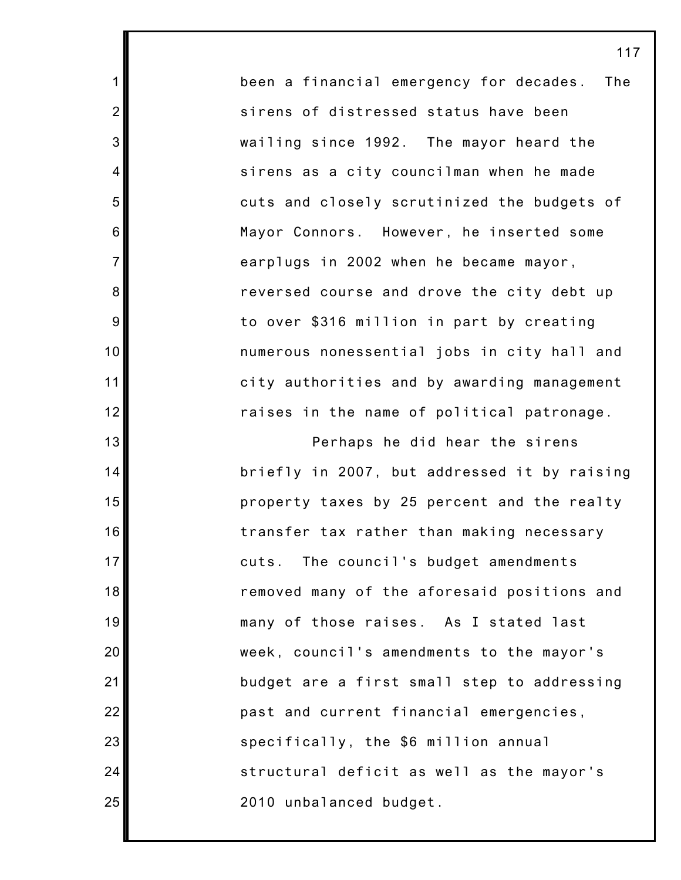been a financial emergency for decades. The sirens of distressed status have been wailing since 1992. The mayor heard the sirens as a city councilman when he made cuts and closely scrutinized the budgets of Mayor Connors. However, he inserted some earplugs in 2002 when he became mayor, reversed course and drove the city debt up to over $316 million in part by creating numerous nonessential jobs in city hall and city authorities and by awarding management raises in the name of political patronage.

Perhaps he did hear the sirens briefly in 2007, but addressed it by raising property taxes by 25 percent and the realty transfer tax rather than making necessary cuts. The council's budget amendments removed many of the aforesaid positions and many of those raises. As I stated last week, council's amendments to the mayor's budget are a first small step to addressing past and current financial emergencies, specifically, the $6 million annual structural deficit as well as the mayor's 2010 unbalanced budget.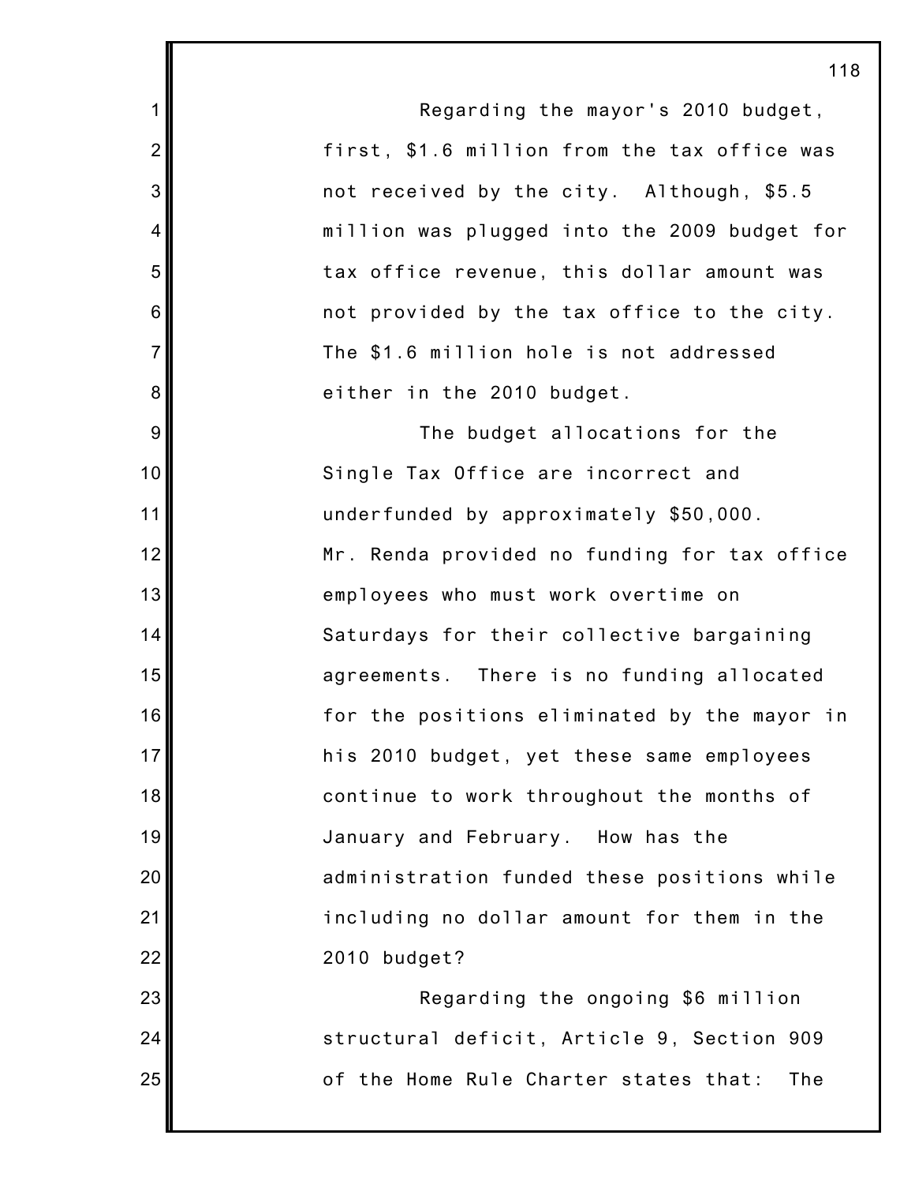Regarding the mayor's 2010 budget, first, $1.6 million from the tax office was not received by the city. Although, $5.5 million was plugged into the 2009 budget for tax office revenue, this dollar amount was not provided by the tax office to the city. The $1.6 million hole is not addressed either in the 2010 budget.

The budget allocations for the Single Tax Office are incorrect and underfunded by approximately $50,000. Mr. Renda provided no funding for tax office employees who must work overtime on Saturdays for their collective bargaining agreements. There is no funding allocated for the positions eliminated by the mayor in his 2010 budget, yet these same employees continue to work throughout the months of January and February. How has the administration funded these positions while including no dollar amount for them in the 2010 budget?

Regarding the ongoing $6 million structural deficit, Article 9, Section 909 of the Home Rule Charter states that: The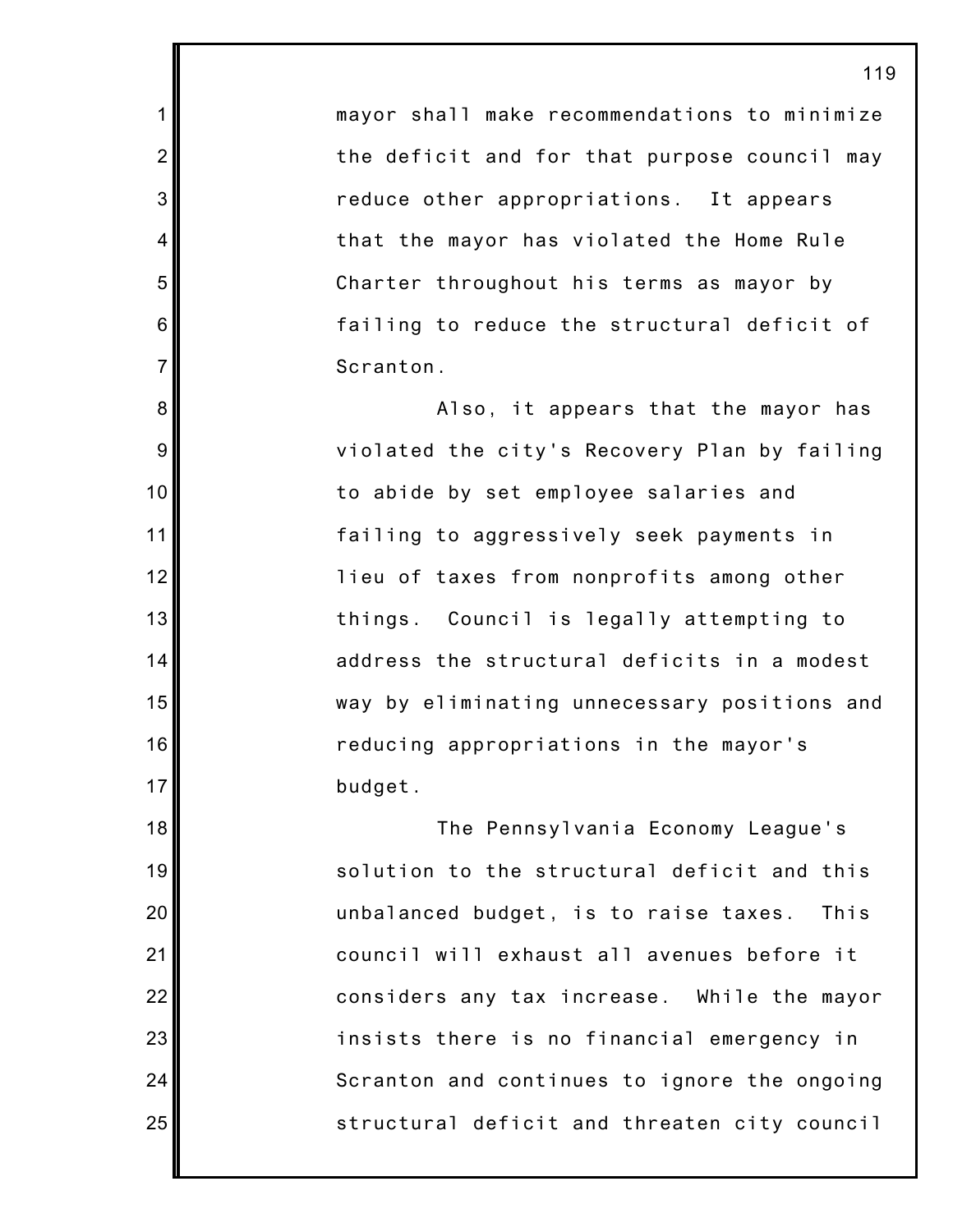mayor shall make recommendations to minimize the deficit and for that purpose council may reduce other appropriations. It appears that the mayor has violated the Home Rule Charter throughout his terms as mayor by failing to reduce the structural deficit of Scranton.

Also, it appears that the mayor has violated the city's Recovery Plan by failing to abide by set employee salaries and failing to aggressively seek payments in lieu of taxes from nonprofits among other things. Council is legally attempting to address the structural deficits in a modest way by eliminating unnecessary positions and reducing appropriations in the mayor's budget.

The Pennsylvania Economy League's solution to the structural deficit and this unbalanced budget, is to raise taxes. This council will exhaust all avenues before it considers any tax increase. While the mayor insists there is no financial emergency in Scranton and continues to ignore the ongoing structural deficit and threaten city council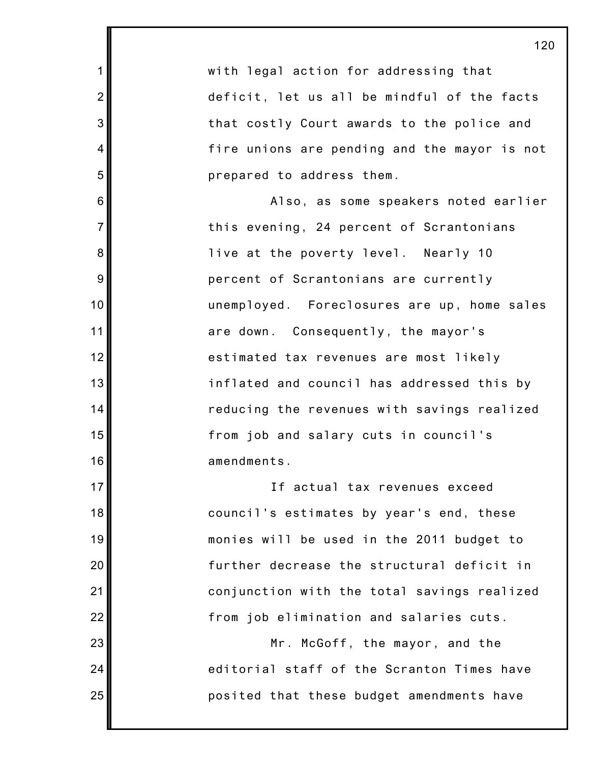with legal action for addressing that deficit, let us all be mindful of the facts that costly Court awards to the police and fire unions are pending and the mayor is not prepared to address them.

Also, as some speakers noted earlier this evening, 24 percent of Scrantonians live at the poverty level. Nearly 10 percent of Scrantonians are currently unemployed. Foreclosures are up, home sales are down. Consequently, the mayor's estimated tax revenues are most likely inflated and council has addressed this by reducing the revenues with savings realized from job and salary cuts in council's amendments.

If actual tax revenues exceed council's estimates by year's end, these monies will be used in the 2011 budget to further decrease the structural deficit in conjunction with the total savings realized from job elimination and salaries cuts.

Mr. McGoff, the mayor, and the editorial staff of the Scranton Times have posited that these budget amendments have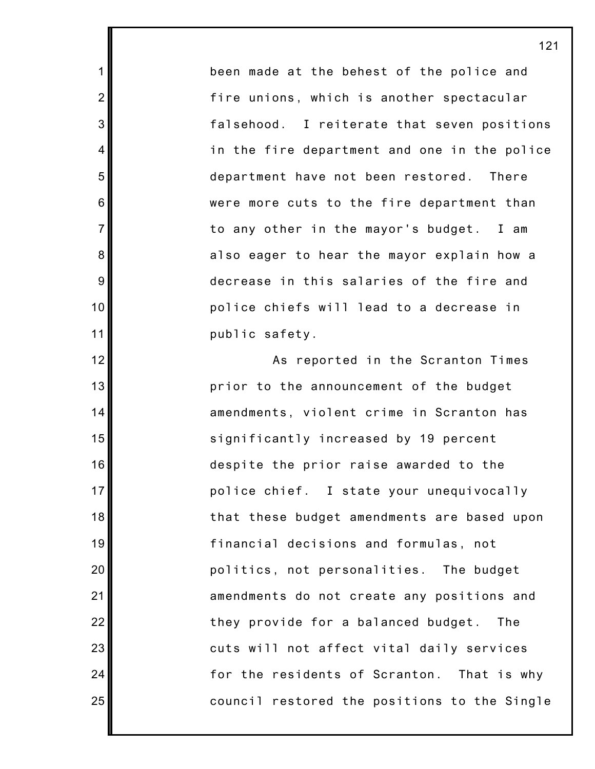been made at the behest of the police and fire unions, which is another spectacular falsehood. I reiterate that seven positions in the fire department and one in the police department have not been restored. There were more cuts to the fire department than to any other in the mayor's budget. I am also eager to hear the mayor explain how a decrease in this salaries of the fire and police chiefs will lead to a decrease in public safety.

As reported in the Scranton Times prior to the announcement of the budget amendments, violent crime in Scranton has significantly increased by 19 percent despite the prior raise awarded to the police chief. I state your unequivocally that these budget amendments are based upon financial decisions and formulas, not politics, not personalities. The budget amendments do not create any positions and they provide for a balanced budget. The cuts will not affect vital daily services for the residents of Scranton. That is why council restored the positions to the Single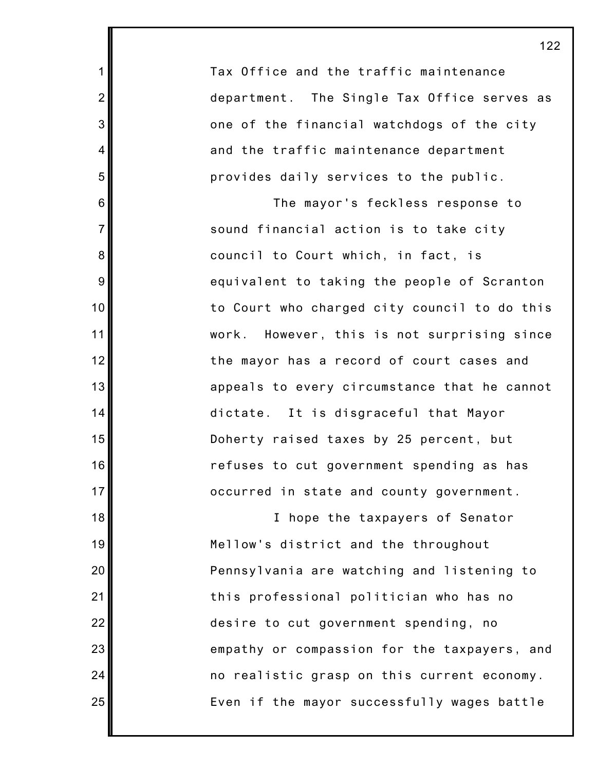Tax Office and the traffic maintenance department. The Single Tax Office serves as one of the financial watchdogs of the city and the traffic maintenance department provides daily services to the public.

The mayor's feckless response to sound financial action is to take city council to Court which, in fact, is equivalent to taking the people of Scranton to Court who charged city council to do this work. However, this is not surprising since the mayor has a record of court cases and appeals to every circumstance that he cannot dictate. It is disgraceful that Mayor Doherty raised taxes by 25 percent, but refuses to cut government spending as has occurred in state and county government.

I hope the taxpayers of Senator Mellow's district and the throughout Pennsylvania are watching and listening to this professional politician who has no desire to cut government spending, no empathy or compassion for the taxpayers, and no realistic grasp on this current economy. Even if the mayor successfully wages battle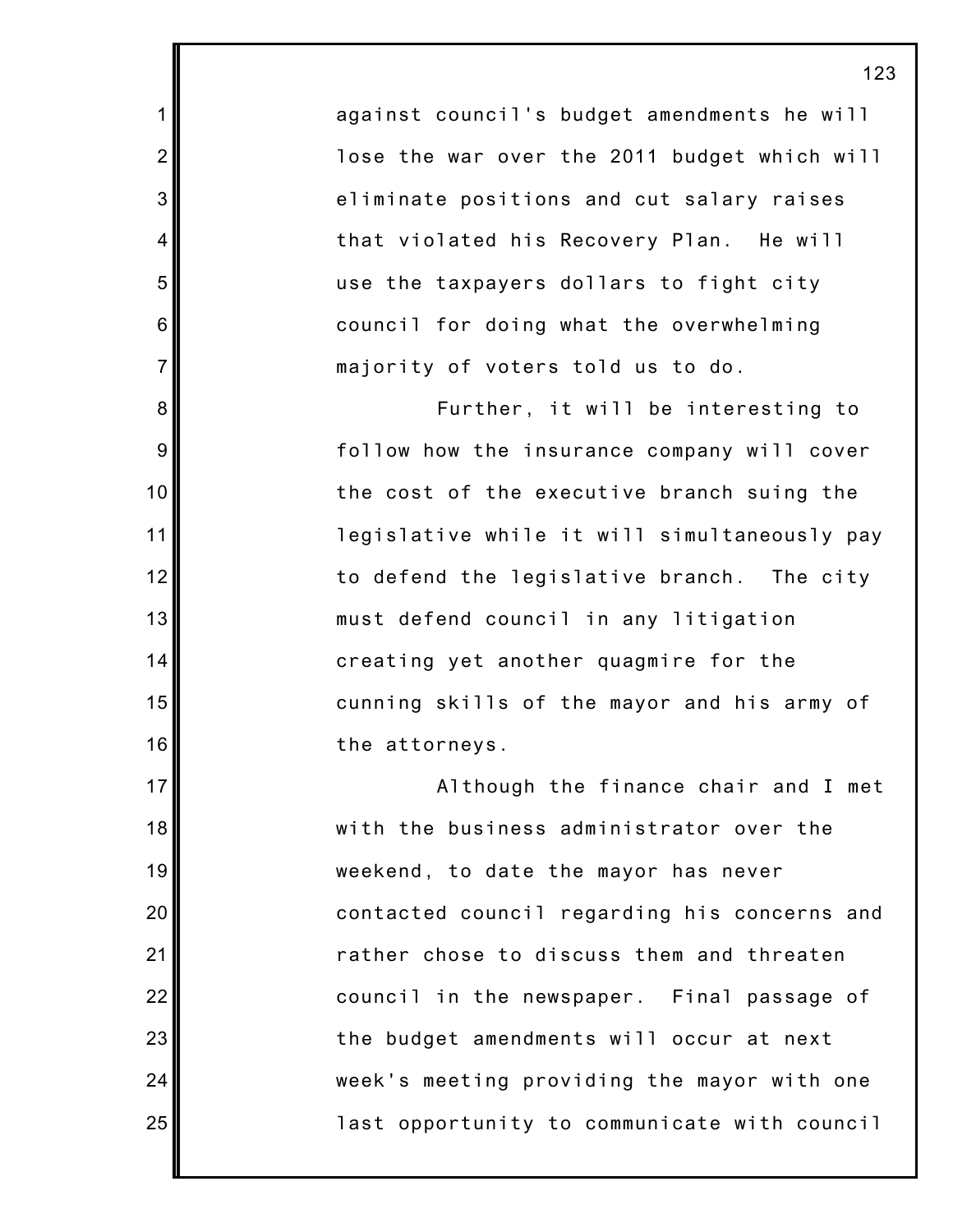against council's budget amendments he will lose the war over the 2011 budget which will eliminate positions and cut salary raises that violated his Recovery Plan. He will use the taxpayers dollars to fight city council for doing what the overwhelming majority of voters told us to do.

Further, it will be interesting to follow how the insurance company will cover the cost of the executive branch suing the legislative while it will simultaneously pay to defend the legislative branch. The city must defend council in any litigation creating yet another quagmire for the cunning skills of the mayor and his army of the attorneys.

Although the finance chair and I met with the business administrator over the weekend, to date the mayor has never contacted council regarding his concerns and rather chose to discuss them and threaten council in the newspaper. Final passage of the budget amendments will occur at next week's meeting providing the mayor with one last opportunity to communicate with council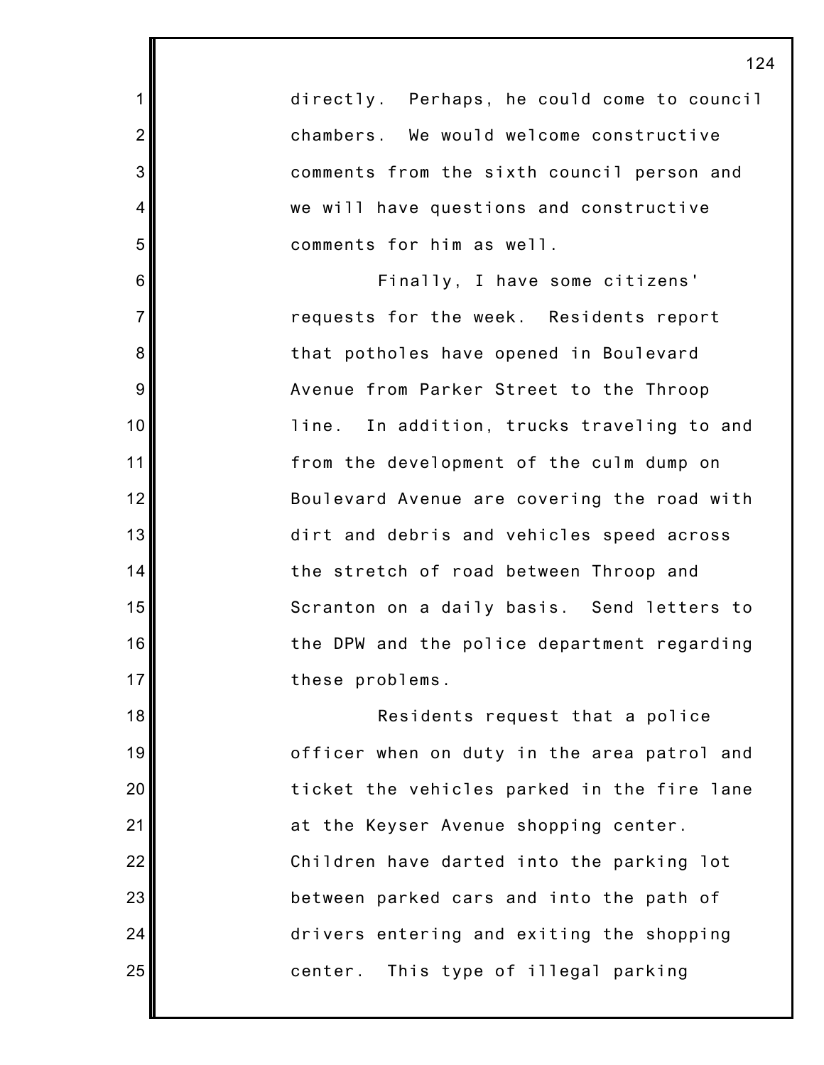directly. Perhaps, he could come to council chambers. We would welcome constructive comments from the sixth council person and we will have questions and constructive comments for him as well.

Finally, I have some citizens' requests for the week. Residents report that potholes have opened in Boulevard Avenue from Parker Street to the Throop line. In addition, trucks traveling to and from the development of the culm dump on Boulevard Avenue are covering the road with dirt and debris and vehicles speed across the stretch of road between Throop and Scranton on a daily basis. Send letters to the DPW and the police department regarding these problems.

Residents request that a police officer when on duty in the area patrol and ticket the vehicles parked in the fire lane at the Keyser Avenue shopping center. Children have darted into the parking lot between parked cars and into the path of drivers entering and exiting the shopping center. This type of illegal parking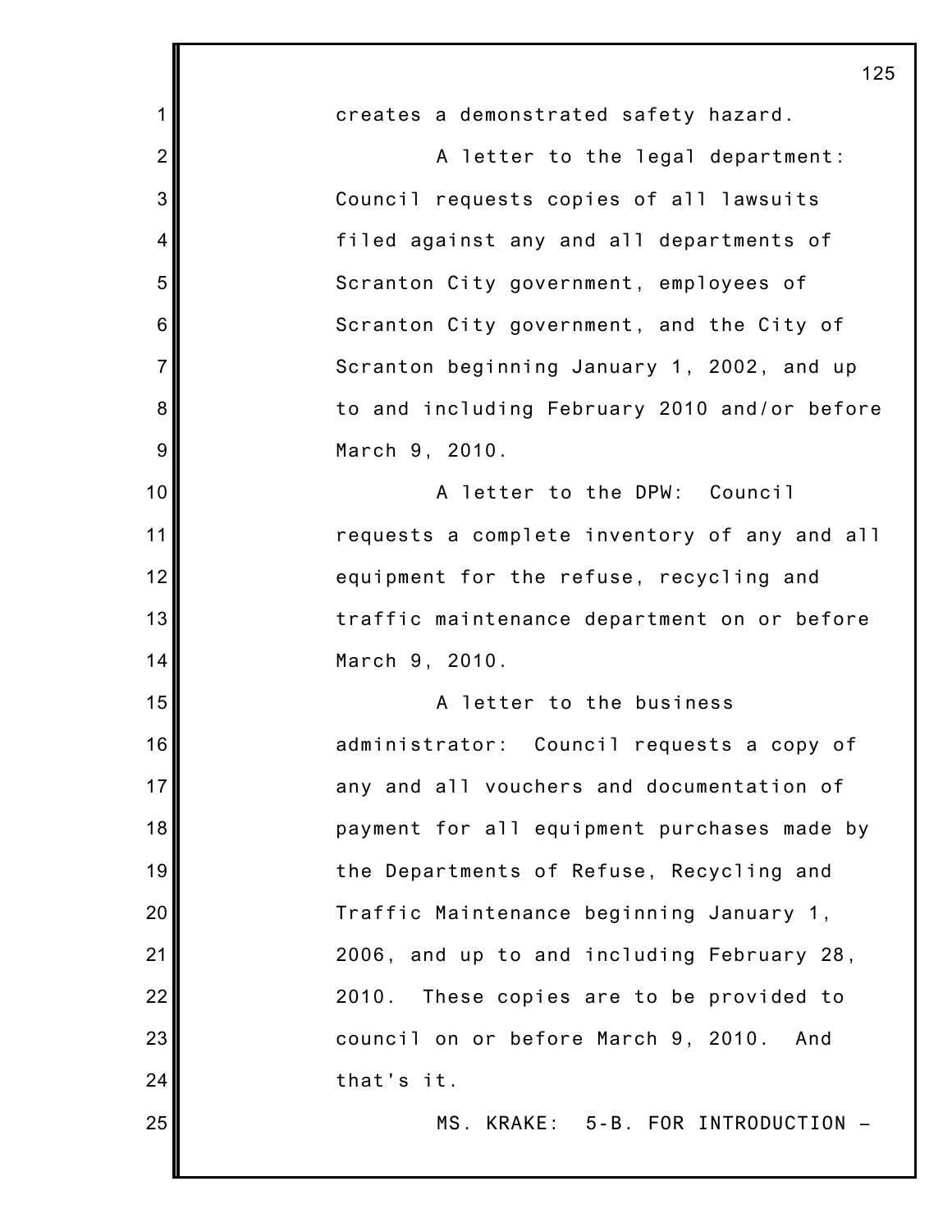creates a demonstrated safety hazard.

A letter to the legal department: Council requests copies of all lawsuits filed against any and all departments of Scranton City government, employees of Scranton City government, and the City of Scranton beginning January 1, 2002, and up to and including February 2010 and/or before March 9, 2010.

A letter to the DPW: Council requests a complete inventory of any and all equipment for the refuse, recycling and traffic maintenance department on or before March 9, 2010.

A letter to the business administrator: Council requests a copy of any and all vouchers and documentation of payment for all equipment purchases made by the Departments of Refuse, Recycling and Traffic Maintenance beginning January 1, 2006, and up to and including February 28, 2010. These copies are to be provided to council on or before March 9, 2010. And that's it.

MS. KRAKE: 5-B. FOR INTRODUCTION –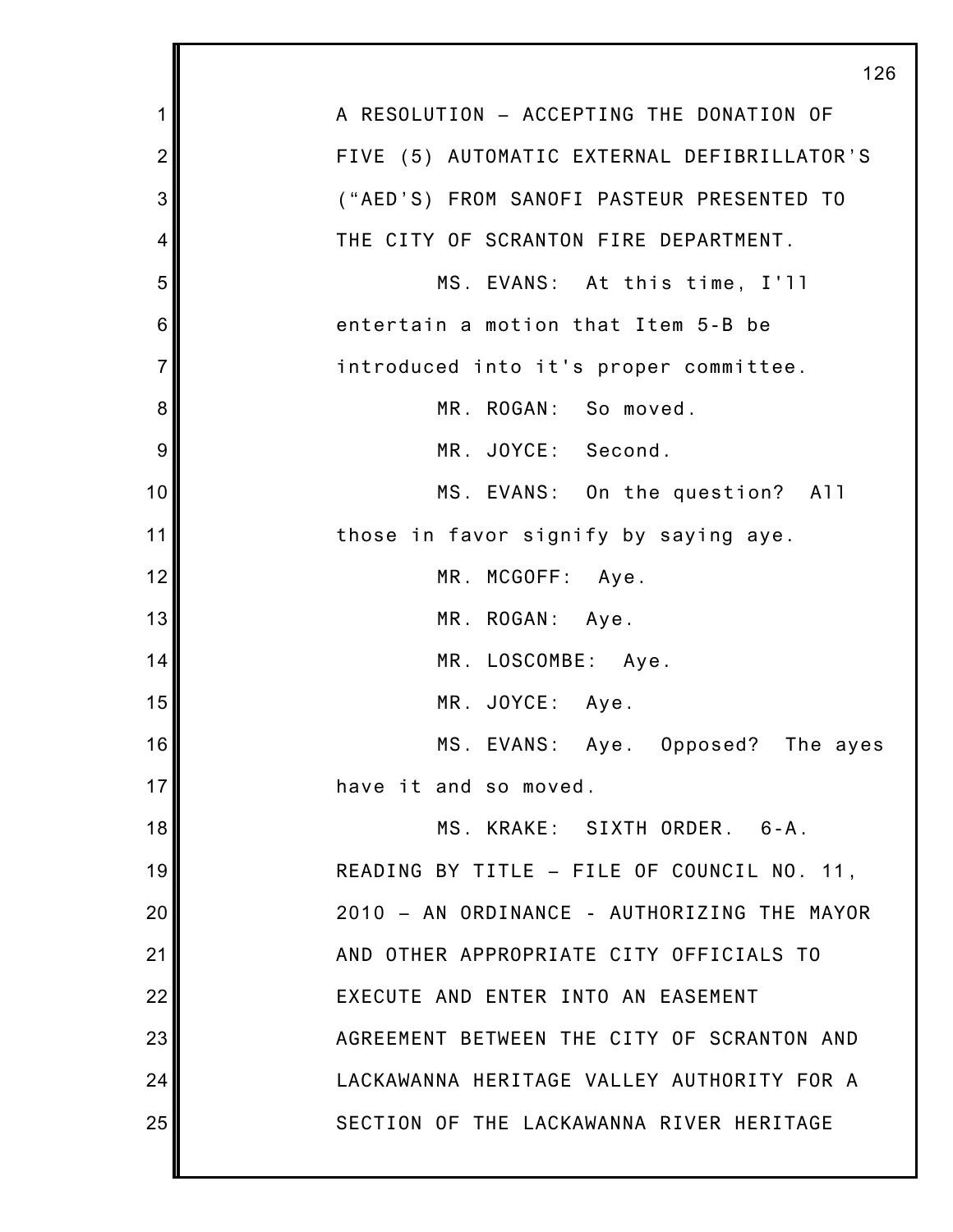A RESOLUTION – ACCEPTING THE DONATION OF FIVE (5) AUTOMATIC EXTERNAL DEFIBRILLATOR'S ("AED'S) FROM SANOFI PASTEUR PRESENTED TO THE CITY OF SCRANTON FIRE DEPARTMENT.

MS. EVANS: At this time, I'll entertain a motion that Item 5-B be introduced into it's proper committee.

MR. ROGAN: So moved.

MR. JOYCE: Second.

MS. EVANS: On the question? All those in favor signify by saying aye.

MR. MCGOFF: Aye.

MR. ROGAN: Aye.

MR. LOSCOMBE: Aye.

MR. JOYCE: Aye.

MS. EVANS: Aye. Opposed? The ayes have it and so moved.

MS. KRAKE: SIXTH ORDER. 6-A. READING BY TITLE – FILE OF COUNCIL NO. 11, 2010 – AN ORDINANCE - AUTHORIZING THE MAYOR AND OTHER APPROPRIATE CITY OFFICIALS TO EXECUTE AND ENTER INTO AN EASEMENT AGREEMENT BETWEEN THE CITY OF SCRANTON AND LACKAWANNA HERITAGE VALLEY AUTHORITY FOR A SECTION OF THE LACKAWANNA RIVER HERITAGE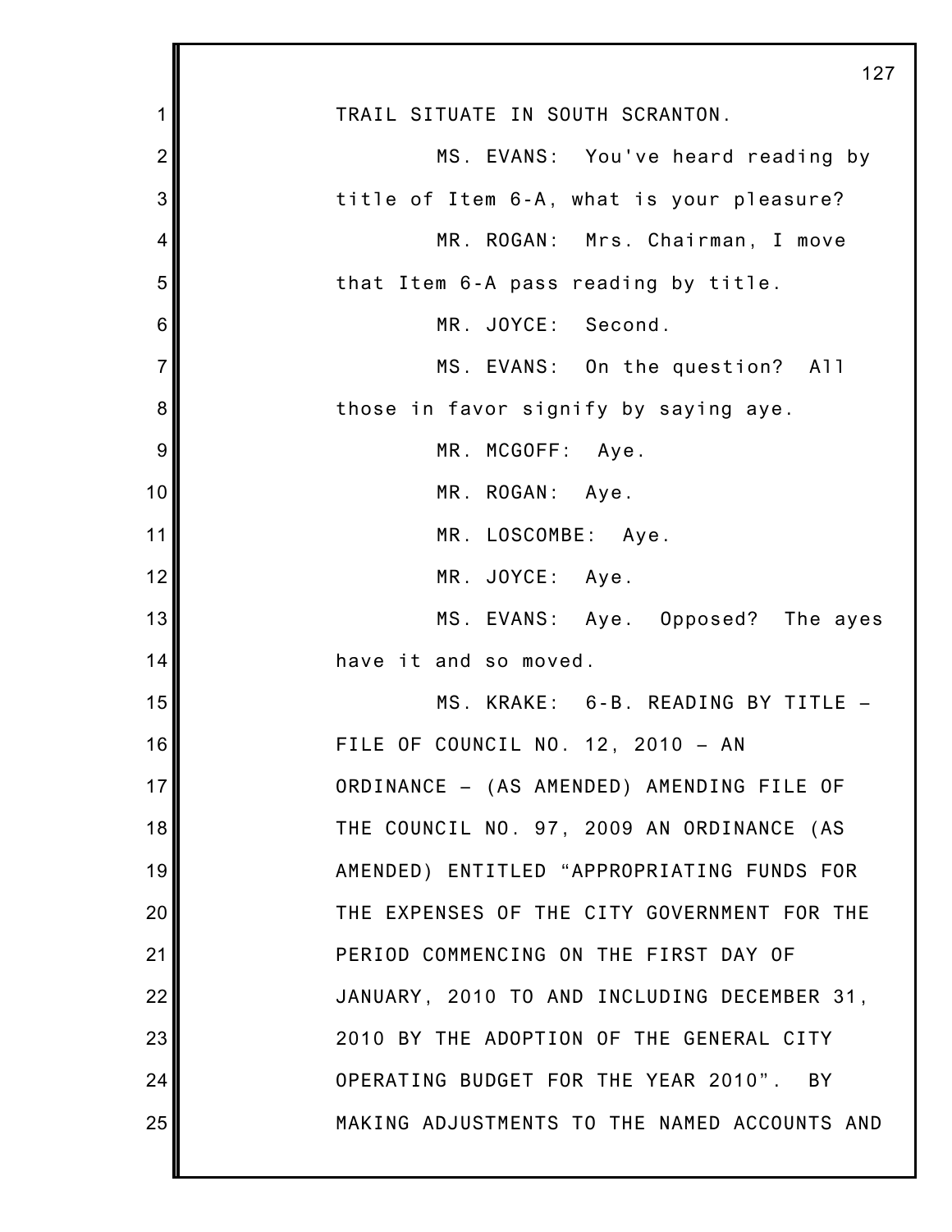TRAIL SITUATE IN SOUTH SCRANTON.

MS. EVANS: You've heard reading by title of Item 6-A, what is your pleasure?

MR. ROGAN: Mrs. Chairman, I move that Item 6-A pass reading by title.

MR. JOYCE: Second.

MS. EVANS: On the question? All those in favor signify by saying aye.

MR. MCGOFF: Aye.

MR. ROGAN: Aye.

MR. LOSCOMBE: Aye.

MR. JOYCE: Aye.

MS. EVANS: Aye. Opposed? The ayes have it and so moved.

MS. KRAKE: 6-B. READING BY TITLE – FILE OF COUNCIL NO. 12, 2010 – AN ORDINANCE – (AS AMENDED) AMENDING FILE OF THE COUNCIL NO. 97, 2009 AN ORDINANCE (AS AMENDED) ENTITLED "APPROPRIATING FUNDS FOR THE EXPENSES OF THE CITY GOVERNMENT FOR THE PERIOD COMMENCING ON THE FIRST DAY OF JANUARY, 2010 TO AND INCLUDING DECEMBER 31, 2010 BY THE ADOPTION OF THE GENERAL CITY OPERATING BUDGET FOR THE YEAR 2010". BY MAKING ADJUSTMENTS TO THE NAMED ACCOUNTS AND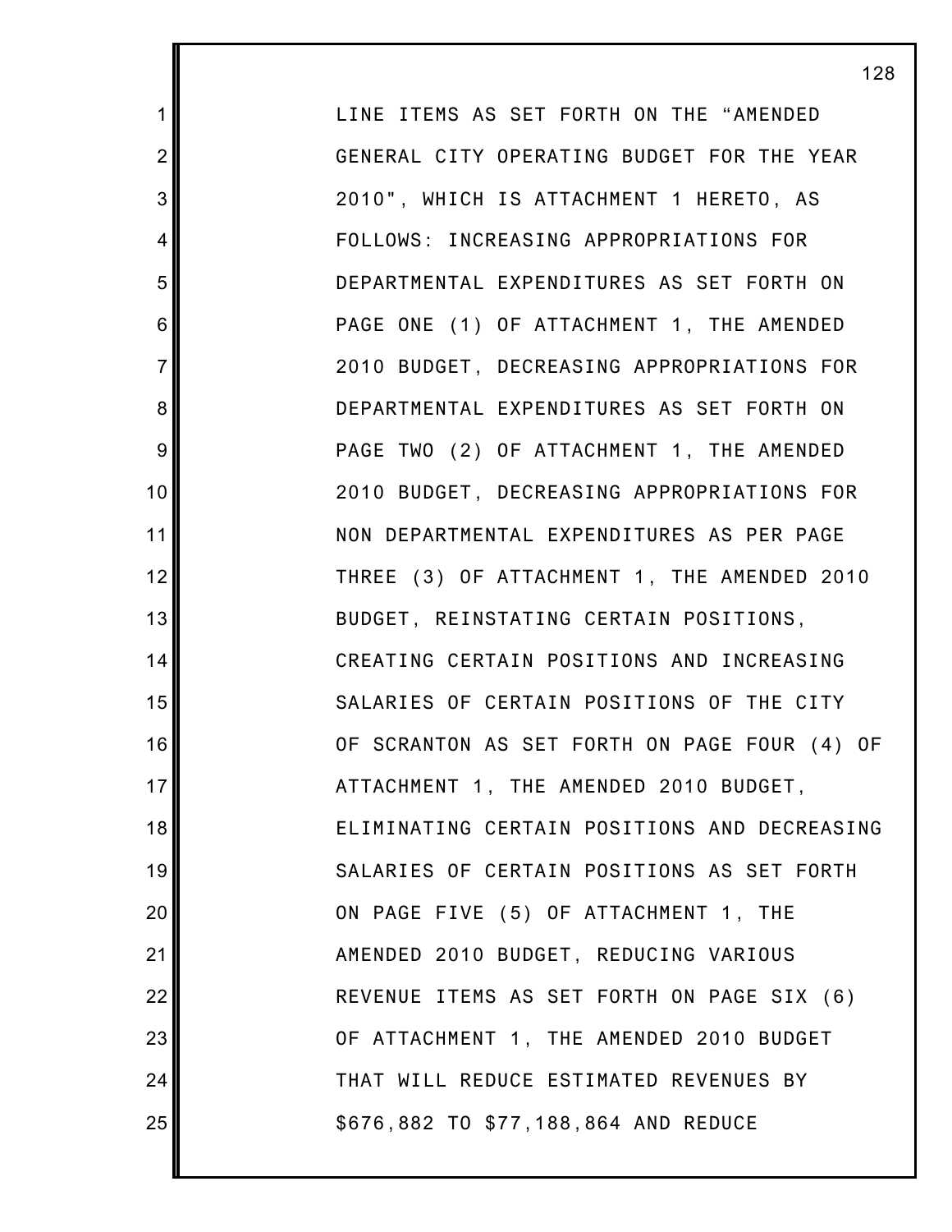LINE ITEMS AS SET FORTH ON THE "AMENDED GENERAL CITY OPERATING BUDGET FOR THE YEAR 2010", WHICH IS ATTACHMENT 1 HERETO, AS FOLLOWS: INCREASING APPROPRIATIONS FOR DEPARTMENTAL EXPENDITURES AS SET FORTH ON PAGE ONE (1) OF ATTACHMENT 1, THE AMENDED 2010 BUDGET, DECREASING APPROPRIATIONS FOR DEPARTMENTAL EXPENDITURES AS SET FORTH ON PAGE TWO (2) OF ATTACHMENT 1, THE AMENDED 2010 BUDGET, DECREASING APPROPRIATIONS FOR NON DEPARTMENTAL EXPENDITURES AS PER PAGE THREE (3) OF ATTACHMENT 1, THE AMENDED 2010 BUDGET, REINSTATING CERTAIN POSITIONS, CREATING CERTAIN POSITIONS AND INCREASING SALARIES OF CERTAIN POSITIONS OF THE CITY OF SCRANTON AS SET FORTH ON PAGE FOUR (4) OF ATTACHMENT 1, THE AMENDED 2010 BUDGET, ELIMINATING CERTAIN POSITIONS AND DECREASING SALARIES OF CERTAIN POSITIONS AS SET FORTH ON PAGE FIVE (5) OF ATTACHMENT 1, THE AMENDED 2010 BUDGET, REDUCING VARIOUS REVENUE ITEMS AS SET FORTH ON PAGE SIX (6) OF ATTACHMENT 1, THE AMENDED 2010 BUDGET THAT WILL REDUCE ESTIMATED REVENUES BY $676,882 TO $77,188,864 AND REDUCE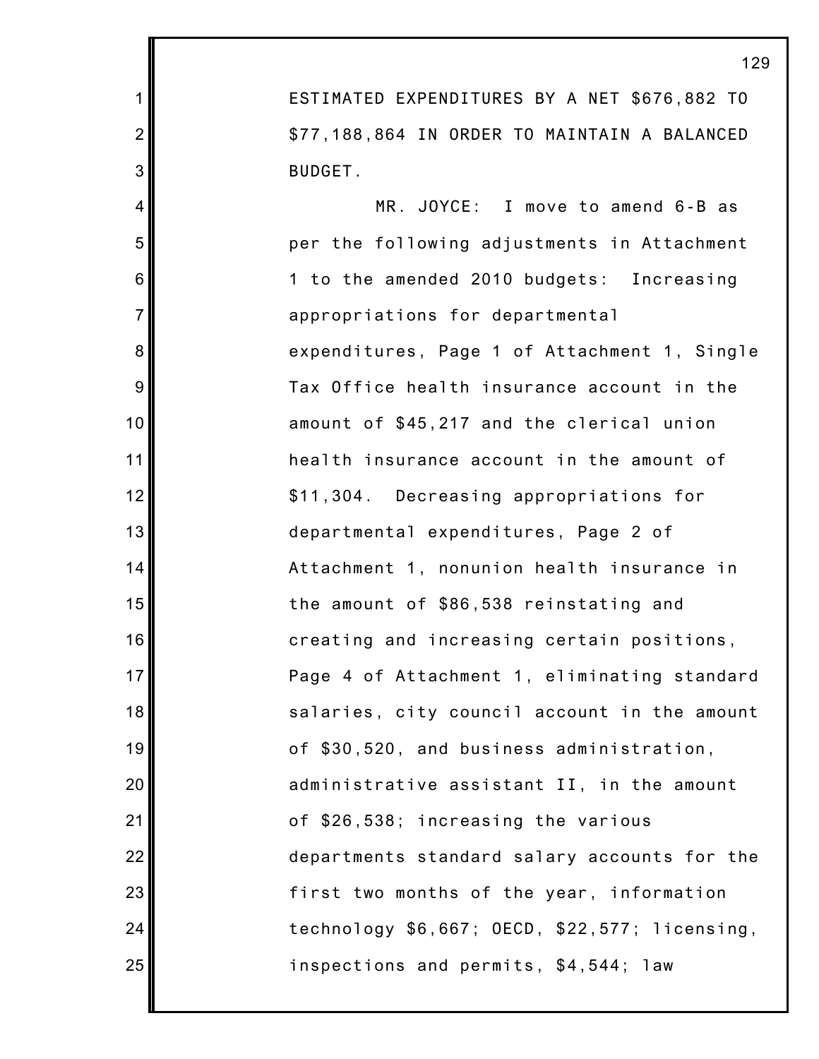ESTIMATED EXPENDITURES BY A NET $676,882 TO $77,188,864 IN ORDER TO MAINTAIN A BALANCED BUDGET.

MR. JOYCE: I move to amend 6-B as per the following adjustments in Attachment 1 to the amended 2010 budgets: Increasing appropriations for departmental expenditures, Page 1 of Attachment 1, Single Tax Office health insurance account in the amount of $45,217 and the clerical union health insurance account in the amount of $11,304. Decreasing appropriations for departmental expenditures, Page 2 of Attachment 1, nonunion health insurance in the amount of $86,538 reinstating and creating and increasing certain positions, Page 4 of Attachment 1, eliminating standard salaries, city council account in the amount of $30,520, and business administration, administrative assistant II, in the amount of $26,538; increasing the various departments standard salary accounts for the first two months of the year, information technology $6,667; OECD, $22,577; licensing, inspections and permits, $4,544; law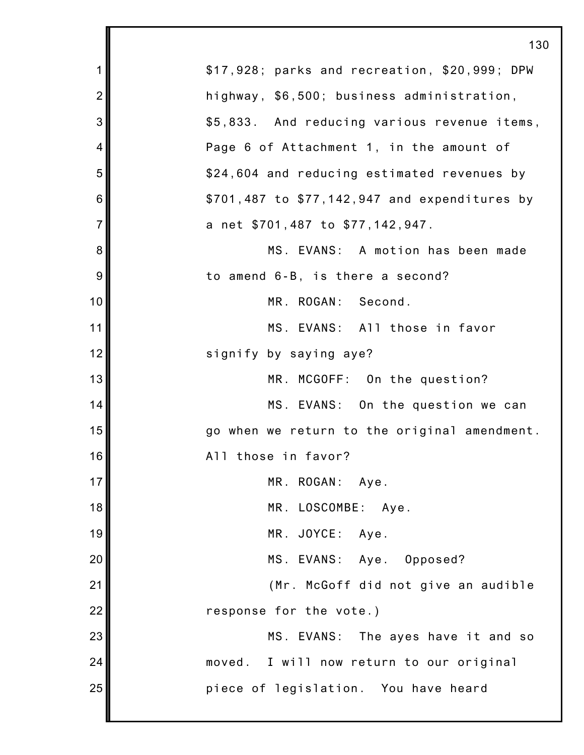$17,928; parks and recreation, $20,999; DPW highway, $6,500; business administration, $5,833. And reducing various revenue items, Page 6 of Attachment 1, in the amount of $24,604 and reducing estimated revenues by $701,487 to $77,142,947 and expenditures by a net $701,487 to $77,142,947.

MS. EVANS: A motion has been made to amend 6-B, is there a second?

MR. ROGAN: Second.

MS. EVANS: All those in favor signify by saying aye?

MR. MCGOFF: On the question?

MS. EVANS: On the question we can go when we return to the original amendment. All those in favor?

MR. ROGAN: Aye.

MR. LOSCOMBE: Aye.

MR. JOYCE: Aye.

MS. EVANS: Aye. Opposed?

(Mr. McGoff did not give an audible response for the vote.)

MS. EVANS: The ayes have it and so moved. I will now return to our original piece of legislation. You have heard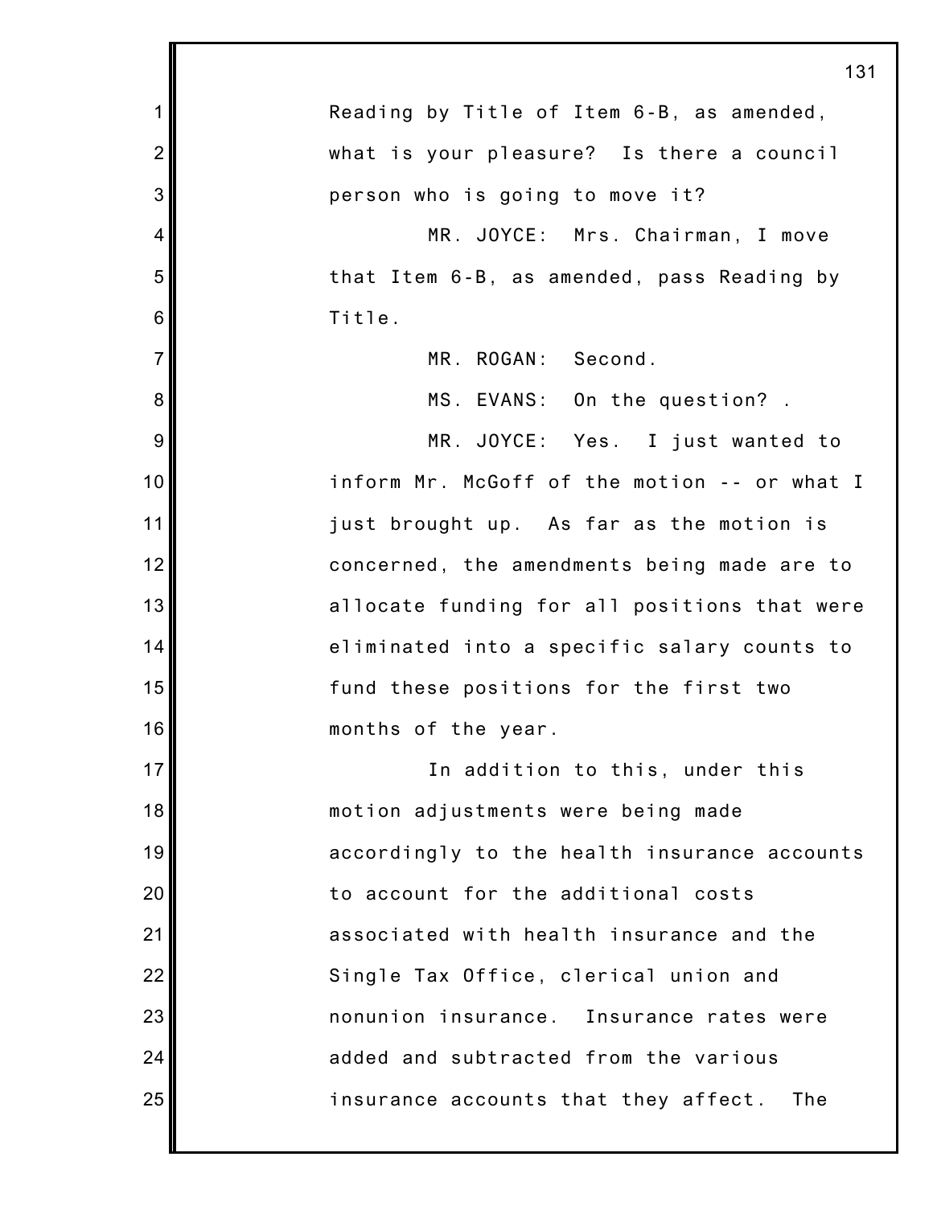Reading by Title of Item 6-B, as amended, what is your pleasure? Is there a council person who is going to move it?

MR. JOYCE: Mrs. Chairman, I move that Item 6-B, as amended, pass Reading by Title.

MR. ROGAN: Second.

MS. EVANS: On the question? .

MR. JOYCE: Yes. I just wanted to inform Mr. McGoff of the motion -- or what I just brought up. As far as the motion is concerned, the amendments being made are to allocate funding for all positions that were eliminated into a specific salary counts to fund these positions for the first two months of the year.

In addition to this, under this motion adjustments were being made accordingly to the health insurance accounts to account for the additional costs associated with health insurance and the Single Tax Office, clerical union and nonunion insurance. Insurance rates were added and subtracted from the various insurance accounts that they affect. The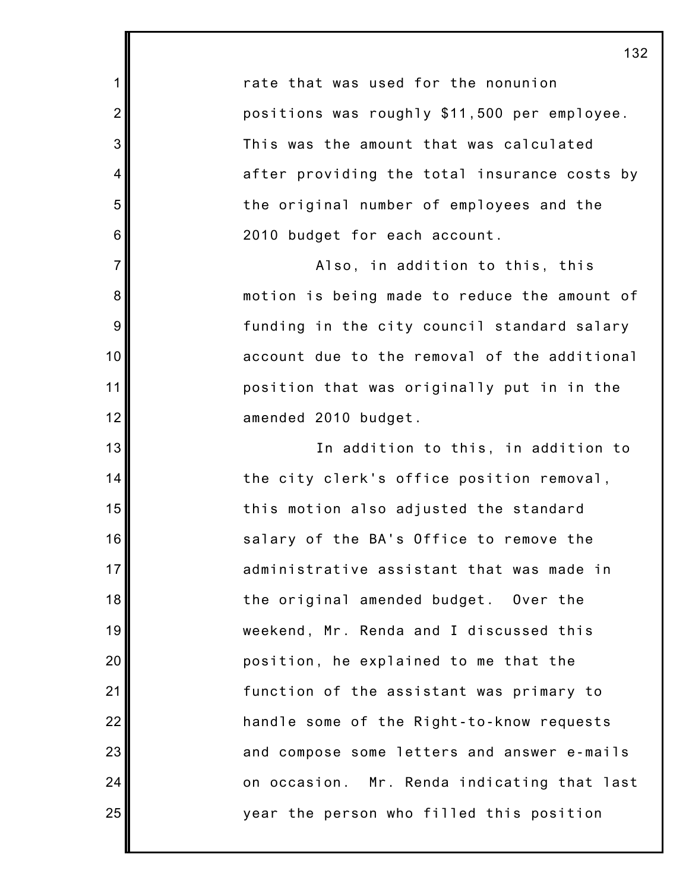rate that was used for the nonunion positions was roughly $11,500 per employee. This was the amount that was calculated after providing the total insurance costs by the original number of employees and the 2010 budget for each account.

Also, in addition to this, this motion is being made to reduce the amount of funding in the city council standard salary account due to the removal of the additional position that was originally put in in the amended 2010 budget.

In addition to this, in addition to the city clerk's office position removal, this motion also adjusted the standard salary of the BA's Office to remove the administrative assistant that was made in the original amended budget. Over the weekend, Mr. Renda and I discussed this position, he explained to me that the function of the assistant was primary to handle some of the Right-to-know requests and compose some letters and answer e-mails on occasion. Mr. Renda indicating that last year the person who filled this position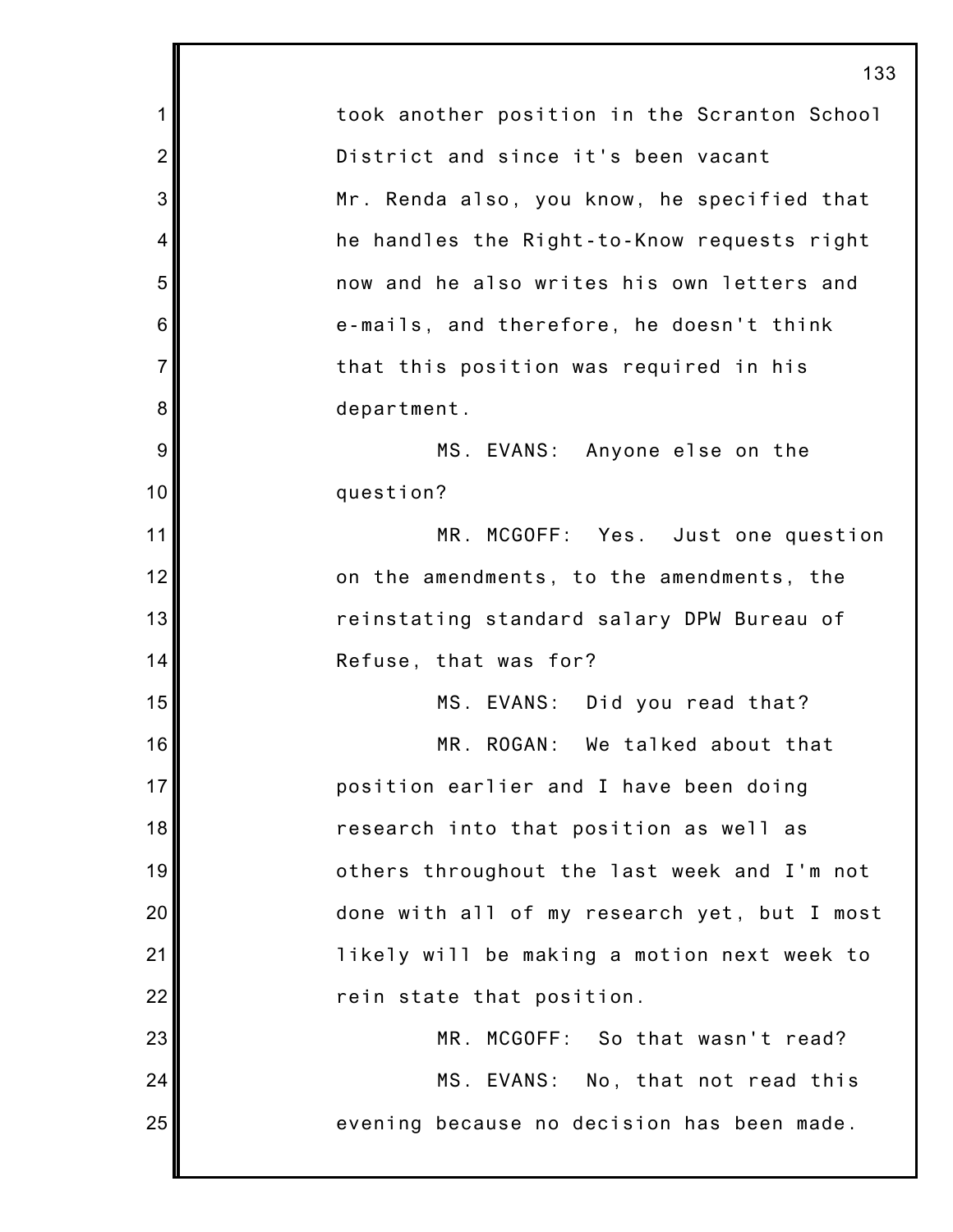took another position in the Scranton School District and since it's been vacant Mr. Renda also, you know, he specified that he handles the Right-to-Know requests right now and he also writes his own letters and e-mails, and therefore, he doesn't think that this position was required in his department.

MS. EVANS: Anyone else on the question?

MR. MCGOFF: Yes. Just one question on the amendments, to the amendments, the reinstating standard salary DPW Bureau of Refuse, that was for?

MS. EVANS: Did you read that?

MR. ROGAN: We talked about that position earlier and I have been doing research into that position as well as others throughout the last week and I'm not done with all of my research yet, but I most likely will be making a motion next week to rein state that position.

MR. MCGOFF: So that wasn't read?

MS. EVANS: No, that not read this evening because no decision has been made.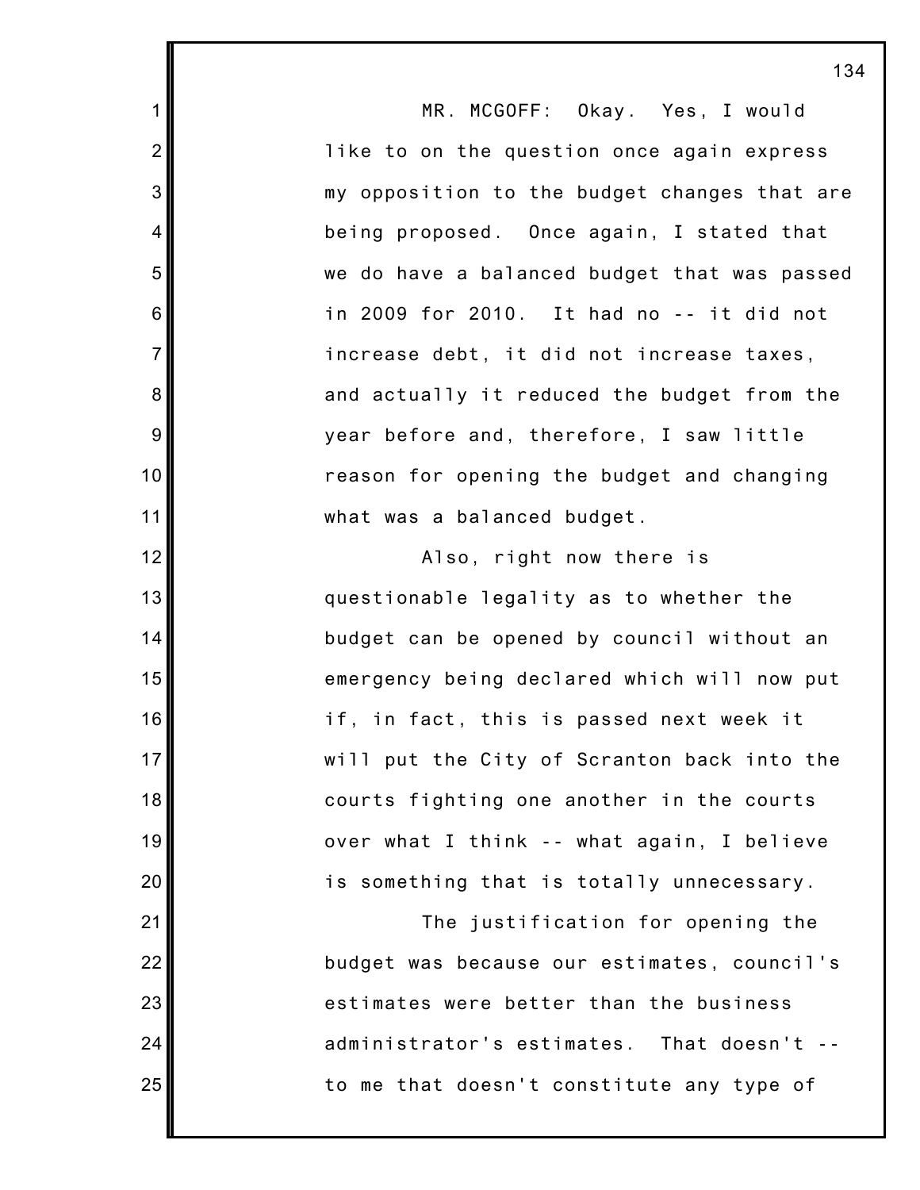MR. MCGOFF: Okay. Yes, I would like to on the question once again express my opposition to the budget changes that are being proposed. Once again, I stated that we do have a balanced budget that was passed in 2009 for 2010. It had no -- it did not increase debt, it did not increase taxes, and actually it reduced the budget from the year before and, therefore, I saw little reason for opening the budget and changing what was a balanced budget.

Also, right now there is questionable legality as to whether the budget can be opened by council without an emergency being declared which will now put if, in fact, this is passed next week it will put the City of Scranton back into the courts fighting one another in the courts over what I think -- what again, I believe is something that is totally unnecessary.

The justification for opening the budget was because our estimates, council's estimates were better than the business administrator's estimates. That doesn't -- to me that doesn't constitute any type of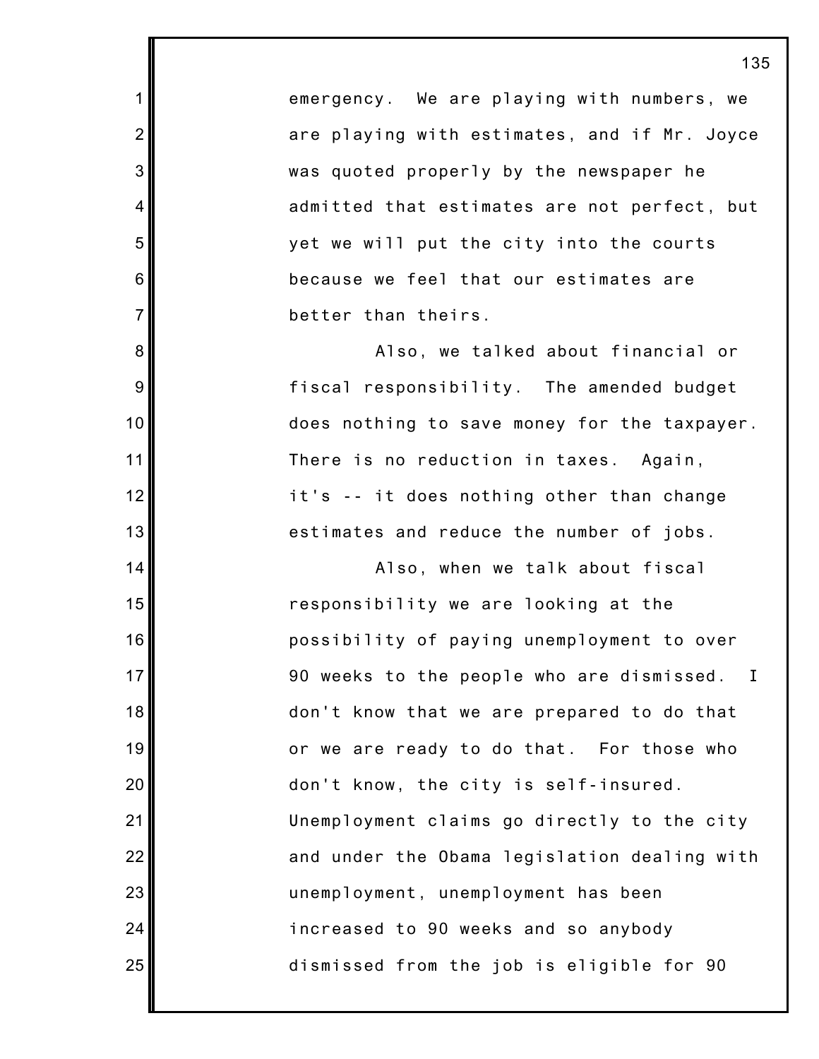emergency. We are playing with numbers, we are playing with estimates, and if Mr. Joyce was quoted properly by the newspaper he admitted that estimates are not perfect, but yet we will put the city into the courts because we feel that our estimates are better than theirs.

Also, we talked about financial or fiscal responsibility. The amended budget does nothing to save money for the taxpayer. There is no reduction in taxes. Again, it's -- it does nothing other than change estimates and reduce the number of jobs.

Also, when we talk about fiscal responsibility we are looking at the possibility of paying unemployment to over 90 weeks to the people who are dismissed. I don't know that we are prepared to do that or we are ready to do that. For those who don't know, the city is self-insured. Unemployment claims go directly to the city and under the Obama legislation dealing with unemployment, unemployment has been increased to 90 weeks and so anybody dismissed from the job is eligible for 90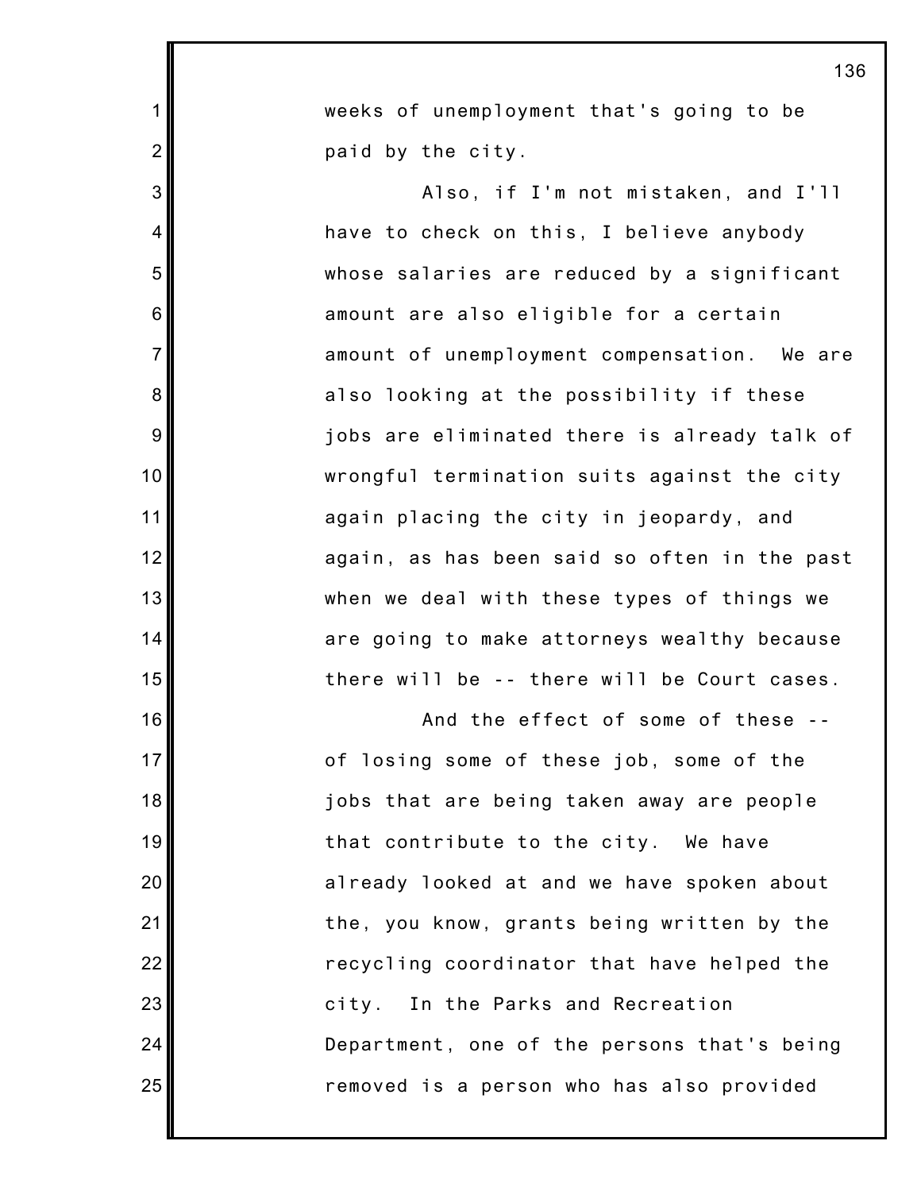weeks of unemployment that's going to be paid by the city.

Also, if I'm not mistaken, and I'll have to check on this, I believe anybody whose salaries are reduced by a significant amount are also eligible for a certain amount of unemployment compensation. We are also looking at the possibility if these jobs are eliminated there is already talk of wrongful termination suits against the city again placing the city in jeopardy, and again, as has been said so often in the past when we deal with these types of things we are going to make attorneys wealthy because there will be -- there will be Court cases.

And the effect of some of these -- of losing some of these job, some of the jobs that are being taken away are people that contribute to the city. We have already looked at and we have spoken about the, you know, grants being written by the recycling coordinator that have helped the city. In the Parks and Recreation Department, one of the persons that's being removed is a person who has also provided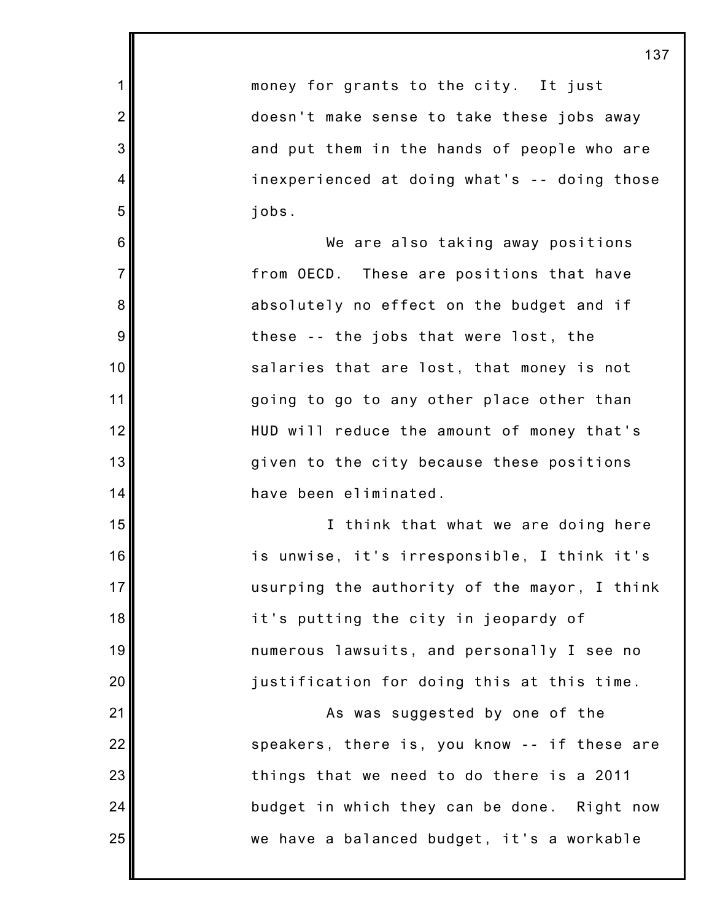money for grants to the city. It just doesn't make sense to take these jobs away and put them in the hands of people who are inexperienced at doing what's -- doing those jobs.

We are also taking away positions from OECD. These are positions that have absolutely no effect on the budget and if these -- the jobs that were lost, the salaries that are lost, that money is not going to go to any other place other than HUD will reduce the amount of money that's given to the city because these positions have been eliminated.

I think that what we are doing here is unwise, it's irresponsible, I think it's usurping the authority of the mayor, I think it's putting the city in jeopardy of numerous lawsuits, and personally I see no justification for doing this at this time.

As was suggested by one of the speakers, there is, you know -- if these are things that we need to do there is a 2011 budget in which they can be done. Right now we have a balanced budget, it's a workable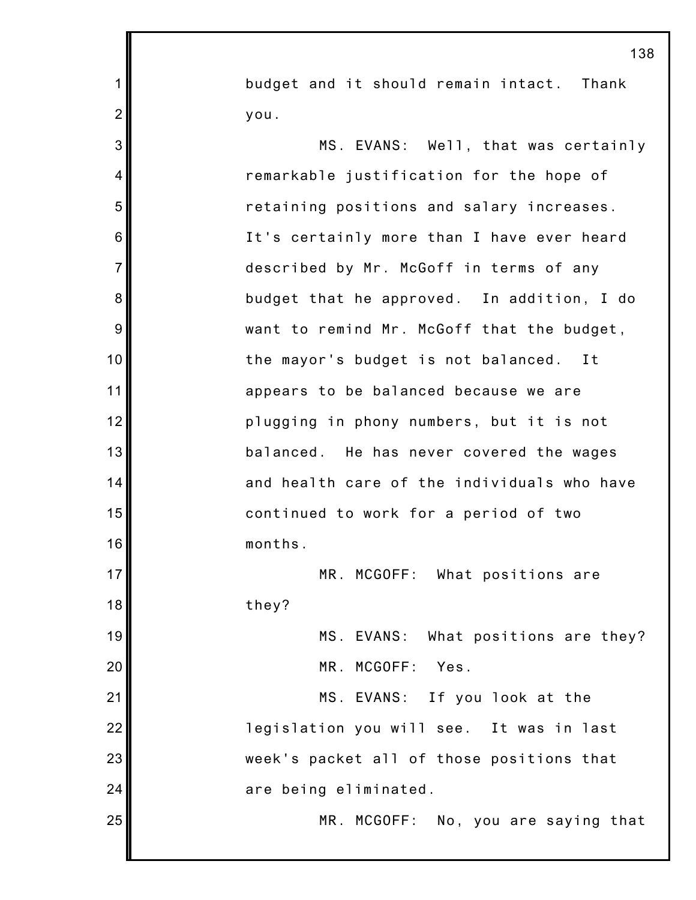budget and it should remain intact. Thank you.

MS. EVANS: Well, that was certainly remarkable justification for the hope of retaining positions and salary increases. It's certainly more than I have ever heard described by Mr. McGoff in terms of any budget that he approved. In addition, I do want to remind Mr. McGoff that the budget, the mayor's budget is not balanced. It appears to be balanced because we are plugging in phony numbers, but it is not balanced. He has never covered the wages and health care of the individuals who have continued to work for a period of two months.

MR. MCGOFF: What positions are they?

MS. EVANS: What positions are they?

MR. MCGOFF: Yes.

MS. EVANS: If you look at the legislation you will see. It was in last week's packet all of those positions that are being eliminated.

MR. MCGOFF: No, you are saying that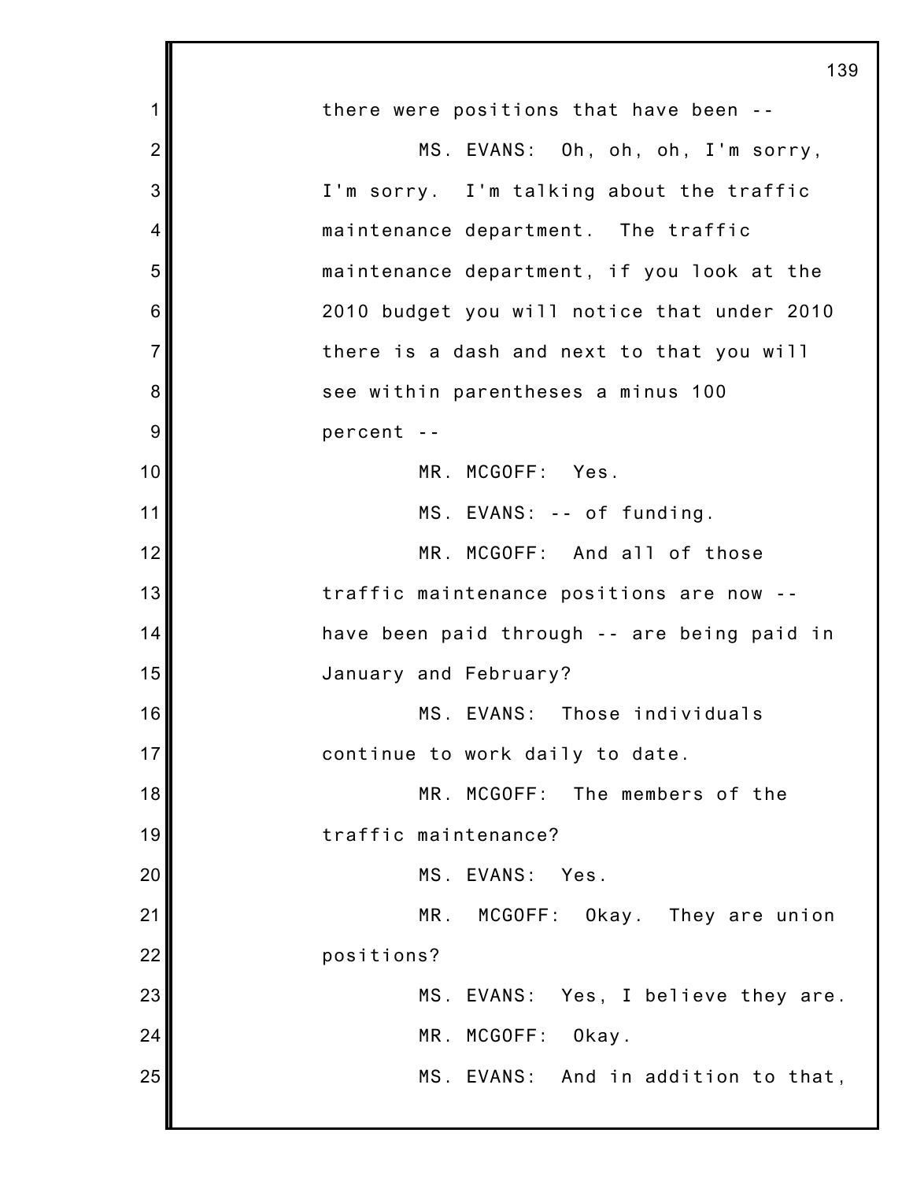there were positions that have been --

MS. EVANS: Oh, oh, oh, I'm sorry, I'm sorry. I'm talking about the traffic maintenance department. The traffic maintenance department, if you look at the 2010 budget you will notice that under 2010 there is a dash and next to that you will see within parentheses a minus 100 percent --

MR. MCGOFF: Yes.

MS. EVANS: -- of funding.

MR. MCGOFF: And all of those traffic maintenance positions are now -- have been paid through -- are being paid in January and February?

MS. EVANS: Those individuals continue to work daily to date.

MR. MCGOFF: The members of the traffic maintenance?

MS. EVANS: Yes.

MR. MCGOFF: Okay. They are union positions?

MS. EVANS: Yes, I believe they are.

MR. MCGOFF: Okay.

MS. EVANS: And in addition to that,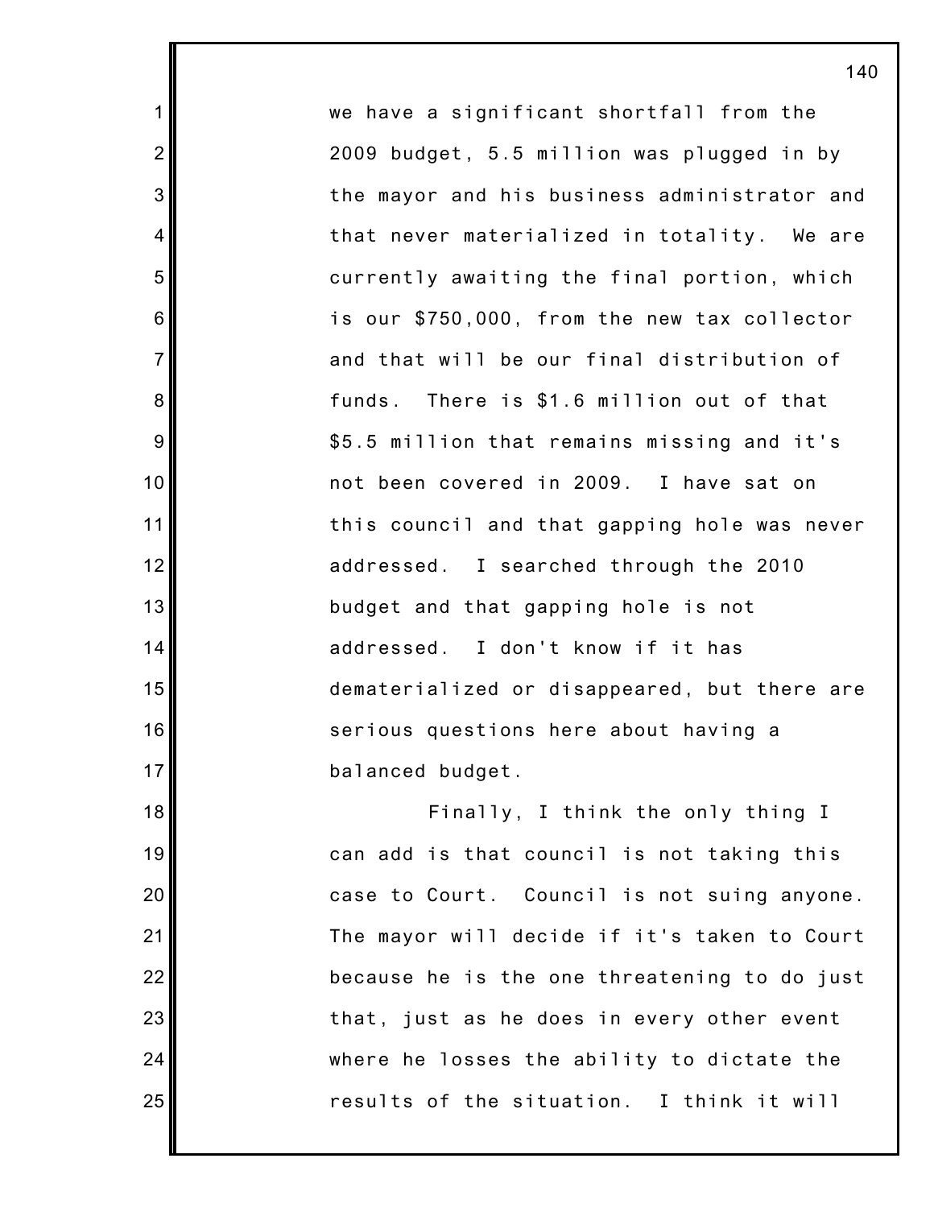we have a significant shortfall from the 2009 budget, 5.5 million was plugged in by the mayor and his business administrator and that never materialized in totality. We are currently awaiting the final portion, which is our $750,000, from the new tax collector and that will be our final distribution of funds. There is $1.6 million out of that $5.5 million that remains missing and it's not been covered in 2009. I have sat on this council and that gapping hole was never addressed. I searched through the 2010 budget and that gapping hole is not addressed. I don't know if it has dematerialized or disappeared, but there are serious questions here about having a balanced budget.

Finally, I think the only thing I can add is that council is not taking this case to Court. Council is not suing anyone. The mayor will decide if it's taken to Court because he is the one threatening to do just that, just as he does in every other event where he losses the ability to dictate the results of the situation. I think it will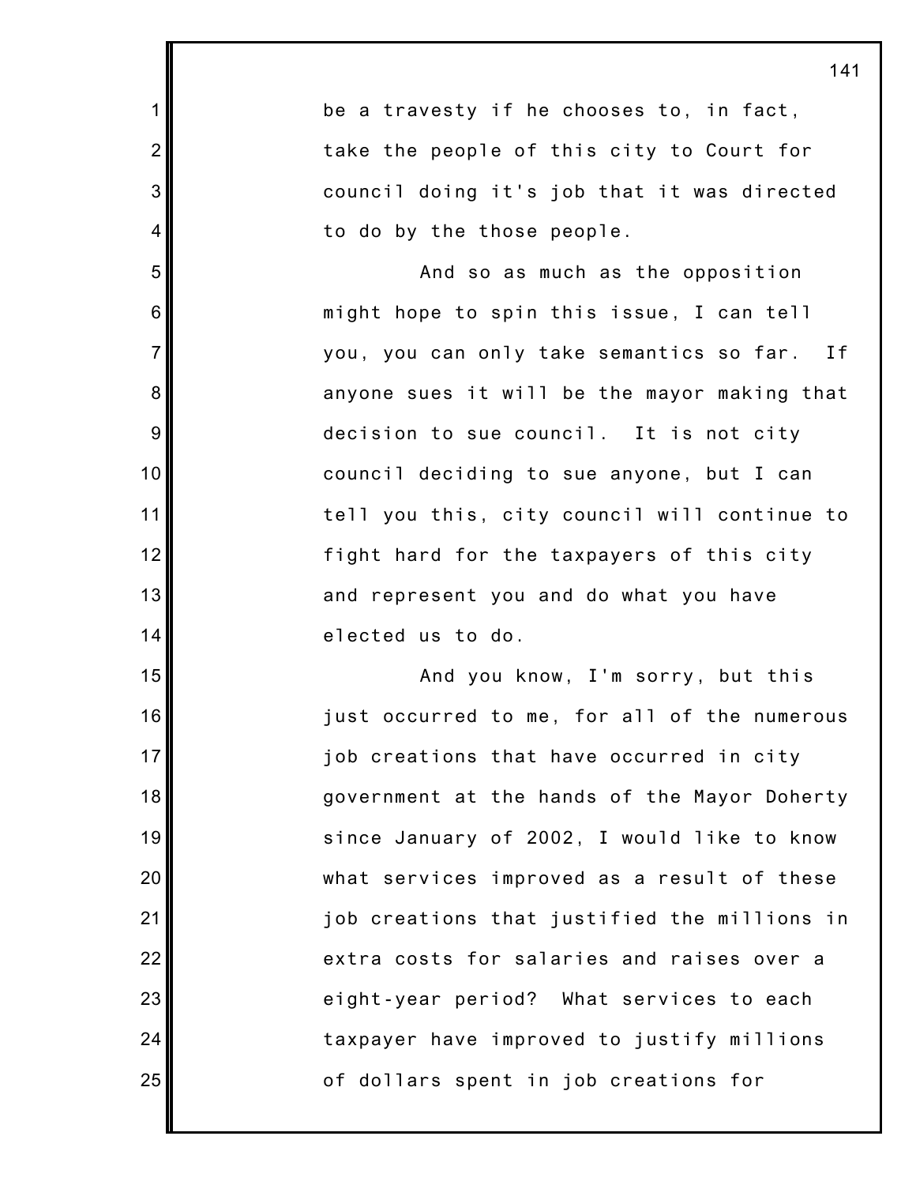be a travesty if he chooses to, in fact, take the people of this city to Court for council doing it's job that it was directed to do by the those people.

And so as much as the opposition might hope to spin this issue, I can tell you, you can only take semantics so far. If anyone sues it will be the mayor making that decision to sue council. It is not city council deciding to sue anyone, but I can tell you this, city council will continue to fight hard for the taxpayers of this city and represent you and do what you have elected us to do.

And you know, I'm sorry, but this just occurred to me, for all of the numerous job creations that have occurred in city government at the hands of the Mayor Doherty since January of 2002, I would like to know what services improved as a result of these job creations that justified the millions in extra costs for salaries and raises over a eight-year period? What services to each taxpayer have improved to justify millions of dollars spent in job creations for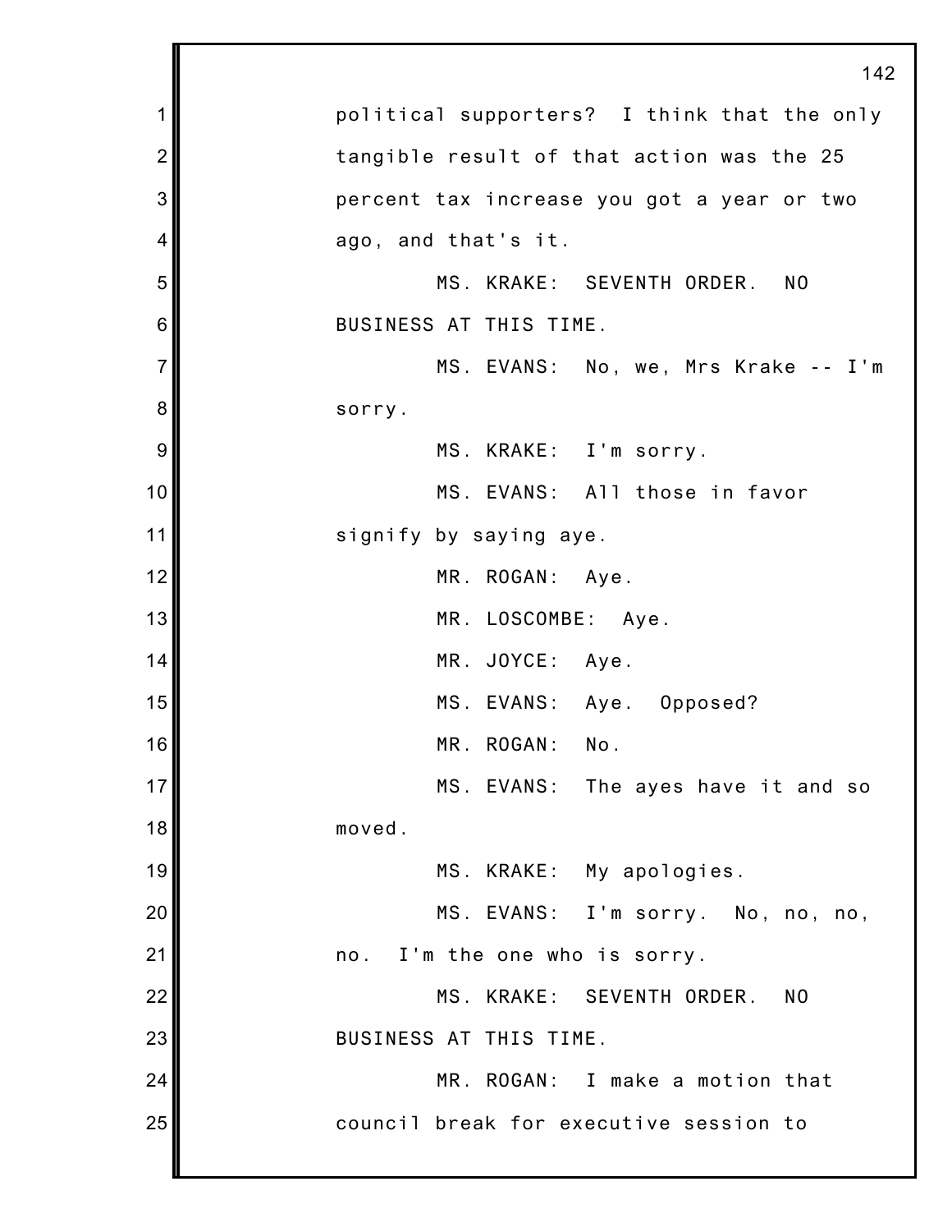political supporters? I think that the only tangible result of that action was the 25 percent tax increase you got a year or two ago, and that's it.

MS. KRAKE: SEVENTH ORDER. NO BUSINESS AT THIS TIME.

MS. EVANS: No, we, Mrs Krake -- I'm sorry.

MS. KRAKE: I'm sorry.

MS. EVANS: All those in favor signify by saying aye.

MR. ROGAN: Aye.

MR. LOSCOMBE: Aye.

MR. JOYCE: Aye.

MS. EVANS: Aye. Opposed?

MR. ROGAN: No.

MS. EVANS: The ayes have it and so moved.

MS. KRAKE: My apologies.

MS. EVANS: I'm sorry. No, no, no, no. I'm the one who is sorry.

MS. KRAKE: SEVENTH ORDER. NO BUSINESS AT THIS TIME.

MR. ROGAN: I make a motion that council break for executive session to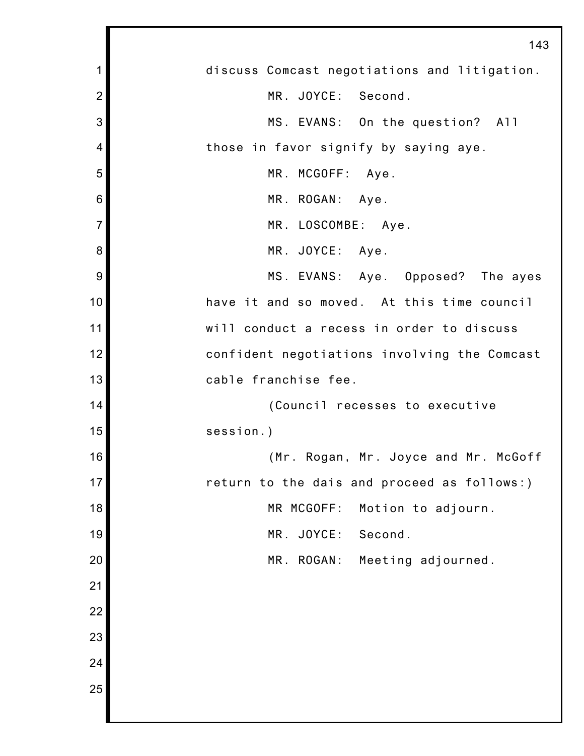discuss Comcast negotiations and litigation.

MR. JOYCE: Second.

MS. EVANS: On the question? All those in favor signify by saying aye.

MR. MCGOFF: Aye.

MR. ROGAN: Aye.

MR. LOSCOMBE: Aye.

MR. JOYCE: Aye.

MS. EVANS: Aye. Opposed? The ayes have it and so moved. At this time council will conduct a recess in order to discuss confident negotiations involving the Comcast cable franchise fee.

(Council recesses to executive session.)

(Mr. Rogan, Mr. Joyce and Mr. McGoff return to the dais and proceed as follows:)

MR MCGOFF: Motion to adjourn.

MR. JOYCE: Second.

MR. ROGAN: Meeting adjourned.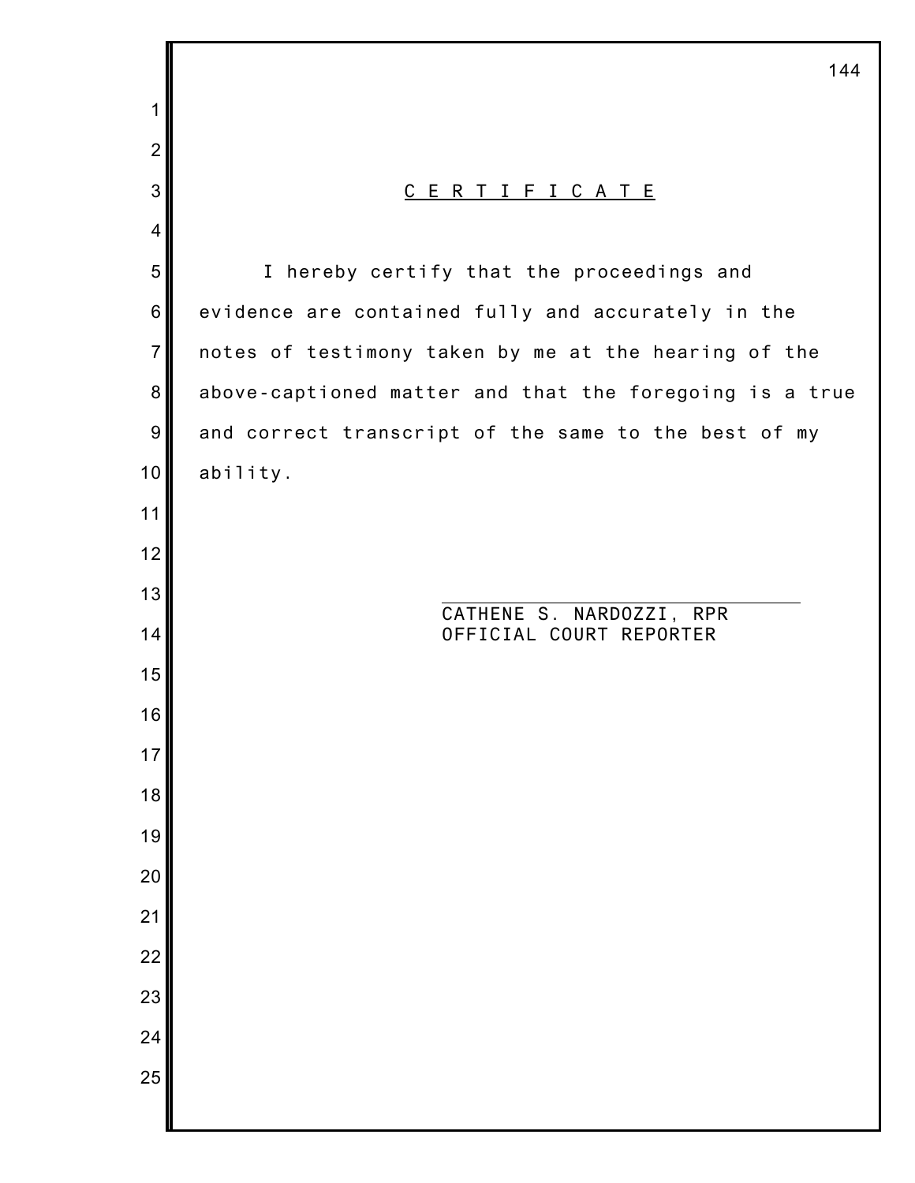## C E R T I F I C A T E

I hereby certify that the proceedings and evidence are contained fully and accurately in the notes of testimony taken by me at the hearing of the above-captioned matter and that the foregoing is a true and correct transcript of the same to the best of my ability.

\_\_\_\_\_\_\_\_\_\_\_\_\_\_\_\_\_\_\_\_\_\_\_\_\_\_\_\_\_\_\_\_

CATHENE S. NARDOZZI, RPR
OFFICIAL COURT REPORTER